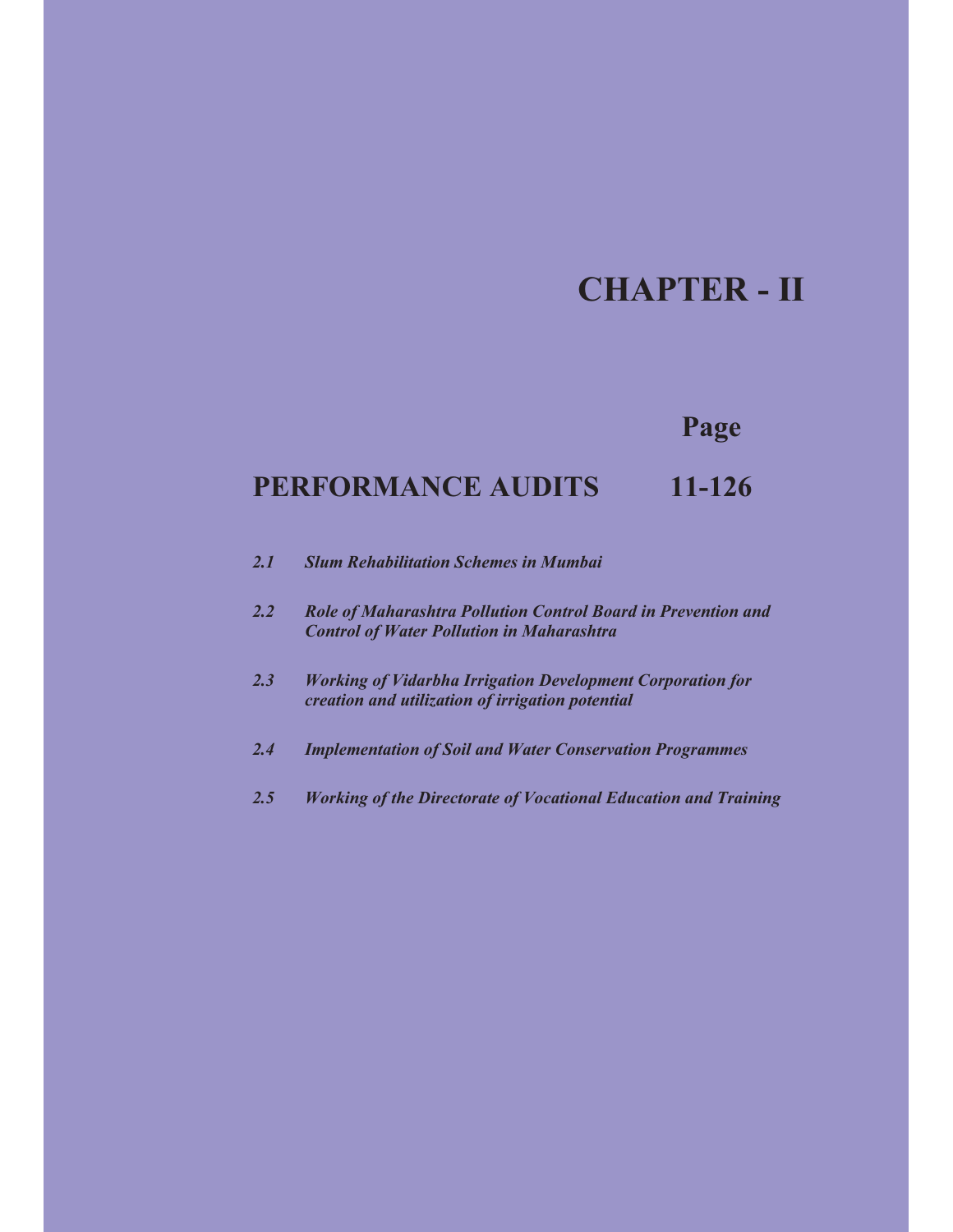# CHAPTER - II

**Page**

## PERFORMANCE AUDITS 11-126

*2.1 Slum Rehabilitation Schemes in Mumbai*

*2.2 Role of Maharashtra Pollution Control Board in Prevention and Control of Water Pollution in Maharashtra*

*2.3 Working of Vidarbha Irrigation Development Corporation for creation and utilization of irrigation potential*

*2.4 Implementation of Soil and Water Conservation Programmes*

*2.5 Working of the Directorate of Vocational Education and Training*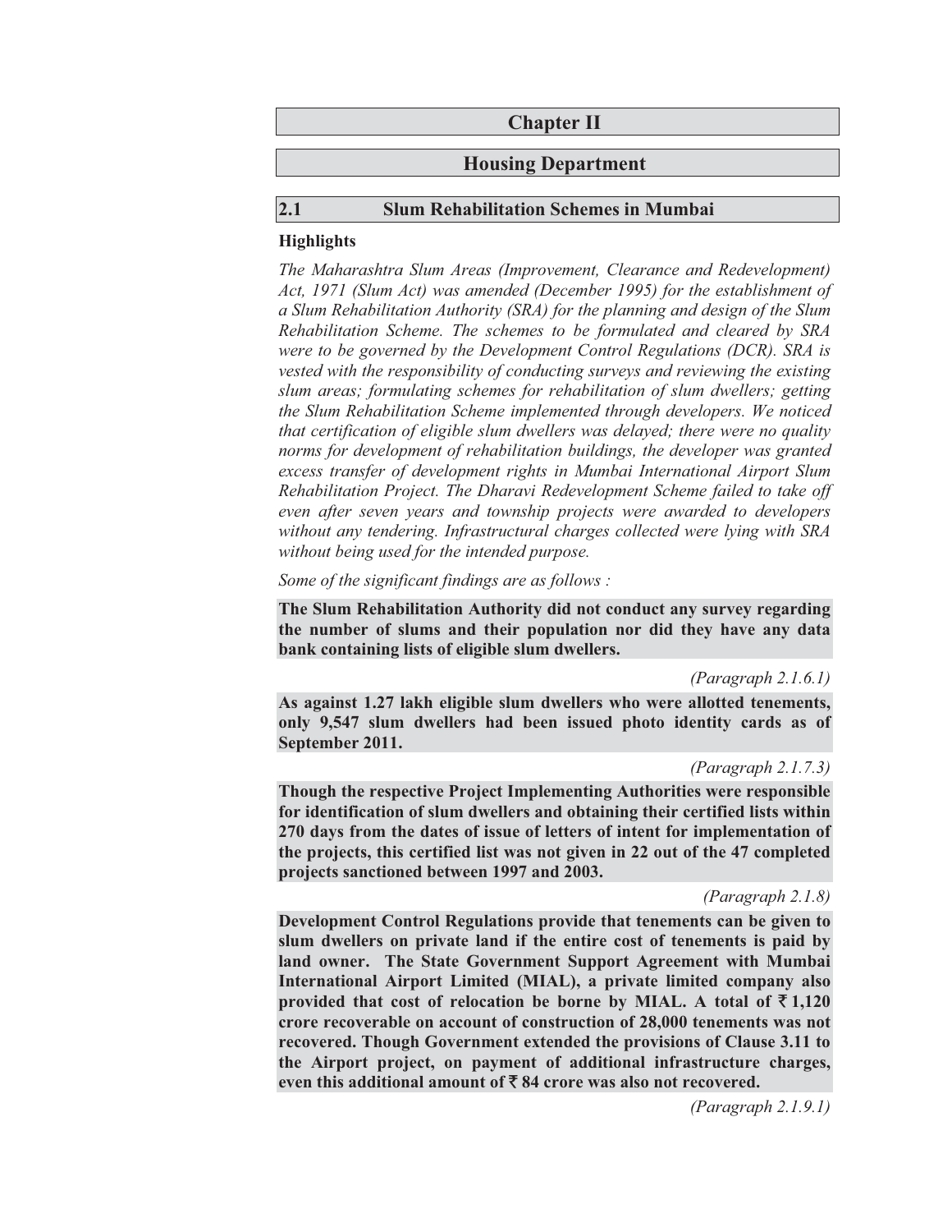# Chapter II

# Housing Department

## 2.1 Slum Rehabilitation Schemes in Mumbai

### Highlights

*The Maharashtra Slum Areas (Improvement, Clearance and Redevelopment) Act, 1971 (Slum Act) was amended (December 1995) for the establishment of a Slum Rehabilitation Authority (SRA) for the planning and design of the Slum Rehabilitation Scheme. The schemes to be formulated and cleared by SRA were to be governed by the Development Control Regulations (DCR). SRA is vested with the responsibility of conducting surveys and reviewing the existing slum areas; formulating schemes for rehabilitation of slum dwellers; getting the Slum Rehabilitation Scheme implemented through developers. We noticed that certification of eligible slum dwellers was delayed; there were no quality norms for development of rehabilitation buildings, the developer was granted excess transfer of development rights in Mumbai International Airport Slum Rehabilitation Project. The Dharavi Redevelopment Scheme failed to take off even after seven years and township projects were awarded to developers without any tendering. Infrastructural charges collected were lying with SRA without being used for the intended purpose.*

*Some of the significant findings are as follows :*

**The Slum Rehabilitation Authority did not conduct any survey regarding the number of slums and their population nor did they have any data bank containing lists of eligible slum dwellers.**

*(Paragraph 2.1.6.1)*

**As against 1.27 lakh eligible slum dwellers who were allotted tenements, only 9,547 slum dwellers had been issued photo identity cards as of September 2011.**

*(Paragraph 2.1.7.3)*

**Though the respective Project Implementing Authorities were responsible for identification of slum dwellers and obtaining their certified lists within 270 days from the dates of issue of letters of intent for implementation of the projects, this certified list was not given in 22 out of the 47 completed projects sanctioned between 1997 and 2003.**

*(Paragraph 2.1.8)*

**Development Control Regulations provide that tenements can be given to slum dwellers on private land if the entire cost of tenements is paid by land owner. The State Government Support Agreement with Mumbai International Airport Limited (MIAL), a private limited company also provided that cost of relocation be borne by MIAL. A total of ₹ 1,120 crore recoverable on account of construction of 28,000 tenements was not recovered. Though Government extended the provisions of Clause 3.11 to the Airport project, on payment of additional infrastructure charges, even this additional amount of ₹ 84 crore was also not recovered.**

*(Paragraph 2.1.9.1)*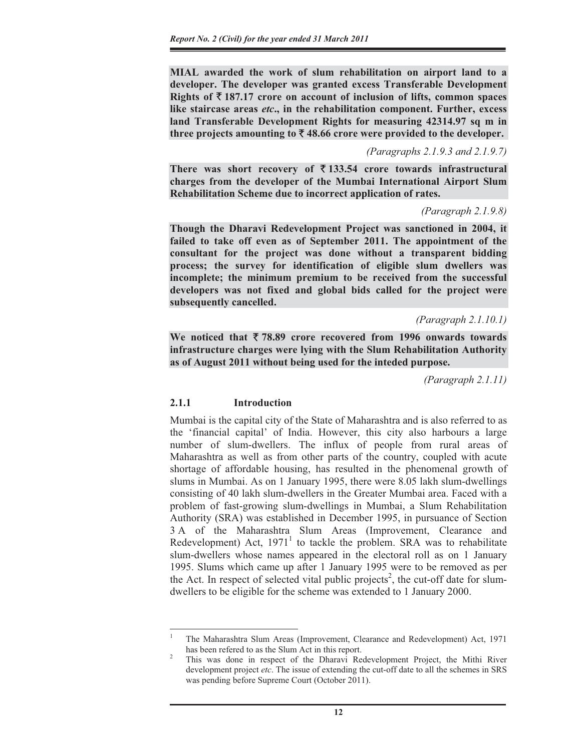**MIAL awarded the work of slum rehabilitation on airport land to a developer. The developer was granted excess Transferable Development Rights of ₹ 187.17 crore on account of inclusion of lifts, common spaces like staircase areas *etc*., in the rehabilitation component. Further, excess land Transferable Development Rights for measuring 42314.97 sq m in three projects amounting to ₹ 48.66 crore were provided to the developer.**

*(Paragraphs 2.1.9.3 and 2.1.9.7)*

**There was short recovery of ₹ 133.54 crore towards infrastructural charges from the developer of the Mumbai International Airport Slum Rehabilitation Scheme due to incorrect application of rates.**

*(Paragraph 2.1.9.8)*

**Though the Dharavi Redevelopment Project was sanctioned in 2004, it failed to take off even as of September 2011. The appointment of the consultant for the project was done without a transparent bidding process; the survey for identification of eligible slum dwellers was incomplete; the minimum premium to be received from the successful developers was not fixed and global bids called for the project were subsequently cancelled.**

*(Paragraph 2.1.10.1)*

**We noticed that ₹ 78.89 crore recovered from 1996 onwards towards infrastructure charges were lying with the Slum Rehabilitation Authority as of August 2011 without being used for the inteded purpose.**

*(Paragraph 2.1.11)*

### 2.1.1 Introduction

Mumbai is the capital city of the State of Maharashtra and is also referred to as the 'financial capital' of India. However, this city also harbours a large number of slum-dwellers. The influx of people from rural areas of Maharashtra as well as from other parts of the country, coupled with acute shortage of affordable housing, has resulted in the phenomenal growth of slums in Mumbai. As on 1 January 1995, there were 8.05 lakh slum-dwellings consisting of 40 lakh slum-dwellers in the Greater Mumbai area. Faced with a problem of fast-growing slum-dwellings in Mumbai, a Slum Rehabilitation Authority (SRA) was established in December 1995, in pursuance of Section 3 A of the Maharashtra Slum Areas (Improvement, Clearance and Redevelopment) Act, 1971[1] to tackle the problem. SRA was to rehabilitate slum-dwellers whose names appeared in the electoral roll as on 1 January 1995. Slums which came up after 1 January 1995 were to be removed as per the Act. In respect of selected vital public projects[2], the cut-off date for slum-dwellers to be eligible for the scheme was extended to 1 January 2000.

---

[1] The Maharashtra Slum Areas (Improvement, Clearance and Redevelopment) Act, 1971 has been refered to as the Slum Act in this report.

[2] This was done in respect of the Dharavi Redevelopment Project, the Mithi River development project *etc*. The issue of extending the cut-off date to all the schemes in SRS was pending before Supreme Court (October 2011).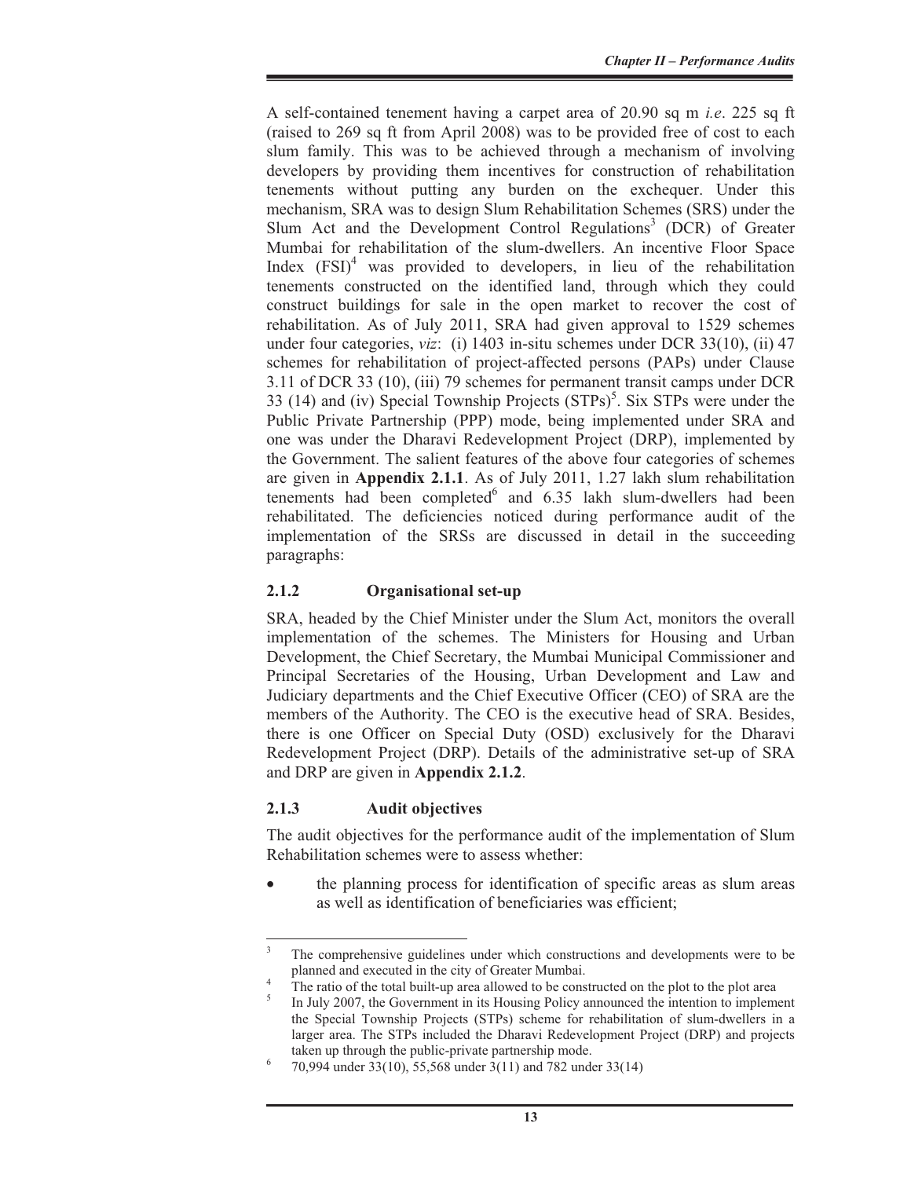A self-contained tenement having a carpet area of 20.90 sq m *i.e*. 225 sq ft (raised to 269 sq ft from April 2008) was to be provided free of cost to each slum family. This was to be achieved through a mechanism of involving developers by providing them incentives for construction of rehabilitation tenements without putting any burden on the exchequer. Under this mechanism, SRA was to design Slum Rehabilitation Schemes (SRS) under the Slum Act and the Development Control Regulations[3] (DCR) of Greater Mumbai for rehabilitation of the slum-dwellers. An incentive Floor Space Index (FSI)[4] was provided to developers, in lieu of the rehabilitation tenements constructed on the identified land, through which they could construct buildings for sale in the open market to recover the cost of rehabilitation. As of July 2011, SRA had given approval to 1529 schemes under four categories, *viz*: (i) 1403 in-situ schemes under DCR 33(10), (ii) 47 schemes for rehabilitation of project-affected persons (PAPs) under Clause 3.11 of DCR 33 (10), (iii) 79 schemes for permanent transit camps under DCR 33 (14) and (iv) Special Township Projects (STPs)[5]. Six STPs were under the Public Private Partnership (PPP) mode, being implemented under SRA and one was under the Dharavi Redevelopment Project (DRP), implemented by the Government. The salient features of the above four categories of schemes are given in **Appendix 2.1.1**. As of July 2011, 1.27 lakh slum rehabilitation tenements had been completed[6] and 6.35 lakh slum-dwellers had been rehabilitated. The deficiencies noticed during performance audit of the implementation of the SRSs are discussed in detail in the succeeding paragraphs:

### 2.1.2 Organisational set-up

SRA, headed by the Chief Minister under the Slum Act, monitors the overall implementation of the schemes. The Ministers for Housing and Urban Development, the Chief Secretary, the Mumbai Municipal Commissioner and Principal Secretaries of the Housing, Urban Development and Law and Judiciary departments and the Chief Executive Officer (CEO) of SRA are the members of the Authority. The CEO is the executive head of SRA. Besides, there is one Officer on Special Duty (OSD) exclusively for the Dharavi Redevelopment Project (DRP). Details of the administrative set-up of SRA and DRP are given in **Appendix 2.1.2**.

### 2.1.3 Audit objectives

The audit objectives for the performance audit of the implementation of Slum Rehabilitation schemes were to assess whether:

- the planning process for identification of specific areas as slum areas as well as identification of beneficiaries was efficient;

---

[3] The comprehensive guidelines under which constructions and developments were to be planned and executed in the city of Greater Mumbai.

[4] The ratio of the total built-up area allowed to be constructed on the plot to the plot area

[5] In July 2007, the Government in its Housing Policy announced the intention to implement the Special Township Projects (STPs) scheme for rehabilitation of slum-dwellers in a larger area. The STPs included the Dharavi Redevelopment Project (DRP) and projects taken up through the public-private partnership mode.

[6] 70,994 under 33(10), 55,568 under 3(11) and 782 under 33(14)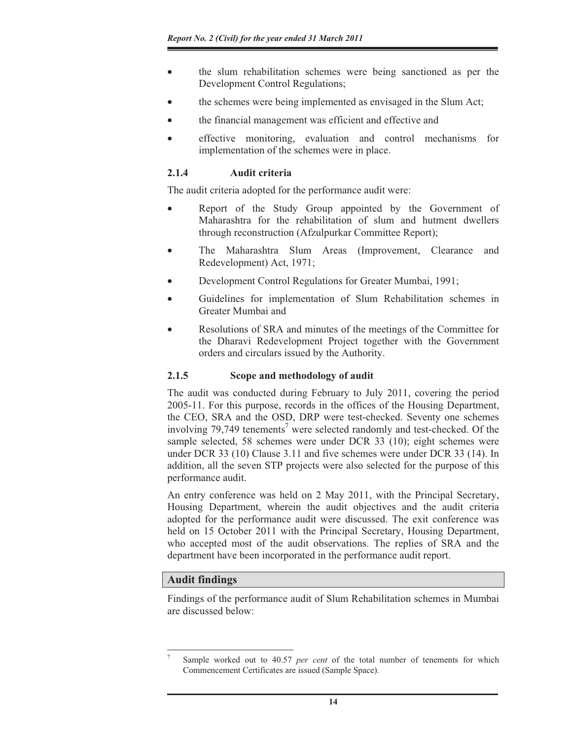- the slum rehabilitation schemes were being sanctioned as per the Development Control Regulations;
- the schemes were being implemented as envisaged in the Slum Act;
- the financial management was efficient and effective and
- effective monitoring, evaluation and control mechanisms for implementation of the schemes were in place.

### 2.1.4 Audit criteria

The audit criteria adopted for the performance audit were:

- Report of the Study Group appointed by the Government of Maharashtra for the rehabilitation of slum and hutment dwellers through reconstruction (Afzulpurkar Committee Report);
- The Maharashtra Slum Areas (Improvement, Clearance and Redevelopment) Act, 1971;
- Development Control Regulations for Greater Mumbai, 1991;
- Guidelines for implementation of Slum Rehabilitation schemes in Greater Mumbai and
- Resolutions of SRA and minutes of the meetings of the Committee for the Dharavi Redevelopment Project together with the Government orders and circulars issued by the Authority.

### 2.1.5 Scope and methodology of audit

The audit was conducted during February to July 2011, covering the period 2005-11. For this purpose, records in the offices of the Housing Department, the CEO, SRA and the OSD, DRP were test-checked. Seventy one schemes involving 79,749 tenements[7] were selected randomly and test-checked. Of the sample selected, 58 schemes were under DCR 33 (10); eight schemes were under DCR 33 (10) Clause 3.11 and five schemes were under DCR 33 (14). In addition, all the seven STP projects were also selected for the purpose of this performance audit.

An entry conference was held on 2 May 2011, with the Principal Secretary, Housing Department, wherein the audit objectives and the audit criteria adopted for the performance audit were discussed. The exit conference was held on 15 October 2011 with the Principal Secretary, Housing Department, who accepted most of the audit observations. The replies of SRA and the department have been incorporated in the performance audit report.

## Audit findings

Findings of the performance audit of Slum Rehabilitation schemes in Mumbai are discussed below:

---

[7] Sample worked out to 40.57 *per cent* of the total number of tenements for which Commencement Certificates are issued (Sample Space).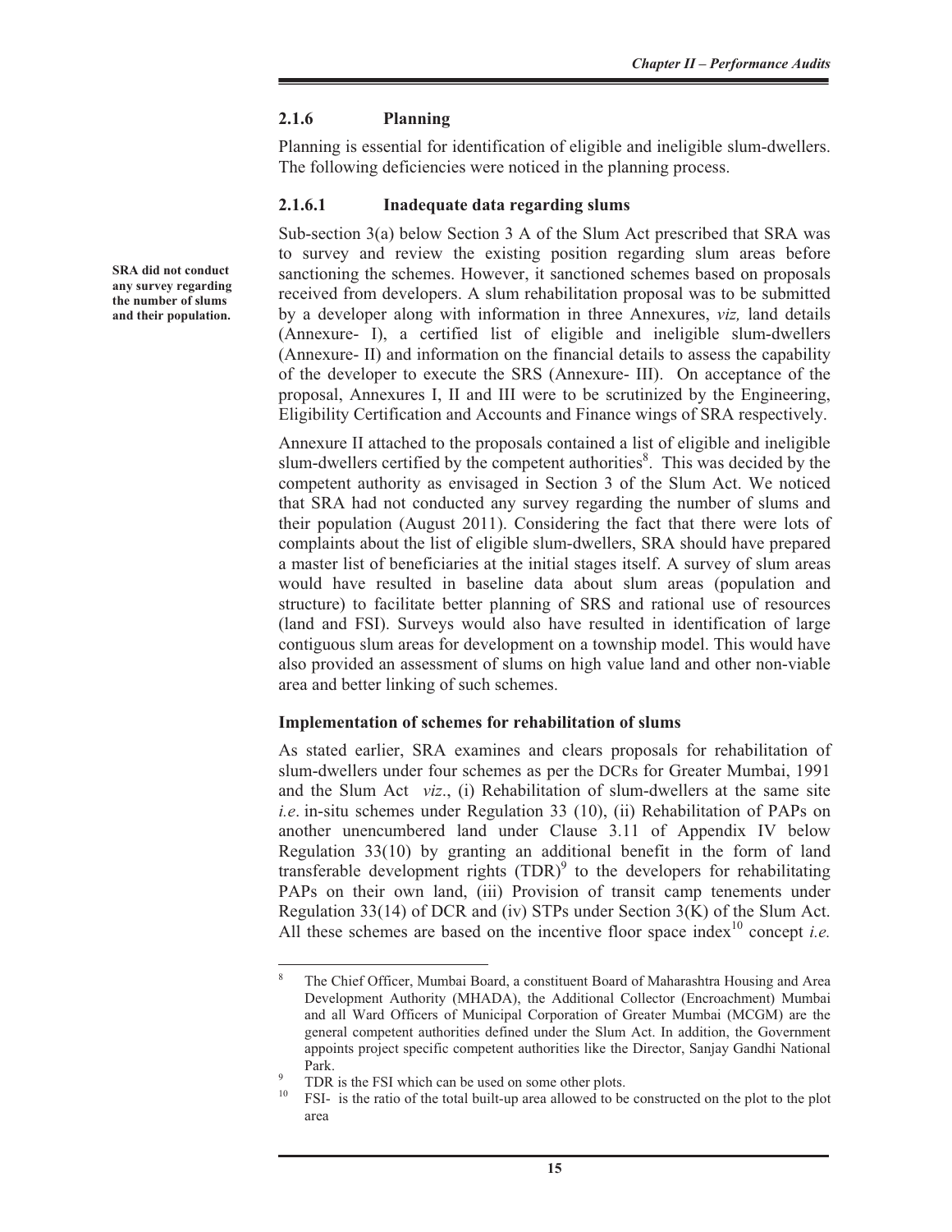### 2.1.6 Planning

Planning is essential for identification of eligible and ineligible slum-dwellers. The following deficiencies were noticed in the planning process.

#### 2.1.6.1 Inadequate data regarding slums

**SRA did not conduct any survey regarding the number of slums and their population.**

Sub-section 3(a) below Section 3 A of the Slum Act prescribed that SRA was to survey and review the existing position regarding slum areas before sanctioning the schemes. However, it sanctioned schemes based on proposals received from developers. A slum rehabilitation proposal was to be submitted by a developer along with information in three Annexures, *viz,* land details (Annexure- I), a certified list of eligible and ineligible slum-dwellers (Annexure- II) and information on the financial details to assess the capability of the developer to execute the SRS (Annexure- III). On acceptance of the proposal, Annexures I, II and III were to be scrutinized by the Engineering, Eligibility Certification and Accounts and Finance wings of SRA respectively.

Annexure II attached to the proposals contained a list of eligible and ineligible slum-dwellers certified by the competent authorities[8]. This was decided by the competent authority as envisaged in Section 3 of the Slum Act. We noticed that SRA had not conducted any survey regarding the number of slums and their population (August 2011). Considering the fact that there were lots of complaints about the list of eligible slum-dwellers, SRA should have prepared a master list of beneficiaries at the initial stages itself. A survey of slum areas would have resulted in baseline data about slum areas (population and structure) to facilitate better planning of SRS and rational use of resources (land and FSI). Surveys would also have resulted in identification of large contiguous slum areas for development on a township model. This would have also provided an assessment of slums on high value land and other non-viable area and better linking of such schemes.

**Implementation of schemes for rehabilitation of slums**

As stated earlier, SRA examines and clears proposals for rehabilitation of slum-dwellers under four schemes as per the DCRs for Greater Mumbai, 1991 and the Slum Act *viz*., (i) Rehabilitation of slum-dwellers at the same site *i.e*. in-situ schemes under Regulation 33 (10), (ii) Rehabilitation of PAPs on another unencumbered land under Clause 3.11 of Appendix IV below Regulation 33(10) by granting an additional benefit in the form of land transferable development rights (TDR)[9] to the developers for rehabilitating PAPs on their own land, (iii) Provision of transit camp tenements under Regulation 33(14) of DCR and (iv) STPs under Section 3(K) of the Slum Act. All these schemes are based on the incentive floor space index[10] concept *i.e.*

---

[8] The Chief Officer, Mumbai Board, a constituent Board of Maharashtra Housing and Area Development Authority (MHADA), the Additional Collector (Encroachment) Mumbai and all Ward Officers of Municipal Corporation of Greater Mumbai (MCGM) are the general competent authorities defined under the Slum Act. In addition, the Government appoints project specific competent authorities like the Director, Sanjay Gandhi National Park.

[9] TDR is the FSI which can be used on some other plots.

[10] FSI- is the ratio of the total built-up area allowed to be constructed on the plot to the plot area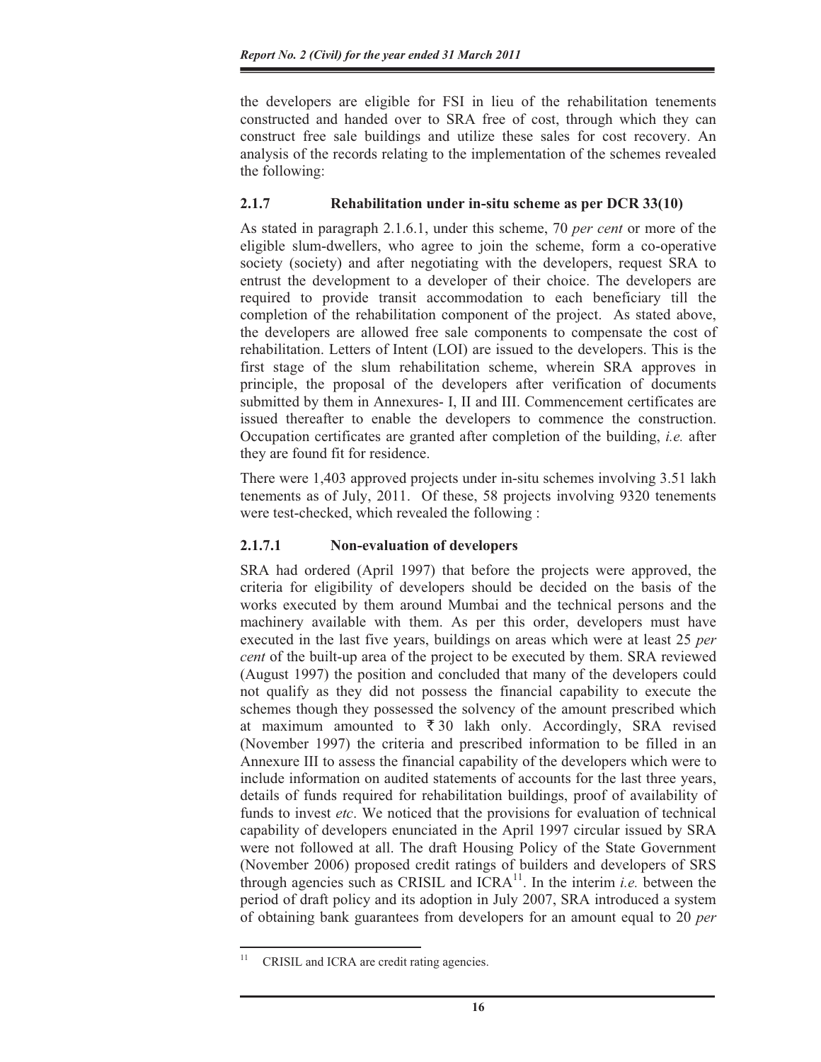the developers are eligible for FSI in lieu of the rehabilitation tenements constructed and handed over to SRA free of cost, through which they can construct free sale buildings and utilize these sales for cost recovery. An analysis of the records relating to the implementation of the schemes revealed the following:

### 2.1.7 Rehabilitation under in-situ scheme as per DCR 33(10)

As stated in paragraph 2.1.6.1, under this scheme, 70 *per cent* or more of the eligible slum-dwellers, who agree to join the scheme, form a co-operative society (society) and after negotiating with the developers, request SRA to entrust the development to a developer of their choice. The developers are required to provide transit accommodation to each beneficiary till the completion of the rehabilitation component of the project. As stated above, the developers are allowed free sale components to compensate the cost of rehabilitation. Letters of Intent (LOI) are issued to the developers. This is the first stage of the slum rehabilitation scheme, wherein SRA approves in principle, the proposal of the developers after verification of documents submitted by them in Annexures- I, II and III. Commencement certificates are issued thereafter to enable the developers to commence the construction. Occupation certificates are granted after completion of the building, *i.e.* after they are found fit for residence.

There were 1,403 approved projects under in-situ schemes involving 3.51 lakh tenements as of July, 2011. Of these, 58 projects involving 9320 tenements were test-checked, which revealed the following :

#### 2.1.7.1 Non-evaluation of developers

SRA had ordered (April 1997) that before the projects were approved, the criteria for eligibility of developers should be decided on the basis of the works executed by them around Mumbai and the technical persons and the machinery available with them. As per this order, developers must have executed in the last five years, buildings on areas which were at least 25 *per cent* of the built-up area of the project to be executed by them. SRA reviewed (August 1997) the position and concluded that many of the developers could not qualify as they did not possess the financial capability to execute the schemes though they possessed the solvency of the amount prescribed which at maximum amounted to ₹ 30 lakh only. Accordingly, SRA revised (November 1997) the criteria and prescribed information to be filled in an Annexure III to assess the financial capability of the developers which were to include information on audited statements of accounts for the last three years, details of funds required for rehabilitation buildings, proof of availability of funds to invest *etc*. We noticed that the provisions for evaluation of technical capability of developers enunciated in the April 1997 circular issued by SRA were not followed at all. The draft Housing Policy of the State Government (November 2006) proposed credit ratings of builders and developers of SRS through agencies such as CRISIL and ICRA[11]. In the interim *i.e.* between the period of draft policy and its adoption in July 2007, SRA introduced a system of obtaining bank guarantees from developers for an amount equal to 20 *per*

---

[11] CRISIL and ICRA are credit rating agencies.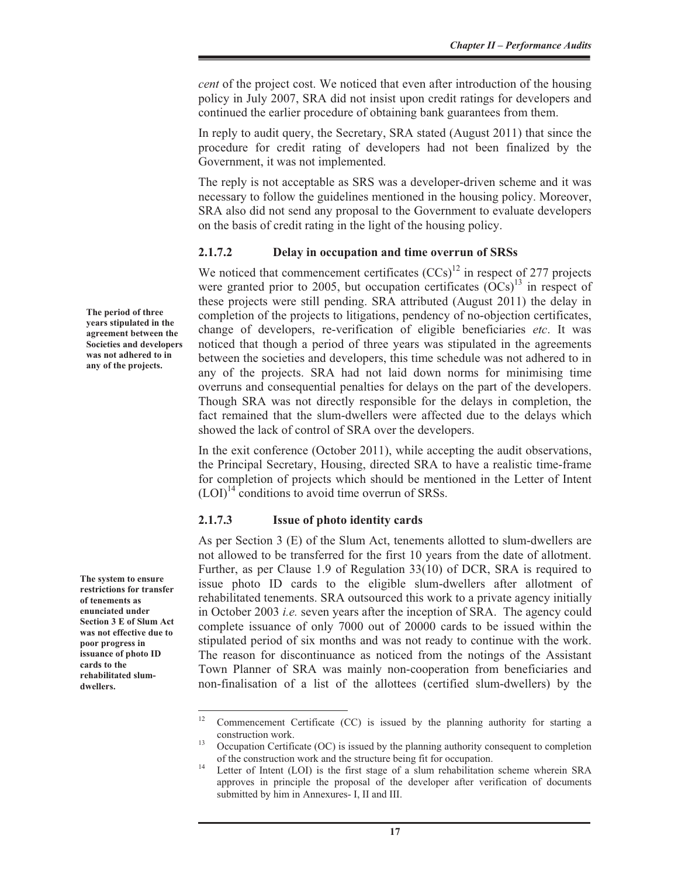*cent* of the project cost. We noticed that even after introduction of the housing policy in July 2007, SRA did not insist upon credit ratings for developers and continued the earlier procedure of obtaining bank guarantees from them.

In reply to audit query, the Secretary, SRA stated (August 2011) that since the procedure for credit rating of developers had not been finalized by the Government, it was not implemented.

The reply is not acceptable as SRS was a developer-driven scheme and it was necessary to follow the guidelines mentioned in the housing policy. Moreover, SRA also did not send any proposal to the Government to evaluate developers on the basis of credit rating in the light of the housing policy.

### 2.1.7.2 Delay in occupation and time overrun of SRSs

**The period of three years stipulated in the agreement between the Societies and developers was not adhered to in any of the projects.**

We noticed that commencement certificates (CCs)[12] in respect of 277 projects were granted prior to 2005, but occupation certificates (OCs)[13] in respect of these projects were still pending. SRA attributed (August 2011) the delay in completion of the projects to litigations, pendency of no-objection certificates, change of developers, re-verification of eligible beneficiaries *etc*. It was noticed that though a period of three years was stipulated in the agreements between the societies and developers, this time schedule was not adhered to in any of the projects. SRA had not laid down norms for minimising time overruns and consequential penalties for delays on the part of the developers. Though SRA was not directly responsible for the delays in completion, the fact remained that the slum-dwellers were affected due to the delays which showed the lack of control of SRA over the developers.

In the exit conference (October 2011), while accepting the audit observations, the Principal Secretary, Housing, directed SRA to have a realistic time-frame for completion of projects which should be mentioned in the Letter of Intent (LOI)[14] conditions to avoid time overrun of SRSs.

### 2.1.7.3 Issue of photo identity cards

**The system to ensure restrictions for transfer of tenements as enunciated under Section 3 E of Slum Act was not effective due to poor progress in issuance of photo ID cards to the rehabilitated slum-dwellers.**

As per Section 3 (E) of the Slum Act, tenements allotted to slum-dwellers are not allowed to be transferred for the first 10 years from the date of allotment. Further, as per Clause 1.9 of Regulation 33(10) of DCR, SRA is required to issue photo ID cards to the eligible slum-dwellers after allotment of rehabilitated tenements. SRA outsourced this work to a private agency initially in October 2003 *i.e.* seven years after the inception of SRA. The agency could complete issuance of only 7000 out of 20000 cards to be issued within the stipulated period of six months and was not ready to continue with the work. The reason for discontinuance as noticed from the notings of the Assistant Town Planner of SRA was mainly non-cooperation from beneficiaries and non-finalisation of a list of the allottees (certified slum-dwellers) by the

---

[12] Commencement Certificate (CC) is issued by the planning authority for starting a construction work.

[13] Occupation Certificate (OC) is issued by the planning authority consequent to completion of the construction work and the structure being fit for occupation.

[14] Letter of Intent (LOI) is the first stage of a slum rehabilitation scheme wherein SRA approves in principle the proposal of the developer after verification of documents submitted by him in Annexures- I, II and III.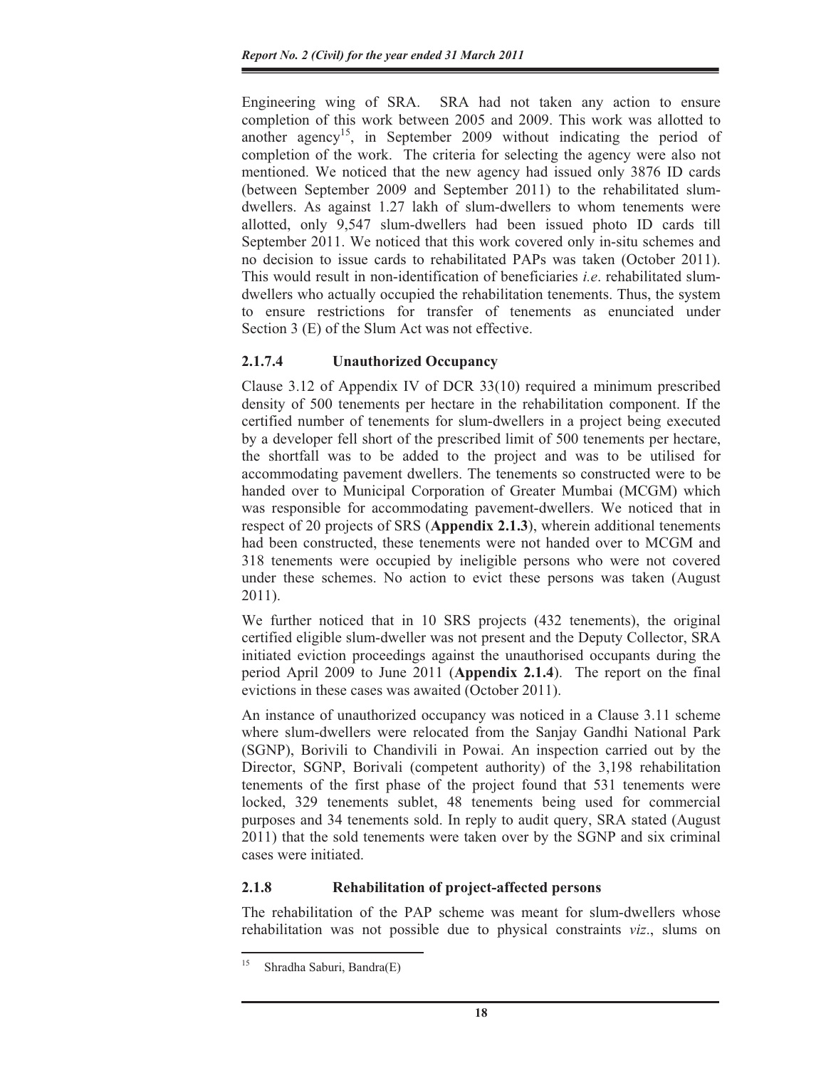Engineering wing of SRA. SRA had not taken any action to ensure completion of this work between 2005 and 2009. This work was allotted to another agency[15], in September 2009 without indicating the period of completion of the work. The criteria for selecting the agency were also not mentioned. We noticed that the new agency had issued only 3876 ID cards (between September 2009 and September 2011) to the rehabilitated slum-dwellers. As against 1.27 lakh of slum-dwellers to whom tenements were allotted, only 9,547 slum-dwellers had been issued photo ID cards till September 2011. We noticed that this work covered only in-situ schemes and no decision to issue cards to rehabilitated PAPs was taken (October 2011). This would result in non-identification of beneficiaries *i.e*. rehabilitated slum-dwellers who actually occupied the rehabilitation tenements. Thus, the system to ensure restrictions for transfer of tenements as enunciated under Section 3 (E) of the Slum Act was not effective.

### 2.1.7.4 Unauthorized Occupancy

Clause 3.12 of Appendix IV of DCR 33(10) required a minimum prescribed density of 500 tenements per hectare in the rehabilitation component. If the certified number of tenements for slum-dwellers in a project being executed by a developer fell short of the prescribed limit of 500 tenements per hectare, the shortfall was to be added to the project and was to be utilised for accommodating pavement dwellers. The tenements so constructed were to be handed over to Municipal Corporation of Greater Mumbai (MCGM) which was responsible for accommodating pavement-dwellers. We noticed that in respect of 20 projects of SRS (**Appendix 2.1.3**), wherein additional tenements had been constructed, these tenements were not handed over to MCGM and 318 tenements were occupied by ineligible persons who were not covered under these schemes. No action to evict these persons was taken (August 2011).

We further noticed that in 10 SRS projects (432 tenements), the original certified eligible slum-dweller was not present and the Deputy Collector, SRA initiated eviction proceedings against the unauthorised occupants during the period April 2009 to June 2011 (**Appendix 2.1.4**). The report on the final evictions in these cases was awaited (October 2011).

An instance of unauthorized occupancy was noticed in a Clause 3.11 scheme where slum-dwellers were relocated from the Sanjay Gandhi National Park (SGNP), Borivili to Chandivili in Powai. An inspection carried out by the Director, SGNP, Borivali (competent authority) of the 3,198 rehabilitation tenements of the first phase of the project found that 531 tenements were locked, 329 tenements sublet, 48 tenements being used for commercial purposes and 34 tenements sold. In reply to audit query, SRA stated (August 2011) that the sold tenements were taken over by the SGNP and six criminal cases were initiated.

## 2.1.8 Rehabilitation of project-affected persons

The rehabilitation of the PAP scheme was meant for slum-dwellers whose rehabilitation was not possible due to physical constraints *viz*., slums on

[15] Shradha Saburi, Bandra(E)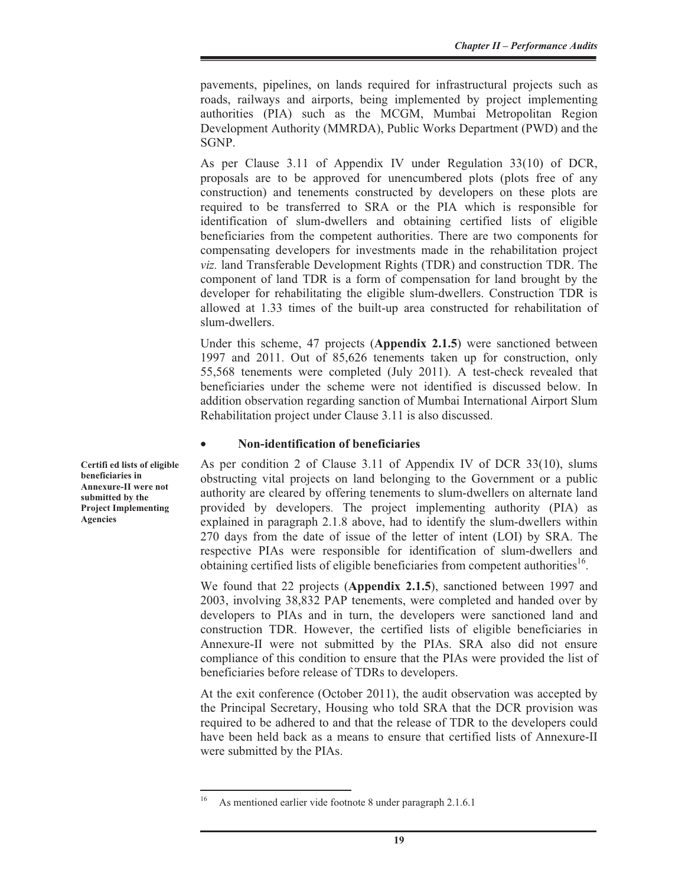pavements, pipelines, on lands required for infrastructural projects such as roads, railways and airports, being implemented by project implementing authorities (PIA) such as the MCGM, Mumbai Metropolitan Region Development Authority (MMRDA), Public Works Department (PWD) and the SGNP.

As per Clause 3.11 of Appendix IV under Regulation 33(10) of DCR, proposals are to be approved for unencumbered plots (plots free of any construction) and tenements constructed by developers on these plots are required to be transferred to SRA or the PIA which is responsible for identification of slum-dwellers and obtaining certified lists of eligible beneficiaries from the competent authorities. There are two components for compensating developers for investments made in the rehabilitation project *viz.* land Transferable Development Rights (TDR) and construction TDR. The component of land TDR is a form of compensation for land brought by the developer for rehabilitating the eligible slum-dwellers. Construction TDR is allowed at 1.33 times of the built-up area constructed for rehabilitation of slum-dwellers.

Under this scheme, 47 projects (**Appendix 2.1.5**) were sanctioned between 1997 and 2011. Out of 85,626 tenements taken up for construction, only 55,568 tenements were completed (July 2011). A test-check revealed that beneficiaries under the scheme were not identified is discussed below. In addition observation regarding sanction of Mumbai International Airport Slum Rehabilitation project under Clause 3.11 is also discussed.

- **Non-identification of beneficiaries**

**Certified lists of eligible beneficiaries in Annexure-II were not submitted by the Project Implementing Agencies**

As per condition 2 of Clause 3.11 of Appendix IV of DCR 33(10), slums obstructing vital projects on land belonging to the Government or a public authority are cleared by offering tenements to slum-dwellers on alternate land provided by developers. The project implementing authority (PIA) as explained in paragraph 2.1.8 above, had to identify the slum-dwellers within 270 days from the date of issue of the letter of intent (LOI) by SRA. The respective PIAs were responsible for identification of slum-dwellers and obtaining certified lists of eligible beneficiaries from competent authorities[16].

We found that 22 projects (**Appendix 2.1.5**), sanctioned between 1997 and 2003, involving 38,832 PAP tenements, were completed and handed over by developers to PIAs and in turn, the developers were sanctioned land and construction TDR. However, the certified lists of eligible beneficiaries in Annexure-II were not submitted by the PIAs. SRA also did not ensure compliance of this condition to ensure that the PIAs were provided the list of beneficiaries before release of TDRs to developers.

At the exit conference (October 2011), the audit observation was accepted by the Principal Secretary, Housing who told SRA that the DCR provision was required to be adhered to and that the release of TDR to the developers could have been held back as a means to ensure that certified lists of Annexure-II were submitted by the PIAs.

[16] As mentioned earlier vide footnote 8 under paragraph 2.1.6.1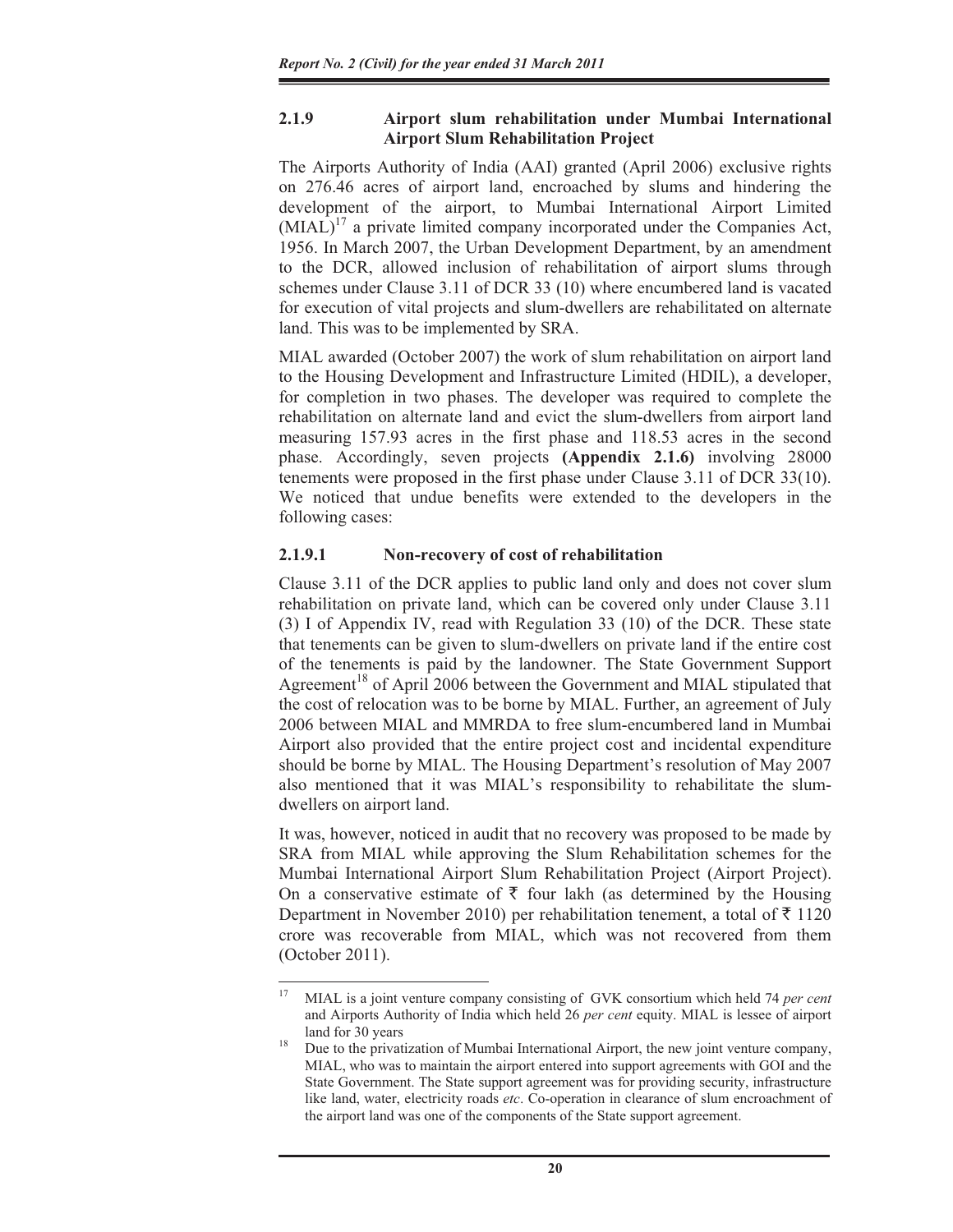### 2.1.9 Airport slum rehabilitation under Mumbai International Airport Slum Rehabilitation Project

The Airports Authority of India (AAI) granted (April 2006) exclusive rights on 276.46 acres of airport land, encroached by slums and hindering the development of the airport, to Mumbai International Airport Limited (MIAL)[17] a private limited company incorporated under the Companies Act, 1956. In March 2007, the Urban Development Department, by an amendment to the DCR, allowed inclusion of rehabilitation of airport slums through schemes under Clause 3.11 of DCR 33 (10) where encumbered land is vacated for execution of vital projects and slum-dwellers are rehabilitated on alternate land. This was to be implemented by SRA.

MIAL awarded (October 2007) the work of slum rehabilitation on airport land to the Housing Development and Infrastructure Limited (HDIL), a developer, for completion in two phases. The developer was required to complete the rehabilitation on alternate land and evict the slum-dwellers from airport land measuring 157.93 acres in the first phase and 118.53 acres in the second phase. Accordingly, seven projects **(Appendix 2.1.6)** involving 28000 tenements were proposed in the first phase under Clause 3.11 of DCR 33(10). We noticed that undue benefits were extended to the developers in the following cases:

#### 2.1.9.1 Non-recovery of cost of rehabilitation

Clause 3.11 of the DCR applies to public land only and does not cover slum rehabilitation on private land, which can be covered only under Clause 3.11 (3) I of Appendix IV, read with Regulation 33 (10) of the DCR. These state that tenements can be given to slum-dwellers on private land if the entire cost of the tenements is paid by the landowner. The State Government Support Agreement[18] of April 2006 between the Government and MIAL stipulated that the cost of relocation was to be borne by MIAL. Further, an agreement of July 2006 between MIAL and MMRDA to free slum-encumbered land in Mumbai Airport also provided that the entire project cost and incidental expenditure should be borne by MIAL. The Housing Department's resolution of May 2007 also mentioned that it was MIAL's responsibility to rehabilitate the slum-dwellers on airport land.

It was, however, noticed in audit that no recovery was proposed to be made by SRA from MIAL while approving the Slum Rehabilitation schemes for the Mumbai International Airport Slum Rehabilitation Project (Airport Project). On a conservative estimate of ₹ four lakh (as determined by the Housing Department in November 2010) per rehabilitation tenement, a total of ₹ 1120 crore was recoverable from MIAL, which was not recovered from them (October 2011).

---

[17] MIAL is a joint venture company consisting of GVK consortium which held 74 *per cent* and Airports Authority of India which held 26 *per cent* equity. MIAL is lessee of airport land for 30 years

[18] Due to the privatization of Mumbai International Airport, the new joint venture company, MIAL, who was to maintain the airport entered into support agreements with GOI and the State Government. The State support agreement was for providing security, infrastructure like land, water, electricity roads *etc*. Co-operation in clearance of slum encroachment of the airport land was one of the components of the State support agreement.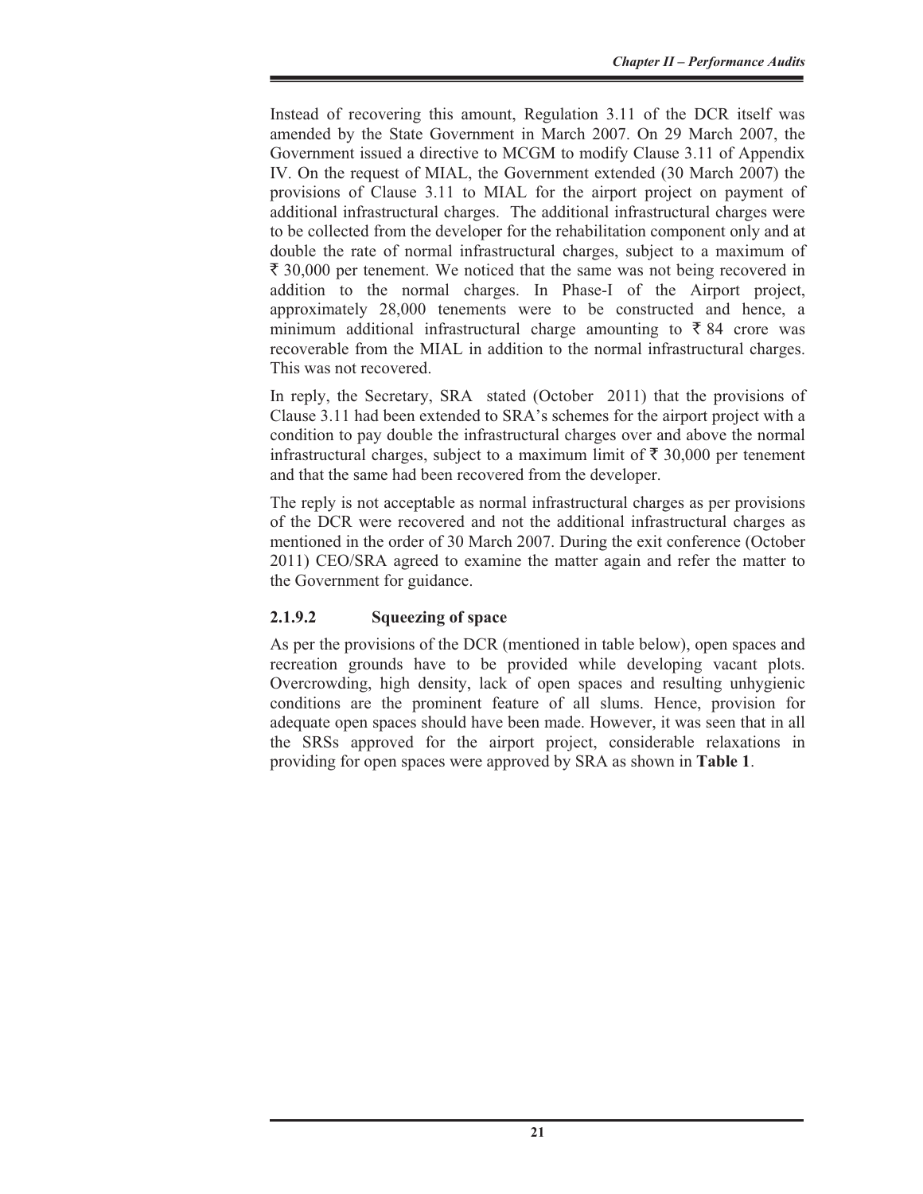Instead of recovering this amount, Regulation 3.11 of the DCR itself was amended by the State Government in March 2007. On 29 March 2007, the Government issued a directive to MCGM to modify Clause 3.11 of Appendix IV. On the request of MIAL, the Government extended (30 March 2007) the provisions of Clause 3.11 to MIAL for the airport project on payment of additional infrastructural charges. The additional infrastructural charges were to be collected from the developer for the rehabilitation component only and at double the rate of normal infrastructural charges, subject to a maximum of ₹ 30,000 per tenement. We noticed that the same was not being recovered in addition to the normal charges. In Phase-I of the Airport project, approximately 28,000 tenements were to be constructed and hence, a minimum additional infrastructural charge amounting to ₹ 84 crore was recoverable from the MIAL in addition to the normal infrastructural charges. This was not recovered.

In reply, the Secretary, SRA stated (October 2011) that the provisions of Clause 3.11 had been extended to SRA's schemes for the airport project with a condition to pay double the infrastructural charges over and above the normal infrastructural charges, subject to a maximum limit of ₹ 30,000 per tenement and that the same had been recovered from the developer.

The reply is not acceptable as normal infrastructural charges as per provisions of the DCR were recovered and not the additional infrastructural charges as mentioned in the order of 30 March 2007. During the exit conference (October 2011) CEO/SRA agreed to examine the matter again and refer the matter to the Government for guidance.

### 2.1.9.2 Squeezing of space

As per the provisions of the DCR (mentioned in table below), open spaces and recreation grounds have to be provided while developing vacant plots. Overcrowding, high density, lack of open spaces and resulting unhygienic conditions are the prominent feature of all slums. Hence, provision for adequate open spaces should have been made. However, it was seen that in all the SRSs approved for the airport project, considerable relaxations in providing for open spaces were approved by SRA as shown in **Table 1**.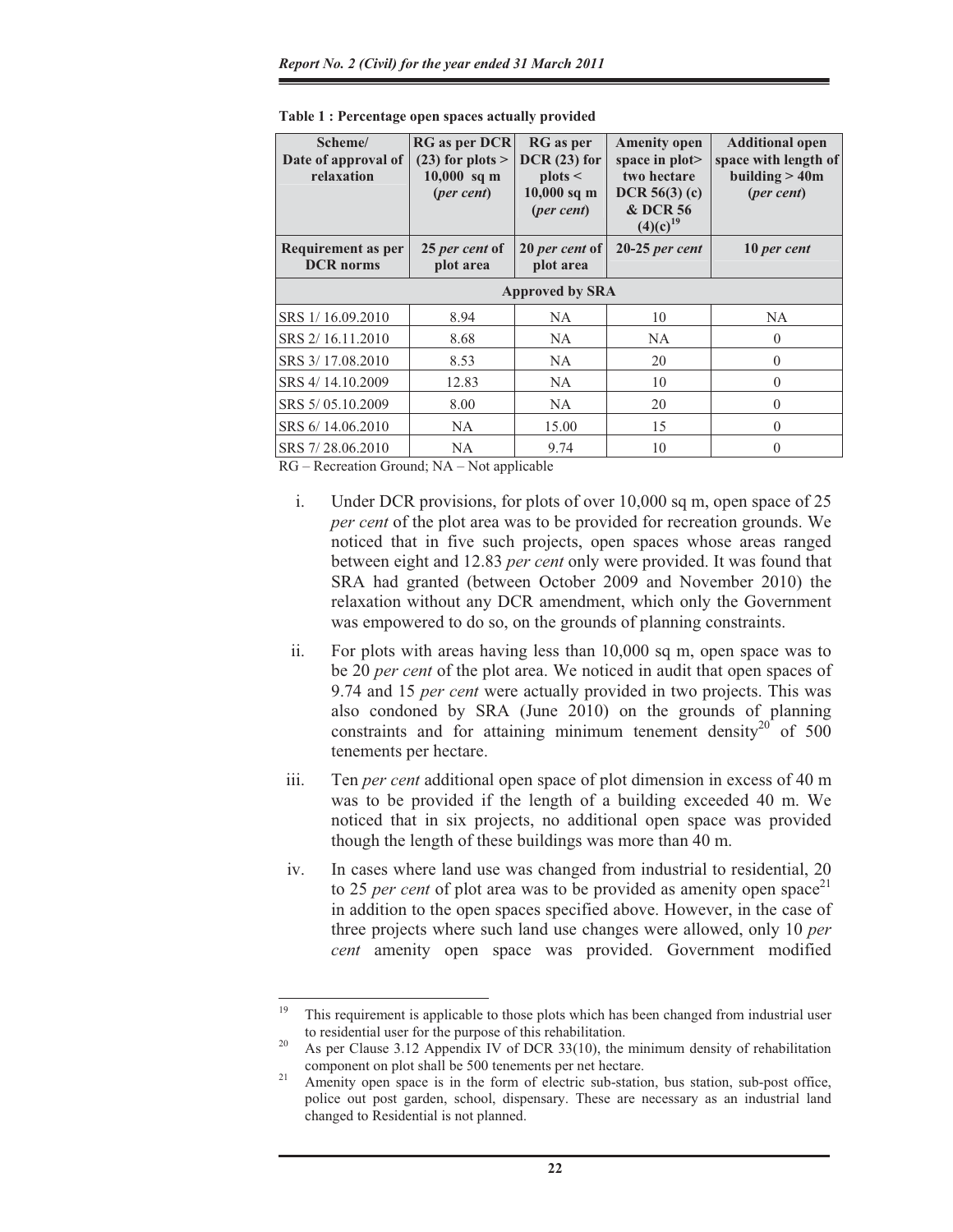**Table 1 : Percentage open spaces actually provided**

| Scheme/ Date of approval of relaxation | RG as per DCR (23) for plots > 10,000 sq m (*per cent*) | RG as per DCR (23) for plots < 10,000 sq m (*per cent*) | Amenity open space in plot> two hectare DCR 56(3) (c) & DCR 56 (4)(c)[19] | Additional open space with length of building > 40m (*per cent*) |
|---|---|---|---|---|
| **Requirement as per DCR norms** | **25 *per cent* of plot area** | **20 *per cent* of plot area** | **20-25 *per cent*** | **10 *per cent*** |
| **Approved by SRA** | | | | |
| SRS 1/ 16.09.2010 | 8.94 | NA | 10 | NA |
| SRS 2/ 16.11.2010 | 8.68 | NA | NA | 0 |
| SRS 3/ 17.08.2010 | 8.53 | NA | 20 | 0 |
| SRS 4/ 14.10.2009 | 12.83 | NA | 10 | 0 |
| SRS 5/ 05.10.2009 | 8.00 | NA | 20 | 0 |
| SRS 6/ 14.06.2010 | NA | 15.00 | 15 | 0 |
| SRS 7/ 28.06.2010 | NA | 9.74 | 10 | 0 |

RG – Recreation Ground; NA – Not applicable

i. Under DCR provisions, for plots of over 10,000 sq m, open space of 25 *per cent* of the plot area was to be provided for recreation grounds. We noticed that in five such projects, open spaces whose areas ranged between eight and 12.83 *per cent* only were provided. It was found that SRA had granted (between October 2009 and November 2010) the relaxation without any DCR amendment, which only the Government was empowered to do so, on the grounds of planning constraints.

ii. For plots with areas having less than 10,000 sq m, open space was to be 20 *per cent* of the plot area. We noticed in audit that open spaces of 9.74 and 15 *per cent* were actually provided in two projects. This was also condoned by SRA (June 2010) on the grounds of planning constraints and for attaining minimum tenement density[20] of 500 tenements per hectare.

iii. Ten *per cent* additional open space of plot dimension in excess of 40 m was to be provided if the length of a building exceeded 40 m. We noticed that in six projects, no additional open space was provided though the length of these buildings was more than 40 m.

iv. In cases where land use was changed from industrial to residential, 20 to 25 *per cent* of plot area was to be provided as amenity open space[21] in addition to the open spaces specified above. However, in the case of three projects where such land use changes were allowed, only 10 *per cent* amenity open space was provided. Government modified

---

[19] This requirement is applicable to those plots which has been changed from industrial user to residential user for the purpose of this rehabilitation.

[20] As per Clause 3.12 Appendix IV of DCR 33(10), the minimum density of rehabilitation component on plot shall be 500 tenements per net hectare.

[21] Amenity open space is in the form of electric sub-station, bus station, sub-post office, police out post garden, school, dispensary. These are necessary as an industrial land changed to Residential is not planned.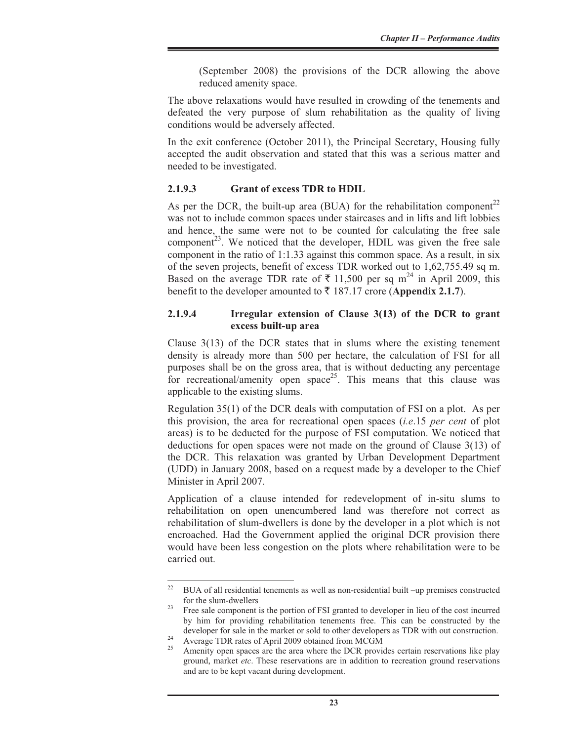(September 2008) the provisions of the DCR allowing the above reduced amenity space.

The above relaxations would have resulted in crowding of the tenements and defeated the very purpose of slum rehabilitation as the quality of living conditions would be adversely affected.

In the exit conference (October 2011), the Principal Secretary, Housing fully accepted the audit observation and stated that this was a serious matter and needed to be investigated.

### 2.1.9.3 Grant of excess TDR to HDIL

As per the DCR, the built-up area (BUA) for the rehabilitation component[22] was not to include common spaces under staircases and in lifts and lift lobbies and hence, the same were not to be counted for calculating the free sale component[23]. We noticed that the developer, HDIL was given the free sale component in the ratio of 1:1.33 against this common space. As a result, in six of the seven projects, benefit of excess TDR worked out to 1,62,755.49 sq m. Based on the average TDR rate of ₹ 11,500 per sq $m^2$[24] in April 2009, this benefit to the developer amounted to ₹ 187.17 crore (**Appendix 2.1.7**).

### 2.1.9.4 Irregular extension of Clause 3(13) of the DCR to grant excess built-up area

Clause 3(13) of the DCR states that in slums where the existing tenement density is already more than 500 per hectare, the calculation of FSI for all purposes shall be on the gross area, that is without deducting any percentage for recreational/amenity open space[25]. This means that this clause was applicable to the existing slums.

Regulation 35(1) of the DCR deals with computation of FSI on a plot. As per this provision, the area for recreational open spaces (*i.e.*15 *per cent* of plot areas) is to be deducted for the purpose of FSI computation. We noticed that deductions for open spaces were not made on the ground of Clause 3(13) of the DCR. This relaxation was granted by Urban Development Department (UDD) in January 2008, based on a request made by a developer to the Chief Minister in April 2007.

Application of a clause intended for redevelopment of in-situ slums to rehabilitation on open unencumbered land was therefore not correct as rehabilitation of slum-dwellers is done by the developer in a plot which is not encroached. Had the Government applied the original DCR provision there would have been less congestion on the plots where rehabilitation were to be carried out.

---

[22] BUA of all residential tenements as well as non-residential built –up premises constructed for the slum-dwellers

[23] Free sale component is the portion of FSI granted to developer in lieu of the cost incurred by him for providing rehabilitation tenements free. This can be constructed by the developer for sale in the market or sold to other developers as TDR with out construction.

[24] Average TDR rates of April 2009 obtained from MCGM

[25] Amenity open spaces are the area where the DCR provides certain reservations like play ground, market *etc*. These reservations are in addition to recreation ground reservations and are to be kept vacant during development.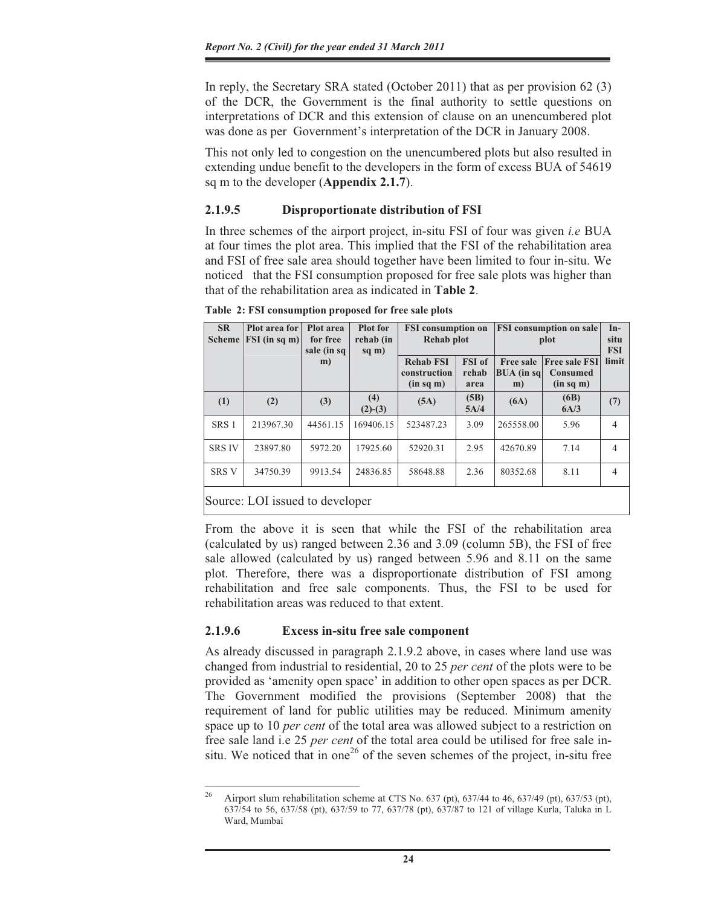In reply, the Secretary SRA stated (October 2011) that as per provision 62 (3) of the DCR, the Government is the final authority to settle questions on interpretations of DCR and this extension of clause on an unencumbered plot was done as per Government's interpretation of the DCR in January 2008.

This not only led to congestion on the unencumbered plots but also resulted in extending undue benefit to the developers in the form of excess BUA of 54619 sq m to the developer (**Appendix 2.1.7**).

### 2.1.9.5 Disproportionate distribution of FSI

In three schemes of the airport project, in-situ FSI of four was given *i.e* BUA at four times the plot area. This implied that the FSI of the rehabilitation area and FSI of free sale area should together have been limited to four in-situ. We noticed that the FSI consumption proposed for free sale plots was higher than that of the rehabilitation area as indicated in **Table 2**.

**Table 2: FSI consumption proposed for free sale plots**

| SR Scheme | Plot area for FSI (in sq m) | Plot area for free sale (in sq m) | Plot for rehab (in sq m) | FSI consumption on Rehab plot | | FSI consumption on sale plot | | In-situ FSI limit |
|---|---|---|---|---|---|---|---|---|
| | | | | Rehab FSI construction (in sq m) | FSI of rehab area | Free sale BUA (in sq m) | Free sale FSI Consumed (in sq m) | |
| (1) | (2) | (3) | (4) (2)-(3) | (5A) | (5B) 5A/4 | (6A) | (6B) 6A/3 | (7) |
| SRS 1 | 213967.30 | 44561.15 | 169406.15 | 523487.23 | 3.09 | 265558.00 | 5.96 | 4 |
| SRS IV | 23897.80 | 5972.20 | 17925.60 | 52920.31 | 2.95 | 42670.89 | 7.14 | 4 |
| SRS V | 34750.39 | 9913.54 | 24836.85 | 58648.88 | 2.36 | 80352.68 | 8.11 | 4 |

Source: LOI issued to developer

From the above it is seen that while the FSI of the rehabilitation area (calculated by us) ranged between 2.36 and 3.09 (column 5B), the FSI of free sale allowed (calculated by us) ranged between 5.96 and 8.11 on the same plot. Therefore, there was a disproportionate distribution of FSI among rehabilitation and free sale components. Thus, the FSI to be used for rehabilitation areas was reduced to that extent.

### 2.1.9.6 Excess in-situ free sale component

As already discussed in paragraph 2.1.9.2 above, in cases where land use was changed from industrial to residential, 20 to 25 *per cent* of the plots were to be provided as 'amenity open space' in addition to other open spaces as per DCR. The Government modified the provisions (September 2008) that the requirement of land for public utilities may be reduced. Minimum amenity space up to 10 *per cent* of the total area was allowed subject to a restriction on free sale land i.e 25 *per cent* of the total area could be utilised for free sale in-situ. We noticed that in one[26] of the seven schemes of the project, in-situ free

[26] Airport slum rehabilitation scheme at CTS No. 637 (pt), 637/44 to 46, 637/49 (pt), 637/53 (pt), 637/54 to 56, 637/58 (pt), 637/59 to 77, 637/78 (pt), 637/87 to 121 of village Kurla, Taluka in L Ward, Mumbai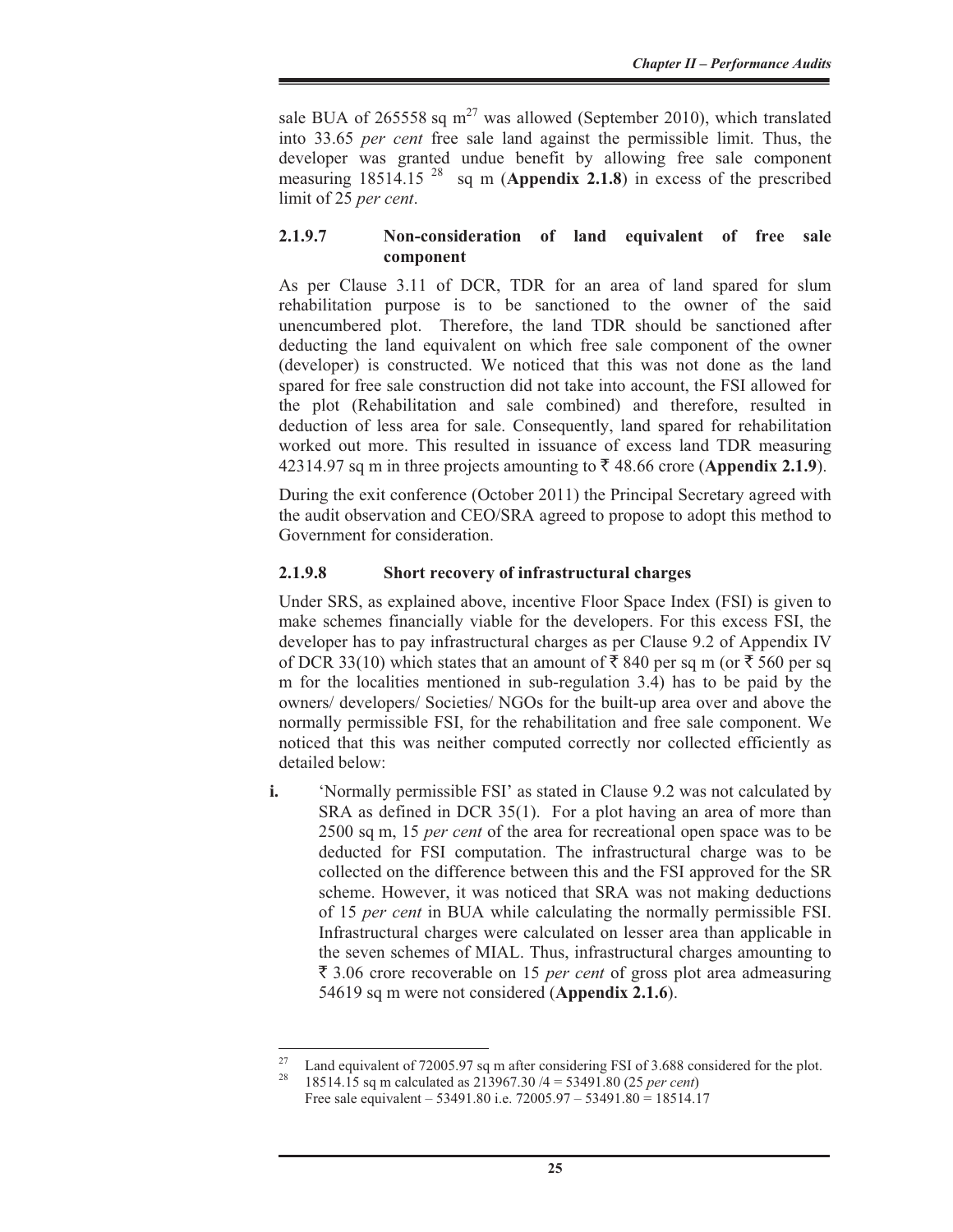sale BUA of 265558 sq m[27] was allowed (September 2010), which translated into 33.65 *per cent* free sale land against the permissible limit. Thus, the developer was granted undue benefit by allowing free sale component measuring 18514.15 [28] sq m (**Appendix 2.1.8**) in excess of the prescribed limit of 25 *per cent*.

#### 2.1.9.7 Non-consideration of land equivalent of free sale component

As per Clause 3.11 of DCR, TDR for an area of land spared for slum rehabilitation purpose is to be sanctioned to the owner of the said unencumbered plot. Therefore, the land TDR should be sanctioned after deducting the land equivalent on which free sale component of the owner (developer) is constructed. We noticed that this was not done as the land spared for free sale construction did not take into account, the FSI allowed for the plot (Rehabilitation and sale combined) and therefore, resulted in deduction of less area for sale. Consequently, land spared for rehabilitation worked out more. This resulted in issuance of excess land TDR measuring 42314.97 sq m in three projects amounting to ₹ 48.66 crore (**Appendix 2.1.9**).

During the exit conference (October 2011) the Principal Secretary agreed with the audit observation and CEO/SRA agreed to propose to adopt this method to Government for consideration.

#### 2.1.9.8 Short recovery of infrastructural charges

Under SRS, as explained above, incentive Floor Space Index (FSI) is given to make schemes financially viable for the developers. For this excess FSI, the developer has to pay infrastructural charges as per Clause 9.2 of Appendix IV of DCR 33(10) which states that an amount of ₹ 840 per sq m (or ₹ 560 per sq m for the localities mentioned in sub-regulation 3.4) has to be paid by the owners/ developers/ Societies/ NGOs for the built-up area over and above the normally permissible FSI, for the rehabilitation and free sale component. We noticed that this was neither computed correctly nor collected efficiently as detailed below:

**i.** 'Normally permissible FSI' as stated in Clause 9.2 was not calculated by SRA as defined in DCR 35(1). For a plot having an area of more than 2500 sq m, 15 *per cent* of the area for recreational open space was to be deducted for FSI computation. The infrastructural charge was to be collected on the difference between this and the FSI approved for the SR scheme. However, it was noticed that SRA was not making deductions of 15 *per cent* in BUA while calculating the normally permissible FSI. Infrastructural charges were calculated on lesser area than applicable in the seven schemes of MIAL. Thus, infrastructural charges amounting to ₹ 3.06 crore recoverable on 15 *per cent* of gross plot area admeasuring 54619 sq m were not considered (**Appendix 2.1.6**).

---

[27] Land equivalent of 72005.97 sq m after considering FSI of 3.688 considered for the plot.

[28] 18514.15 sq m calculated as 213967.30 /4 = 53491.80 (25 *per cent*)
Free sale equivalent – 53491.80 i.e. 72005.97 – 53491.80 = 18514.17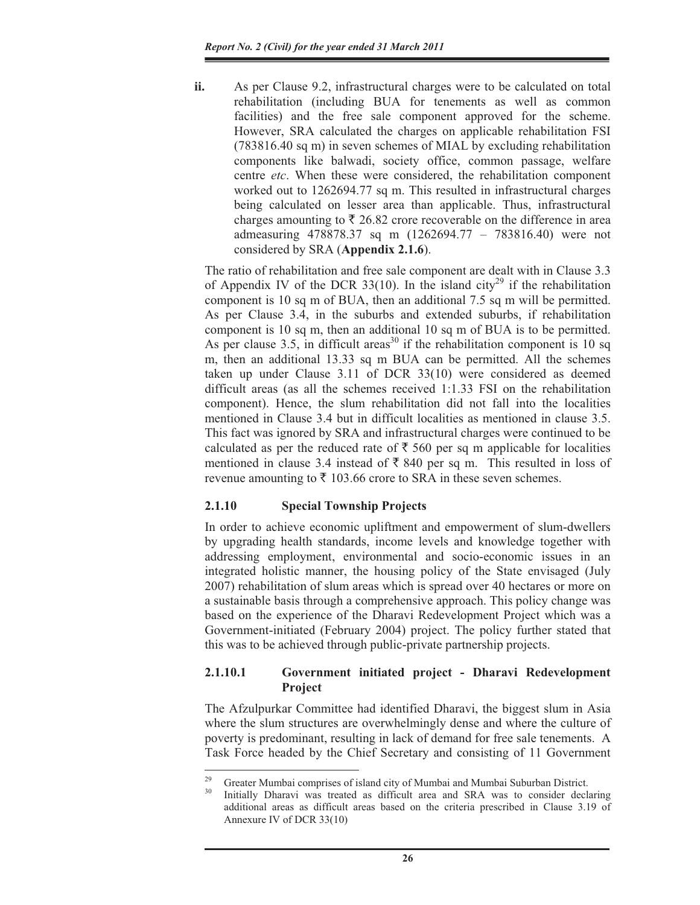**ii.** As per Clause 9.2, infrastructural charges were to be calculated on total rehabilitation (including BUA for tenements as well as common facilities) and the free sale component approved for the scheme. However, SRA calculated the charges on applicable rehabilitation FSI (783816.40 sq m) in seven schemes of MIAL by excluding rehabilitation components like balwadi, society office, common passage, welfare centre *etc*. When these were considered, the rehabilitation component worked out to 1262694.77 sq m. This resulted in infrastructural charges being calculated on lesser area than applicable. Thus, infrastructural charges amounting to ₹ 26.82 crore recoverable on the difference in area admeasuring 478878.37 sq m (1262694.77 – 783816.40) were not considered by SRA (**Appendix 2.1.6**).

The ratio of rehabilitation and free sale component are dealt with in Clause 3.3 of Appendix IV of the DCR 33(10). In the island city[29] if the rehabilitation component is 10 sq m of BUA, then an additional 7.5 sq m will be permitted. As per Clause 3.4, in the suburbs and extended suburbs, if rehabilitation component is 10 sq m, then an additional 10 sq m of BUA is to be permitted. As per clause 3.5, in difficult areas[30] if the rehabilitation component is 10 sq m, then an additional 13.33 sq m BUA can be permitted. All the schemes taken up under Clause 3.11 of DCR 33(10) were considered as deemed difficult areas (as all the schemes received 1:1.33 FSI on the rehabilitation component). Hence, the slum rehabilitation did not fall into the localities mentioned in Clause 3.4 but in difficult localities as mentioned in clause 3.5. This fact was ignored by SRA and infrastructural charges were continued to be calculated as per the reduced rate of ₹ 560 per sq m applicable for localities mentioned in clause 3.4 instead of ₹ 840 per sq m. This resulted in loss of revenue amounting to ₹ 103.66 crore to SRA in these seven schemes.

### 2.1.10 Special Township Projects

In order to achieve economic upliftment and empowerment of slum-dwellers by upgrading health standards, income levels and knowledge together with addressing employment, environmental and socio-economic issues in an integrated holistic manner, the housing policy of the State envisaged (July 2007) rehabilitation of slum areas which is spread over 40 hectares or more on a sustainable basis through a comprehensive approach. This policy change was based on the experience of the Dharavi Redevelopment Project which was a Government-initiated (February 2004) project. The policy further stated that this was to be achieved through public-private partnership projects.

#### 2.1.10.1 Government initiated project - Dharavi Redevelopment Project

The Afzulpurkar Committee had identified Dharavi, the biggest slum in Asia where the slum structures are overwhelmingly dense and where the culture of poverty is predominant, resulting in lack of demand for free sale tenements. A Task Force headed by the Chief Secretary and consisting of 11 Government

---

[29] Greater Mumbai comprises of island city of Mumbai and Mumbai Suburban District.

[30] Initially Dharavi was treated as difficult area and SRA was to consider declaring additional areas as difficult areas based on the criteria prescribed in Clause 3.19 of Annexure IV of DCR 33(10)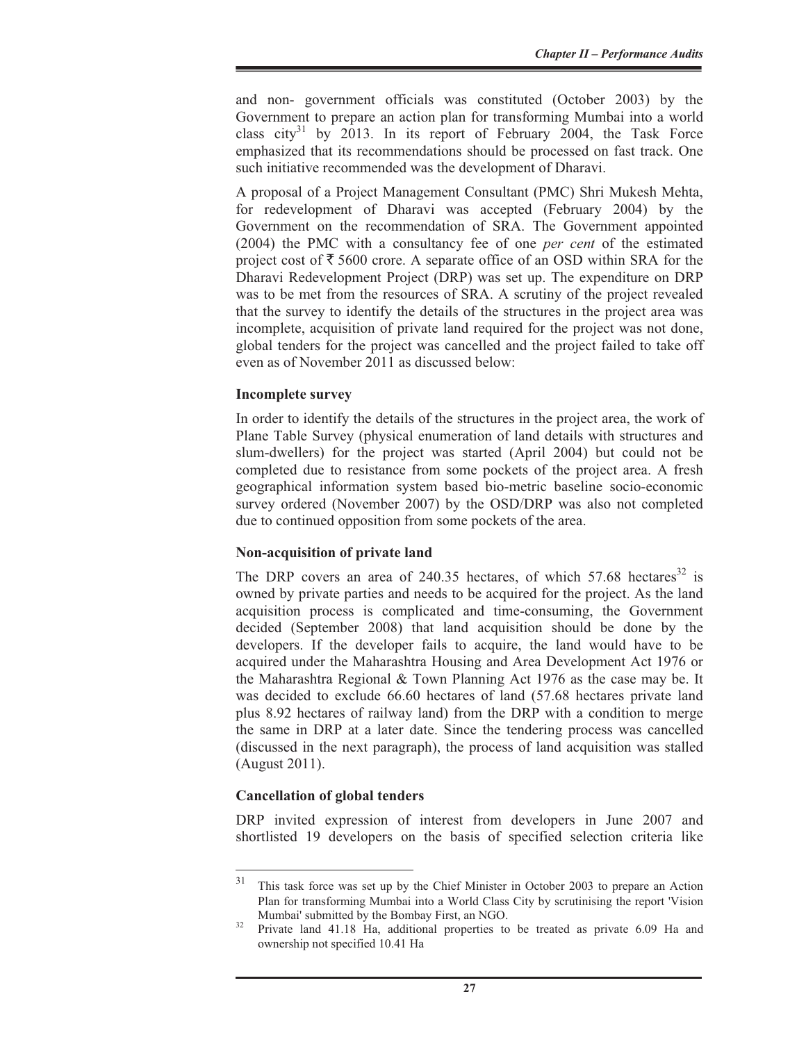and non- government officials was constituted (October 2003) by the Government to prepare an action plan for transforming Mumbai into a world class city[31] by 2013. In its report of February 2004, the Task Force emphasized that its recommendations should be processed on fast track. One such initiative recommended was the development of Dharavi.

A proposal of a Project Management Consultant (PMC) Shri Mukesh Mehta, for redevelopment of Dharavi was accepted (February 2004) by the Government on the recommendation of SRA. The Government appointed (2004) the PMC with a consultancy fee of one *per cent* of the estimated project cost of ₹ 5600 crore. A separate office of an OSD within SRA for the Dharavi Redevelopment Project (DRP) was set up. The expenditure on DRP was to be met from the resources of SRA. A scrutiny of the project revealed that the survey to identify the details of the structures in the project area was incomplete, acquisition of private land required for the project was not done, global tenders for the project was cancelled and the project failed to take off even as of November 2011 as discussed below:

**Incomplete survey**

In order to identify the details of the structures in the project area, the work of Plane Table Survey (physical enumeration of land details with structures and slum-dwellers) for the project was started (April 2004) but could not be completed due to resistance from some pockets of the project area. A fresh geographical information system based bio-metric baseline socio-economic survey ordered (November 2007) by the OSD/DRP was also not completed due to continued opposition from some pockets of the area.

**Non-acquisition of private land**

The DRP covers an area of 240.35 hectares, of which 57.68 hectares[32] is owned by private parties and needs to be acquired for the project. As the land acquisition process is complicated and time-consuming, the Government decided (September 2008) that land acquisition should be done by the developers. If the developer fails to acquire, the land would have to be acquired under the Maharashtra Housing and Area Development Act 1976 or the Maharashtra Regional & Town Planning Act 1976 as the case may be. It was decided to exclude 66.60 hectares of land (57.68 hectares private land plus 8.92 hectares of railway land) from the DRP with a condition to merge the same in DRP at a later date. Since the tendering process was cancelled (discussed in the next paragraph), the process of land acquisition was stalled (August 2011).

**Cancellation of global tenders**

DRP invited expression of interest from developers in June 2007 and shortlisted 19 developers on the basis of specified selection criteria like

---

[31] This task force was set up by the Chief Minister in October 2003 to prepare an Action Plan for transforming Mumbai into a World Class City by scrutinising the report 'Vision Mumbai' submitted by the Bombay First, an NGO.

[32] Private land 41.18 Ha, additional properties to be treated as private 6.09 Ha and ownership not specified 10.41 Ha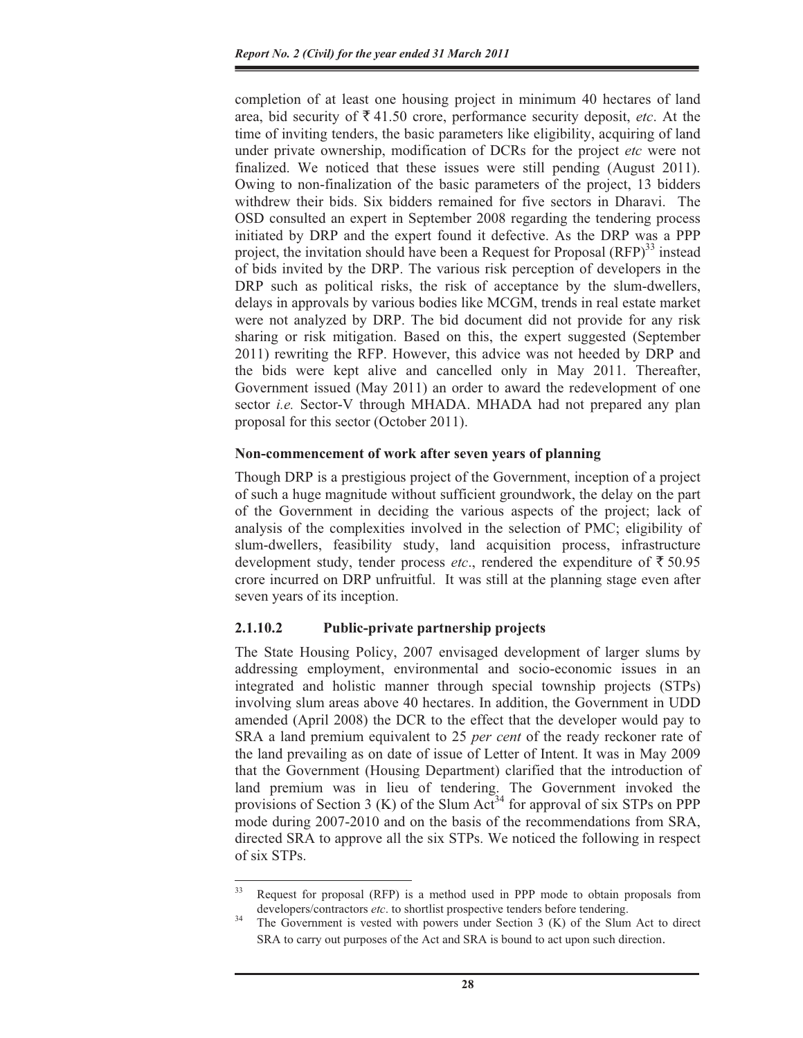completion of at least one housing project in minimum 40 hectares of land area, bid security of ₹ 41.50 crore, performance security deposit, *etc*. At the time of inviting tenders, the basic parameters like eligibility, acquiring of land under private ownership, modification of DCRs for the project *etc* were not finalized. We noticed that these issues were still pending (August 2011). Owing to non-finalization of the basic parameters of the project, 13 bidders withdrew their bids. Six bidders remained for five sectors in Dharavi. The OSD consulted an expert in September 2008 regarding the tendering process initiated by DRP and the expert found it defective. As the DRP was a PPP project, the invitation should have been a Request for Proposal (RFP)[33] instead of bids invited by the DRP. The various risk perception of developers in the DRP such as political risks, the risk of acceptance by the slum-dwellers, delays in approvals by various bodies like MCGM, trends in real estate market were not analyzed by DRP. The bid document did not provide for any risk sharing or risk mitigation. Based on this, the expert suggested (September 2011) rewriting the RFP. However, this advice was not heeded by DRP and the bids were kept alive and cancelled only in May 2011. Thereafter, Government issued (May 2011) an order to award the redevelopment of one sector *i.e.* Sector-V through MHADA. MHADA had not prepared any plan proposal for this sector (October 2011).

**Non-commencement of work after seven years of planning**

Though DRP is a prestigious project of the Government, inception of a project of such a huge magnitude without sufficient groundwork, the delay on the part of the Government in deciding the various aspects of the project; lack of analysis of the complexities involved in the selection of PMC; eligibility of slum-dwellers, feasibility study, land acquisition process, infrastructure development study, tender process *etc*., rendered the expenditure of ₹ 50.95 crore incurred on DRP unfruitful. It was still at the planning stage even after seven years of its inception.

### 2.1.10.2 Public-private partnership projects

The State Housing Policy, 2007 envisaged development of larger slums by addressing employment, environmental and socio-economic issues in an integrated and holistic manner through special township projects (STPs) involving slum areas above 40 hectares. In addition, the Government in UDD amended (April 2008) the DCR to the effect that the developer would pay to SRA a land premium equivalent to 25 *per cent* of the ready reckoner rate of the land prevailing as on date of issue of Letter of Intent. It was in May 2009 that the Government (Housing Department) clarified that the introduction of land premium was in lieu of tendering. The Government invoked the provisions of Section 3 (K) of the Slum Act[34] for approval of six STPs on PPP mode during 2007-2010 and on the basis of the recommendations from SRA, directed SRA to approve all the six STPs. We noticed the following in respect of six STPs.

---

[33] Request for proposal (RFP) is a method used in PPP mode to obtain proposals from developers/contractors *etc*. to shortlist prospective tenders before tendering.

[34] The Government is vested with powers under Section 3 (K) of the Slum Act to direct SRA to carry out purposes of the Act and SRA is bound to act upon such direction.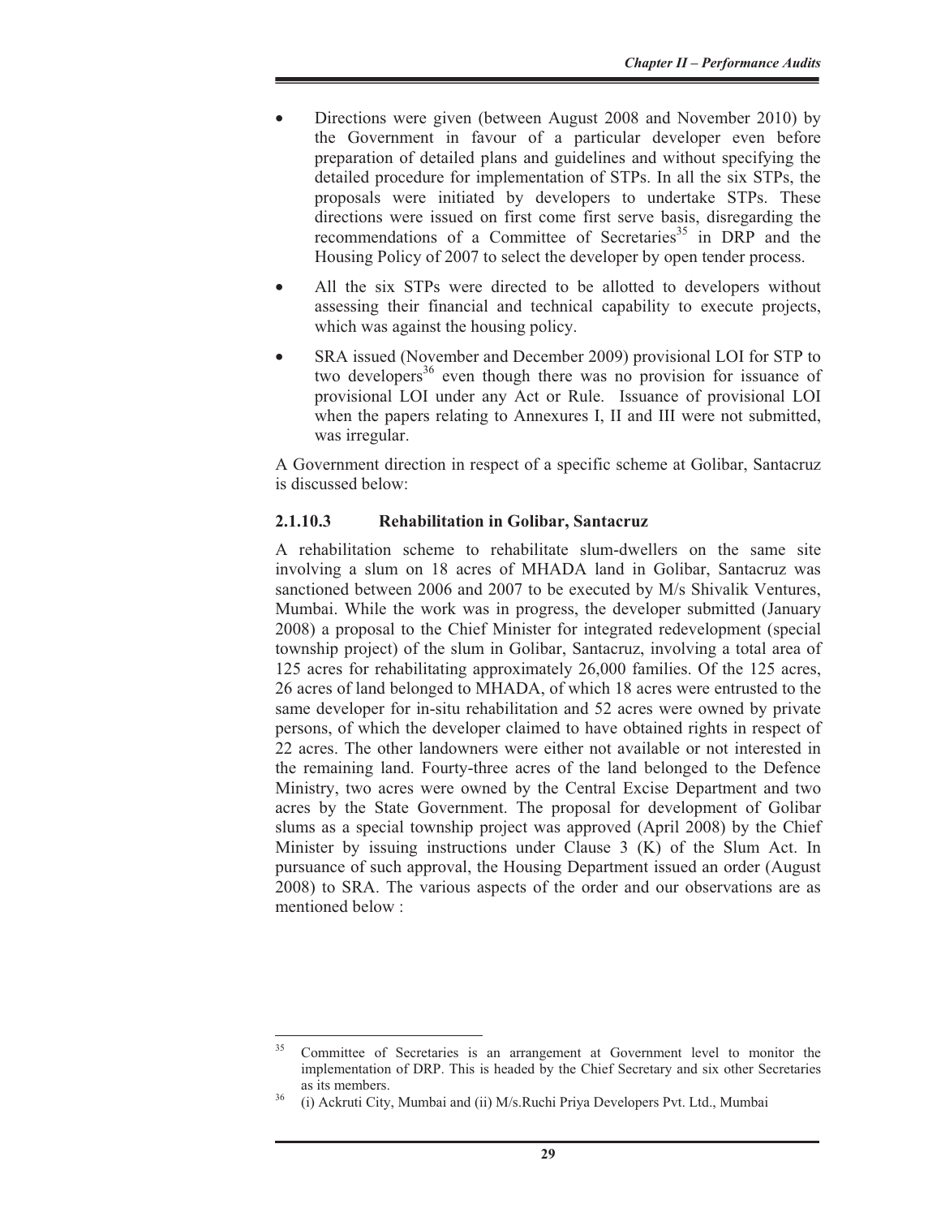- Directions were given (between August 2008 and November 2010) by the Government in favour of a particular developer even before preparation of detailed plans and guidelines and without specifying the detailed procedure for implementation of STPs. In all the six STPs, the proposals were initiated by developers to undertake STPs. These directions were issued on first come first serve basis, disregarding the recommendations of a Committee of Secretaries[35] in DRP and the Housing Policy of 2007 to select the developer by open tender process.

- All the six STPs were directed to be allotted to developers without assessing their financial and technical capability to execute projects, which was against the housing policy.

- SRA issued (November and December 2009) provisional LOI for STP to two developers[36] even though there was no provision for issuance of provisional LOI under any Act or Rule. Issuance of provisional LOI when the papers relating to Annexures I, II and III were not submitted, was irregular.

A Government direction in respect of a specific scheme at Golibar, Santacruz is discussed below:

#### 2.1.10.3 Rehabilitation in Golibar, Santacruz

A rehabilitation scheme to rehabilitate slum-dwellers on the same site involving a slum on 18 acres of MHADA land in Golibar, Santacruz was sanctioned between 2006 and 2007 to be executed by M/s Shivalik Ventures, Mumbai. While the work was in progress, the developer submitted (January 2008) a proposal to the Chief Minister for integrated redevelopment (special township project) of the slum in Golibar, Santacruz, involving a total area of 125 acres for rehabilitating approximately 26,000 families. Of the 125 acres, 26 acres of land belonged to MHADA, of which 18 acres were entrusted to the same developer for in-situ rehabilitation and 52 acres were owned by private persons, of which the developer claimed to have obtained rights in respect of 22 acres. The other landowners were either not available or not interested in the remaining land. Fourty-three acres of the land belonged to the Defence Ministry, two acres were owned by the Central Excise Department and two acres by the State Government. The proposal for development of Golibar slums as a special township project was approved (April 2008) by the Chief Minister by issuing instructions under Clause 3 (K) of the Slum Act. In pursuance of such approval, the Housing Department issued an order (August 2008) to SRA. The various aspects of the order and our observations are as mentioned below :

---

[35] Committee of Secretaries is an arrangement at Government level to monitor the implementation of DRP. This is headed by the Chief Secretary and six other Secretaries as its members.

[36] (i) Ackruti City, Mumbai and (ii) M/s.Ruchi Priya Developers Pvt. Ltd., Mumbai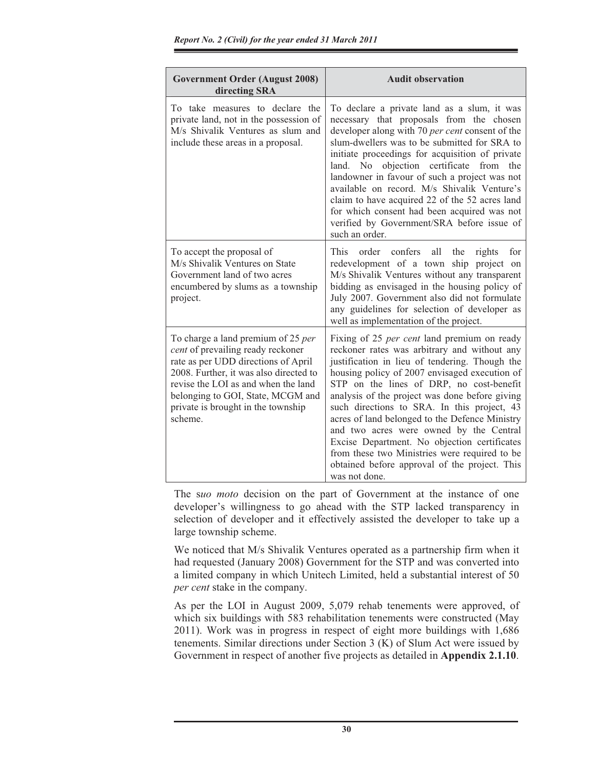| Government Order (August 2008) directing SRA | Audit observation |
|---|---|
| To take measures to declare the private land, not in the possession of M/s Shivalik Ventures as slum and include these areas in a proposal. | To declare a private land as a slum, it was necessary that proposals from the chosen developer along with 70 *per cent* consent of the slum-dwellers was to be submitted for SRA to initiate proceedings for acquisition of private land. No objection certificate from the landowner in favour of such a project was not available on record. M/s Shivalik Venture's claim to have acquired 22 of the 52 acres land for which consent had been acquired was not verified by Government/SRA before issue of such an order. |
| To accept the proposal of M/s Shivalik Ventures on State Government land of two acres encumbered by slums as a township project. | This order confers all the rights for redevelopment of a town ship project on M/s Shivalik Ventures without any transparent bidding as envisaged in the housing policy of July 2007. Government also did not formulate any guidelines for selection of developer as well as implementation of the project. |
| To charge a land premium of 25 *per cent* of prevailing ready reckoner rate as per UDD directions of April 2008. Further, it was also directed to revise the LOI as and when the land belonging to GOI, State, MCGM and private is brought in the township scheme. | Fixing of 25 *per cent* land premium on ready reckoner rates was arbitrary and without any justification in lieu of tendering. Though the housing policy of 2007 envisaged execution of STP on the lines of DRP, no cost-benefit analysis of the project was done before giving such directions to SRA. In this project, 43 acres of land belonged to the Defence Ministry and two acres were owned by the Central Excise Department. No objection certificates from these two Ministries were required to be obtained before approval of the project. This was not done. |

The s*uo moto* decision on the part of Government at the instance of one developer's willingness to go ahead with the STP lacked transparency in selection of developer and it effectively assisted the developer to take up a large township scheme.

We noticed that M/s Shivalik Ventures operated as a partnership firm when it had requested (January 2008) Government for the STP and was converted into a limited company in which Unitech Limited, held a substantial interest of 50 *per cent* stake in the company.

As per the LOI in August 2009, 5,079 rehab tenements were approved, of which six buildings with 583 rehabilitation tenements were constructed (May 2011). Work was in progress in respect of eight more buildings with 1,686 tenements. Similar directions under Section 3 (K) of Slum Act were issued by Government in respect of another five projects as detailed in **Appendix 2.1.10**.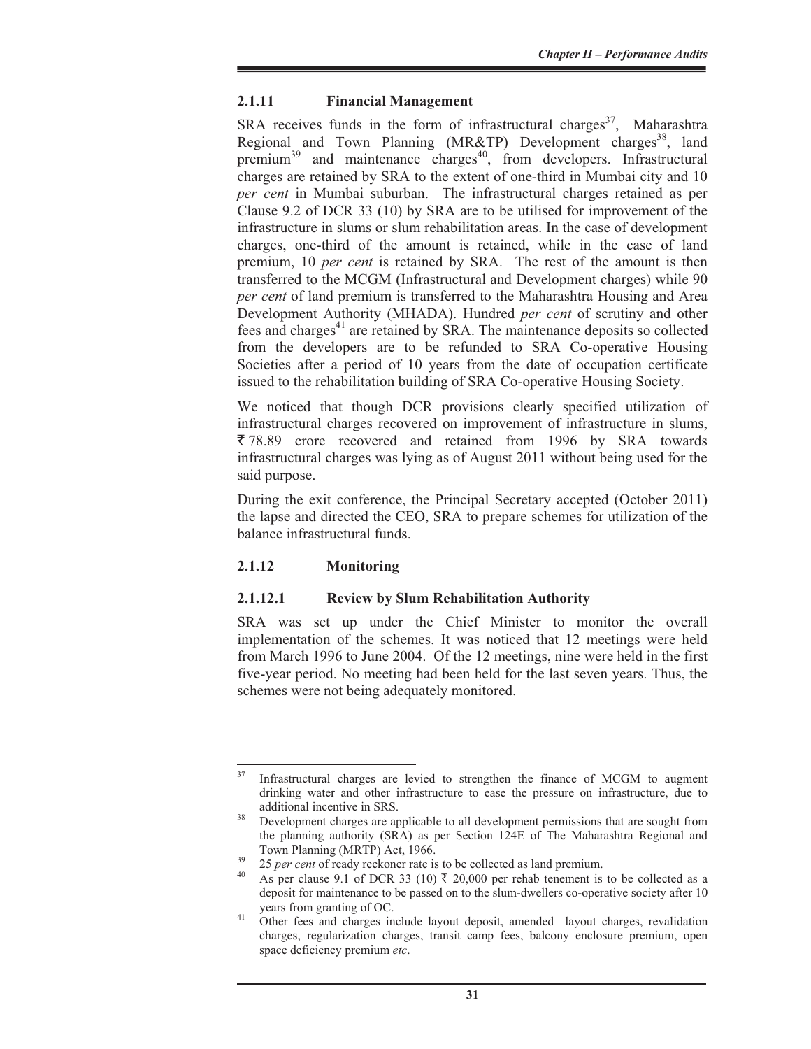### 2.1.11 Financial Management

SRA receives funds in the form of infrastructural charges[37], Maharashtra Regional and Town Planning (MR&TP) Development charges[38], land premium[39] and maintenance charges[40], from developers. Infrastructural charges are retained by SRA to the extent of one-third in Mumbai city and 10 *per cent* in Mumbai suburban. The infrastructural charges retained as per Clause 9.2 of DCR 33 (10) by SRA are to be utilised for improvement of the infrastructure in slums or slum rehabilitation areas. In the case of development charges, one-third of the amount is retained, while in the case of land premium, 10 *per cent* is retained by SRA. The rest of the amount is then transferred to the MCGM (Infrastructural and Development charges) while 90 *per cent* of land premium is transferred to the Maharashtra Housing and Area Development Authority (MHADA). Hundred *per cent* of scrutiny and other fees and charges[41] are retained by SRA. The maintenance deposits so collected from the developers are to be refunded to SRA Co-operative Housing Societies after a period of 10 years from the date of occupation certificate issued to the rehabilitation building of SRA Co-operative Housing Society.

We noticed that though DCR provisions clearly specified utilization of infrastructural charges recovered on improvement of infrastructure in slums, ₹ 78.89 crore recovered and retained from 1996 by SRA towards infrastructural charges was lying as of August 2011 without being used for the said purpose.

During the exit conference, the Principal Secretary accepted (October 2011) the lapse and directed the CEO, SRA to prepare schemes for utilization of the balance infrastructural funds.

### 2.1.12 Monitoring

#### 2.1.12.1 Review by Slum Rehabilitation Authority

SRA was set up under the Chief Minister to monitor the overall implementation of the schemes. It was noticed that 12 meetings were held from March 1996 to June 2004. Of the 12 meetings, nine were held in the first five-year period. No meeting had been held for the last seven years. Thus, the schemes were not being adequately monitored.

---

[37] Infrastructural charges are levied to strengthen the finance of MCGM to augment drinking water and other infrastructure to ease the pressure on infrastructure, due to additional incentive in SRS.

[38] Development charges are applicable to all development permissions that are sought from the planning authority (SRA) as per Section 124E of The Maharashtra Regional and Town Planning (MRTP) Act, 1966.

[39] 25 *per cent* of ready reckoner rate is to be collected as land premium.

[40] As per clause 9.1 of DCR 33 (10) ₹ 20,000 per rehab tenement is to be collected as a deposit for maintenance to be passed on to the slum-dwellers co-operative society after 10 years from granting of OC.

[41] Other fees and charges include layout deposit, amended layout charges, revalidation charges, regularization charges, transit camp fees, balcony enclosure premium, open space deficiency premium *etc*.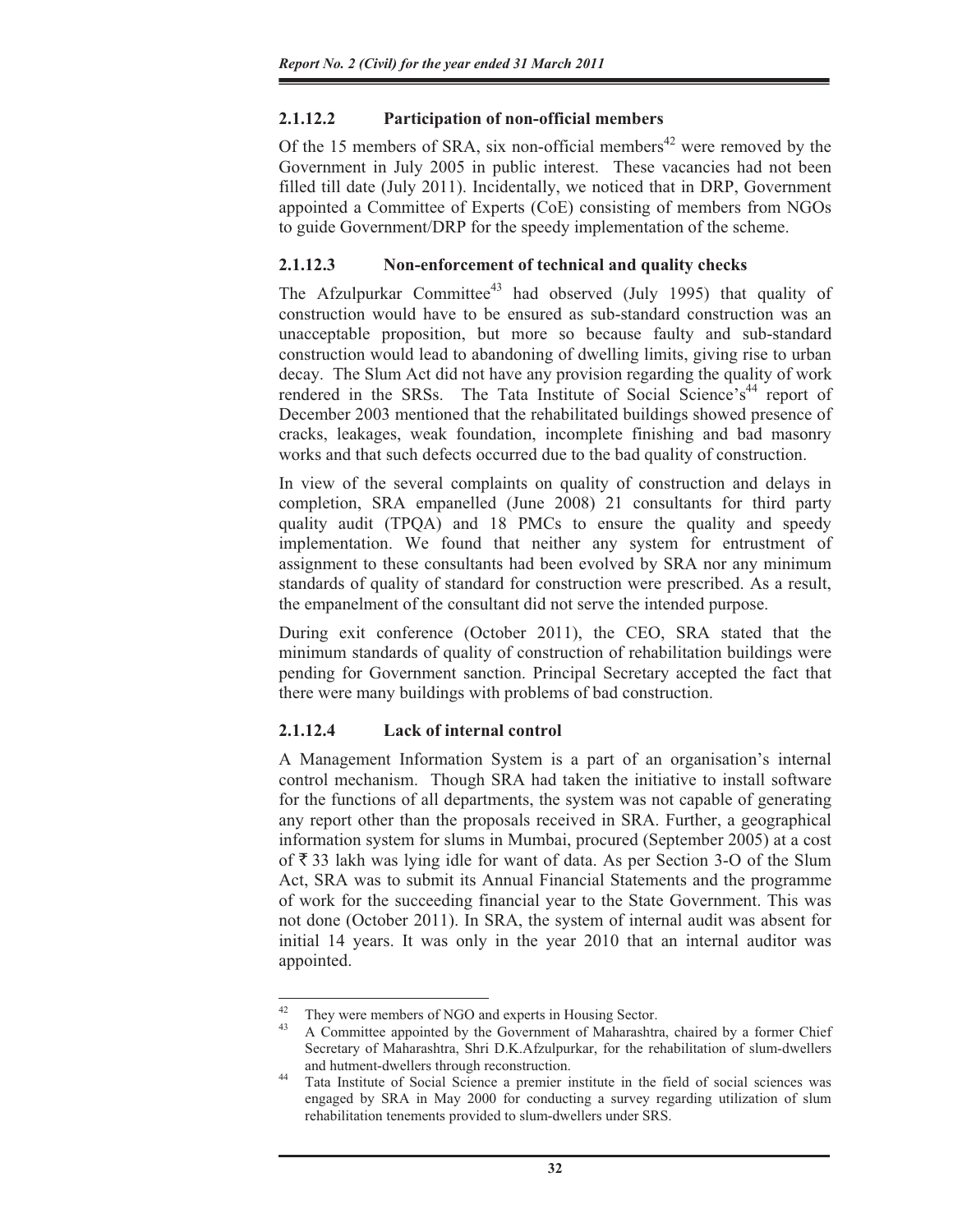### 2.1.12.2 Participation of non-official members

Of the 15 members of SRA, six non-official members[42] were removed by the Government in July 2005 in public interest. These vacancies had not been filled till date (July 2011). Incidentally, we noticed that in DRP, Government appointed a Committee of Experts (CoE) consisting of members from NGOs to guide Government/DRP for the speedy implementation of the scheme.

### 2.1.12.3 Non-enforcement of technical and quality checks

The Afzulpurkar Committee[43] had observed (July 1995) that quality of construction would have to be ensured as sub-standard construction was an unacceptable proposition, but more so because faulty and sub-standard construction would lead to abandoning of dwelling limits, giving rise to urban decay. The Slum Act did not have any provision regarding the quality of work rendered in the SRSs. The Tata Institute of Social Science's[44] report of December 2003 mentioned that the rehabilitated buildings showed presence of cracks, leakages, weak foundation, incomplete finishing and bad masonry works and that such defects occurred due to the bad quality of construction.

In view of the several complaints on quality of construction and delays in completion, SRA empanelled (June 2008) 21 consultants for third party quality audit (TPQA) and 18 PMCs to ensure the quality and speedy implementation. We found that neither any system for entrustment of assignment to these consultants had been evolved by SRA nor any minimum standards of quality of standard for construction were prescribed. As a result, the empanelment of the consultant did not serve the intended purpose.

During exit conference (October 2011), the CEO, SRA stated that the minimum standards of quality of construction of rehabilitation buildings were pending for Government sanction. Principal Secretary accepted the fact that there were many buildings with problems of bad construction.

### 2.1.12.4 Lack of internal control

A Management Information System is a part of an organisation's internal control mechanism. Though SRA had taken the initiative to install software for the functions of all departments, the system was not capable of generating any report other than the proposals received in SRA. Further, a geographical information system for slums in Mumbai, procured (September 2005) at a cost of ₹ 33 lakh was lying idle for want of data. As per Section 3-O of the Slum Act, SRA was to submit its Annual Financial Statements and the programme of work for the succeeding financial year to the State Government. This was not done (October 2011). In SRA, the system of internal audit was absent for initial 14 years. It was only in the year 2010 that an internal auditor was appointed.

---

[42] They were members of NGO and experts in Housing Sector.

[43] A Committee appointed by the Government of Maharashtra, chaired by a former Chief Secretary of Maharashtra, Shri D.K.Afzulpurkar, for the rehabilitation of slum-dwellers and hutment-dwellers through reconstruction.

[44] Tata Institute of Social Science a premier institute in the field of social sciences was engaged by SRA in May 2000 for conducting a survey regarding utilization of slum rehabilitation tenements provided to slum-dwellers under SRS.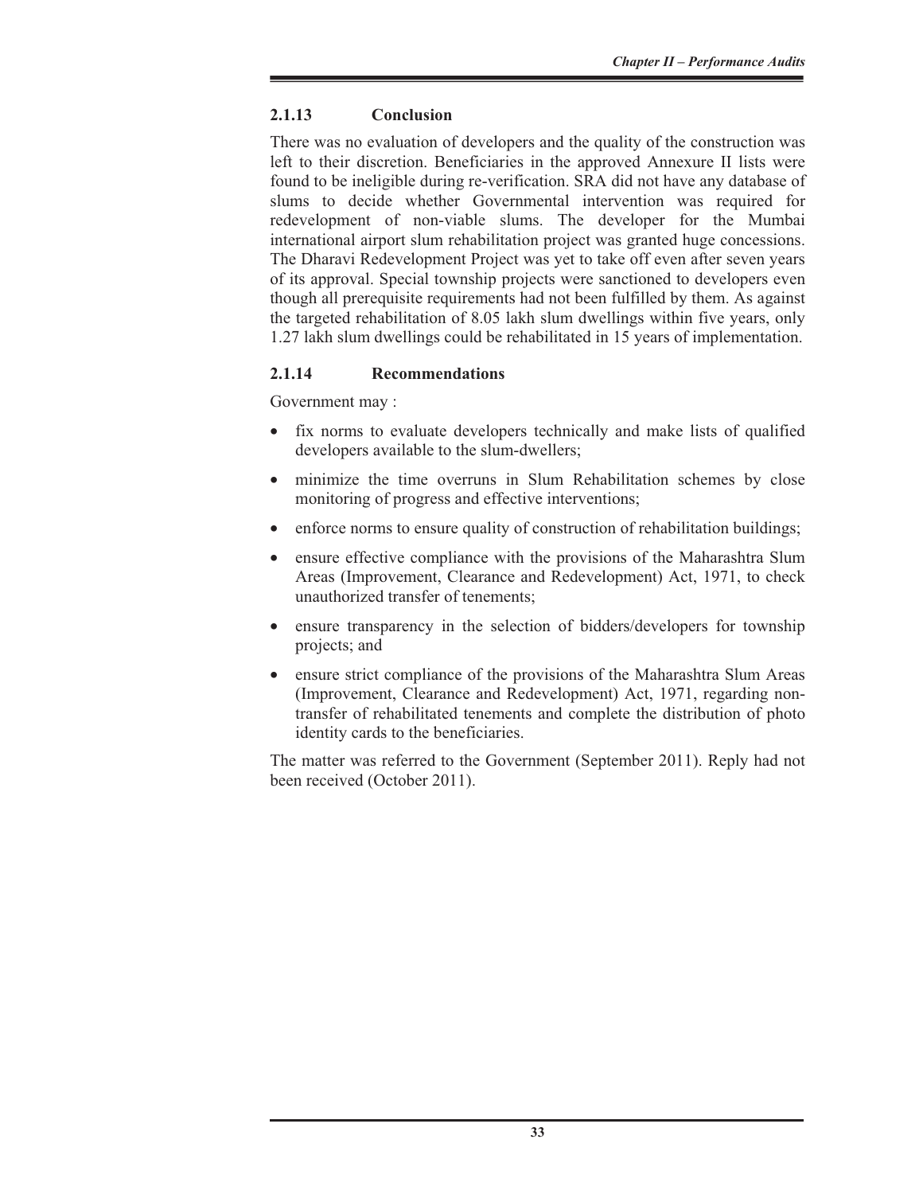### 2.1.13 Conclusion

There was no evaluation of developers and the quality of the construction was left to their discretion. Beneficiaries in the approved Annexure II lists were found to be ineligible during re-verification. SRA did not have any database of slums to decide whether Governmental intervention was required for redevelopment of non-viable slums. The developer for the Mumbai international airport slum rehabilitation project was granted huge concessions. The Dharavi Redevelopment Project was yet to take off even after seven years of its approval. Special township projects were sanctioned to developers even though all prerequisite requirements had not been fulfilled by them. As against the targeted rehabilitation of 8.05 lakh slum dwellings within five years, only 1.27 lakh slum dwellings could be rehabilitated in 15 years of implementation.

### 2.1.14 Recommendations

Government may :

- fix norms to evaluate developers technically and make lists of qualified developers available to the slum-dwellers;
- minimize the time overruns in Slum Rehabilitation schemes by close monitoring of progress and effective interventions;
- enforce norms to ensure quality of construction of rehabilitation buildings;
- ensure effective compliance with the provisions of the Maharashtra Slum Areas (Improvement, Clearance and Redevelopment) Act, 1971, to check unauthorized transfer of tenements;
- ensure transparency in the selection of bidders/developers for township projects; and
- ensure strict compliance of the provisions of the Maharashtra Slum Areas (Improvement, Clearance and Redevelopment) Act, 1971, regarding non-transfer of rehabilitated tenements and complete the distribution of photo identity cards to the beneficiaries.

The matter was referred to the Government (September 2011). Reply had not been received (October 2011).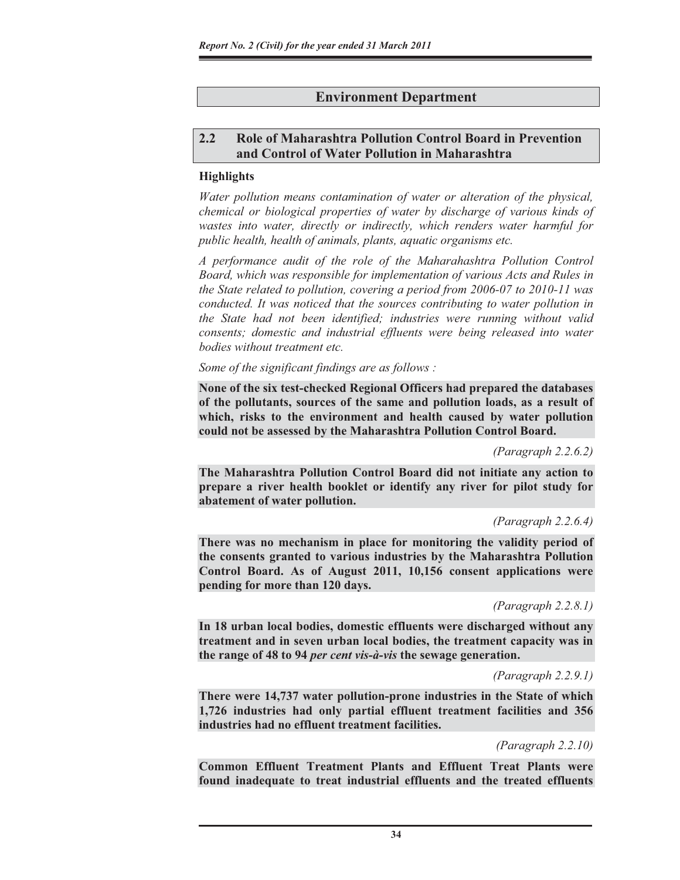# Environment Department

## 2.2 Role of Maharashtra Pollution Control Board in Prevention and Control of Water Pollution in Maharashtra

### Highlights

*Water pollution means contamination of water or alteration of the physical, chemical or biological properties of water by discharge of various kinds of wastes into water, directly or indirectly, which renders water harmful for public health, health of animals, plants, aquatic organisms etc.*

*A performance audit of the role of the Maharahashtra Pollution Control Board, which was responsible for implementation of various Acts and Rules in the State related to pollution, covering a period from 2006-07 to 2010-11 was conducted. It was noticed that the sources contributing to water pollution in the State had not been identified; industries were running without valid consents; domestic and industrial effluents were being released into water bodies without treatment etc.*

*Some of the significant findings are as follows :*

**None of the six test-checked Regional Officers had prepared the databases of the pollutants, sources of the same and pollution loads, as a result of which, risks to the environment and health caused by water pollution could not be assessed by the Maharashtra Pollution Control Board.**

*(Paragraph 2.2.6.2)*

**The Maharashtra Pollution Control Board did not initiate any action to prepare a river health booklet or identify any river for pilot study for abatement of water pollution.**

*(Paragraph 2.2.6.4)*

**There was no mechanism in place for monitoring the validity period of the consents granted to various industries by the Maharashtra Pollution Control Board. As of August 2011, 10,156 consent applications were pending for more than 120 days.**

*(Paragraph 2.2.8.1)*

**In 18 urban local bodies, domestic effluents were discharged without any treatment and in seven urban local bodies, the treatment capacity was in the range of 48 to 94 *per cent vis-à-vis* the sewage generation.**

*(Paragraph 2.2.9.1)*

**There were 14,737 water pollution-prone industries in the State of which 1,726 industries had only partial effluent treatment facilities and 356 industries had no effluent treatment facilities.**

*(Paragraph 2.2.10)*

**Common Effluent Treatment Plants and Effluent Treat Plants were found inadequate to treat industrial effluents and the treated effluents**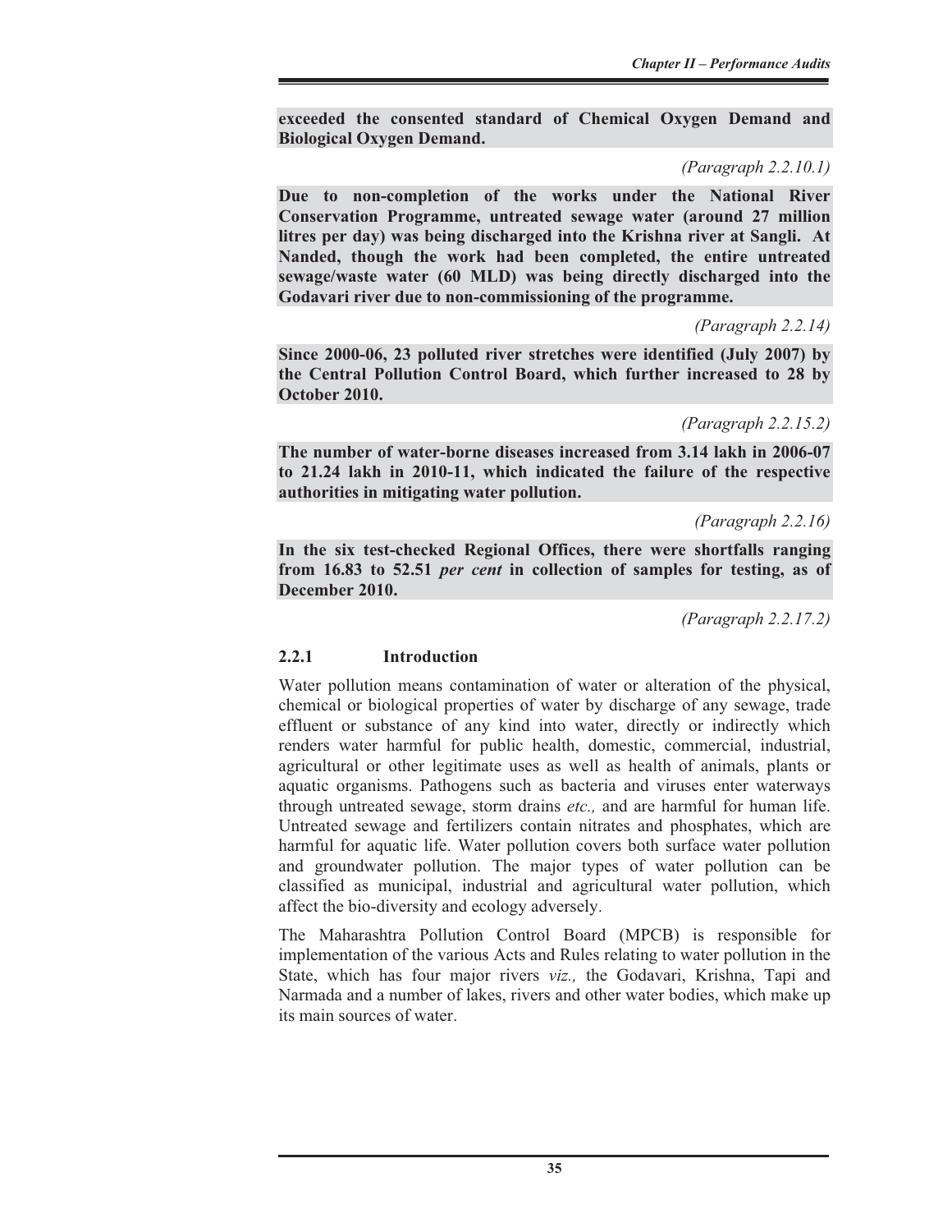**exceeded the consented standard of Chemical Oxygen Demand and Biological Oxygen Demand.**

*(Paragraph 2.2.10.1)*

**Due to non-completion of the works under the National River Conservation Programme, untreated sewage water (around 27 million litres per day) was being discharged into the Krishna river at Sangli. At Nanded, though the work had been completed, the entire untreated sewage/waste water (60 MLD) was being directly discharged into the Godavari river due to non-commissioning of the programme.**

*(Paragraph 2.2.14)*

**Since 2000-06, 23 polluted river stretches were identified (July 2007) by the Central Pollution Control Board, which further increased to 28 by October 2010.**

*(Paragraph 2.2.15.2)*

**The number of water-borne diseases increased from 3.14 lakh in 2006-07 to 21.24 lakh in 2010-11, which indicated the failure of the respective authorities in mitigating water pollution.**

*(Paragraph 2.2.16)*

**In the six test-checked Regional Offices, there were shortfalls ranging from 16.83 to 52.51 *per cent* in collection of samples for testing, as of December 2010.**

*(Paragraph 2.2.17.2)*

### 2.2.1 Introduction

Water pollution means contamination of water or alteration of the physical, chemical or biological properties of water by discharge of any sewage, trade effluent or substance of any kind into water, directly or indirectly which renders water harmful for public health, domestic, commercial, industrial, agricultural or other legitimate uses as well as health of animals, plants or aquatic organisms. Pathogens such as bacteria and viruses enter waterways through untreated sewage, storm drains *etc.,* and are harmful for human life. Untreated sewage and fertilizers contain nitrates and phosphates, which are harmful for aquatic life. Water pollution covers both surface water pollution and groundwater pollution. The major types of water pollution can be classified as municipal, industrial and agricultural water pollution, which affect the bio-diversity and ecology adversely.

The Maharashtra Pollution Control Board (MPCB) is responsible for implementation of the various Acts and Rules relating to water pollution in the State, which has four major rivers *viz.,* the Godavari, Krishna, Tapi and Narmada and a number of lakes, rivers and other water bodies, which make up its main sources of water.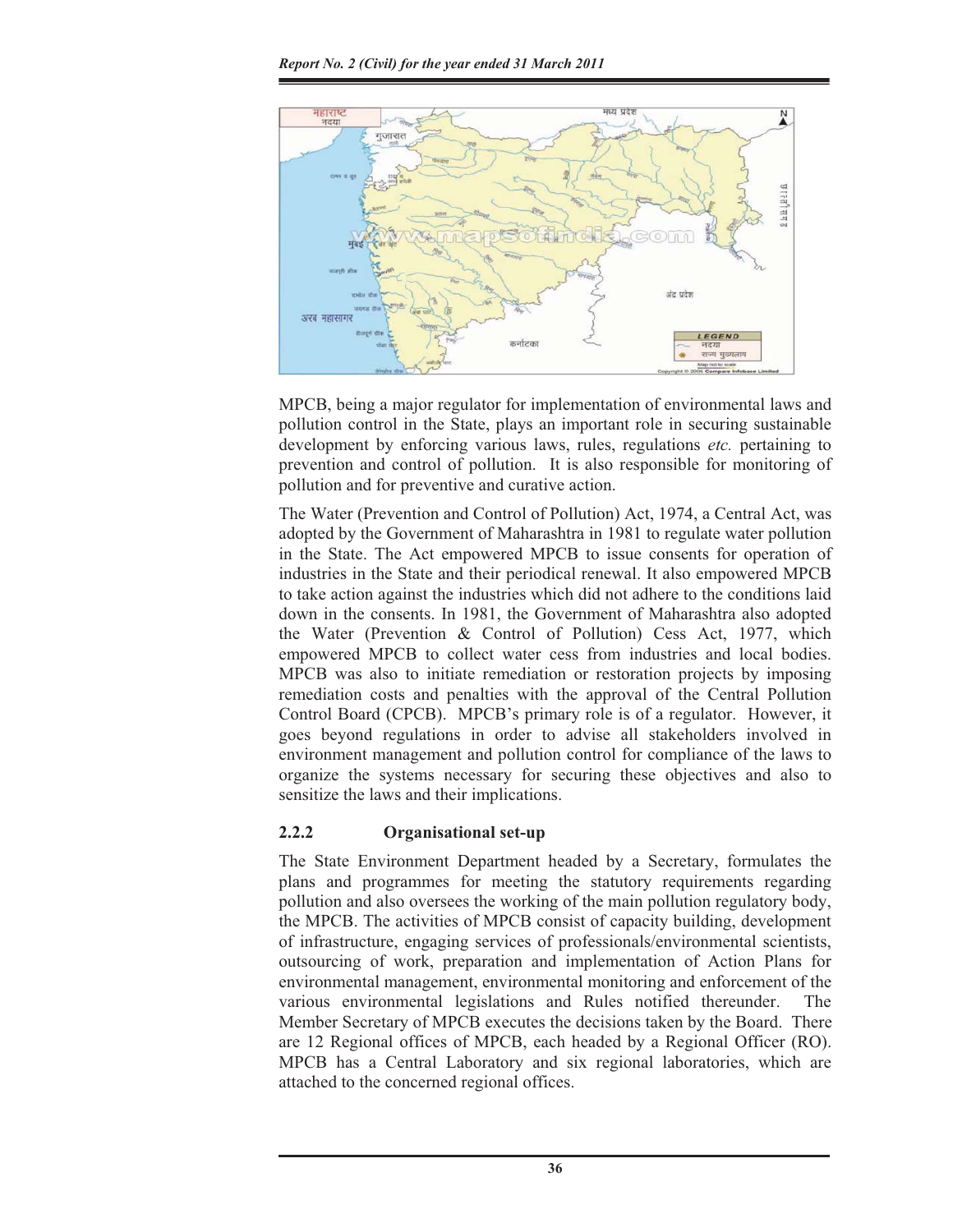MPCB, being a major regulator for implementation of environmental laws and pollution control in the State, plays an important role in securing sustainable development by enforcing various laws, rules, regulations *etc.* pertaining to prevention and control of pollution. It is also responsible for monitoring of pollution and for preventive and curative action.

The Water (Prevention and Control of Pollution) Act, 1974, a Central Act, was adopted by the Government of Maharashtra in 1981 to regulate water pollution in the State. The Act empowered MPCB to issue consents for operation of industries in the State and their periodical renewal. It also empowered MPCB to take action against the industries which did not adhere to the conditions laid down in the consents. In 1981, the Government of Maharashtra also adopted the Water (Prevention & Control of Pollution) Cess Act, 1977, which empowered MPCB to collect water cess from industries and local bodies. MPCB was also to initiate remediation or restoration projects by imposing remediation costs and penalties with the approval of the Central Pollution Control Board (CPCB). MPCB's primary role is of a regulator. However, it goes beyond regulations in order to advise all stakeholders involved in environment management and pollution control for compliance of the laws to organize the systems necessary for securing these objectives and also to sensitize the laws and their implications.

### 2.2.2 Organisational set-up

The State Environment Department headed by a Secretary, formulates the plans and programmes for meeting the statutory requirements regarding pollution and also oversees the working of the main pollution regulatory body, the MPCB. The activities of MPCB consist of capacity building, development of infrastructure, engaging services of professionals/environmental scientists, outsourcing of work, preparation and implementation of Action Plans for environmental management, environmental monitoring and enforcement of the various environmental legislations and Rules notified thereunder. The Member Secretary of MPCB executes the decisions taken by the Board. There are 12 Regional offices of MPCB, each headed by a Regional Officer (RO). MPCB has a Central Laboratory and six regional laboratories, which are attached to the concerned regional offices.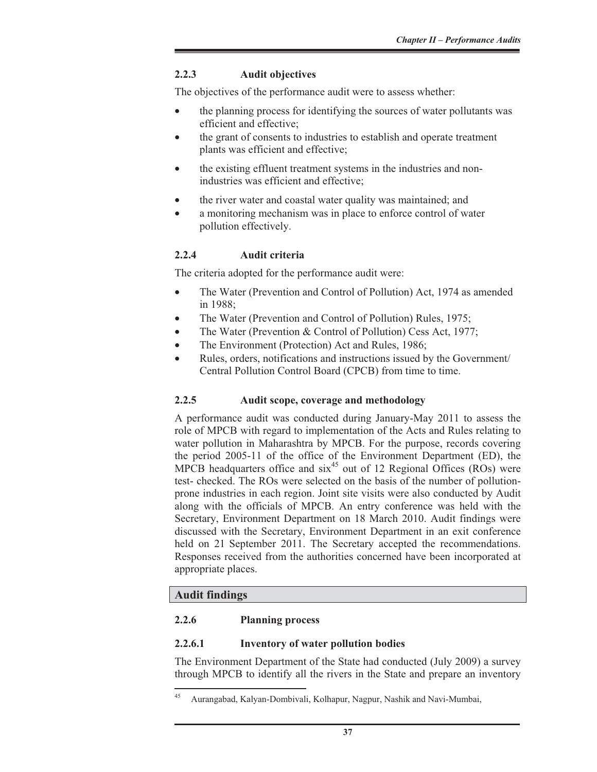### 2.2.3 Audit objectives

The objectives of the performance audit were to assess whether:

- the planning process for identifying the sources of water pollutants was efficient and effective;
- the grant of consents to industries to establish and operate treatment plants was efficient and effective;
- the existing effluent treatment systems in the industries and non-industries was efficient and effective;
- the river water and coastal water quality was maintained; and
- a monitoring mechanism was in place to enforce control of water pollution effectively.

### 2.2.4 Audit criteria

The criteria adopted for the performance audit were:

- The Water (Prevention and Control of Pollution) Act, 1974 as amended in 1988;
- The Water (Prevention and Control of Pollution) Rules, 1975;
- The Water (Prevention & Control of Pollution) Cess Act, 1977;
- The Environment (Protection) Act and Rules, 1986;
- Rules, orders, notifications and instructions issued by the Government/ Central Pollution Control Board (CPCB) from time to time.

### 2.2.5 Audit scope, coverage and methodology

A performance audit was conducted during January-May 2011 to assess the role of MPCB with regard to implementation of the Acts and Rules relating to water pollution in Maharashtra by MPCB. For the purpose, records covering the period 2005-11 of the office of the Environment Department (ED), the MPCB headquarters office and six[45] out of 12 Regional Offices (ROs) were test- checked. The ROs were selected on the basis of the number of pollution-prone industries in each region. Joint site visits were also conducted by Audit along with the officials of MPCB. An entry conference was held with the Secretary, Environment Department on 18 March 2010. Audit findings were discussed with the Secretary, Environment Department in an exit conference held on 21 September 2011. The Secretary accepted the recommendations. Responses received from the authorities concerned have been incorporated at appropriate places.

## Audit findings

### 2.2.6 Planning process

#### 2.2.6.1 Inventory of water pollution bodies

The Environment Department of the State had conducted (July 2009) a survey through MPCB to identify all the rivers in the State and prepare an inventory

---

[45] Aurangabad, Kalyan-Dombivali, Kolhapur, Nagpur, Nashik and Navi-Mumbai,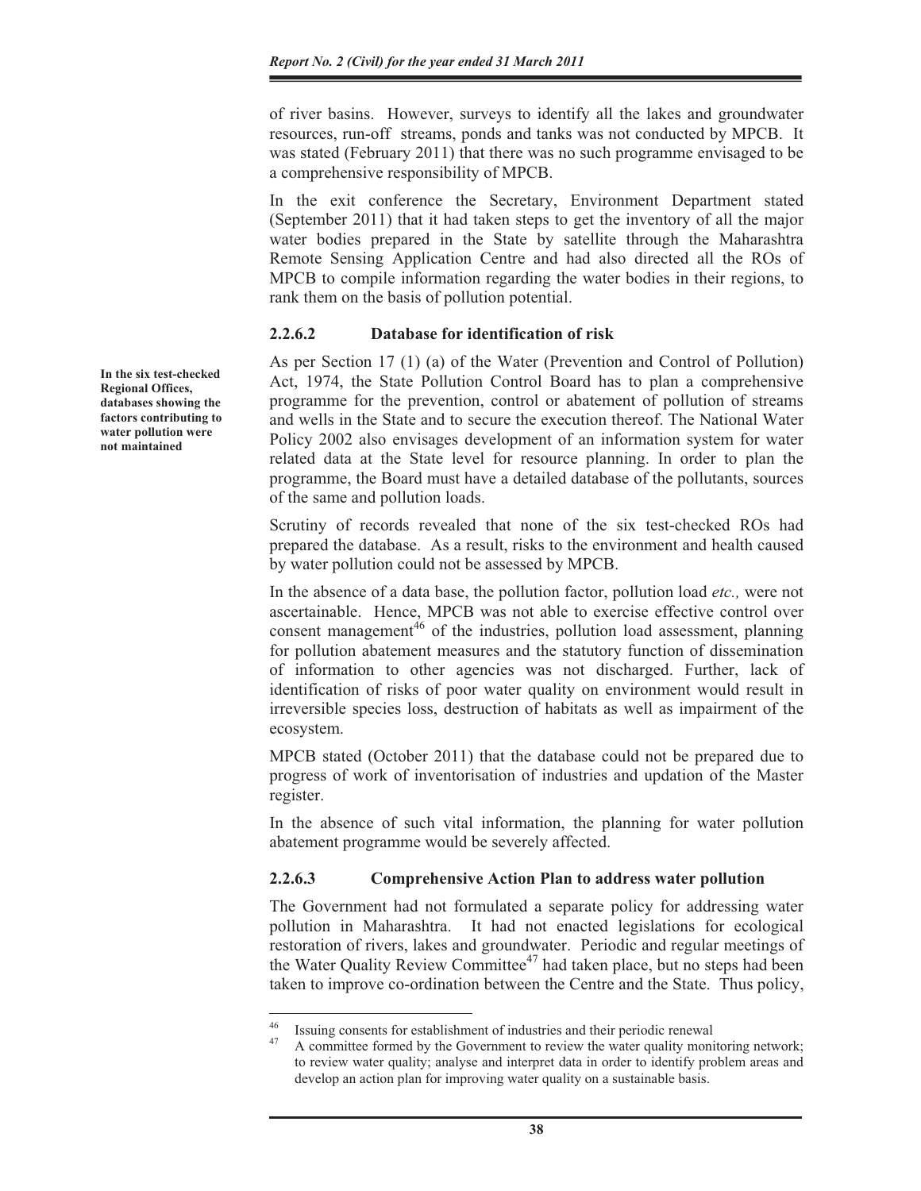of river basins. However, surveys to identify all the lakes and groundwater resources, run-off streams, ponds and tanks was not conducted by MPCB. It was stated (February 2011) that there was no such programme envisaged to be a comprehensive responsibility of MPCB.

In the exit conference the Secretary, Environment Department stated (September 2011) that it had taken steps to get the inventory of all the major water bodies prepared in the State by satellite through the Maharashtra Remote Sensing Application Centre and had also directed all the ROs of MPCB to compile information regarding the water bodies in their regions, to rank them on the basis of pollution potential.

### 2.2.6.2 Database for identification of risk

**In the six test-checked Regional Offices, databases showing the factors contributing to water pollution were not maintained**

As per Section 17 (1) (a) of the Water (Prevention and Control of Pollution) Act, 1974, the State Pollution Control Board has to plan a comprehensive programme for the prevention, control or abatement of pollution of streams and wells in the State and to secure the execution thereof. The National Water Policy 2002 also envisages development of an information system for water related data at the State level for resource planning. In order to plan the programme, the Board must have a detailed database of the pollutants, sources of the same and pollution loads.

Scrutiny of records revealed that none of the six test-checked ROs had prepared the database. As a result, risks to the environment and health caused by water pollution could not be assessed by MPCB.

In the absence of a data base, the pollution factor, pollution load *etc.,* were not ascertainable. Hence, MPCB was not able to exercise effective control over consent management[46] of the industries, pollution load assessment, planning for pollution abatement measures and the statutory function of dissemination of information to other agencies was not discharged. Further, lack of identification of risks of poor water quality on environment would result in irreversible species loss, destruction of habitats as well as impairment of the ecosystem.

MPCB stated (October 2011) that the database could not be prepared due to progress of work of inventorisation of industries and updation of the Master register.

In the absence of such vital information, the planning for water pollution abatement programme would be severely affected.

### 2.2.6.3 Comprehensive Action Plan to address water pollution

The Government had not formulated a separate policy for addressing water pollution in Maharashtra. It had not enacted legislations for ecological restoration of rivers, lakes and groundwater. Periodic and regular meetings of the Water Quality Review Committee[47] had taken place, but no steps had been taken to improve co-ordination between the Centre and the State. Thus policy,

---

[46] Issuing consents for establishment of industries and their periodic renewal

[47] A committee formed by the Government to review the water quality monitoring network; to review water quality; analyse and interpret data in order to identify problem areas and develop an action plan for improving water quality on a sustainable basis.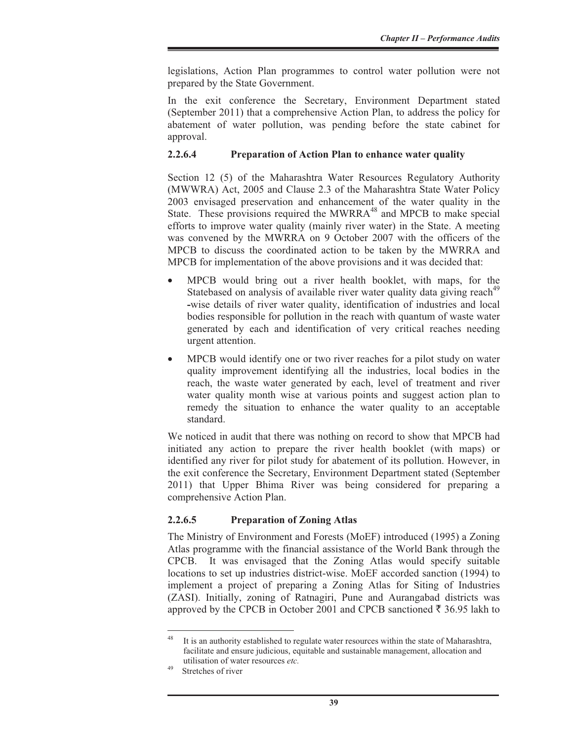legislations, Action Plan programmes to control water pollution were not prepared by the State Government.

In the exit conference the Secretary, Environment Department stated (September 2011) that a comprehensive Action Plan, to address the policy for abatement of water pollution, was pending before the state cabinet for approval.

### 2.2.6.4 Preparation of Action Plan to enhance water quality

Section 12 (5) of the Maharashtra Water Resources Regulatory Authority (MWWRA) Act, 2005 and Clause 2.3 of the Maharashtra State Water Policy 2003 envisaged preservation and enhancement of the water quality in the State. These provisions required the MWRRA[48] and MPCB to make special efforts to improve water quality (mainly river water) in the State. A meeting was convened by the MWRRA on 9 October 2007 with the officers of the MPCB to discuss the coordinated action to be taken by the MWRRA and MPCB for implementation of the above provisions and it was decided that:

- MPCB would bring out a river health booklet, with maps, for the Statebased on analysis of available river water quality data giving reach[49] -wise details of river water quality, identification of industries and local bodies responsible for pollution in the reach with quantum of waste water generated by each and identification of very critical reaches needing urgent attention.
- MPCB would identify one or two river reaches for a pilot study on water quality improvement identifying all the industries, local bodies in the reach, the waste water generated by each, level of treatment and river water quality month wise at various points and suggest action plan to remedy the situation to enhance the water quality to an acceptable standard.

We noticed in audit that there was nothing on record to show that MPCB had initiated any action to prepare the river health booklet (with maps) or identified any river for pilot study for abatement of its pollution. However, in the exit conference the Secretary, Environment Department stated (September 2011) that Upper Bhima River was being considered for preparing a comprehensive Action Plan.

### 2.2.6.5 Preparation of Zoning Atlas

The Ministry of Environment and Forests (MoEF) introduced (1995) a Zoning Atlas programme with the financial assistance of the World Bank through the CPCB. It was envisaged that the Zoning Atlas would specify suitable locations to set up industries district-wise. MoEF accorded sanction (1994) to implement a project of preparing a Zoning Atlas for Siting of Industries (ZASI). Initially, zoning of Ratnagiri, Pune and Aurangabad districts was approved by the CPCB in October 2001 and CPCB sanctioned ₹ 36.95 lakh to

---

[48] It is an authority established to regulate water resources within the state of Maharashtra, facilitate and ensure judicious, equitable and sustainable management, allocation and utilisation of water resources *etc.*

[49] Stretches of river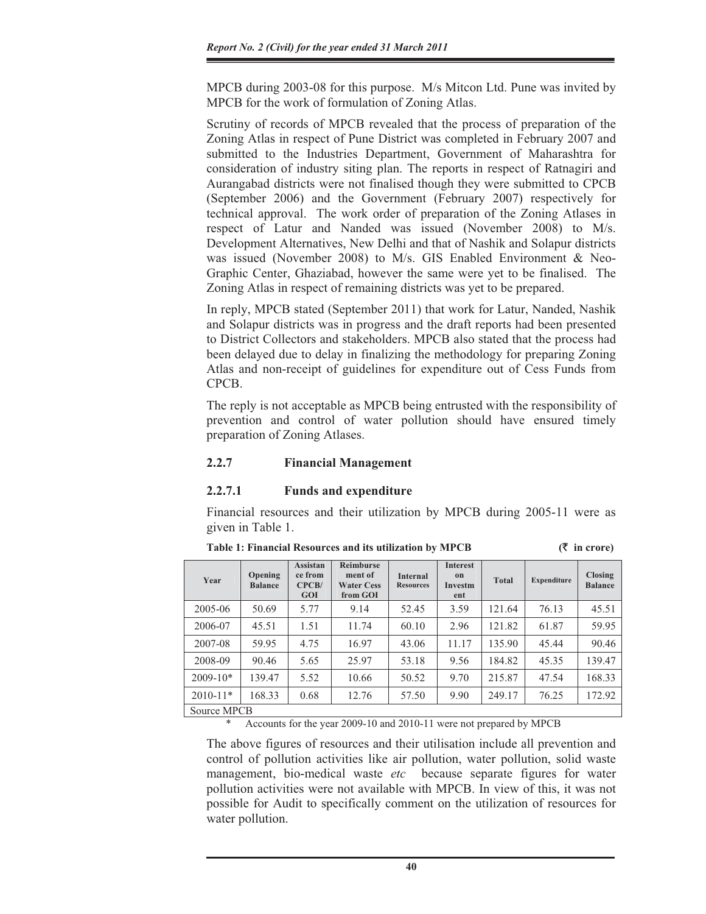MPCB during 2003-08 for this purpose. M/s Mitcon Ltd. Pune was invited by MPCB for the work of formulation of Zoning Atlas.

Scrutiny of records of MPCB revealed that the process of preparation of the Zoning Atlas in respect of Pune District was completed in February 2007 and submitted to the Industries Department, Government of Maharashtra for consideration of industry siting plan. The reports in respect of Ratnagiri and Aurangabad districts were not finalised though they were submitted to CPCB (September 2006) and the Government (February 2007) respectively for technical approval. The work order of preparation of the Zoning Atlases in respect of Latur and Nanded was issued (November 2008) to M/s. Development Alternatives, New Delhi and that of Nashik and Solapur districts was issued (November 2008) to M/s. GIS Enabled Environment & Neo-Graphic Center, Ghaziabad, however the same were yet to be finalised. The Zoning Atlas in respect of remaining districts was yet to be prepared.

In reply, MPCB stated (September 2011) that work for Latur, Nanded, Nashik and Solapur districts was in progress and the draft reports had been presented to District Collectors and stakeholders. MPCB also stated that the process had been delayed due to delay in finalizing the methodology for preparing Zoning Atlas and non-receipt of guidelines for expenditure out of Cess Funds from CPCB.

The reply is not acceptable as MPCB being entrusted with the responsibility of prevention and control of water pollution should have ensured timely preparation of Zoning Atlases.

### 2.2.7 Financial Management

#### 2.2.7.1 Funds and expenditure

Financial resources and their utilization by MPCB during 2005-11 were as given in Table 1.

**Table 1: Financial Resources and its utilization by MPCB** (₹ in crore)

| Year | Opening Balance | Assistance from CPCB/ GOI | Reimbursement of Water Cess from GOI | Internal Resources | Interest on Investment | Total | Expenditure | Closing Balance |
|---|---|---|---|---|---|---|---|---|
| 2005-06 | 50.69 | 5.77 | 9.14 | 52.45 | 3.59 | 121.64 | 76.13 | 45.51 |
| 2006-07 | 45.51 | 1.51 | 11.74 | 60.10 | 2.96 | 121.82 | 61.87 | 59.95 |
| 2007-08 | 59.95 | 4.75 | 16.97 | 43.06 | 11.17 | 135.90 | 45.44 | 90.46 |
| 2008-09 | 90.46 | 5.65 | 25.97 | 53.18 | 9.56 | 184.82 | 45.35 | 139.47 |
| 2009-10* | 139.47 | 5.52 | 10.66 | 50.52 | 9.70 | 215.87 | 47.54 | 168.33 |
| 2010-11* | 168.33 | 0.68 | 12.76 | 57.50 | 9.90 | 249.17 | 76.25 | 172.92 |

Source MPCB

\* Accounts for the year 2009-10 and 2010-11 were not prepared by MPCB

The above figures of resources and their utilisation include all prevention and control of pollution activities like air pollution, water pollution, solid waste management, bio-medical waste *etc* because separate figures for water pollution activities were not available with MPCB. In view of this, it was not possible for Audit to specifically comment on the utilization of resources for water pollution.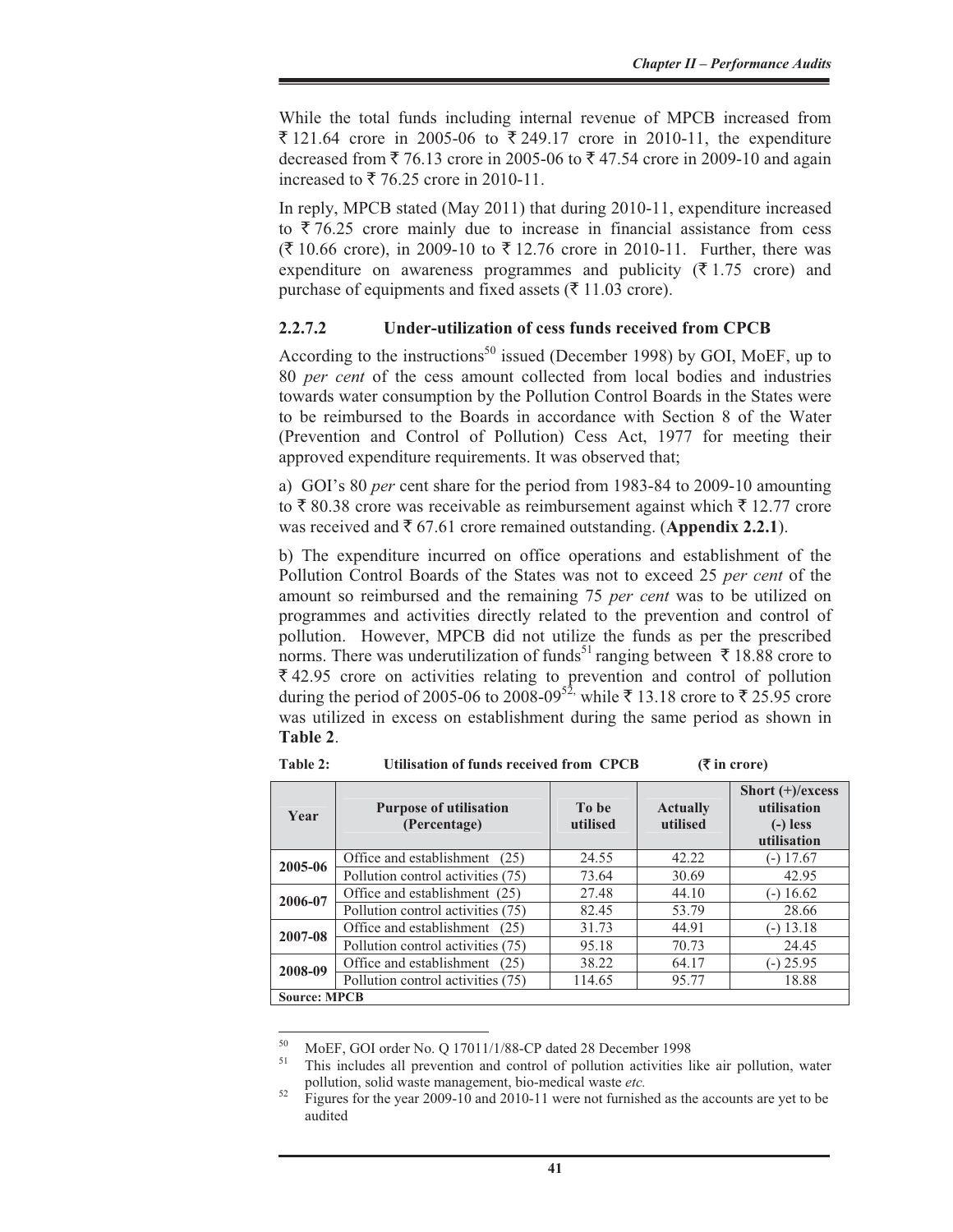While the total funds including internal revenue of MPCB increased from ₹ 121.64 crore in 2005-06 to ₹ 249.17 crore in 2010-11, the expenditure decreased from ₹ 76.13 crore in 2005-06 to ₹ 47.54 crore in 2009-10 and again increased to ₹ 76.25 crore in 2010-11.

In reply, MPCB stated (May 2011) that during 2010-11, expenditure increased to ₹ 76.25 crore mainly due to increase in financial assistance from cess (₹ 10.66 crore), in 2009-10 to ₹ 12.76 crore in 2010-11. Further, there was expenditure on awareness programmes and publicity (₹ 1.75 crore) and purchase of equipments and fixed assets (₹ 11.03 crore).

### 2.2.7.2 Under-utilization of cess funds received from CPCB

According to the instructions[50] issued (December 1998) by GOI, MoEF, up to 80 *per cent* of the cess amount collected from local bodies and industries towards water consumption by the Pollution Control Boards in the States were to be reimbursed to the Boards in accordance with Section 8 of the Water (Prevention and Control of Pollution) Cess Act, 1977 for meeting their approved expenditure requirements. It was observed that;

a) GOI's 80 *per* cent share for the period from 1983-84 to 2009-10 amounting to ₹ 80.38 crore was receivable as reimbursement against which ₹ 12.77 crore was received and ₹ 67.61 crore remained outstanding. (**Appendix 2.2.1**).

b) The expenditure incurred on office operations and establishment of the Pollution Control Boards of the States was not to exceed 25 *per cent* of the amount so reimbursed and the remaining 75 *per cent* was to be utilized on programmes and activities directly related to the prevention and control of pollution. However, MPCB did not utilize the funds as per the prescribed norms. There was underutilization of funds[51] ranging between ₹ 18.88 crore to ₹ 42.95 crore on activities relating to prevention and control of pollution during the period of 2005-06 to 2008-09[52], while ₹ 13.18 crore to ₹ 25.95 crore was utilized in excess on establishment during the same period as shown in **Table 2**.

**Table 2: Utilisation of funds received from CPCB (₹ in crore)**

| Year | Purpose of utilisation (Percentage) | To be utilised | Actually utilised | Short (+)/excess utilisation (-) less utilisation |
|---|---|---|---|---|
| 2005-06 | Office and establishment (25) | 24.55 | 42.22 | (-) 17.67 |
| | Pollution control activities (75) | 73.64 | 30.69 | 42.95 |
| 2006-07 | Office and establishment (25) | 27.48 | 44.10 | (-) 16.62 |
| | Pollution control activities (75) | 82.45 | 53.79 | 28.66 |
| 2007-08 | Office and establishment (25) | 31.73 | 44.91 | (-) 13.18 |
| | Pollution control activities (75) | 95.18 | 70.73 | 24.45 |
| 2008-09 | Office and establishment (25) | 38.22 | 64.17 | (-) 25.95 |
| | Pollution control activities (75) | 114.65 | 95.77 | 18.88 |

**Source: MPCB**

---

[50] MoEF, GOI order No. Q 17011/1/88-CP dated 28 December 1998

[51] This includes all prevention and control of pollution activities like air pollution, water pollution, solid waste management, bio-medical waste *etc.*

[52] Figures for the year 2009-10 and 2010-11 were not furnished as the accounts are yet to be audited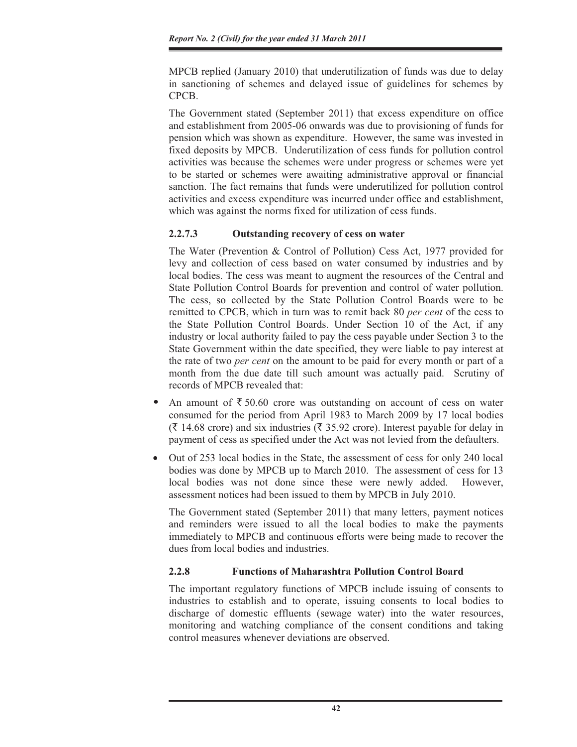MPCB replied (January 2010) that underutilization of funds was due to delay in sanctioning of schemes and delayed issue of guidelines for schemes by CPCB.

The Government stated (September 2011) that excess expenditure on office and establishment from 2005-06 onwards was due to provisioning of funds for pension which was shown as expenditure. However, the same was invested in fixed deposits by MPCB. Underutilization of cess funds for pollution control activities was because the schemes were under progress or schemes were yet to be started or schemes were awaiting administrative approval or financial sanction. The fact remains that funds were underutilized for pollution control activities and excess expenditure was incurred under office and establishment, which was against the norms fixed for utilization of cess funds.

### 2.2.7.3 Outstanding recovery of cess on water

The Water (Prevention & Control of Pollution) Cess Act, 1977 provided for levy and collection of cess based on water consumed by industries and by local bodies. The cess was meant to augment the resources of the Central and State Pollution Control Boards for prevention and control of water pollution. The cess, so collected by the State Pollution Control Boards were to be remitted to CPCB, which in turn was to remit back 80 *per cent* of the cess to the State Pollution Control Boards. Under Section 10 of the Act, if any industry or local authority failed to pay the cess payable under Section 3 to the State Government within the date specified, they were liable to pay interest at the rate of two *per cent* on the amount to be paid for every month or part of a month from the due date till such amount was actually paid. Scrutiny of records of MPCB revealed that:

- An amount of ₹ 50.60 crore was outstanding on account of cess on water consumed for the period from April 1983 to March 2009 by 17 local bodies (₹ 14.68 crore) and six industries (₹ 35.92 crore). Interest payable for delay in payment of cess as specified under the Act was not levied from the defaulters.
- Out of 253 local bodies in the State, the assessment of cess for only 240 local bodies was done by MPCB up to March 2010. The assessment of cess for 13 local bodies was not done since these were newly added. However, assessment notices had been issued to them by MPCB in July 2010.

The Government stated (September 2011) that many letters, payment notices and reminders were issued to all the local bodies to make the payments immediately to MPCB and continuous efforts were being made to recover the dues from local bodies and industries.

### 2.2.8 Functions of Maharashtra Pollution Control Board

The important regulatory functions of MPCB include issuing of consents to industries to establish and to operate, issuing consents to local bodies to discharge of domestic effluents (sewage water) into the water resources, monitoring and watching compliance of the consent conditions and taking control measures whenever deviations are observed.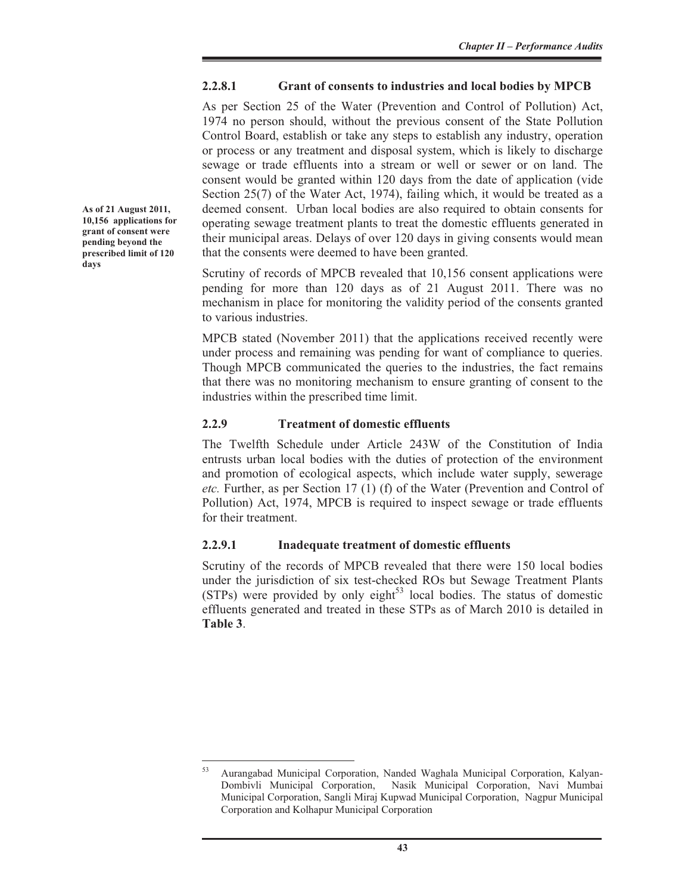### 2.2.8.1 Grant of consents to industries and local bodies by MPCB

As per Section 25 of the Water (Prevention and Control of Pollution) Act, 1974 no person should, without the previous consent of the State Pollution Control Board, establish or take any steps to establish any industry, operation or process or any treatment and disposal system, which is likely to discharge sewage or trade effluents into a stream or well or sewer or on land. The consent would be granted within 120 days from the date of application (vide Section 25(7) of the Water Act, 1974), failing which, it would be treated as a deemed consent. Urban local bodies are also required to obtain consents for operating sewage treatment plants to treat the domestic effluents generated in their municipal areas. Delays of over 120 days in giving consents would mean that the consents were deemed to have been granted.

**As of 21 August 2011, 10,156 applications for grant of consent were pending beyond the prescribed limit of 120 days**

Scrutiny of records of MPCB revealed that 10,156 consent applications were pending for more than 120 days as of 21 August 2011. There was no mechanism in place for monitoring the validity period of the consents granted to various industries.

MPCB stated (November 2011) that the applications received recently were under process and remaining was pending for want of compliance to queries. Though MPCB communicated the queries to the industries, the fact remains that there was no monitoring mechanism to ensure granting of consent to the industries within the prescribed time limit.

### 2.2.9 Treatment of domestic effluents

The Twelfth Schedule under Article 243W of the Constitution of India entrusts urban local bodies with the duties of protection of the environment and promotion of ecological aspects, which include water supply, sewerage *etc.* Further, as per Section 17 (1) (f) of the Water (Prevention and Control of Pollution) Act, 1974, MPCB is required to inspect sewage or trade effluents for their treatment.

### 2.2.9.1 Inadequate treatment of domestic effluents

Scrutiny of the records of MPCB revealed that there were 150 local bodies under the jurisdiction of six test-checked ROs but Sewage Treatment Plants (STPs) were provided by only eight[53] local bodies. The status of domestic effluents generated and treated in these STPs as of March 2010 is detailed in **Table 3**.

---

[53] Aurangabad Municipal Corporation, Nanded Waghala Municipal Corporation, Kalyan-Dombivli Municipal Corporation, Nasik Municipal Corporation, Navi Mumbai Municipal Corporation, Sangli Miraj Kupwad Municipal Corporation, Nagpur Municipal Corporation and Kolhapur Municipal Corporation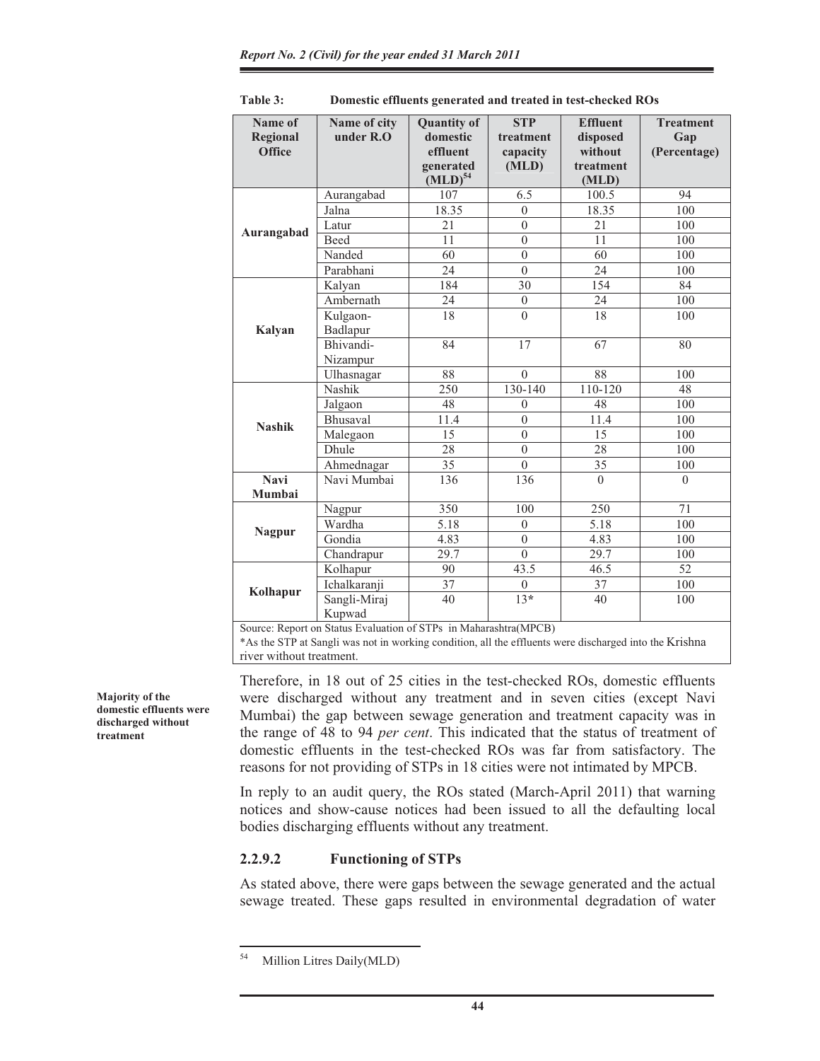**Table 3: Domestic effluents generated and treated in test-checked ROs**

| Name of Regional Office | Name of city under R.O | Quantity of domestic effluent generated (MLD)[54] | STP treatment capacity (MLD) | Effluent disposed without treatment (MLD) | Treatment Gap (Percentage) |
|---|---|---|---|---|---|
| Aurangabad | Aurangabad | 107 | 6.5 | 100.5 | 94 |
| | Jalna | 18.35 | 0 | 18.35 | 100 |
| | Latur | 21 | 0 | 21 | 100 |
| | Beed | 11 | 0 | 11 | 100 |
| | Nanded | 60 | 0 | 60 | 100 |
| | Parabhani | 24 | 0 | 24 | 100 |
| Kalyan | Kalyan | 184 | 30 | 154 | 84 |
| | Ambernath | 24 | 0 | 24 | 100 |
| | Kulgaon-Badlapur | 18 | 0 | 18 | 100 |
| | Bhivandi-Nizampur | 84 | 17 | 67 | 80 |
| | Ulhasnagar | 88 | 0 | 88 | 100 |
| Nashik | Nashik | 250 | 130-140 | 110-120 | 48 |
| | Jalgaon | 48 | 0 | 48 | 100 |
| | Bhusaval | 11.4 | 0 | 11.4 | 100 |
| | Malegaon | 15 | 0 | 15 | 100 |
| | Dhule | 28 | 0 | 28 | 100 |
| | Ahmednagar | 35 | 0 | 35 | 100 |
| Navi Mumbai | Navi Mumbai | 136 | 136 | 0 | 0 |
| Nagpur | Nagpur | 350 | 100 | 250 | 71 |
| | Wardha | 5.18 | 0 | 5.18 | 100 |
| | Gondia | 4.83 | 0 | 4.83 | 100 |
| | Chandrapur | 29.7 | 0 | 29.7 | 100 |
| Kolhapur | Kolhapur | 90 | 43.5 | 46.5 | 52 |
| | Ichalkaranji | 37 | 0 | 37 | 100 |
| | Sangli-Miraj Kupwad | 40 | 13* | 40 | 100 |

Source: Report on Status Evaluation of STPs in Maharashtra(MPCB)

*As the STP at Sangli was not in working condition, all the effluents were discharged into the Krishna river without treatment.

**Majority of the domestic effluents were discharged without treatment**

Therefore, in 18 out of 25 cities in the test-checked ROs, domestic effluents were discharged without any treatment and in seven cities (except Navi Mumbai) the gap between sewage generation and treatment capacity was in the range of 48 to 94 *per cent*. This indicated that the status of treatment of domestic effluents in the test-checked ROs was far from satisfactory. The reasons for not providing of STPs in 18 cities were not intimated by MPCB.

In reply to an audit query, the ROs stated (March-April 2011) that warning notices and show-cause notices had been issued to all the defaulting local bodies discharging effluents without any treatment.

### 2.2.9.2 Functioning of STPs

As stated above, there were gaps between the sewage generated and the actual sewage treated. These gaps resulted in environmental degradation of water

[54] Million Litres Daily(MLD)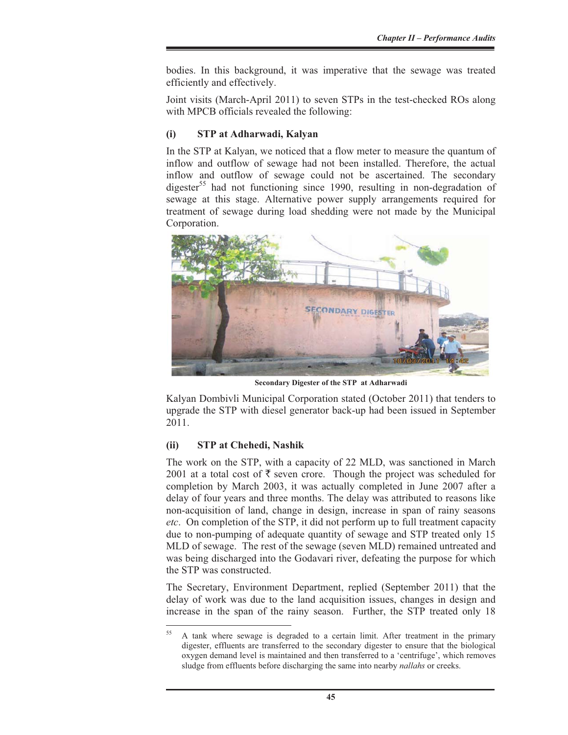bodies. In this background, it was imperative that the sewage was treated efficiently and effectively.

Joint visits (March-April 2011) to seven STPs in the test-checked ROs along with MPCB officials revealed the following:

### (i) STP at Adharwadi, Kalyan

In the STP at Kalyan, we noticed that a flow meter to measure the quantum of inflow and outflow of sewage had not been installed. Therefore, the actual inflow and outflow of sewage could not be ascertained. The secondary digester[55] had not functioning since 1990, resulting in non-degradation of sewage at this stage. Alternative power supply arrangements required for treatment of sewage during load shedding were not made by the Municipal Corporation.

**Secondary Digester of the STP at Adharwadi**

Kalyan Dombivli Municipal Corporation stated (October 2011) that tenders to upgrade the STP with diesel generator back-up had been issued in September 2011.

### (ii) STP at Chehedi, Nashik

The work on the STP, with a capacity of 22 MLD, was sanctioned in March 2001 at a total cost of ₹ seven crore. Though the project was scheduled for completion by March 2003, it was actually completed in June 2007 after a delay of four years and three months. The delay was attributed to reasons like non-acquisition of land, change in design, increase in span of rainy seasons *etc*. On completion of the STP, it did not perform up to full treatment capacity due to non-pumping of adequate quantity of sewage and STP treated only 15 MLD of sewage. The rest of the sewage (seven MLD) remained untreated and was being discharged into the Godavari river, defeating the purpose for which the STP was constructed.

The Secretary, Environment Department, replied (September 2011) that the delay of work was due to the land acquisition issues, changes in design and increase in the span of the rainy season. Further, the STP treated only 18

---

[55] A tank where sewage is degraded to a certain limit. After treatment in the primary digester, effluents are transferred to the secondary digester to ensure that the biological oxygen demand level is maintained and then transferred to a 'centrifuge', which removes sludge from effluents before discharging the same into nearby *nallahs* or creeks.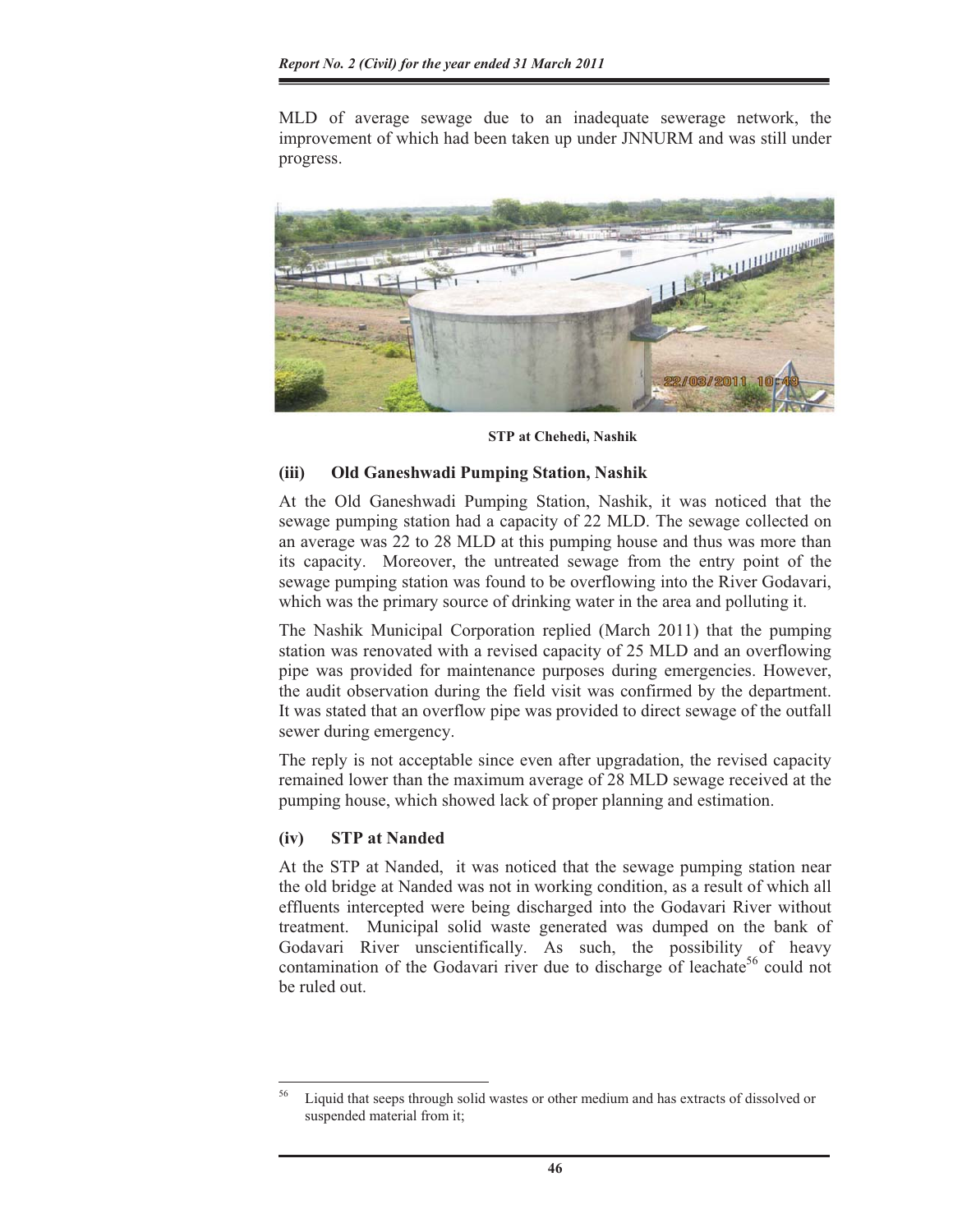MLD of average sewage due to an inadequate sewerage network, the improvement of which had been taken up under JNNURM and was still under progress.

**STP at Chehedi, Nashik**

### (iii) Old Ganeshwadi Pumping Station, Nashik

At the Old Ganeshwadi Pumping Station, Nashik, it was noticed that the sewage pumping station had a capacity of 22 MLD. The sewage collected on an average was 22 to 28 MLD at this pumping house and thus was more than its capacity. Moreover, the untreated sewage from the entry point of the sewage pumping station was found to be overflowing into the River Godavari, which was the primary source of drinking water in the area and polluting it.

The Nashik Municipal Corporation replied (March 2011) that the pumping station was renovated with a revised capacity of 25 MLD and an overflowing pipe was provided for maintenance purposes during emergencies. However, the audit observation during the field visit was confirmed by the department. It was stated that an overflow pipe was provided to direct sewage of the outfall sewer during emergency.

The reply is not acceptable since even after upgradation, the revised capacity remained lower than the maximum average of 28 MLD sewage received at the pumping house, which showed lack of proper planning and estimation.

### (iv) STP at Nanded

At the STP at Nanded, it was noticed that the sewage pumping station near the old bridge at Nanded was not in working condition, as a result of which all effluents intercepted were being discharged into the Godavari River without treatment. Municipal solid waste generated was dumped on the bank of Godavari River unscientifically. As such, the possibility of heavy contamination of the Godavari river due to discharge of leachate[56] could not be ruled out.

---

[56] Liquid that seeps through solid wastes or other medium and has extracts of dissolved or suspended material from it;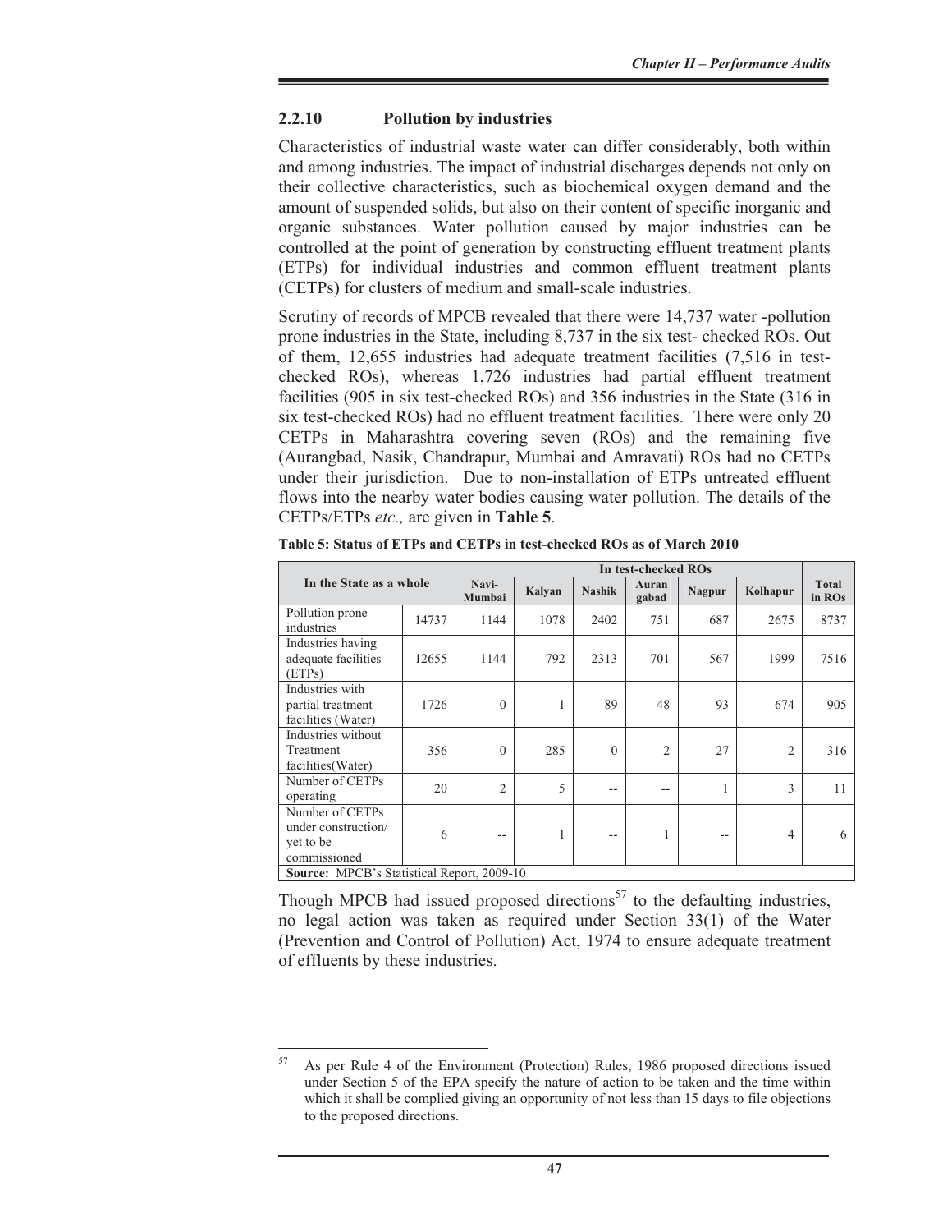### 2.2.10 Pollution by industries

Characteristics of industrial waste water can differ considerably, both within and among industries. The impact of industrial discharges depends not only on their collective characteristics, such as biochemical oxygen demand and the amount of suspended solids, but also on their content of specific inorganic and organic substances. Water pollution caused by major industries can be controlled at the point of generation by constructing effluent treatment plants (ETPs) for individual industries and common effluent treatment plants (CETPs) for clusters of medium and small-scale industries.

Scrutiny of records of MPCB revealed that there were 14,737 water -pollution prone industries in the State, including 8,737 in the six test- checked ROs. Out of them, 12,655 industries had adequate treatment facilities (7,516 in test-checked ROs), whereas 1,726 industries had partial effluent treatment facilities (905 in six test-checked ROs) and 356 industries in the State (316 in six test-checked ROs) had no effluent treatment facilities. There were only 20 CETPs in Maharashtra covering seven (ROs) and the remaining five (Aurangbad, Nasik, Chandrapur, Mumbai and Amravati) ROs had no CETPs under their jurisdiction. Due to non-installation of ETPs untreated effluent flows into the nearby water bodies causing water pollution. The details of the CETPs/ETPs *etc.,* are given in **Table 5**.

**Table 5: Status of ETPs and CETPs in test-checked ROs as of March 2010**

| In the State as a whole | | In test-checked ROs | | | | | | |
|---|---|---|---|---|---|---|---|---|
| | | Navi-Mumbai | Kalyan | Nashik | Auran gabad | Nagpur | Kolhapur | Total in ROs |
| Pollution prone industries | 14737 | 1144 | 1078 | 2402 | 751 | 687 | 2675 | 8737 |
| Industries having adequate facilities (ETPs) | 12655 | 1144 | 792 | 2313 | 701 | 567 | 1999 | 7516 |
| Industries with partial treatment facilities (Water) | 1726 | 0 | 1 | 89 | 48 | 93 | 674 | 905 |
| Industries without Treatment facilities(Water) | 356 | 0 | 285 | 0 | 2 | 27 | 2 | 316 |
| Number of CETPs operating | 20 | 2 | 5 | -- | -- | 1 | 3 | 11 |
| Number of CETPs under construction/ yet to be commissioned | 6 | -- | 1 | -- | 1 | -- | 4 | 6 |

**Source:** MPCB's Statistical Report, 2009-10

Though MPCB had issued proposed directions[57] to the defaulting industries, no legal action was taken as required under Section 33(1) of the Water (Prevention and Control of Pollution) Act, 1974 to ensure adequate treatment of effluents by these industries.

---

[57] As per Rule 4 of the Environment (Protection) Rules, 1986 proposed directions issued under Section 5 of the EPA specify the nature of action to be taken and the time within which it shall be complied giving an opportunity of not less than 15 days to file objections to the proposed directions.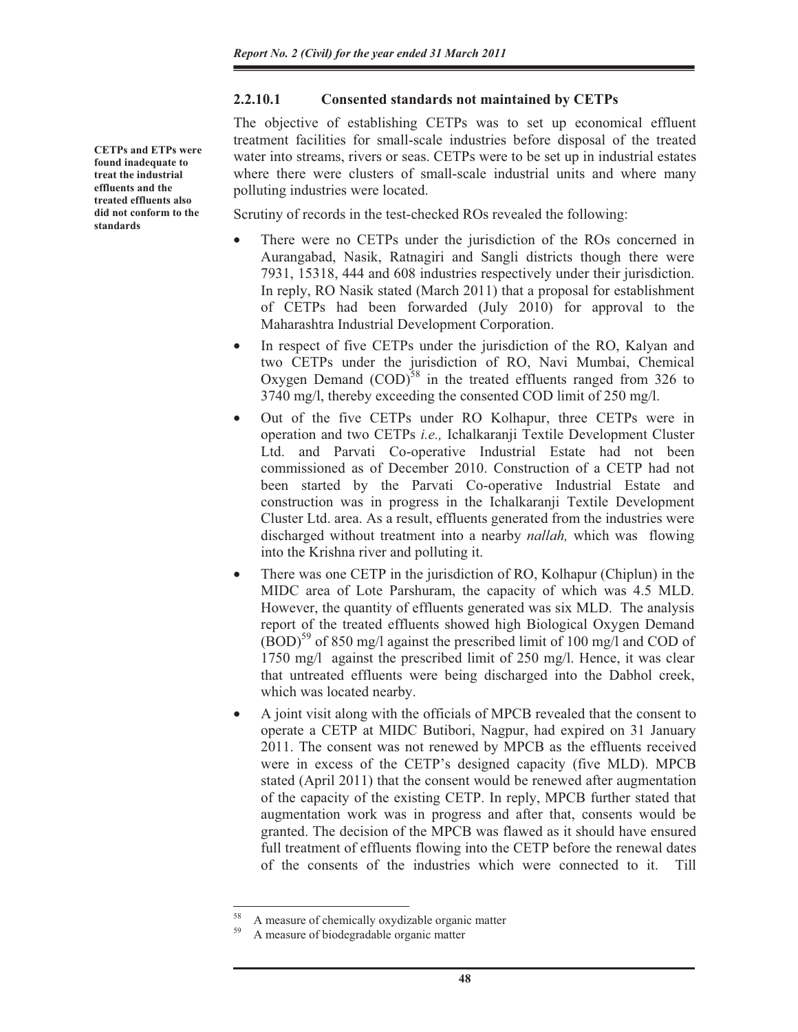#### 2.2.10.1 Consented standards not maintained by CETPs

**CETPs and ETPs were found inadequate to treat the industrial effluents and the treated effluents also did not conform to the standards**

The objective of establishing CETPs was to set up economical effluent treatment facilities for small-scale industries before disposal of the treated water into streams, rivers or seas. CETPs were to be set up in industrial estates where there were clusters of small-scale industrial units and where many polluting industries were located.

Scrutiny of records in the test-checked ROs revealed the following:

- There were no CETPs under the jurisdiction of the ROs concerned in Aurangabad, Nasik, Ratnagiri and Sangli districts though there were 7931, 15318, 444 and 608 industries respectively under their jurisdiction. In reply, RO Nasik stated (March 2011) that a proposal for establishment of CETPs had been forwarded (July 2010) for approval to the Maharashtra Industrial Development Corporation.
- In respect of five CETPs under the jurisdiction of the RO, Kalyan and two CETPs under the jurisdiction of RO, Navi Mumbai, Chemical Oxygen Demand (COD)[58] in the treated effluents ranged from 326 to 3740 mg/l, thereby exceeding the consented COD limit of 250 mg/l.
- Out of the five CETPs under RO Kolhapur, three CETPs were in operation and two CETPs *i.e.,* Ichalkaranji Textile Development Cluster Ltd. and Parvati Co-operative Industrial Estate had not been commissioned as of December 2010. Construction of a CETP had not been started by the Parvati Co-operative Industrial Estate and construction was in progress in the Ichalkaranji Textile Development Cluster Ltd. area. As a result, effluents generated from the industries were discharged without treatment into a nearby *nallah,* which was flowing into the Krishna river and polluting it.
- There was one CETP in the jurisdiction of RO, Kolhapur (Chiplun) in the MIDC area of Lote Parshuram, the capacity of which was 4.5 MLD. However, the quantity of effluents generated was six MLD. The analysis report of the treated effluents showed high Biological Oxygen Demand (BOD)[59] of 850 mg/l against the prescribed limit of 100 mg/l and COD of 1750 mg/l against the prescribed limit of 250 mg/l. Hence, it was clear that untreated effluents were being discharged into the Dabhol creek, which was located nearby.
- A joint visit along with the officials of MPCB revealed that the consent to operate a CETP at MIDC Butibori, Nagpur, had expired on 31 January 2011. The consent was not renewed by MPCB as the effluents received were in excess of the CETP's designed capacity (five MLD). MPCB stated (April 2011) that the consent would be renewed after augmentation of the capacity of the existing CETP. In reply, MPCB further stated that augmentation work was in progress and after that, consents would be granted. The decision of the MPCB was flawed as it should have ensured full treatment of effluents flowing into the CETP before the renewal dates of the consents of the industries which were connected to it. Till

---

[58] A measure of chemically oxydizable organic matter

[59] A measure of biodegradable organic matter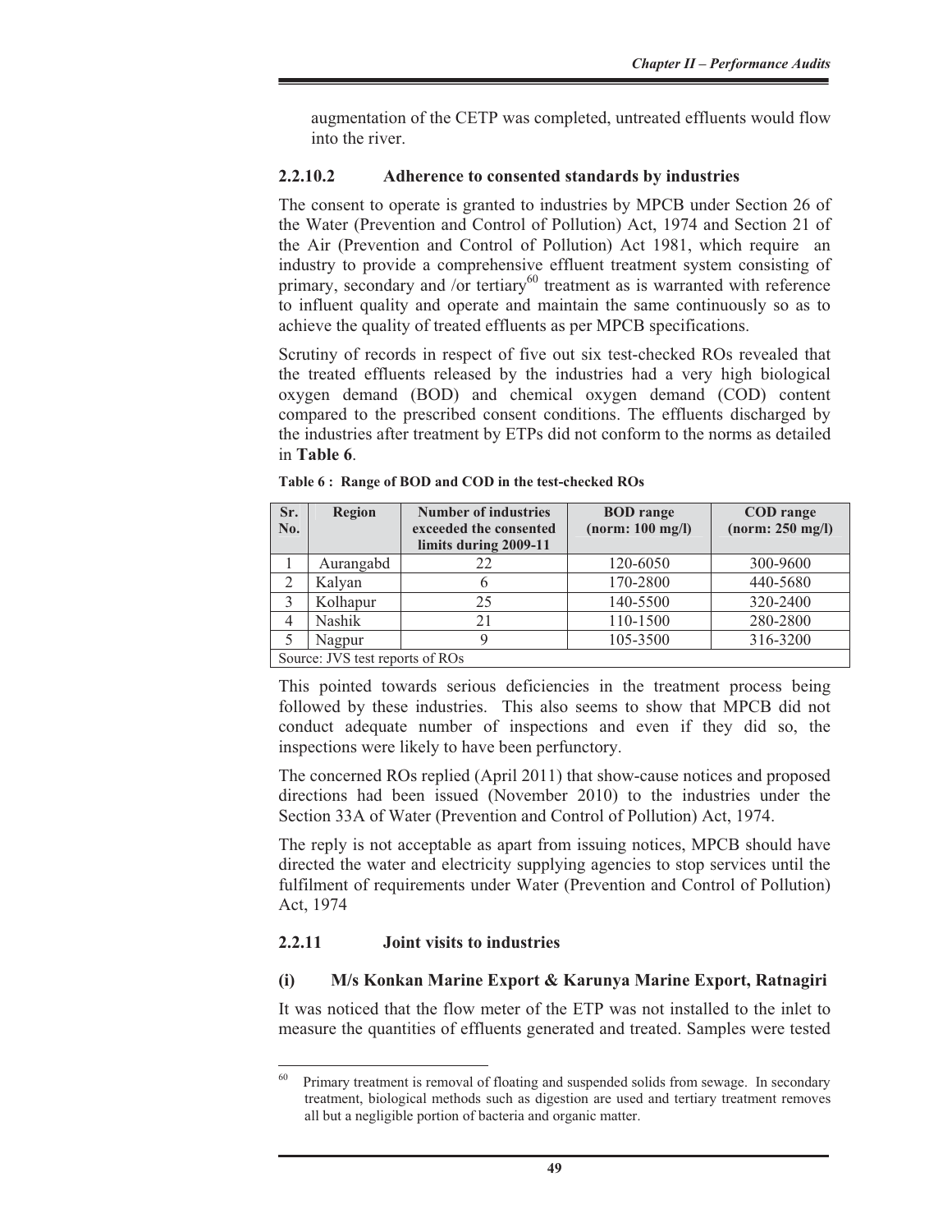augmentation of the CETP was completed, untreated effluents would flow into the river.

### 2.2.10.2 Adherence to consented standards by industries

The consent to operate is granted to industries by MPCB under Section 26 of the Water (Prevention and Control of Pollution) Act, 1974 and Section 21 of the Air (Prevention and Control of Pollution) Act 1981, which require an industry to provide a comprehensive effluent treatment system consisting of primary, secondary and /or tertiary[60] treatment as is warranted with reference to influent quality and operate and maintain the same continuously so as to achieve the quality of treated effluents as per MPCB specifications.

Scrutiny of records in respect of five out six test-checked ROs revealed that the treated effluents released by the industries had a very high biological oxygen demand (BOD) and chemical oxygen demand (COD) content compared to the prescribed consent conditions. The effluents discharged by the industries after treatment by ETPs did not conform to the norms as detailed in **Table 6**.

**Table 6 : Range of BOD and COD in the test-checked ROs**

| Sr. No. | Region | Number of industries exceeded the consented limits during 2009-11 | BOD range (norm: 100 mg/l) | COD range (norm: 250 mg/l) |
|---|---|---|---|---|
| 1 | Aurangabd | 22 | 120-6050 | 300-9600 |
| 2 | Kalyan | 6 | 170-2800 | 440-5680 |
| 3 | Kolhapur | 25 | 140-5500 | 320-2400 |
| 4 | Nashik | 21 | 110-1500 | 280-2800 |
| 5 | Nagpur | 9 | 105-3500 | 316-3200 |

Source: JVS test reports of ROs

This pointed towards serious deficiencies in the treatment process being followed by these industries. This also seems to show that MPCB did not conduct adequate number of inspections and even if they did so, the inspections were likely to have been perfunctory.

The concerned ROs replied (April 2011) that show-cause notices and proposed directions had been issued (November 2010) to the industries under the Section 33A of Water (Prevention and Control of Pollution) Act, 1974.

The reply is not acceptable as apart from issuing notices, MPCB should have directed the water and electricity supplying agencies to stop services until the fulfilment of requirements under Water (Prevention and Control of Pollution) Act, 1974

### 2.2.11 Joint visits to industries

#### (i) M/s Konkan Marine Export & Karunya Marine Export, Ratnagiri

It was noticed that the flow meter of the ETP was not installed to the inlet to measure the quantities of effluents generated and treated. Samples were tested

---

[60] Primary treatment is removal of floating and suspended solids from sewage. In secondary treatment, biological methods such as digestion are used and tertiary treatment removes all but a negligible portion of bacteria and organic matter.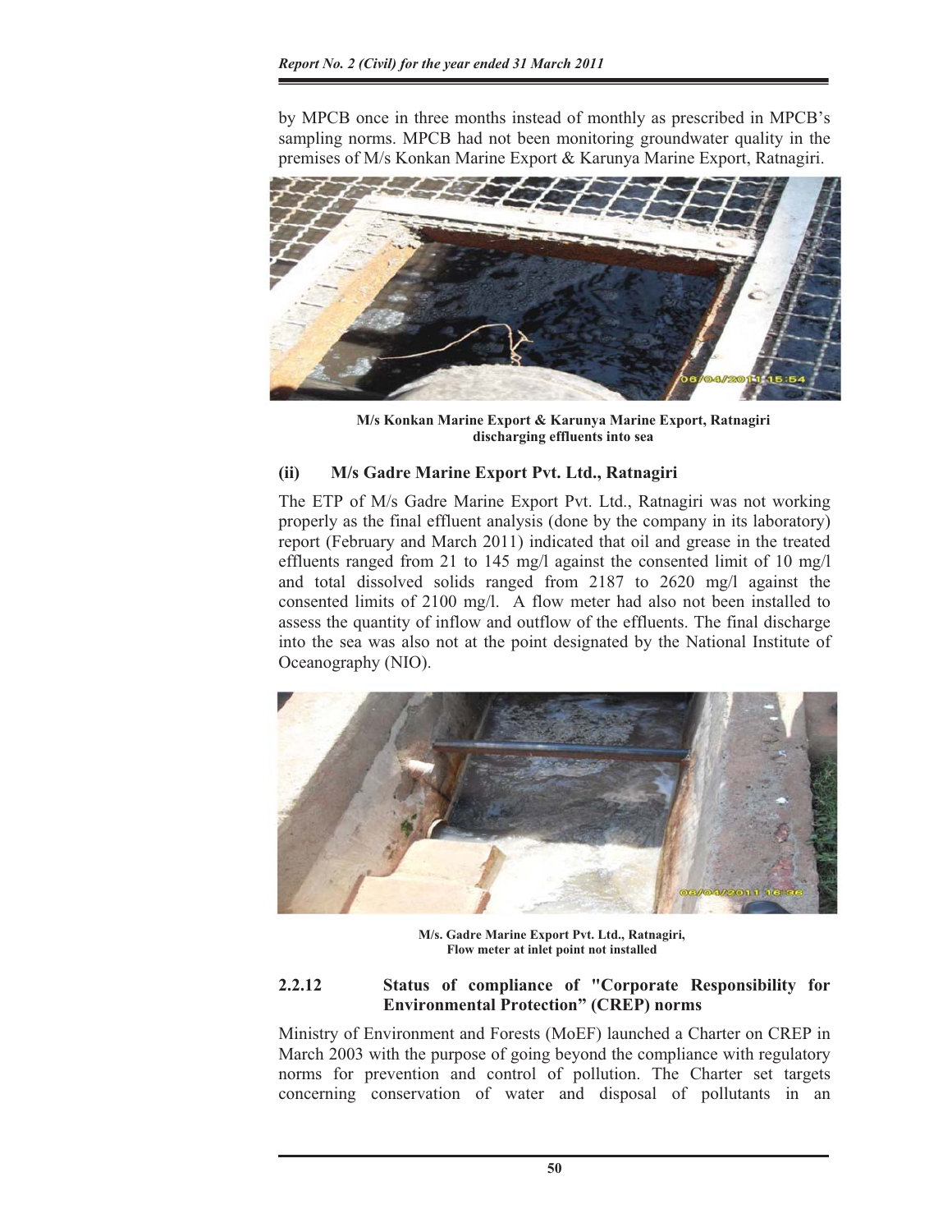by MPCB once in three months instead of monthly as prescribed in MPCB's sampling norms. MPCB had not been monitoring groundwater quality in the premises of M/s Konkan Marine Export & Karunya Marine Export, Ratnagiri.

**M/s Konkan Marine Export & Karunya Marine Export, Ratnagiri discharging effluents into sea**

### (ii) M/s Gadre Marine Export Pvt. Ltd., Ratnagiri

The ETP of M/s Gadre Marine Export Pvt. Ltd., Ratnagiri was not working properly as the final effluent analysis (done by the company in its laboratory) report (February and March 2011) indicated that oil and grease in the treated effluents ranged from 21 to 145 mg/l against the consented limit of 10 mg/l and total dissolved solids ranged from 2187 to 2620 mg/l against the consented limits of 2100 mg/l. A flow meter had also not been installed to assess the quantity of inflow and outflow of the effluents. The final discharge into the sea was also not at the point designated by the National Institute of Oceanography (NIO).

**M/s. Gadre Marine Export Pvt. Ltd., Ratnagiri, Flow meter at inlet point not installed**

### 2.2.12 Status of compliance of "Corporate Responsibility for Environmental Protection" (CREP) norms

Ministry of Environment and Forests (MoEF) launched a Charter on CREP in March 2003 with the purpose of going beyond the compliance with regulatory norms for prevention and control of pollution. The Charter set targets concerning conservation of water and disposal of pollutants in an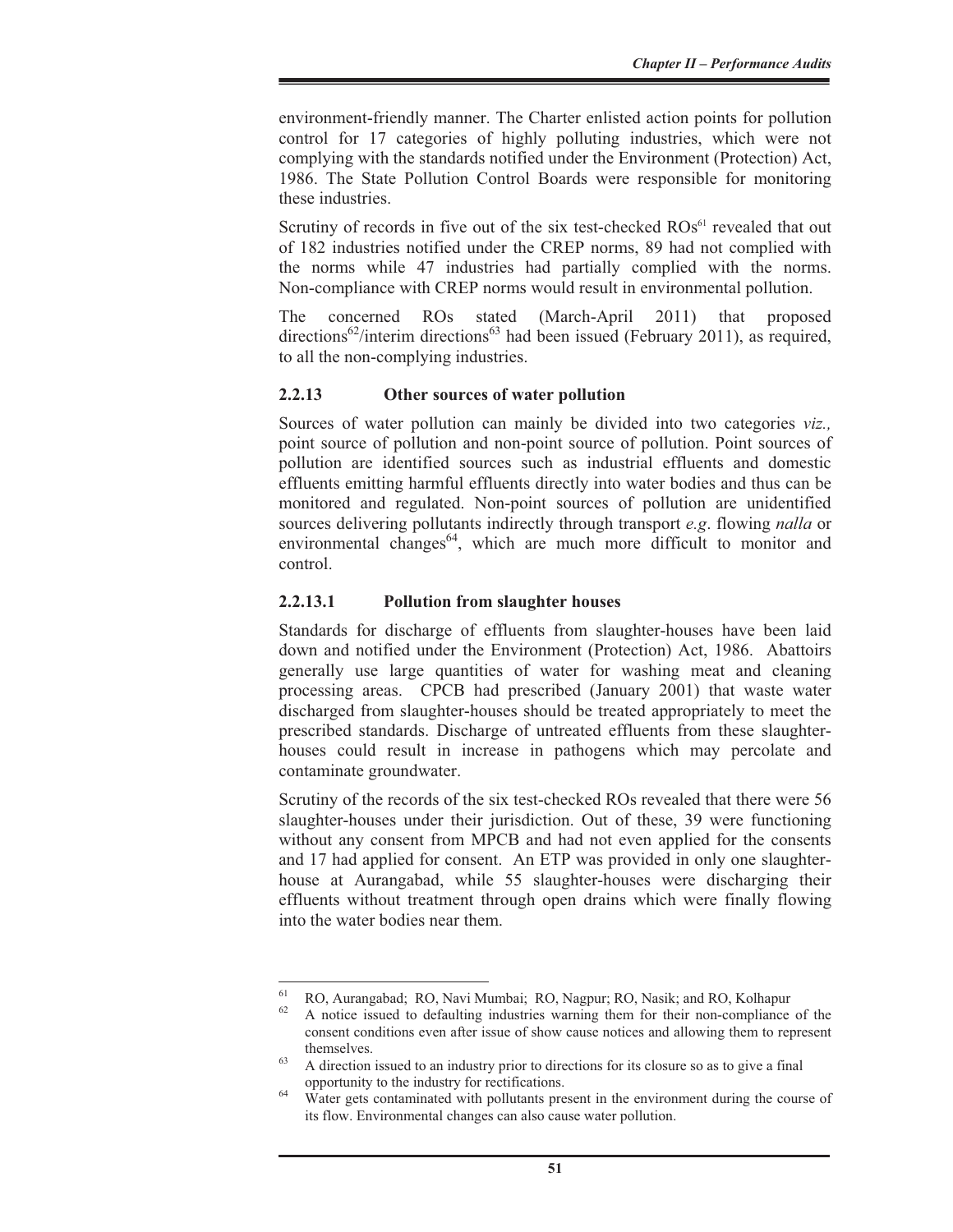environment-friendly manner. The Charter enlisted action points for pollution control for 17 categories of highly polluting industries, which were not complying with the standards notified under the Environment (Protection) Act, 1986. The State Pollution Control Boards were responsible for monitoring these industries.

Scrutiny of records in five out of the six test-checked ROs[61] revealed that out of 182 industries notified under the CREP norms, 89 had not complied with the norms while 47 industries had partially complied with the norms. Non-compliance with CREP norms would result in environmental pollution.

The concerned ROs stated (March-April 2011) that proposed directions[62]/interim directions[63] had been issued (February 2011), as required, to all the non-complying industries.

### 2.2.13 Other sources of water pollution

Sources of water pollution can mainly be divided into two categories *viz.,* point source of pollution and non-point source of pollution. Point sources of pollution are identified sources such as industrial effluents and domestic effluents emitting harmful effluents directly into water bodies and thus can be monitored and regulated. Non-point sources of pollution are unidentified sources delivering pollutants indirectly through transport *e.g*. flowing *nalla* or environmental changes[64], which are much more difficult to monitor and control.

#### 2.2.13.1 Pollution from slaughter houses

Standards for discharge of effluents from slaughter-houses have been laid down and notified under the Environment (Protection) Act, 1986. Abattoirs generally use large quantities of water for washing meat and cleaning processing areas. CPCB had prescribed (January 2001) that waste water discharged from slaughter-houses should be treated appropriately to meet the prescribed standards. Discharge of untreated effluents from these slaughter-houses could result in increase in pathogens which may percolate and contaminate groundwater.

Scrutiny of the records of the six test-checked ROs revealed that there were 56 slaughter-houses under their jurisdiction. Out of these, 39 were functioning without any consent from MPCB and had not even applied for the consents and 17 had applied for consent. An ETP was provided in only one slaughter-house at Aurangabad, while 55 slaughter-houses were discharging their effluents without treatment through open drains which were finally flowing into the water bodies near them.

---

[61] RO, Aurangabad; RO, Navi Mumbai; RO, Nagpur; RO, Nasik; and RO, Kolhapur

[62] A notice issued to defaulting industries warning them for their non-compliance of the consent conditions even after issue of show cause notices and allowing them to represent themselves.

[63] A direction issued to an industry prior to directions for its closure so as to give a final opportunity to the industry for rectifications.

[64] Water gets contaminated with pollutants present in the environment during the course of its flow. Environmental changes can also cause water pollution.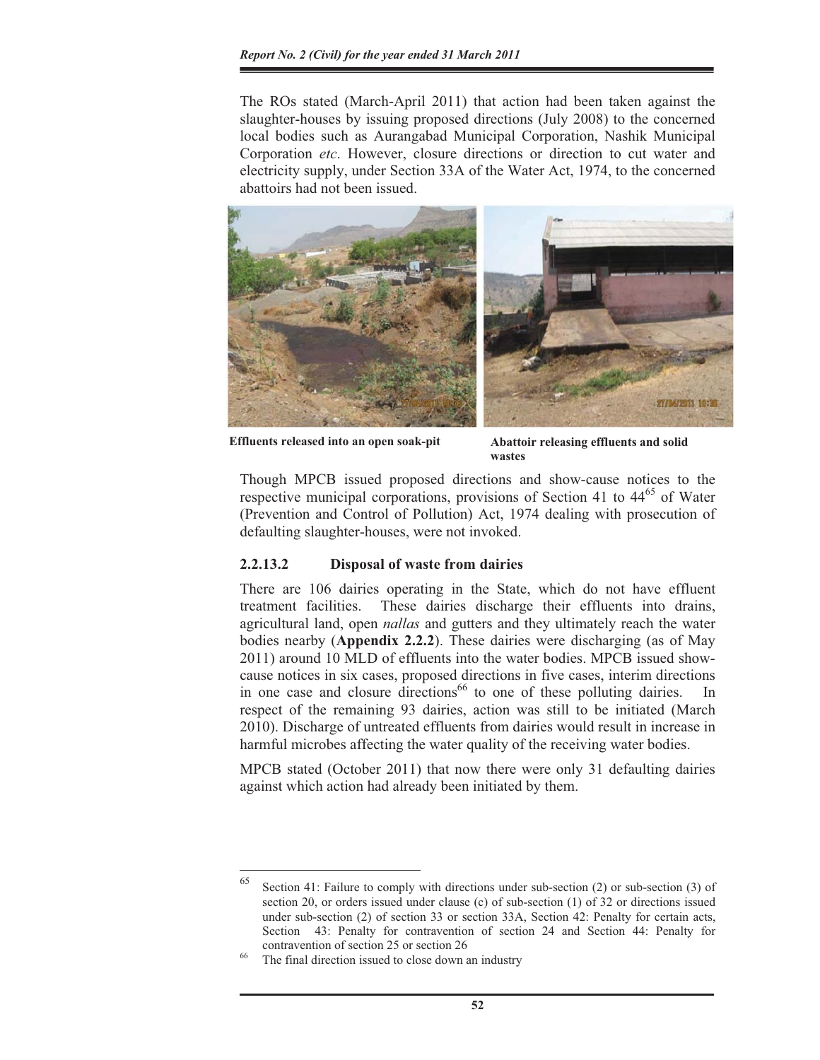The ROs stated (March-April 2011) that action had been taken against the slaughter-houses by issuing proposed directions (July 2008) to the concerned local bodies such as Aurangabad Municipal Corporation, Nashik Municipal Corporation *etc*. However, closure directions or direction to cut water and electricity supply, under Section 33A of the Water Act, 1974, to the concerned abattoirs had not been issued.

**Effluents released into an open soak-pit**

**Abattoir releasing effluents and solid wastes**

Though MPCB issued proposed directions and show-cause notices to the respective municipal corporations, provisions of Section 41 to 44[65] of Water (Prevention and Control of Pollution) Act, 1974 dealing with prosecution of defaulting slaughter-houses, were not invoked.

### 2.2.13.2 Disposal of waste from dairies

There are 106 dairies operating in the State, which do not have effluent treatment facilities. These dairies discharge their effluents into drains, agricultural land, open *nallas* and gutters and they ultimately reach the water bodies nearby (**Appendix 2.2.2**). These dairies were discharging (as of May 2011) around 10 MLD of effluents into the water bodies. MPCB issued show-cause notices in six cases, proposed directions in five cases, interim directions in one case and closure directions[66] to one of these polluting dairies. In respect of the remaining 93 dairies, action was still to be initiated (March 2010). Discharge of untreated effluents from dairies would result in increase in harmful microbes affecting the water quality of the receiving water bodies.

MPCB stated (October 2011) that now there were only 31 defaulting dairies against which action had already been initiated by them.

---

[65] Section 41: Failure to comply with directions under sub-section (2) or sub-section (3) of section 20, or orders issued under clause (c) of sub-section (1) of 32 or directions issued under sub-section (2) of section 33 or section 33A, Section 42: Penalty for certain acts, Section 43: Penalty for contravention of section 24 and Section 44: Penalty for contravention of section 25 or section 26

[66] The final direction issued to close down an industry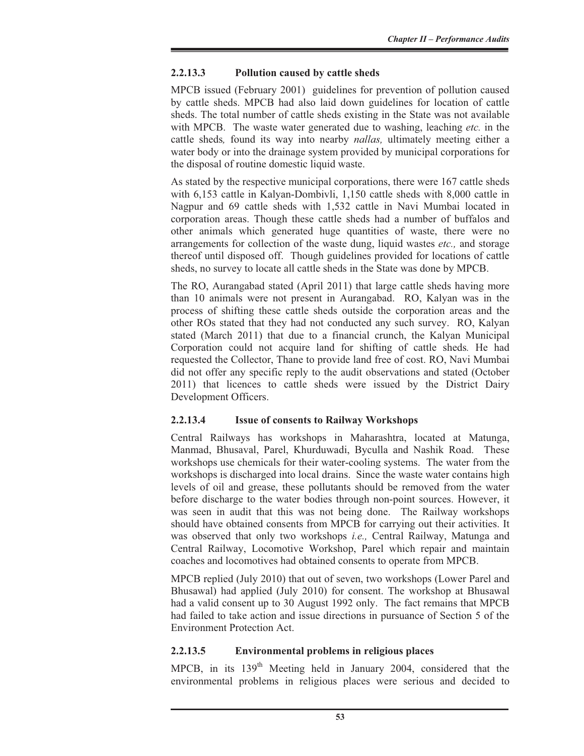### 2.2.13.3 Pollution caused by cattle sheds

MPCB issued (February 2001) guidelines for prevention of pollution caused by cattle sheds. MPCB had also laid down guidelines for location of cattle sheds. The total number of cattle sheds existing in the State was not available with MPCB. The waste water generated due to washing, leaching *etc.* in the cattle sheds*,* found its way into nearby *nallas,* ultimately meeting either a water body or into the drainage system provided by municipal corporations for the disposal of routine domestic liquid waste.

As stated by the respective municipal corporations, there were 167 cattle sheds with 6,153 cattle in Kalyan-Dombivli, 1,150 cattle sheds with 8,000 cattle in Nagpur and 69 cattle sheds with 1,532 cattle in Navi Mumbai located in corporation areas. Though these cattle sheds had a number of buffalos and other animals which generated huge quantities of waste, there were no arrangements for collection of the waste dung, liquid wastes *etc.,* and storage thereof until disposed off. Though guidelines provided for locations of cattle sheds, no survey to locate all cattle sheds in the State was done by MPCB.

The RO, Aurangabad stated (April 2011) that large cattle sheds having more than 10 animals were not present in Aurangabad. RO, Kalyan was in the process of shifting these cattle sheds outside the corporation areas and the other ROs stated that they had not conducted any such survey. RO, Kalyan stated (March 2011) that due to a financial crunch, the Kalyan Municipal Corporation could not acquire land for shifting of cattle sheds*.* He had requested the Collector, Thane to provide land free of cost. RO, Navi Mumbai did not offer any specific reply to the audit observations and stated (October 2011) that licences to cattle sheds were issued by the District Dairy Development Officers.

### 2.2.13.4 Issue of consents to Railway Workshops

Central Railways has workshops in Maharashtra, located at Matunga, Manmad, Bhusaval, Parel, Khurduwadi, Byculla and Nashik Road. These workshops use chemicals for their water-cooling systems. The water from the workshops is discharged into local drains. Since the waste water contains high levels of oil and grease, these pollutants should be removed from the water before discharge to the water bodies through non-point sources. However, it was seen in audit that this was not being done. The Railway workshops should have obtained consents from MPCB for carrying out their activities. It was observed that only two workshops *i.e.,* Central Railway, Matunga and Central Railway, Locomotive Workshop, Parel which repair and maintain coaches and locomotives had obtained consents to operate from MPCB.

MPCB replied (July 2010) that out of seven, two workshops (Lower Parel and Bhusawal) had applied (July 2010) for consent. The workshop at Bhusawal had a valid consent up to 30 August 1992 only. The fact remains that MPCB had failed to take action and issue directions in pursuance of Section 5 of the Environment Protection Act.

### 2.2.13.5 Environmental problems in religious places

MPCB, in its 139th Meeting held in January 2004, considered that the environmental problems in religious places were serious and decided to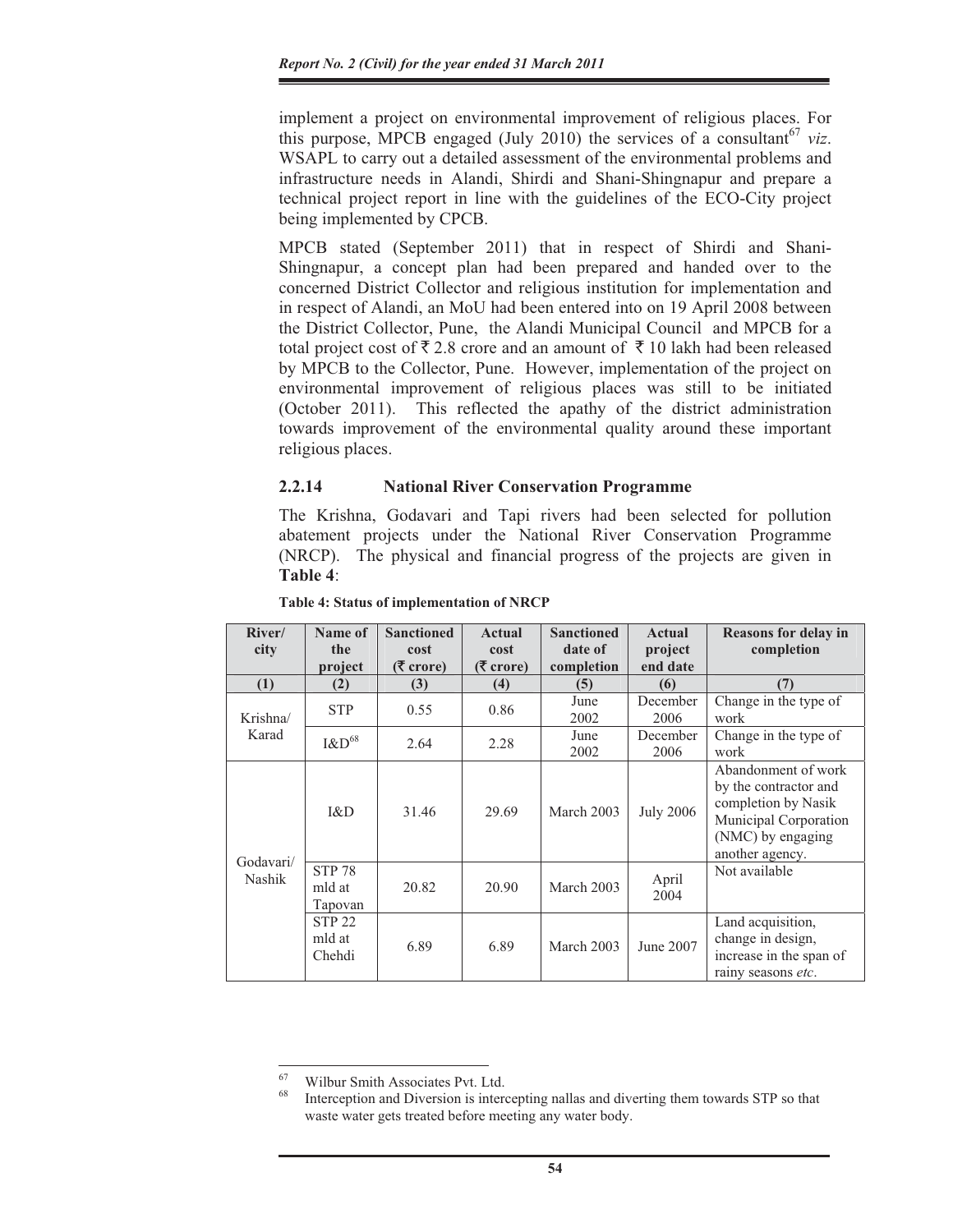implement a project on environmental improvement of religious places. For this purpose, MPCB engaged (July 2010) the services of a consultant[67] *viz*. WSAPL to carry out a detailed assessment of the environmental problems and infrastructure needs in Alandi, Shirdi and Shani-Shingnapur and prepare a technical project report in line with the guidelines of the ECO-City project being implemented by CPCB.

MPCB stated (September 2011) that in respect of Shirdi and Shani-Shingnapur, a concept plan had been prepared and handed over to the concerned District Collector and religious institution for implementation and in respect of Alandi, an MoU had been entered into on 19 April 2008 between the District Collector, Pune, the Alandi Municipal Council and MPCB for a total project cost of ₹ 2.8 crore and an amount of ₹ 10 lakh had been released by MPCB to the Collector, Pune. However, implementation of the project on environmental improvement of religious places was still to be initiated (October 2011). This reflected the apathy of the district administration towards improvement of the environmental quality around these important religious places.

### 2.2.14 National River Conservation Programme

The Krishna, Godavari and Tapi rivers had been selected for pollution abatement projects under the National River Conservation Programme (NRCP). The physical and financial progress of the projects are given in **Table 4**:

**Table 4: Status of implementation of NRCP**

| River/ city | Name of the project | Sanctioned cost (₹ crore) | Actual cost (₹ crore) | Sanctioned date of completion | Actual project end date | Reasons for delay in completion |
|---|---|---|---|---|---|---|
| (1) | (2) | (3) | (4) | (5) | (6) | (7) |
| Krishna/ Karad | STP | 0.55 | 0.86 | June 2002 | December 2006 | Change in the type of work |
| | I&D[68] | 2.64 | 2.28 | June 2002 | December 2006 | Change in the type of work |
| Godavari/ Nashik | I&D | 31.46 | 29.69 | March 2003 | July 2006 | Abandonment of work by the contractor and completion by Nasik Municipal Corporation (NMC) by engaging another agency. |
| | STP 78 mld at Tapovan | 20.82 | 20.90 | March 2003 | April 2004 | Not available |
| | STP 22 mld at Chehdi | 6.89 | 6.89 | March 2003 | June 2007 | Land acquisition, change in design, increase in the span of rainy seasons *etc*. |

---

[67] Wilbur Smith Associates Pvt. Ltd.

[68] Interception and Diversion is intercepting nallas and diverting them towards STP so that waste water gets treated before meeting any water body.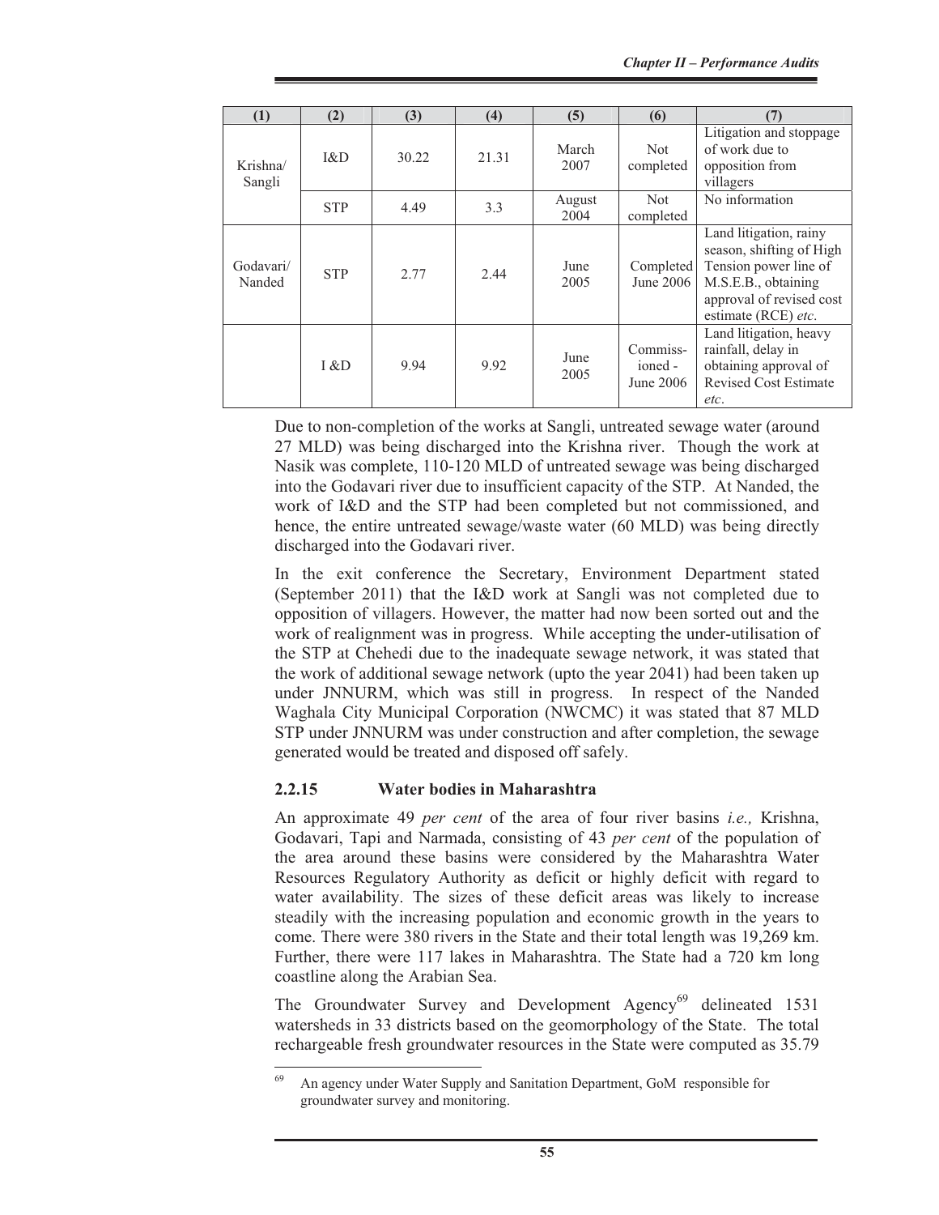| (1) | (2) | (3) | (4) | (5) | (6) | (7) |
|---|---|---|---|---|---|---|
| Krishna/ Sangli | I&D | 30.22 | 21.31 | March 2007 | Not completed | Litigation and stoppage of work due to opposition from villagers |
| | STP | 4.49 | 3.3 | August 2004 | Not completed | No information |
| Godavari/ Nanded | STP | 2.77 | 2.44 | June 2005 | Completed June 2006 | Land litigation, rainy season, shifting of High Tension power line of M.S.E.B., obtaining approval of revised cost estimate (RCE) *etc*. |
| | I &D | 9.94 | 9.92 | June 2005 | Commiss-ioned - June 2006 | Land litigation, heavy rainfall, delay in obtaining approval of Revised Cost Estimate *etc*. |

Due to non-completion of the works at Sangli, untreated sewage water (around 27 MLD) was being discharged into the Krishna river. Though the work at Nasik was complete, 110-120 MLD of untreated sewage was being discharged into the Godavari river due to insufficient capacity of the STP. At Nanded, the work of I&D and the STP had been completed but not commissioned, and hence, the entire untreated sewage/waste water (60 MLD) was being directly discharged into the Godavari river.

In the exit conference the Secretary, Environment Department stated (September 2011) that the I&D work at Sangli was not completed due to opposition of villagers. However, the matter had now been sorted out and the work of realignment was in progress. While accepting the under-utilisation of the STP at Chehedi due to the inadequate sewage network, it was stated that the work of additional sewage network (upto the year 2041) had been taken up under JNNURM, which was still in progress. In respect of the Nanded Waghala City Municipal Corporation (NWCMC) it was stated that 87 MLD STP under JNNURM was under construction and after completion, the sewage generated would be treated and disposed off safely.

### 2.2.15 Water bodies in Maharashtra

An approximate 49 *per cent* of the area of four river basins *i.e.,* Krishna, Godavari, Tapi and Narmada, consisting of 43 *per cent* of the population of the area around these basins were considered by the Maharashtra Water Resources Regulatory Authority as deficit or highly deficit with regard to water availability. The sizes of these deficit areas was likely to increase steadily with the increasing population and economic growth in the years to come. There were 380 rivers in the State and their total length was 19,269 km. Further, there were 117 lakes in Maharashtra. The State had a 720 km long coastline along the Arabian Sea.

The Groundwater Survey and Development Agency[69] delineated 1531 watersheds in 33 districts based on the geomorphology of the State. The total rechargeable fresh groundwater resources in the State were computed as 35.79

[69] An agency under Water Supply and Sanitation Department, GoM responsible for groundwater survey and monitoring.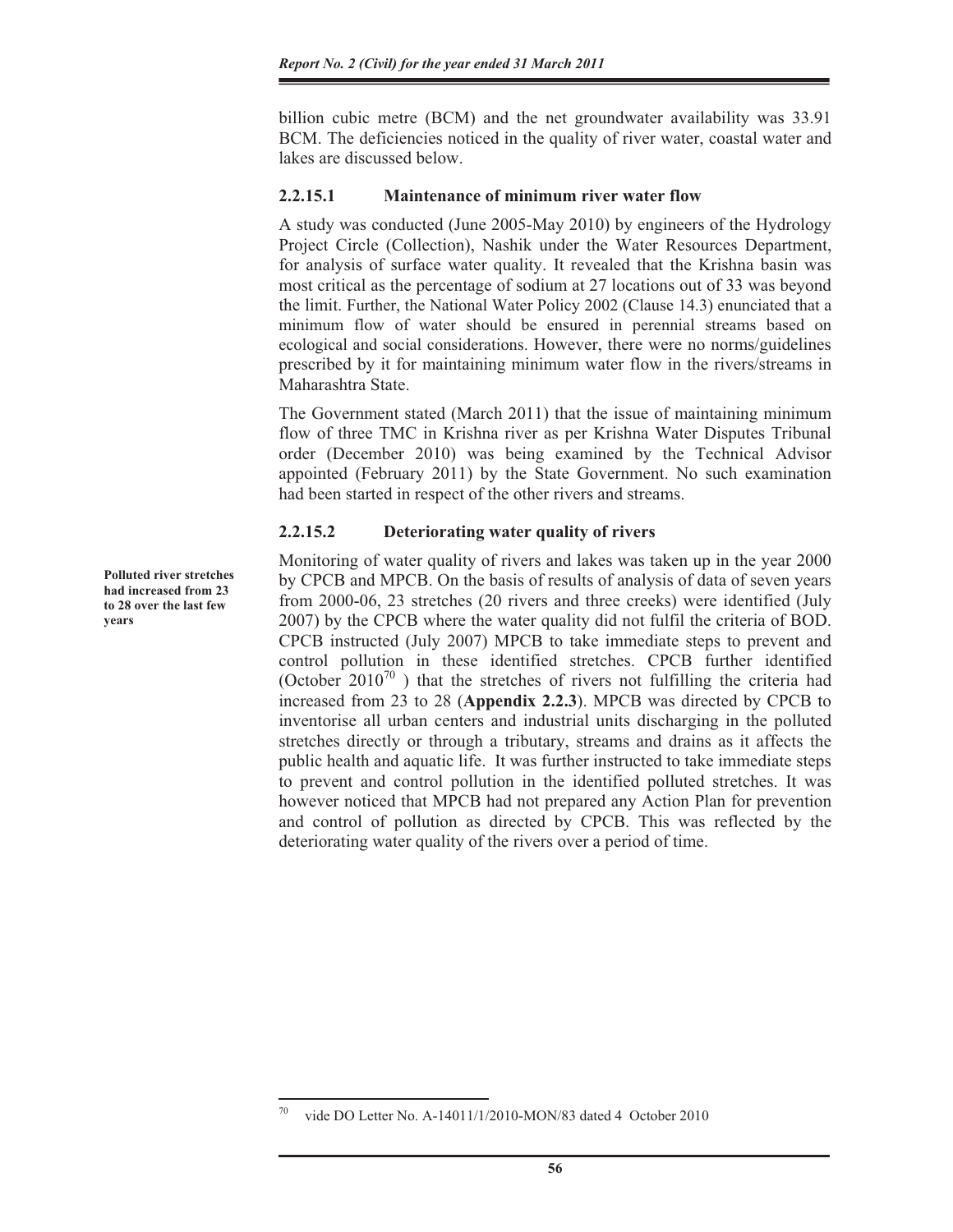billion cubic metre (BCM) and the net groundwater availability was 33.91 BCM. The deficiencies noticed in the quality of river water, coastal water and lakes are discussed below.

#### 2.2.15.1 Maintenance of minimum river water flow

A study was conducted (June 2005-May 2010) by engineers of the Hydrology Project Circle (Collection), Nashik under the Water Resources Department, for analysis of surface water quality. It revealed that the Krishna basin was most critical as the percentage of sodium at 27 locations out of 33 was beyond the limit. Further, the National Water Policy 2002 (Clause 14.3) enunciated that a minimum flow of water should be ensured in perennial streams based on ecological and social considerations. However, there were no norms/guidelines prescribed by it for maintaining minimum water flow in the rivers/streams in Maharashtra State.

The Government stated (March 2011) that the issue of maintaining minimum flow of three TMC in Krishna river as per Krishna Water Disputes Tribunal order (December 2010) was being examined by the Technical Advisor appointed (February 2011) by the State Government. No such examination had been started in respect of the other rivers and streams.

#### 2.2.15.2 Deteriorating water quality of rivers

**Polluted river stretches had increased from 23 to 28 over the last few years**

Monitoring of water quality of rivers and lakes was taken up in the year 2000 by CPCB and MPCB. On the basis of results of analysis of data of seven years from 2000-06, 23 stretches (20 rivers and three creeks) were identified (July 2007) by the CPCB where the water quality did not fulfil the criteria of BOD. CPCB instructed (July 2007) MPCB to take immediate steps to prevent and control pollution in these identified stretches. CPCB further identified (October 2010[70] ) that the stretches of rivers not fulfilling the criteria had increased from 23 to 28 (**Appendix 2.2.3**). MPCB was directed by CPCB to inventorise all urban centers and industrial units discharging in the polluted stretches directly or through a tributary, streams and drains as it affects the public health and aquatic life. It was further instructed to take immediate steps to prevent and control pollution in the identified polluted stretches. It was however noticed that MPCB had not prepared any Action Plan for prevention and control of pollution as directed by CPCB. This was reflected by the deteriorating water quality of the rivers over a period of time.

---

[70] vide DO Letter No. A-14011/1/2010-MON/83 dated 4 October 2010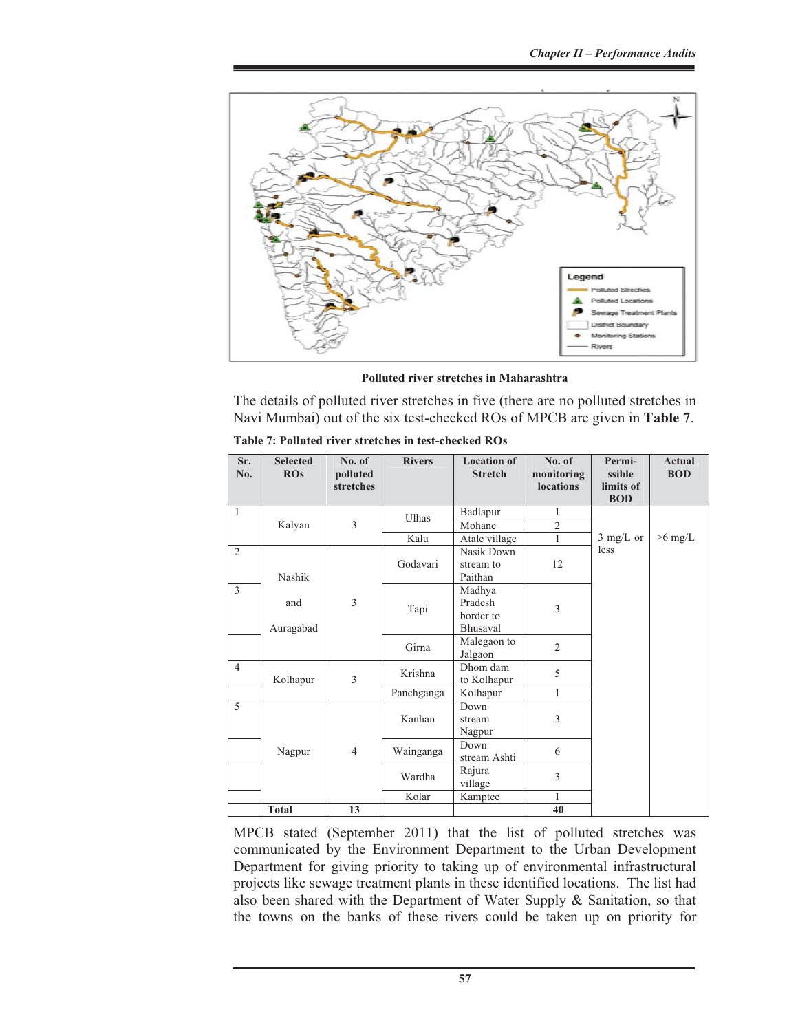Polluted river stretches in Maharashtra

The details of polluted river stretches in five (there are no polluted stretches in Navi Mumbai) out of the six test-checked ROs of MPCB are given in **Table 7**.

**Table 7: Polluted river stretches in test-checked ROs**

| Sr. No. | Selected ROs | No. of polluted stretches | Rivers | Location of Stretch | No. of monitoring locations | Permissible limits of BOD | Actual BOD |
|---|---|---|---|---|---|---|---|
| 1 | Kalyan | 3 | Ulhas | Badlapur | 1 | 3 mg/L or less | >6 mg/L |
| | | | | Mohane | 2 | | |
| | | | Kalu | Atale village | 1 | | |
| 2 | Nashik and Auragabad | 3 | Godavari | Nasik Down stream to Paithan | 12 | | |
| 3 | | | Tapi | Madhya Pradesh border to Bhusaval | 3 | | |
| | | | Girna | Malegaon to Jalgaon | 2 | | |
| 4 | Kolhapur | 3 | Krishna | Dhom dam to Kolhapur | 5 | | |
| | | | Panchganga | Kolhapur | 1 | | |
| 5 | Nagpur | 4 | Kanhan | Down stream Nagpur | 3 | | |
| | | | Wainganga | Down stream Ashti | 6 | | |
| | | | Wardha | Rajura village | 3 | | |
| | | | Kolar | Kamptee | 1 | | |
| | **Total** | **13** | | | **40** | | |

MPCB stated (September 2011) that the list of polluted stretches was communicated by the Environment Department to the Urban Development Department for giving priority to taking up of environmental infrastructural projects like sewage treatment plants in these identified locations. The list had also been shared with the Department of Water Supply & Sanitation, so that the towns on the banks of these rivers could be taken up on priority for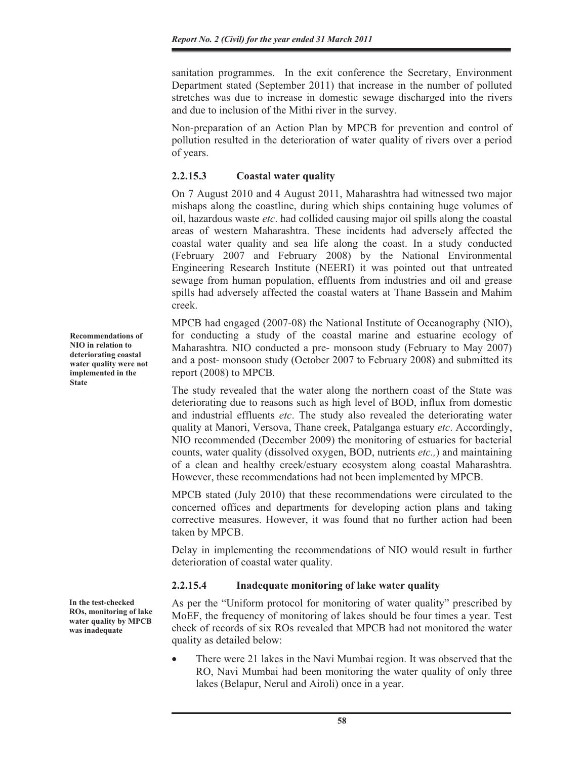sanitation programmes. In the exit conference the Secretary, Environment Department stated (September 2011) that increase in the number of polluted stretches was due to increase in domestic sewage discharged into the rivers and due to inclusion of the Mithi river in the survey.

Non-preparation of an Action Plan by MPCB for prevention and control of pollution resulted in the deterioration of water quality of rivers over a period of years.

### 2.2.15.3 Coastal water quality

On 7 August 2010 and 4 August 2011, Maharashtra had witnessed two major mishaps along the coastline, during which ships containing huge volumes of oil, hazardous waste *etc*. had collided causing major oil spills along the coastal areas of western Maharashtra. These incidents had adversely affected the coastal water quality and sea life along the coast. In a study conducted (February 2007 and February 2008) by the National Environmental Engineering Research Institute (NEERI) it was pointed out that untreated sewage from human population, effluents from industries and oil and grease spills had adversely affected the coastal waters at Thane Bassein and Mahim creek.

**Recommendations of NIO in relation to deteriorating coastal water quality were not implemented in the State**

MPCB had engaged (2007-08) the National Institute of Oceanography (NIO), for conducting a study of the coastal marine and estuarine ecology of Maharashtra. NIO conducted a pre- monsoon study (February to May 2007) and a post- monsoon study (October 2007 to February 2008) and submitted its report (2008) to MPCB.

The study revealed that the water along the northern coast of the State was deteriorating due to reasons such as high level of BOD, influx from domestic and industrial effluents *etc*. The study also revealed the deteriorating water quality at Manori, Versova, Thane creek, Patalganga estuary *etc*. Accordingly, NIO recommended (December 2009) the monitoring of estuaries for bacterial counts, water quality (dissolved oxygen, BOD, nutrients *etc.,*) and maintaining of a clean and healthy creek/estuary ecosystem along coastal Maharashtra. However, these recommendations had not been implemented by MPCB.

MPCB stated (July 2010) that these recommendations were circulated to the concerned offices and departments for developing action plans and taking corrective measures. However, it was found that no further action had been taken by MPCB.

Delay in implementing the recommendations of NIO would result in further deterioration of coastal water quality.

### 2.2.15.4 Inadequate monitoring of lake water quality

**In the test-checked ROs, monitoring of lake water quality by MPCB was inadequate**

As per the "Uniform protocol for monitoring of water quality" prescribed by MoEF, the frequency of monitoring of lakes should be four times a year. Test check of records of six ROs revealed that MPCB had not monitored the water quality as detailed below:

- There were 21 lakes in the Navi Mumbai region. It was observed that the RO, Navi Mumbai had been monitoring the water quality of only three lakes (Belapur, Nerul and Airoli) once in a year.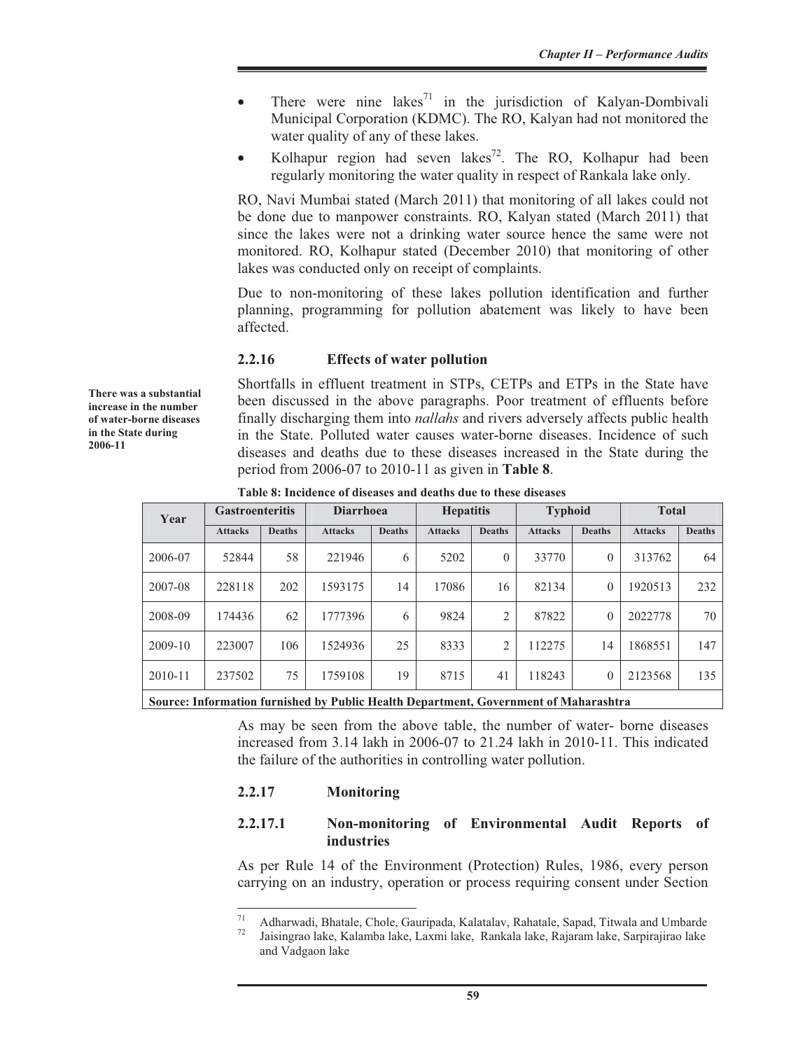- There were nine lakes[71] in the jurisdiction of Kalyan-Dombivali Municipal Corporation (KDMC). The RO, Kalyan had not monitored the water quality of any of these lakes.
- Kolhapur region had seven lakes[72]. The RO, Kolhapur had been regularly monitoring the water quality in respect of Rankala lake only.

RO, Navi Mumbai stated (March 2011) that monitoring of all lakes could not be done due to manpower constraints. RO, Kalyan stated (March 2011) that since the lakes were not a drinking water source hence the same were not monitored. RO, Kolhapur stated (December 2010) that monitoring of other lakes was conducted only on receipt of complaints.

Due to non-monitoring of these lakes pollution identification and further planning, programming for pollution abatement was likely to have been affected.

### 2.2.16 Effects of water pollution

**There was a substantial increase in the number of water-borne diseases in the State during 2006-11**

Shortfalls in effluent treatment in STPs, CETPs and ETPs in the State have been discussed in the above paragraphs. Poor treatment of effluents before finally discharging them into *nallahs* and rivers adversely affects public health in the State. Polluted water causes water-borne diseases. Incidence of such diseases and deaths due to these diseases increased in the State during the period from 2006-07 to 2010-11 as given in **Table 8**.

**Table 8: Incidence of diseases and deaths due to these diseases**

| Year | Gastroenteritis | | Diarrhoea | | Hepatitis | | Typhoid | | Total | |
|---|---|---|---|---|---|---|---|---|---|---|
| | Attacks | Deaths | Attacks | Deaths | Attacks | Deaths | Attacks | Deaths | Attacks | Deaths |
| 2006-07 | 52844 | 58 | 221946 | 6 | 5202 | 0 | 33770 | 0 | 313762 | 64 |
| 2007-08 | 228118 | 202 | 1593175 | 14 | 17086 | 16 | 82134 | 0 | 1920513 | 232 |
| 2008-09 | 174436 | 62 | 1777396 | 6 | 9824 | 2 | 87822 | 0 | 2022778 | 70 |
| 2009-10 | 223007 | 106 | 1524936 | 25 | 8333 | 2 | 112275 | 14 | 1868551 | 147 |
| 2010-11 | 237502 | 75 | 1759108 | 19 | 8715 | 41 | 118243 | 0 | 2123568 | 135 |

**Source: Information furnished by Public Health Department, Government of Maharashtra**

As may be seen from the above table, the number of water- borne diseases increased from 3.14 lakh in 2006-07 to 21.24 lakh in 2010-11. This indicated the failure of the authorities in controlling water pollution.

### 2.2.17 Monitoring

#### 2.2.17.1 Non-monitoring of Environmental Audit Reports of industries

As per Rule 14 of the Environment (Protection) Rules, 1986, every person carrying on an industry, operation or process requiring consent under Section

---

[71] Adharwadi, Bhatale, Chole, Gauripada, Kalatalav, Rahatale, Sapad, Titwala and Umbarde

[72] Jaisingrao lake, Kalamba lake, Laxmi lake, Rankala lake, Rajaram lake, Sarpirajirao lake and Vadgaon lake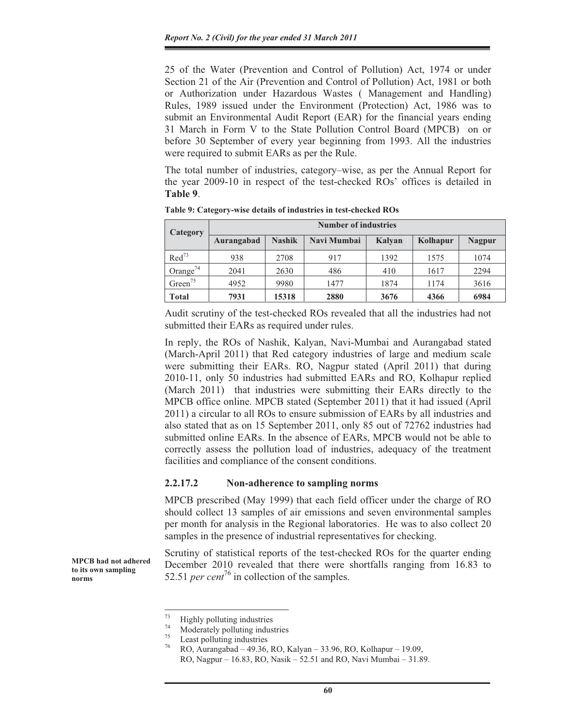25 of the Water (Prevention and Control of Pollution) Act, 1974 or under Section 21 of the Air (Prevention and Control of Pollution) Act, 1981 or both or Authorization under Hazardous Wastes ( Management and Handling) Rules, 1989 issued under the Environment (Protection) Act, 1986 was to submit an Environmental Audit Report (EAR) for the financial years ending 31 March in Form V to the State Pollution Control Board (MPCB) on or before 30 September of every year beginning from 1993. All the industries were required to submit EARs as per the Rule.

The total number of industries, category–wise, as per the Annual Report for the year 2009-10 in respect of the test-checked ROs' offices is detailed in **Table 9**.

**Table 9: Category-wise details of industries in test-checked ROs**

| Category | Number of industries | | | | | |
|---|---|---|---|---|---|---|
| | Aurangabad | Nashik | Navi Mumbai | Kalyan | Kolhapur | Nagpur |
| Red[73] | 938 | 2708 | 917 | 1392 | 1575 | 1074 |
| Orange[74] | 2041 | 2630 | 486 | 410 | 1617 | 2294 |
| Green[75] | 4952 | 9980 | 1477 | 1874 | 1174 | 3616 |
| **Total** | **7931** | **15318** | **2880** | **3676** | **4366** | **6984** |

Audit scrutiny of the test-checked ROs revealed that all the industries had not submitted their EARs as required under rules.

In reply, the ROs of Nashik, Kalyan, Navi-Mumbai and Aurangabad stated (March-April 2011) that Red category industries of large and medium scale were submitting their EARs. RO, Nagpur stated (April 2011) that during 2010-11, only 50 industries had submitted EARs and RO, Kolhapur replied (March 2011) that industries were submitting their EARs directly to the MPCB office online. MPCB stated (September 2011) that it had issued (April 2011) a circular to all ROs to ensure submission of EARs by all industries and also stated that as on 15 September 2011, only 85 out of 72762 industries had submitted online EARs. In the absence of EARs, MPCB would not be able to correctly assess the pollution load of industries, adequacy of the treatment facilities and compliance of the consent conditions.

### 2.2.17.2 Non-adherence to sampling norms

MPCB prescribed (May 1999) that each field officer under the charge of RO should collect 13 samples of air emissions and seven environmental samples per month for analysis in the Regional laboratories. He was to also collect 20 samples in the presence of industrial representatives for checking.

**MPCB had not adhered to its own sampling norms**

Scrutiny of statistical reports of the test-checked ROs for the quarter ending December 2010 revealed that there were shortfalls ranging from 16.83 to 52.51 *per cent*[76] in collection of the samples.

---

[73] Highly polluting industries

[74] Moderately polluting industries

[75] Least polluting industries

[76] RO, Aurangabad – 49.36, RO, Kalyan – 33.96, RO, Kolhapur – 19.09, RO, Nagpur – 16.83, RO, Nasik – 52.51 and RO, Navi Mumbai – 31.89.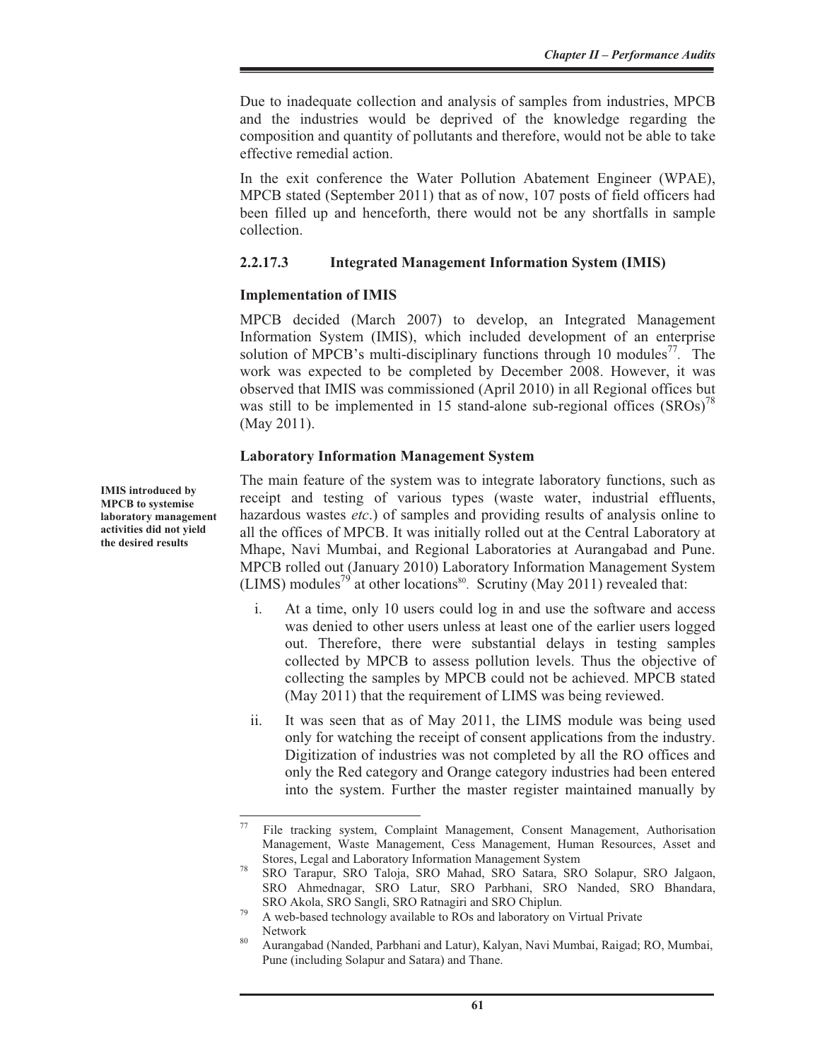Due to inadequate collection and analysis of samples from industries, MPCB and the industries would be deprived of the knowledge regarding the composition and quantity of pollutants and therefore, would not be able to take effective remedial action.

In the exit conference the Water Pollution Abatement Engineer (WPAE), MPCB stated (September 2011) that as of now, 107 posts of field officers had been filled up and henceforth, there would not be any shortfalls in sample collection.

### 2.2.17.3 Integrated Management Information System (IMIS)

**Implementation of IMIS**

MPCB decided (March 2007) to develop, an Integrated Management Information System (IMIS), which included development of an enterprise solution of MPCB's multi-disciplinary functions through 10 modules[77]. The work was expected to be completed by December 2008. However, it was observed that IMIS was commissioned (April 2010) in all Regional offices but was still to be implemented in 15 stand-alone sub-regional offices (SROs)[78] (May 2011).

**Laboratory Information Management System**

**IMIS introduced by MPCB to systemise laboratory management activities did not yield the desired results**

The main feature of the system was to integrate laboratory functions, such as receipt and testing of various types (waste water, industrial effluents, hazardous wastes *etc*.) of samples and providing results of analysis online to all the offices of MPCB. It was initially rolled out at the Central Laboratory at Mhape, Navi Mumbai, and Regional Laboratories at Aurangabad and Pune. MPCB rolled out (January 2010) Laboratory Information Management System (LIMS) modules[79] at other locations[80]. Scrutiny (May 2011) revealed that:

i. At a time, only 10 users could log in and use the software and access was denied to other users unless at least one of the earlier users logged out. Therefore, there were substantial delays in testing samples collected by MPCB to assess pollution levels. Thus the objective of collecting the samples by MPCB could not be achieved. MPCB stated (May 2011) that the requirement of LIMS was being reviewed.

ii. It was seen that as of May 2011, the LIMS module was being used only for watching the receipt of consent applications from the industry. Digitization of industries was not completed by all the RO offices and only the Red category and Orange category industries had been entered into the system. Further the master register maintained manually by

---

[77] File tracking system, Complaint Management, Consent Management, Authorisation Management, Waste Management, Cess Management, Human Resources, Asset and Stores, Legal and Laboratory Information Management System

[78] SRO Tarapur, SRO Taloja, SRO Mahad, SRO Satara, SRO Solapur, SRO Jalgaon, SRO Ahmednagar, SRO Latur, SRO Parbhani, SRO Nanded, SRO Bhandara, SRO Akola, SRO Sangli, SRO Ratnagiri and SRO Chiplun.

[79] A web-based technology available to ROs and laboratory on Virtual Private Network

[80] Aurangabad (Nanded, Parbhani and Latur), Kalyan, Navi Mumbai, Raigad; RO, Mumbai, Pune (including Solapur and Satara) and Thane.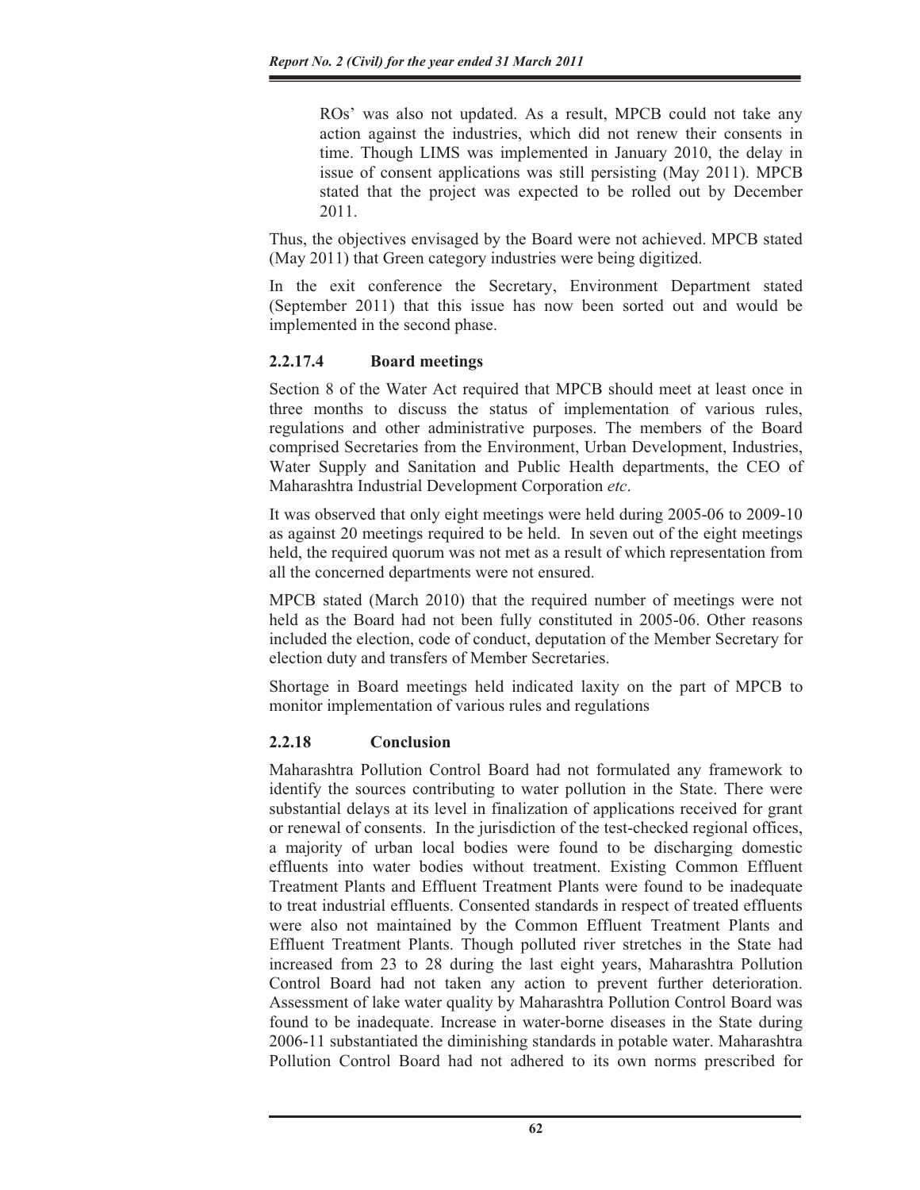ROs' was also not updated. As a result, MPCB could not take any action against the industries, which did not renew their consents in time. Though LIMS was implemented in January 2010, the delay in issue of consent applications was still persisting (May 2011). MPCB stated that the project was expected to be rolled out by December 2011.

Thus, the objectives envisaged by the Board were not achieved. MPCB stated (May 2011) that Green category industries were being digitized.

In the exit conference the Secretary, Environment Department stated (September 2011) that this issue has now been sorted out and would be implemented in the second phase.

#### 2.2.17.4 Board meetings

Section 8 of the Water Act required that MPCB should meet at least once in three months to discuss the status of implementation of various rules, regulations and other administrative purposes. The members of the Board comprised Secretaries from the Environment, Urban Development, Industries, Water Supply and Sanitation and Public Health departments, the CEO of Maharashtra Industrial Development Corporation *etc*.

It was observed that only eight meetings were held during 2005-06 to 2009-10 as against 20 meetings required to be held. In seven out of the eight meetings held, the required quorum was not met as a result of which representation from all the concerned departments were not ensured.

MPCB stated (March 2010) that the required number of meetings were not held as the Board had not been fully constituted in 2005-06. Other reasons included the election, code of conduct, deputation of the Member Secretary for election duty and transfers of Member Secretaries.

Shortage in Board meetings held indicated laxity on the part of MPCB to monitor implementation of various rules and regulations

### 2.2.18 Conclusion

Maharashtra Pollution Control Board had not formulated any framework to identify the sources contributing to water pollution in the State. There were substantial delays at its level in finalization of applications received for grant or renewal of consents. In the jurisdiction of the test-checked regional offices, a majority of urban local bodies were found to be discharging domestic effluents into water bodies without treatment. Existing Common Effluent Treatment Plants and Effluent Treatment Plants were found to be inadequate to treat industrial effluents. Consented standards in respect of treated effluents were also not maintained by the Common Effluent Treatment Plants and Effluent Treatment Plants. Though polluted river stretches in the State had increased from 23 to 28 during the last eight years, Maharashtra Pollution Control Board had not taken any action to prevent further deterioration. Assessment of lake water quality by Maharashtra Pollution Control Board was found to be inadequate. Increase in water-borne diseases in the State during 2006-11 substantiated the diminishing standards in potable water. Maharashtra Pollution Control Board had not adhered to its own norms prescribed for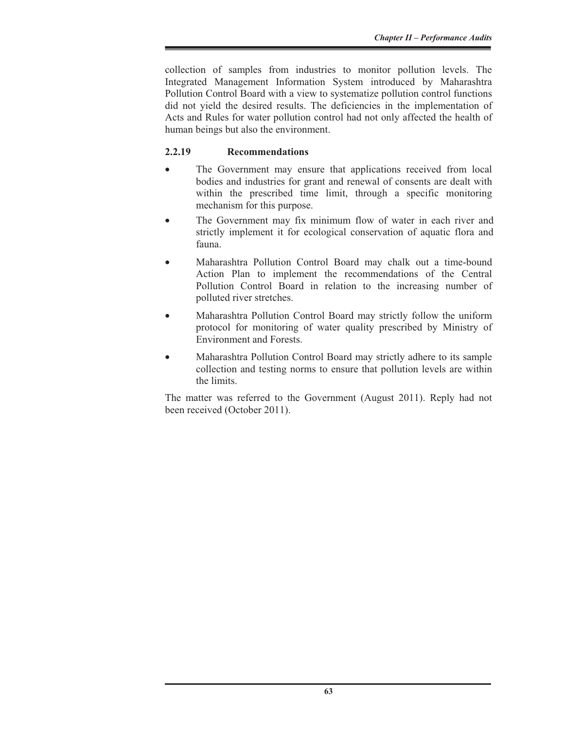collection of samples from industries to monitor pollution levels. The Integrated Management Information System introduced by Maharashtra Pollution Control Board with a view to systematize pollution control functions did not yield the desired results. The deficiencies in the implementation of Acts and Rules for water pollution control had not only affected the health of human beings but also the environment.

### 2.2.19 Recommendations

- The Government may ensure that applications received from local bodies and industries for grant and renewal of consents are dealt with within the prescribed time limit, through a specific monitoring mechanism for this purpose.
- The Government may fix minimum flow of water in each river and strictly implement it for ecological conservation of aquatic flora and fauna.
- Maharashtra Pollution Control Board may chalk out a time-bound Action Plan to implement the recommendations of the Central Pollution Control Board in relation to the increasing number of polluted river stretches.
- Maharashtra Pollution Control Board may strictly follow the uniform protocol for monitoring of water quality prescribed by Ministry of Environment and Forests.
- Maharashtra Pollution Control Board may strictly adhere to its sample collection and testing norms to ensure that pollution levels are within the limits.

The matter was referred to the Government (August 2011). Reply had not been received (October 2011).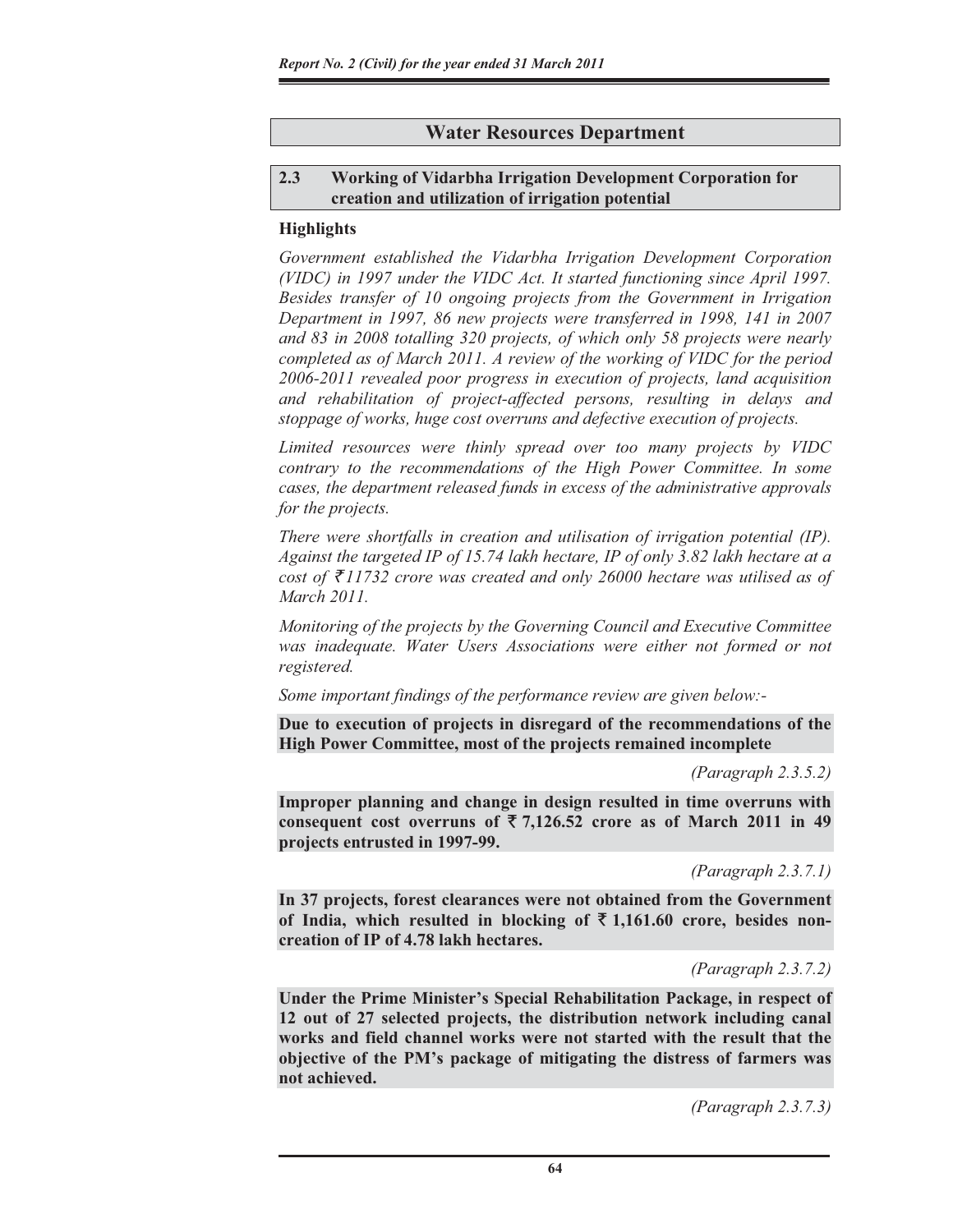## Water Resources Department

### 2.3 Working of Vidarbha Irrigation Development Corporation for creation and utilization of irrigation potential

#### Highlights

*Government established the Vidarbha Irrigation Development Corporation (VIDC) in 1997 under the VIDC Act. It started functioning since April 1997. Besides transfer of 10 ongoing projects from the Government in Irrigation Department in 1997, 86 new projects were transferred in 1998, 141 in 2007 and 83 in 2008 totalling 320 projects, of which only 58 projects were nearly completed as of March 2011. A review of the working of VIDC for the period 2006-2011 revealed poor progress in execution of projects, land acquisition and rehabilitation of project-affected persons, resulting in delays and stoppage of works, huge cost overruns and defective execution of projects.*

*Limited resources were thinly spread over too many projects by VIDC contrary to the recommendations of the High Power Committee. In some cases, the department released funds in excess of the administrative approvals for the projects.*

*There were shortfalls in creation and utilisation of irrigation potential (IP). Against the targeted IP of 15.74 lakh hectare, IP of only 3.82 lakh hectare at a cost of ₹11732 crore was created and only 26000 hectare was utilised as of March 2011.*

*Monitoring of the projects by the Governing Council and Executive Committee was inadequate. Water Users Associations were either not formed or not registered.*

*Some important findings of the performance review are given below:-*

**Due to execution of projects in disregard of the recommendations of the High Power Committee, most of the projects remained incomplete**

*(Paragraph 2.3.5.2)*

**Improper planning and change in design resulted in time overruns with consequent cost overruns of ₹ 7,126.52 crore as of March 2011 in 49 projects entrusted in 1997-99.**

*(Paragraph 2.3.7.1)*

**In 37 projects, forest clearances were not obtained from the Government of India, which resulted in blocking of ₹ 1,161.60 crore, besides non-creation of IP of 4.78 lakh hectares.**

*(Paragraph 2.3.7.2)*

**Under the Prime Minister's Special Rehabilitation Package, in respect of 12 out of 27 selected projects, the distribution network including canal works and field channel works were not started with the result that the objective of the PM's package of mitigating the distress of farmers was not achieved.**

*(Paragraph 2.3.7.3)*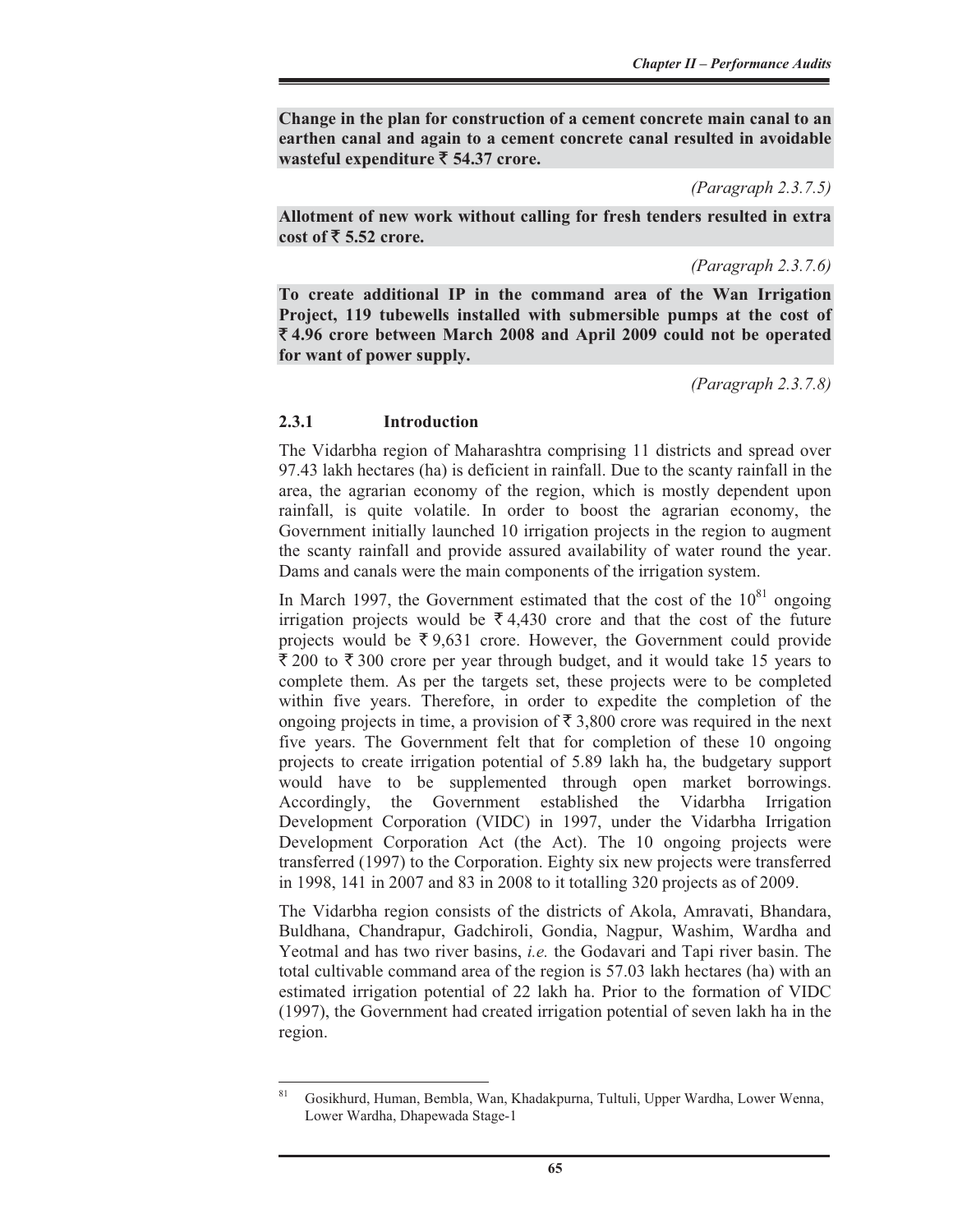**Change in the plan for construction of a cement concrete main canal to an earthen canal and again to a cement concrete canal resulted in avoidable wasteful expenditure ₹ 54.37 crore.**

*(Paragraph 2.3.7.5)*

**Allotment of new work without calling for fresh tenders resulted in extra cost of ₹ 5.52 crore.**

*(Paragraph 2.3.7.6)*

**To create additional IP in the command area of the Wan Irrigation Project, 119 tubewells installed with submersible pumps at the cost of ₹ 4.96 crore between March 2008 and April 2009 could not be operated for want of power supply.**

*(Paragraph 2.3.7.8)*

### 2.3.1 Introduction

The Vidarbha region of Maharashtra comprising 11 districts and spread over 97.43 lakh hectares (ha) is deficient in rainfall. Due to the scanty rainfall in the area, the agrarian economy of the region, which is mostly dependent upon rainfall, is quite volatile. In order to boost the agrarian economy, the Government initially launched 10 irrigation projects in the region to augment the scanty rainfall and provide assured availability of water round the year. Dams and canals were the main components of the irrigation system.

In March 1997, the Government estimated that the cost of the 10[81] ongoing irrigation projects would be ₹ 4,430 crore and that the cost of the future projects would be ₹ 9,631 crore. However, the Government could provide ₹ 200 to ₹ 300 crore per year through budget, and it would take 15 years to complete them. As per the targets set, these projects were to be completed within five years. Therefore, in order to expedite the completion of the ongoing projects in time, a provision of ₹ 3,800 crore was required in the next five years. The Government felt that for completion of these 10 ongoing projects to create irrigation potential of 5.89 lakh ha, the budgetary support would have to be supplemented through open market borrowings. Accordingly, the Government established the Vidarbha Irrigation Development Corporation (VIDC) in 1997, under the Vidarbha Irrigation Development Corporation Act (the Act). The 10 ongoing projects were transferred (1997) to the Corporation. Eighty six new projects were transferred in 1998, 141 in 2007 and 83 in 2008 to it totalling 320 projects as of 2009.

The Vidarbha region consists of the districts of Akola, Amravati, Bhandara, Buldhana, Chandrapur, Gadchiroli, Gondia, Nagpur, Washim, Wardha and Yeotmal and has two river basins, *i.e.* the Godavari and Tapi river basin. The total cultivable command area of the region is 57.03 lakh hectares (ha) with an estimated irrigation potential of 22 lakh ha. Prior to the formation of VIDC (1997), the Government had created irrigation potential of seven lakh ha in the region.

---

[81] Gosikhurd, Human, Bembla, Wan, Khadakpurna, Tultuli, Upper Wardha, Lower Wenna, Lower Wardha, Dhapewada Stage-1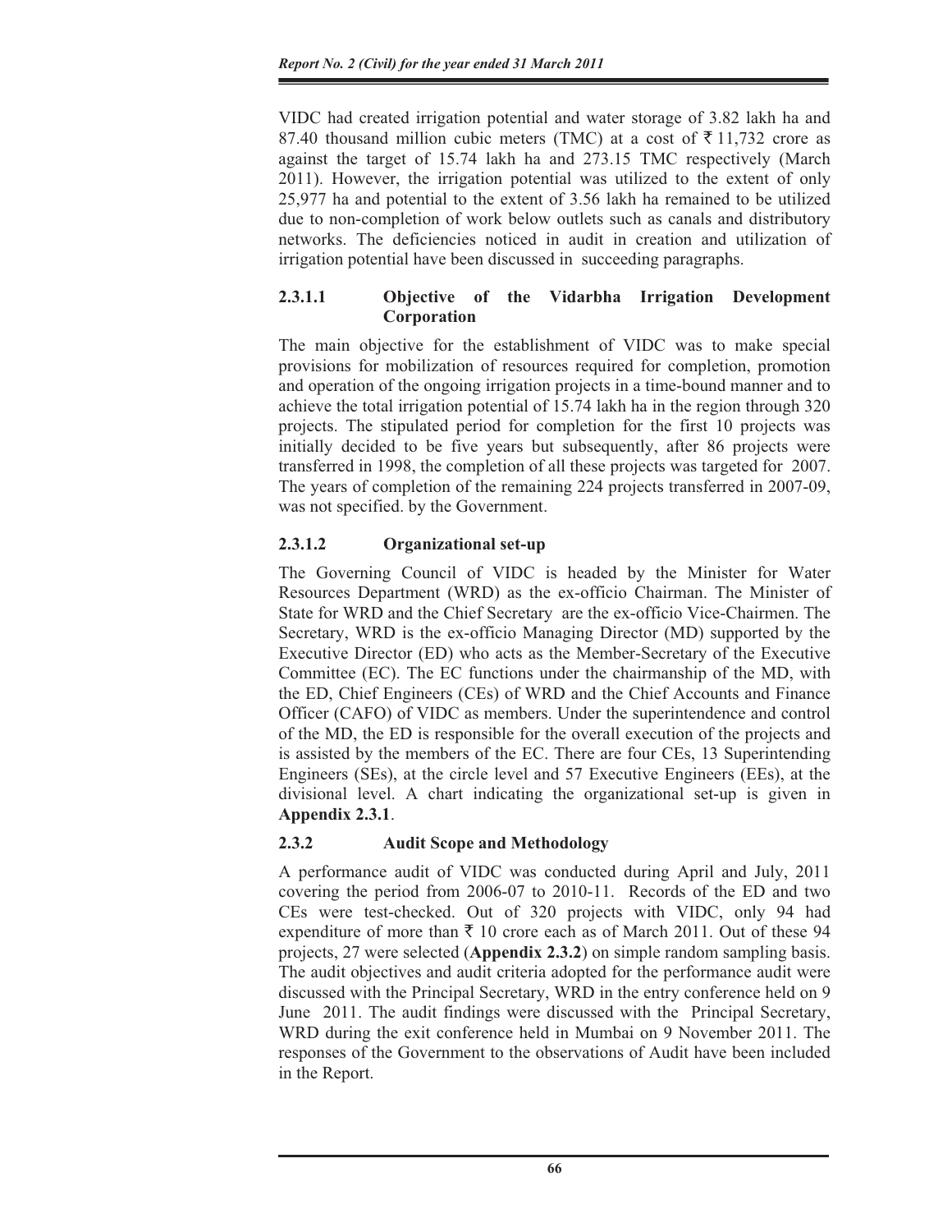VIDC had created irrigation potential and water storage of 3.82 lakh ha and 87.40 thousand million cubic meters (TMC) at a cost of ₹ 11,732 crore as against the target of 15.74 lakh ha and 273.15 TMC respectively (March 2011). However, the irrigation potential was utilized to the extent of only 25,977 ha and potential to the extent of 3.56 lakh ha remained to be utilized due to non-completion of work below outlets such as canals and distributory networks. The deficiencies noticed in audit in creation and utilization of irrigation potential have been discussed in succeeding paragraphs.

### 2.3.1.1 Objective of the Vidarbha Irrigation Development Corporation

The main objective for the establishment of VIDC was to make special provisions for mobilization of resources required for completion, promotion and operation of the ongoing irrigation projects in a time-bound manner and to achieve the total irrigation potential of 15.74 lakh ha in the region through 320 projects. The stipulated period for completion for the first 10 projects was initially decided to be five years but subsequently, after 86 projects were transferred in 1998, the completion of all these projects was targeted for 2007. The years of completion of the remaining 224 projects transferred in 2007-09, was not specified. by the Government.

### 2.3.1.2 Organizational set-up

The Governing Council of VIDC is headed by the Minister for Water Resources Department (WRD) as the ex-officio Chairman. The Minister of State for WRD and the Chief Secretary are the ex-officio Vice-Chairmen. The Secretary, WRD is the ex-officio Managing Director (MD) supported by the Executive Director (ED) who acts as the Member-Secretary of the Executive Committee (EC). The EC functions under the chairmanship of the MD, with the ED, Chief Engineers (CEs) of WRD and the Chief Accounts and Finance Officer (CAFO) of VIDC as members. Under the superintendence and control of the MD, the ED is responsible for the overall execution of the projects and is assisted by the members of the EC. There are four CEs, 13 Superintending Engineers (SEs), at the circle level and 57 Executive Engineers (EEs), at the divisional level. A chart indicating the organizational set-up is given in **Appendix 2.3.1**.

### 2.3.2 Audit Scope and Methodology

A performance audit of VIDC was conducted during April and July, 2011 covering the period from 2006-07 to 2010-11. Records of the ED and two CEs were test-checked. Out of 320 projects with VIDC, only 94 had expenditure of more than ₹ 10 crore each as of March 2011. Out of these 94 projects, 27 were selected (**Appendix 2.3.2**) on simple random sampling basis. The audit objectives and audit criteria adopted for the performance audit were discussed with the Principal Secretary, WRD in the entry conference held on 9 June 2011. The audit findings were discussed with the Principal Secretary, WRD during the exit conference held in Mumbai on 9 November 2011. The responses of the Government to the observations of Audit have been included in the Report.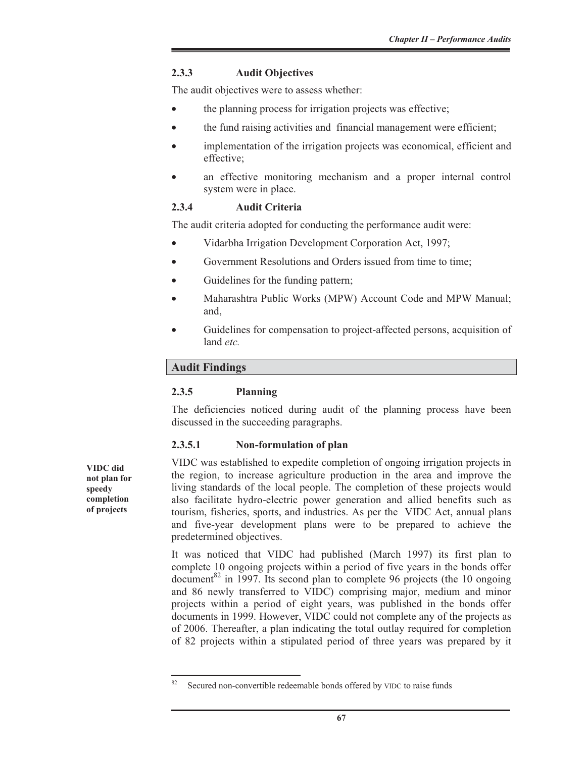### 2.3.3 Audit Objectives

The audit objectives were to assess whether:

- the planning process for irrigation projects was effective;
- the fund raising activities and financial management were efficient;
- implementation of the irrigation projects was economical, efficient and effective;
- an effective monitoring mechanism and a proper internal control system were in place.

### 2.3.4 Audit Criteria

The audit criteria adopted for conducting the performance audit were:

- Vidarbha Irrigation Development Corporation Act, 1997;
- Government Resolutions and Orders issued from time to time;
- Guidelines for the funding pattern;
- Maharashtra Public Works (MPW) Account Code and MPW Manual; and,
- Guidelines for compensation to project-affected persons, acquisition of land *etc.*

## Audit Findings

### 2.3.5 Planning

The deficiencies noticed during audit of the planning process have been discussed in the succeeding paragraphs.

#### 2.3.5.1 Non-formulation of plan

**VIDC did not plan for speedy completion of projects**

VIDC was established to expedite completion of ongoing irrigation projects in the region, to increase agriculture production in the area and improve the living standards of the local people. The completion of these projects would also facilitate hydro-electric power generation and allied benefits such as tourism, fisheries, sports, and industries. As per the VIDC Act, annual plans and five-year development plans were to be prepared to achieve the predetermined objectives.

It was noticed that VIDC had published (March 1997) its first plan to complete 10 ongoing projects within a period of five years in the bonds offer document[82] in 1997. Its second plan to complete 96 projects (the 10 ongoing and 86 newly transferred to VIDC) comprising major, medium and minor projects within a period of eight years, was published in the bonds offer documents in 1999. However, VIDC could not complete any of the projects as of 2006. Thereafter, a plan indicating the total outlay required for completion of 82 projects within a stipulated period of three years was prepared by it

[82] Secured non-convertible redeemable bonds offered by VIDC to raise funds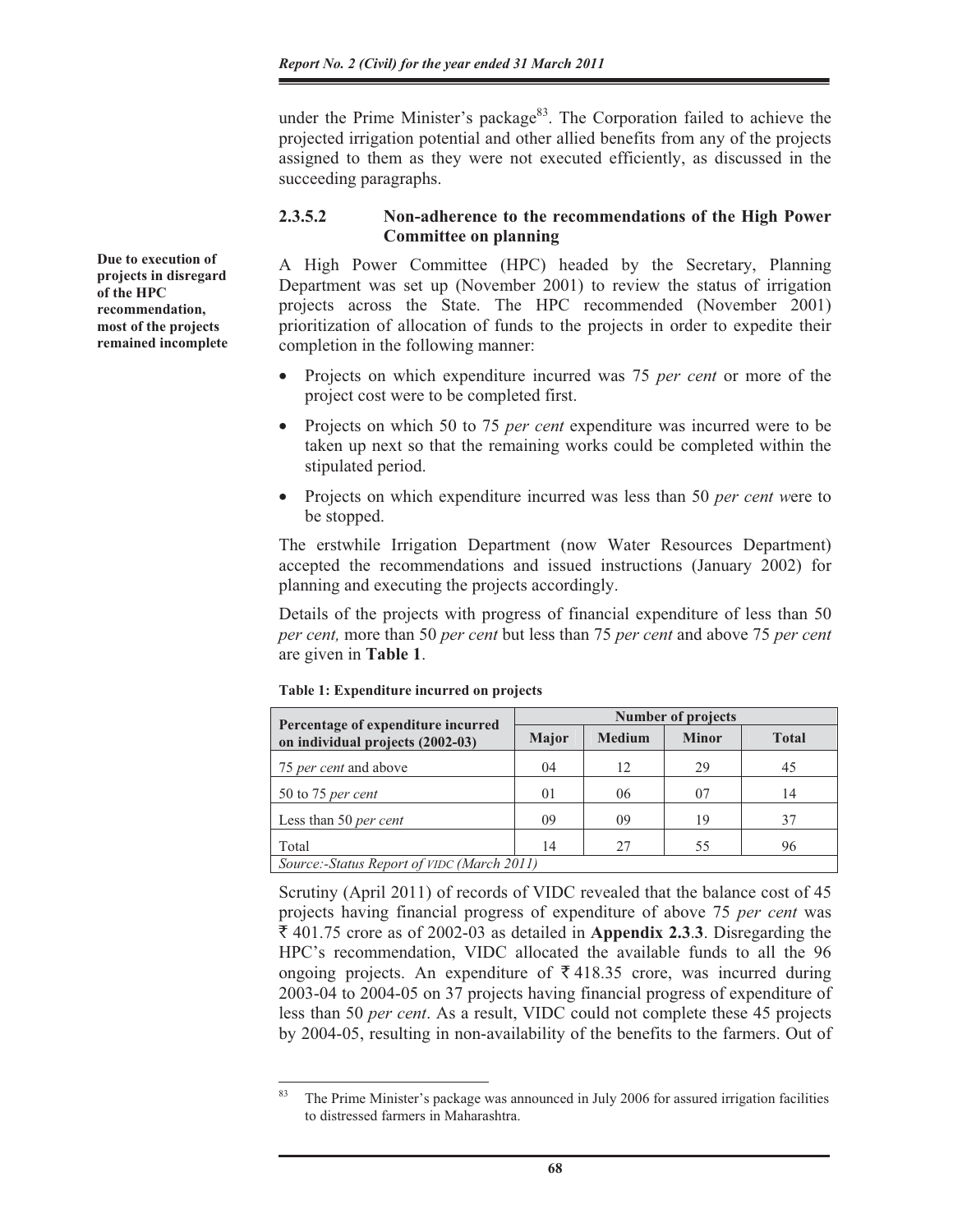under the Prime Minister's package[83]. The Corporation failed to achieve the projected irrigation potential and other allied benefits from any of the projects assigned to them as they were not executed efficiently, as discussed in the succeeding paragraphs.

### 2.3.5.2 Non-adherence to the recommendations of the High Power Committee on planning

**Due to execution of projects in disregard of the HPC recommendation, most of the projects remained incomplete**

A High Power Committee (HPC) headed by the Secretary, Planning Department was set up (November 2001) to review the status of irrigation projects across the State. The HPC recommended (November 2001) prioritization of allocation of funds to the projects in order to expedite their completion in the following manner:

- Projects on which expenditure incurred was 75 *per cent* or more of the project cost were to be completed first.
- Projects on which 50 to 75 *per cent* expenditure was incurred were to be taken up next so that the remaining works could be completed within the stipulated period.
- Projects on which expenditure incurred was less than 50 *per cent w*ere to be stopped.

The erstwhile Irrigation Department (now Water Resources Department) accepted the recommendations and issued instructions (January 2002) for planning and executing the projects accordingly.

Details of the projects with progress of financial expenditure of less than 50 *per cent,* more than 50 *per cent* but less than 75 *per cent* and above 75 *per cent* are given in **Table 1**.

**Table 1: Expenditure incurred on projects**

| Percentage of expenditure incurred on individual projects (2002-03) | Number of projects | | | |
|---|---|---|---|---|
| | Major | Medium | Minor | Total |
| 75 *per cent* and above | 04 | 12 | 29 | 45 |
| 50 to 75 *per cent* | 01 | 06 | 07 | 14 |
| Less than 50 *per cent* | 09 | 09 | 19 | 37 |
| Total | 14 | 27 | 55 | 96 |

*Source:-Status Report of VIDC (March 2011)*

Scrutiny (April 2011) of records of VIDC revealed that the balance cost of 45 projects having financial progress of expenditure of above 75 *per cent* was ₹ 401.75 crore as of 2002-03 as detailed in **Appendix 2.3.3**. Disregarding the HPC's recommendation, VIDC allocated the available funds to all the 96 ongoing projects. An expenditure of ₹ 418.35 crore, was incurred during 2003-04 to 2004-05 on 37 projects having financial progress of expenditure of less than 50 *per cent*. As a result, VIDC could not complete these 45 projects by 2004-05, resulting in non-availability of the benefits to the farmers. Out of

[83] The Prime Minister's package was announced in July 2006 for assured irrigation facilities to distressed farmers in Maharashtra.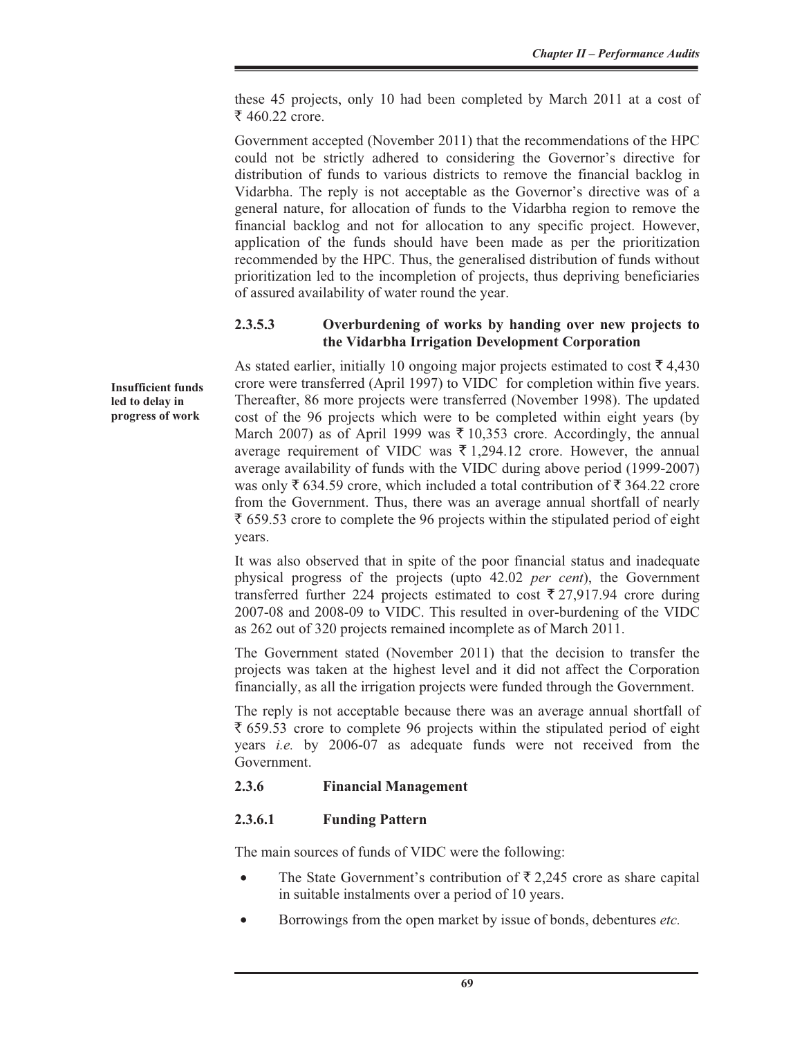these 45 projects, only 10 had been completed by March 2011 at a cost of ₹ 460.22 crore.

Government accepted (November 2011) that the recommendations of the HPC could not be strictly adhered to considering the Governor's directive for distribution of funds to various districts to remove the financial backlog in Vidarbha. The reply is not acceptable as the Governor's directive was of a general nature, for allocation of funds to the Vidarbha region to remove the financial backlog and not for allocation to any specific project. However, application of the funds should have been made as per the prioritization recommended by the HPC. Thus, the generalised distribution of funds without prioritization led to the incompletion of projects, thus depriving beneficiaries of assured availability of water round the year.

### 2.3.5.3 Overburdening of works by handing over new projects to the Vidarbha Irrigation Development Corporation

**Insufficient funds led to delay in progress of work**

As stated earlier, initially 10 ongoing major projects estimated to cost ₹ 4,430 crore were transferred (April 1997) to VIDC for completion within five years. Thereafter, 86 more projects were transferred (November 1998). The updated cost of the 96 projects which were to be completed within eight years (by March 2007) as of April 1999 was ₹ 10,353 crore. Accordingly, the annual average requirement of VIDC was ₹ 1,294.12 crore. However, the annual average availability of funds with the VIDC during above period (1999-2007) was only ₹ 634.59 crore, which included a total contribution of ₹ 364.22 crore from the Government. Thus, there was an average annual shortfall of nearly ₹ 659.53 crore to complete the 96 projects within the stipulated period of eight years.

It was also observed that in spite of the poor financial status and inadequate physical progress of the projects (upto 42.02 *per cent*), the Government transferred further 224 projects estimated to cost ₹ 27,917.94 crore during 2007-08 and 2008-09 to VIDC. This resulted in over-burdening of the VIDC as 262 out of 320 projects remained incomplete as of March 2011.

The Government stated (November 2011) that the decision to transfer the projects was taken at the highest level and it did not affect the Corporation financially, as all the irrigation projects were funded through the Government.

The reply is not acceptable because there was an average annual shortfall of ₹ 659.53 crore to complete 96 projects within the stipulated period of eight years *i.e.* by 2006-07 as adequate funds were not received from the Government.

## 2.3.6 Financial Management

### 2.3.6.1 Funding Pattern

The main sources of funds of VIDC were the following:

- The State Government's contribution of ₹ 2,245 crore as share capital in suitable instalments over a period of 10 years.
- Borrowings from the open market by issue of bonds, debentures *etc.*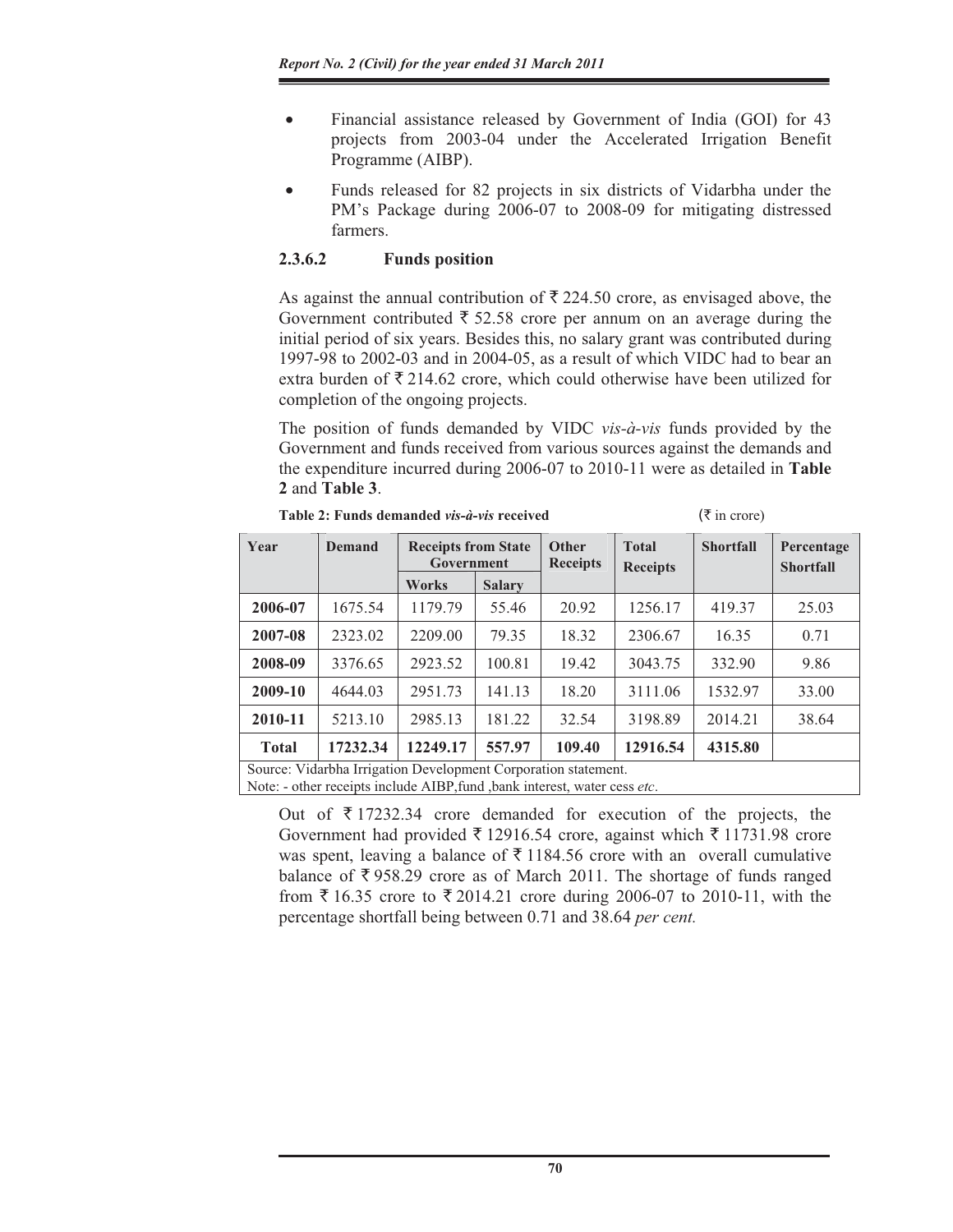- Financial assistance released by Government of India (GOI) for 43 projects from 2003-04 under the Accelerated Irrigation Benefit Programme (AIBP).
- Funds released for 82 projects in six districts of Vidarbha under the PM's Package during 2006-07 to 2008-09 for mitigating distressed farmers.

#### 2.3.6.2 Funds position

As against the annual contribution of ₹ 224.50 crore, as envisaged above, the Government contributed ₹ 52.58 crore per annum on an average during the initial period of six years. Besides this, no salary grant was contributed during 1997-98 to 2002-03 and in 2004-05, as a result of which VIDC had to bear an extra burden of ₹ 214.62 crore, which could otherwise have been utilized for completion of the ongoing projects.

The position of funds demanded by VIDC *vis-à-vis* funds provided by the Government and funds received from various sources against the demands and the expenditure incurred during 2006-07 to 2010-11 were as detailed in **Table 2** and **Table 3**.

**Table 2: Funds demanded *vis-à-vis* received** (₹ in crore)

| Year | Demand | Receipts from State Government | | Other Receipts | Total Receipts | Shortfall | Percentage Shortfall |
|---|---|---|---|---|---|---|---|
| | | Works | Salary | | | | |
| **2006-07** | 1675.54 | 1179.79 | 55.46 | 20.92 | 1256.17 | 419.37 | 25.03 |
| **2007-08** | 2323.02 | 2209.00 | 79.35 | 18.32 | 2306.67 | 16.35 | 0.71 |
| **2008-09** | 3376.65 | 2923.52 | 100.81 | 19.42 | 3043.75 | 332.90 | 9.86 |
| **2009-10** | 4644.03 | 2951.73 | 141.13 | 18.20 | 3111.06 | 1532.97 | 33.00 |
| **2010-11** | 5213.10 | 2985.13 | 181.22 | 32.54 | 3198.89 | 2014.21 | 38.64 |
| **Total** | **17232.34** | **12249.17** | **557.97** | **109.40** | **12916.54** | **4315.80** | |

Source: Vidarbha Irrigation Development Corporation statement.
Note: - other receipts include AIBP,fund ,bank interest, water cess *etc*.

Out of ₹ 17232.34 crore demanded for execution of the projects, the Government had provided ₹ 12916.54 crore, against which ₹ 11731.98 crore was spent, leaving a balance of ₹ 1184.56 crore with an overall cumulative balance of ₹ 958.29 crore as of March 2011. The shortage of funds ranged from ₹ 16.35 crore to ₹ 2014.21 crore during 2006-07 to 2010-11, with the percentage shortfall being between 0.71 and 38.64 *per cent.*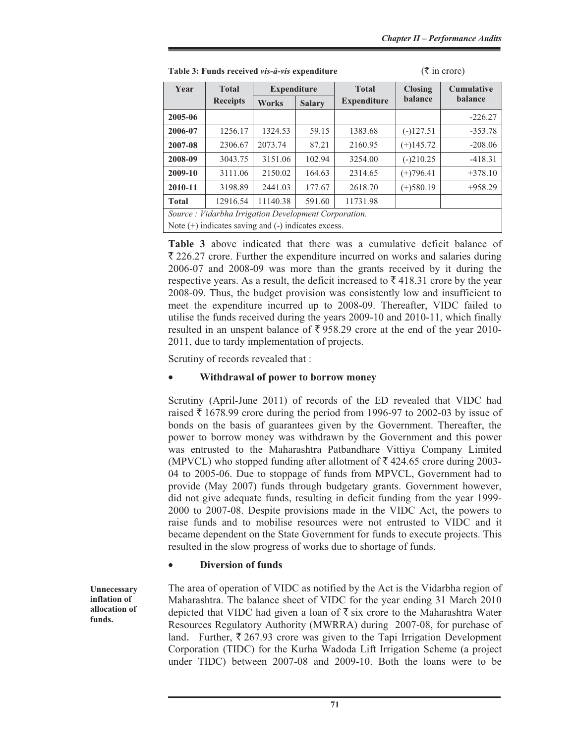Table 3: Funds received *vis-à-vis* expenditure (₹ in crore)

| Year | Total Receipts | Expenditure | | Total Expenditure | Closing balance | Cumulative balance |
|---|---|---|---|---|---|---|
| | | Works | Salary | | | |
| **2005-06** | | | | | | -226.27 |
| **2006-07** | 1256.17 | 1324.53 | 59.15 | 1383.68 | (-)127.51 | -353.78 |
| **2007-08** | 2306.67 | 2073.74 | 87.21 | 2160.95 | (+)145.72 | -208.06 |
| **2008-09** | 3043.75 | 3151.06 | 102.94 | 3254.00 | (-)210.25 | -418.31 |
| **2009-10** | 3111.06 | 2150.02 | 164.63 | 2314.65 | (+)796.41 | +378.10 |
| **2010-11** | 3198.89 | 2441.03 | 177.67 | 2618.70 | (+)580.19 | +958.29 |
| **Total** | 12916.54 | 11140.38 | 591.60 | 11731.98 | | |

*Source : Vidarbha Irrigation Development Corporation.*
Note (+) indicates saving and (-) indicates excess.

**Table 3** above indicated that there was a cumulative deficit balance of ₹ 226.27 crore. Further the expenditure incurred on works and salaries during 2006-07 and 2008-09 was more than the grants received by it during the respective years. As a result, the deficit increased to ₹ 418.31 crore by the year 2008-09. Thus, the budget provision was consistently low and insufficient to meet the expenditure incurred up to 2008-09. Thereafter, VIDC failed to utilise the funds received during the years 2009-10 and 2010-11, which finally resulted in an unspent balance of ₹ 958.29 crore at the end of the year 2010-2011, due to tardy implementation of projects.

Scrutiny of records revealed that :

- **Withdrawal of power to borrow money**

Scrutiny (April-June 2011) of records of the ED revealed that VIDC had raised ₹ 1678.99 crore during the period from 1996-97 to 2002-03 by issue of bonds on the basis of guarantees given by the Government. Thereafter, the power to borrow money was withdrawn by the Government and this power was entrusted to the Maharashtra Patbandhare Vittiya Company Limited (MPVCL) who stopped funding after allotment of ₹ 424.65 crore during 2003-04 to 2005-06. Due to stoppage of funds from MPVCL, Government had to provide (May 2007) funds through budgetary grants. Government however, did not give adequate funds, resulting in deficit funding from the year 1999-2000 to 2007-08. Despite provisions made in the VIDC Act, the powers to raise funds and to mobilise resources were not entrusted to VIDC and it became dependent on the State Government for funds to execute projects. This resulted in the slow progress of works due to shortage of funds.

- **Diversion of funds**

**Unnecessary inflation of allocation of funds.**

The area of operation of VIDC as notified by the Act is the Vidarbha region of Maharashtra. The balance sheet of VIDC for the year ending 31 March 2010 depicted that VIDC had given a loan of ₹ six crore to the Maharashtra Water Resources Regulatory Authority (MWRRA) during 2007-08, for purchase of land. Further, ₹ 267.93 crore was given to the Tapi Irrigation Development Corporation (TIDC) for the Kurha Wadoda Lift Irrigation Scheme (a project under TIDC) between 2007-08 and 2009-10. Both the loans were to be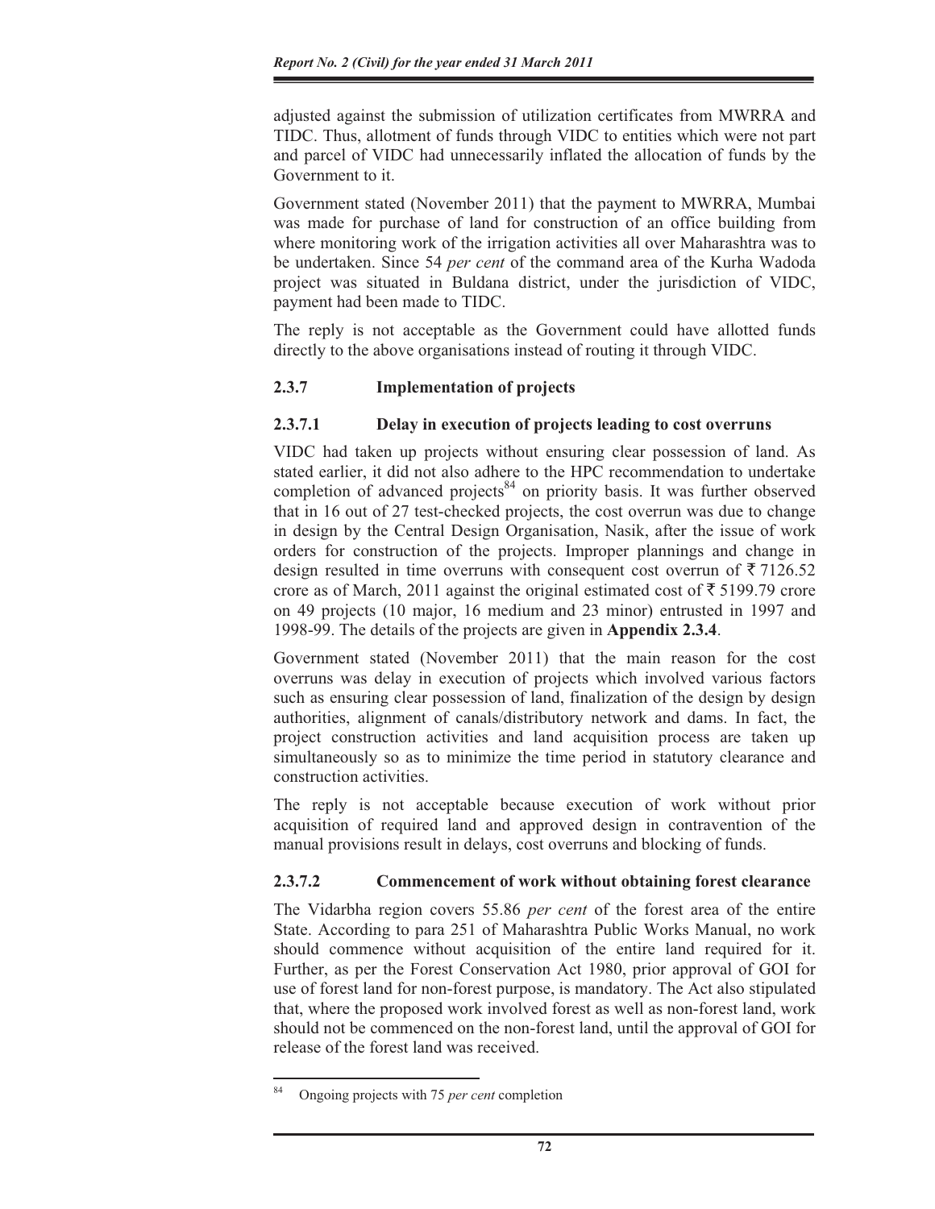adjusted against the submission of utilization certificates from MWRRA and TIDC. Thus, allotment of funds through VIDC to entities which were not part and parcel of VIDC had unnecessarily inflated the allocation of funds by the Government to it.

Government stated (November 2011) that the payment to MWRRA, Mumbai was made for purchase of land for construction of an office building from where monitoring work of the irrigation activities all over Maharashtra was to be undertaken. Since 54 *per cent* of the command area of the Kurha Wadoda project was situated in Buldana district, under the jurisdiction of VIDC, payment had been made to TIDC.

The reply is not acceptable as the Government could have allotted funds directly to the above organisations instead of routing it through VIDC.

### 2.3.7 Implementation of projects

#### 2.3.7.1 Delay in execution of projects leading to cost overruns

VIDC had taken up projects without ensuring clear possession of land. As stated earlier, it did not also adhere to the HPC recommendation to undertake completion of advanced projects[84] on priority basis. It was further observed that in 16 out of 27 test-checked projects, the cost overrun was due to change in design by the Central Design Organisation, Nasik, after the issue of work orders for construction of the projects. Improper plannings and change in design resulted in time overruns with consequent cost overrun of ₹ 7126.52 crore as of March, 2011 against the original estimated cost of ₹ 5199.79 crore on 49 projects (10 major, 16 medium and 23 minor) entrusted in 1997 and 1998-99. The details of the projects are given in **Appendix 2.3.4**.

Government stated (November 2011) that the main reason for the cost overruns was delay in execution of projects which involved various factors such as ensuring clear possession of land, finalization of the design by design authorities, alignment of canals/distributory network and dams. In fact, the project construction activities and land acquisition process are taken up simultaneously so as to minimize the time period in statutory clearance and construction activities.

The reply is not acceptable because execution of work without prior acquisition of required land and approved design in contravention of the manual provisions result in delays, cost overruns and blocking of funds.

#### 2.3.7.2 Commencement of work without obtaining forest clearance

The Vidarbha region covers 55.86 *per cent* of the forest area of the entire State. According to para 251 of Maharashtra Public Works Manual, no work should commence without acquisition of the entire land required for it. Further, as per the Forest Conservation Act 1980, prior approval of GOI for use of forest land for non-forest purpose, is mandatory. The Act also stipulated that, where the proposed work involved forest as well as non-forest land, work should not be commenced on the non-forest land, until the approval of GOI for release of the forest land was received.

---

[84] Ongoing projects with 75 *per cent* completion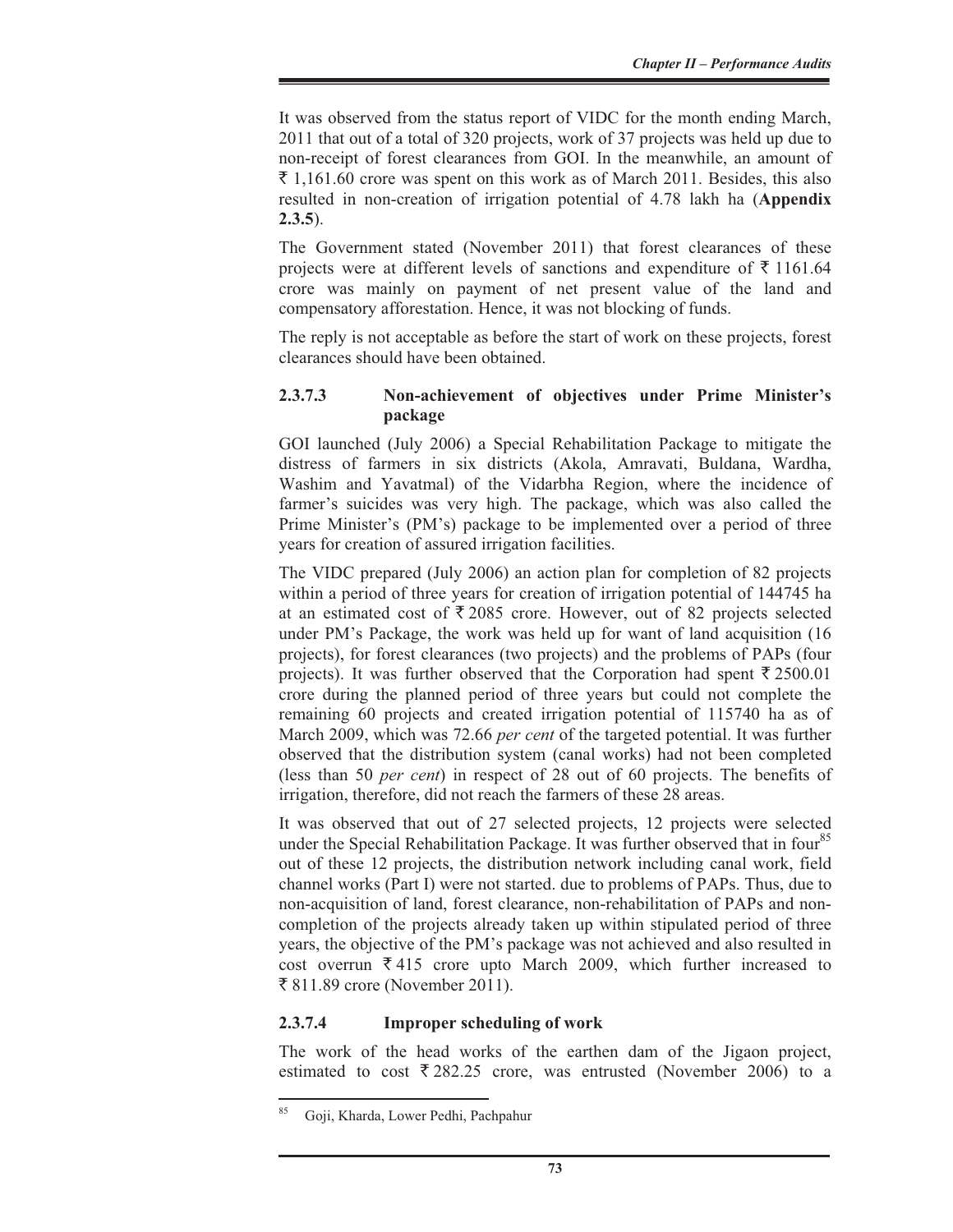It was observed from the status report of VIDC for the month ending March, 2011 that out of a total of 320 projects, work of 37 projects was held up due to non-receipt of forest clearances from GOI. In the meanwhile, an amount of ₹ 1,161.60 crore was spent on this work as of March 2011. Besides, this also resulted in non-creation of irrigation potential of 4.78 lakh ha (**Appendix 2.3.5**).

The Government stated (November 2011) that forest clearances of these projects were at different levels of sanctions and expenditure of ₹ 1161.64 crore was mainly on payment of net present value of the land and compensatory afforestation. Hence, it was not blocking of funds.

The reply is not acceptable as before the start of work on these projects, forest clearances should have been obtained.

### 2.3.7.3 Non-achievement of objectives under Prime Minister's package

GOI launched (July 2006) a Special Rehabilitation Package to mitigate the distress of farmers in six districts (Akola, Amravati, Buldana, Wardha, Washim and Yavatmal) of the Vidarbha Region, where the incidence of farmer's suicides was very high. The package, which was also called the Prime Minister's (PM's) package to be implemented over a period of three years for creation of assured irrigation facilities.

The VIDC prepared (July 2006) an action plan for completion of 82 projects within a period of three years for creation of irrigation potential of 144745 ha at an estimated cost of ₹ 2085 crore. However, out of 82 projects selected under PM's Package, the work was held up for want of land acquisition (16 projects), for forest clearances (two projects) and the problems of PAPs (four projects). It was further observed that the Corporation had spent ₹ 2500.01 crore during the planned period of three years but could not complete the remaining 60 projects and created irrigation potential of 115740 ha as of March 2009, which was 72.66 *per cent* of the targeted potential. It was further observed that the distribution system (canal works) had not been completed (less than 50 *per cent*) in respect of 28 out of 60 projects. The benefits of irrigation, therefore, did not reach the farmers of these 28 areas.

It was observed that out of 27 selected projects, 12 projects were selected under the Special Rehabilitation Package. It was further observed that in four[85] out of these 12 projects, the distribution network including canal work, field channel works (Part I) were not started. due to problems of PAPs. Thus, due to non-acquisition of land, forest clearance, non-rehabilitation of PAPs and non-completion of the projects already taken up within stipulated period of three years, the objective of the PM's package was not achieved and also resulted in cost overrun ₹ 415 crore upto March 2009, which further increased to ₹ 811.89 crore (November 2011).

### 2.3.7.4 Improper scheduling of work

The work of the head works of the earthen dam of the Jigaon project, estimated to cost ₹ 282.25 crore, was entrusted (November 2006) to a

---

[85] Goji, Kharda, Lower Pedhi, Pachpahur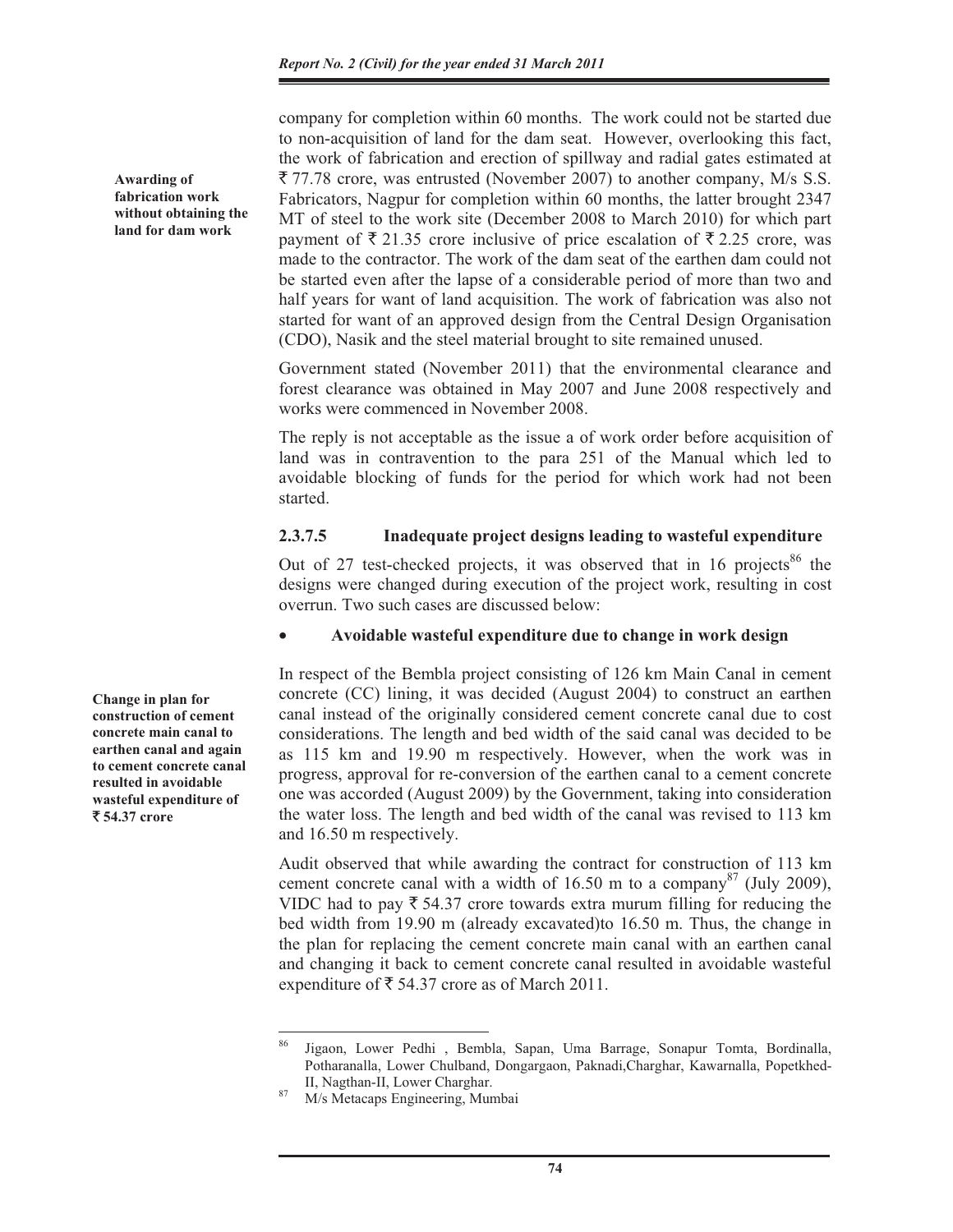company for completion within 60 months. The work could not be started due to non-acquisition of land for the dam seat. However, overlooking this fact, the work of fabrication and erection of spillway and radial gates estimated at ₹ 77.78 crore, was entrusted (November 2007) to another company, M/s S.S. Fabricators, Nagpur for completion within 60 months, the latter brought 2347 MT of steel to the work site (December 2008 to March 2010) for which part payment of ₹ 21.35 crore inclusive of price escalation of ₹ 2.25 crore, was made to the contractor. The work of the dam seat of the earthen dam could not be started even after the lapse of a considerable period of more than two and half years for want of land acquisition. The work of fabrication was also not started for want of an approved design from the Central Design Organisation (CDO), Nasik and the steel material brought to site remained unused.

**Awarding of fabrication work without obtaining the land for dam work**

Government stated (November 2011) that the environmental clearance and forest clearance was obtained in May 2007 and June 2008 respectively and works were commenced in November 2008.

The reply is not acceptable as the issue a of work order before acquisition of land was in contravention to the para 251 of the Manual which led to avoidable blocking of funds for the period for which work had not been started.

### 2.3.7.5 Inadequate project designs leading to wasteful expenditure

Out of 27 test-checked projects, it was observed that in 16 projects[86] the designs were changed during execution of the project work, resulting in cost overrun. Two such cases are discussed below:

- **Avoidable wasteful expenditure due to change in work design**

**Change in plan for construction of cement concrete main canal to earthen canal and again to cement concrete canal resulted in avoidable wasteful expenditure of ₹ 54.37 crore**

In respect of the Bembla project consisting of 126 km Main Canal in cement concrete (CC) lining, it was decided (August 2004) to construct an earthen canal instead of the originally considered cement concrete canal due to cost considerations. The length and bed width of the said canal was decided to be as 115 km and 19.90 m respectively. However, when the work was in progress, approval for re-conversion of the earthen canal to a cement concrete one was accorded (August 2009) by the Government, taking into consideration the water loss. The length and bed width of the canal was revised to 113 km and 16.50 m respectively.

Audit observed that while awarding the contract for construction of 113 km cement concrete canal with a width of 16.50 m to a company[87] (July 2009), VIDC had to pay ₹ 54.37 crore towards extra murum filling for reducing the bed width from 19.90 m (already excavated)to 16.50 m. Thus, the change in the plan for replacing the cement concrete main canal with an earthen canal and changing it back to cement concrete canal resulted in avoidable wasteful expenditure of ₹ 54.37 crore as of March 2011.

---

[86] Jigaon, Lower Pedhi , Bembla, Sapan, Uma Barrage, Sonapur Tomta, Bordinalla, Potharanalla, Lower Chulband, Dongargaon, Paknadi,Charghar, Kawarnalla, Popetkhed-II, Nagthan-II, Lower Charghar.

[87] M/s Metacaps Engineering, Mumbai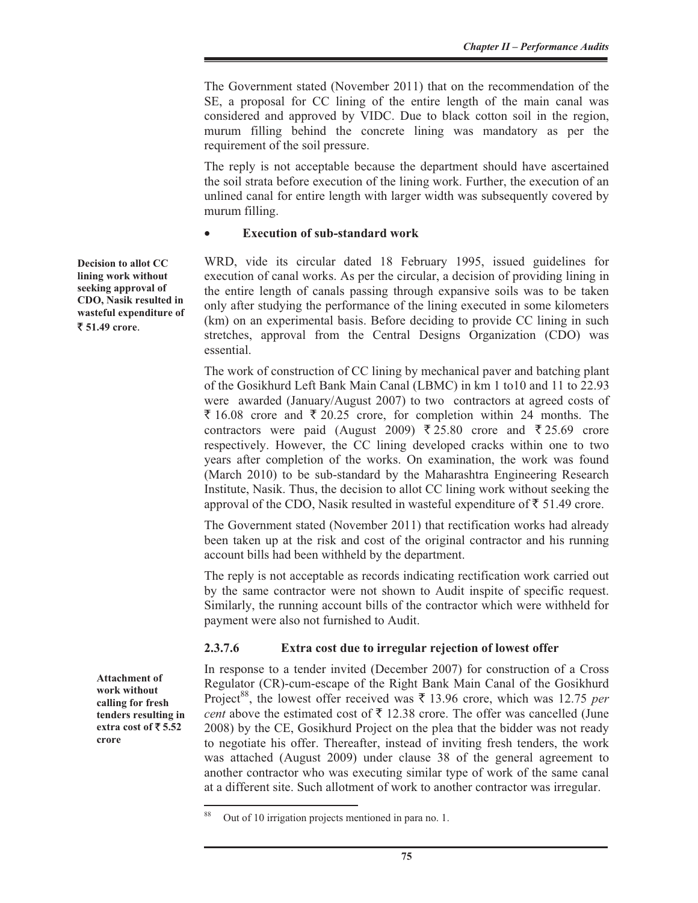The Government stated (November 2011) that on the recommendation of the SE, a proposal for CC lining of the entire length of the main canal was considered and approved by VIDC. Due to black cotton soil in the region, murum filling behind the concrete lining was mandatory as per the requirement of the soil pressure.

The reply is not acceptable because the department should have ascertained the soil strata before execution of the lining work. Further, the execution of an unlined canal for entire length with larger width was subsequently covered by murum filling.

- **Execution of sub-standard work**

**Decision to allot CC lining work without seeking approval of CDO, Nasik resulted in wasteful expenditure of ₹ 51.49 crore.**

WRD, vide its circular dated 18 February 1995, issued guidelines for execution of canal works. As per the circular, a decision of providing lining in the entire length of canals passing through expansive soils was to be taken only after studying the performance of the lining executed in some kilometers (km) on an experimental basis. Before deciding to provide CC lining in such stretches, approval from the Central Designs Organization (CDO) was essential.

The work of construction of CC lining by mechanical paver and batching plant of the Gosikhurd Left Bank Main Canal (LBMC) in km 1 to10 and 11 to 22.93 were awarded (January/August 2007) to two contractors at agreed costs of ₹ 16.08 crore and ₹ 20.25 crore, for completion within 24 months. The contractors were paid (August 2009) ₹ 25.80 crore and ₹ 25.69 crore respectively. However, the CC lining developed cracks within one to two years after completion of the works. On examination, the work was found (March 2010) to be sub-standard by the Maharashtra Engineering Research Institute, Nasik. Thus, the decision to allot CC lining work without seeking the approval of the CDO, Nasik resulted in wasteful expenditure of ₹ 51.49 crore.

The Government stated (November 2011) that rectification works had already been taken up at the risk and cost of the original contractor and his running account bills had been withheld by the department.

The reply is not acceptable as records indicating rectification work carried out by the same contractor were not shown to Audit inspite of specific request. Similarly, the running account bills of the contractor which were withheld for payment were also not furnished to Audit.

### 2.3.7.6 Extra cost due to irregular rejection of lowest offer

**Attachment of work without calling for fresh tenders resulting in extra cost of ₹ 5.52 crore**

In response to a tender invited (December 2007) for construction of a Cross Regulator (CR)-cum-escape of the Right Bank Main Canal of the Gosikhurd Project[88], the lowest offer received was ₹ 13.96 crore, which was 12.75 *per cent* above the estimated cost of ₹ 12.38 crore. The offer was cancelled (June 2008) by the CE, Gosikhurd Project on the plea that the bidder was not ready to negotiate his offer. Thereafter, instead of inviting fresh tenders, the work was attached (August 2009) under clause 38 of the general agreement to another contractor who was executing similar type of work of the same canal at a different site. Such allotment of work to another contractor was irregular.

---

[88] Out of 10 irrigation projects mentioned in para no. 1.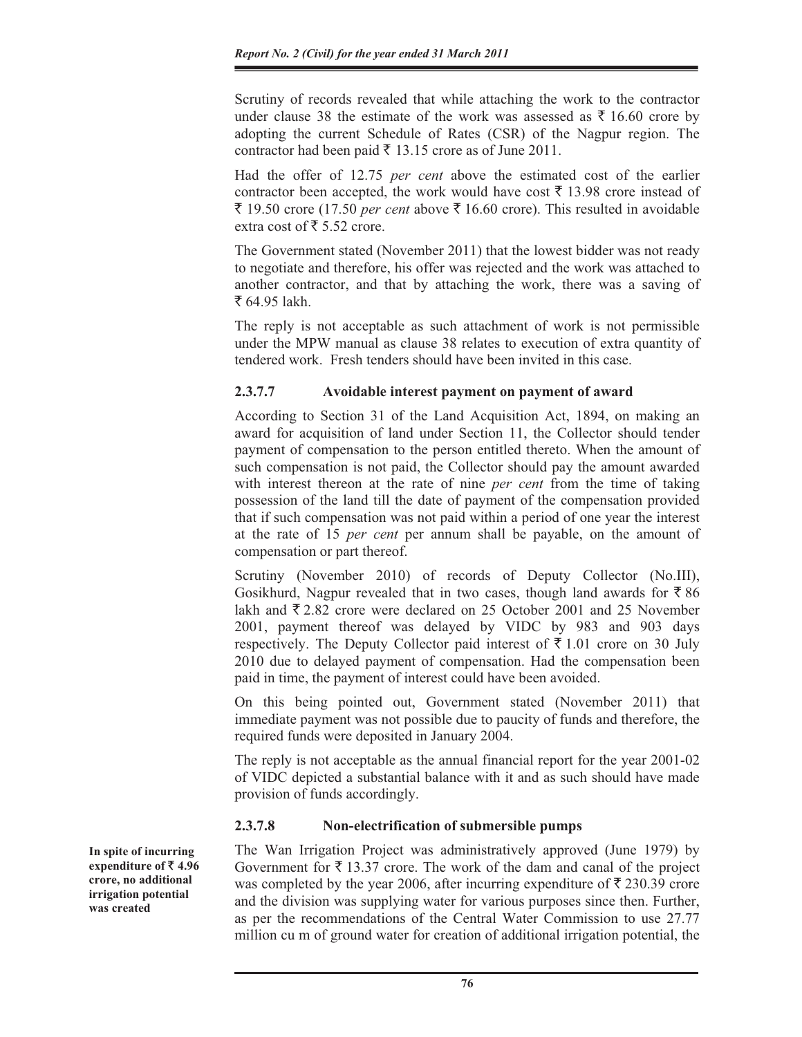Scrutiny of records revealed that while attaching the work to the contractor under clause 38 the estimate of the work was assessed as ₹ 16.60 crore by adopting the current Schedule of Rates (CSR) of the Nagpur region. The contractor had been paid ₹ 13.15 crore as of June 2011.

Had the offer of 12.75 *per cent* above the estimated cost of the earlier contractor been accepted, the work would have cost ₹ 13.98 crore instead of ₹ 19.50 crore (17.50 *per cent* above ₹ 16.60 crore). This resulted in avoidable extra cost of ₹ 5.52 crore.

The Government stated (November 2011) that the lowest bidder was not ready to negotiate and therefore, his offer was rejected and the work was attached to another contractor, and that by attaching the work, there was a saving of ₹ 64.95 lakh.

The reply is not acceptable as such attachment of work is not permissible under the MPW manual as clause 38 relates to execution of extra quantity of tendered work. Fresh tenders should have been invited in this case.

### 2.3.7.7 Avoidable interest payment on payment of award

According to Section 31 of the Land Acquisition Act, 1894, on making an award for acquisition of land under Section 11, the Collector should tender payment of compensation to the person entitled thereto. When the amount of such compensation is not paid, the Collector should pay the amount awarded with interest thereon at the rate of nine *per cent* from the time of taking possession of the land till the date of payment of the compensation provided that if such compensation was not paid within a period of one year the interest at the rate of 15 *per cent* per annum shall be payable, on the amount of compensation or part thereof.

Scrutiny (November 2010) of records of Deputy Collector (No.III), Gosikhurd, Nagpur revealed that in two cases, though land awards for ₹ 86 lakh and ₹ 2.82 crore were declared on 25 October 2001 and 25 November 2001, payment thereof was delayed by VIDC by 983 and 903 days respectively. The Deputy Collector paid interest of ₹ 1.01 crore on 30 July 2010 due to delayed payment of compensation. Had the compensation been paid in time, the payment of interest could have been avoided.

On this being pointed out, Government stated (November 2011) that immediate payment was not possible due to paucity of funds and therefore, the required funds were deposited in January 2004.

The reply is not acceptable as the annual financial report for the year 2001-02 of VIDC depicted a substantial balance with it and as such should have made provision of funds accordingly.

### 2.3.7.8 Non-electrification of submersible pumps

**In spite of incurring expenditure of ₹ 4.96 crore, no additional irrigation potential was created**

The Wan Irrigation Project was administratively approved (June 1979) by Government for ₹ 13.37 crore. The work of the dam and canal of the project was completed by the year 2006, after incurring expenditure of ₹ 230.39 crore and the division was supplying water for various purposes since then. Further, as per the recommendations of the Central Water Commission to use 27.77 million cu m of ground water for creation of additional irrigation potential, the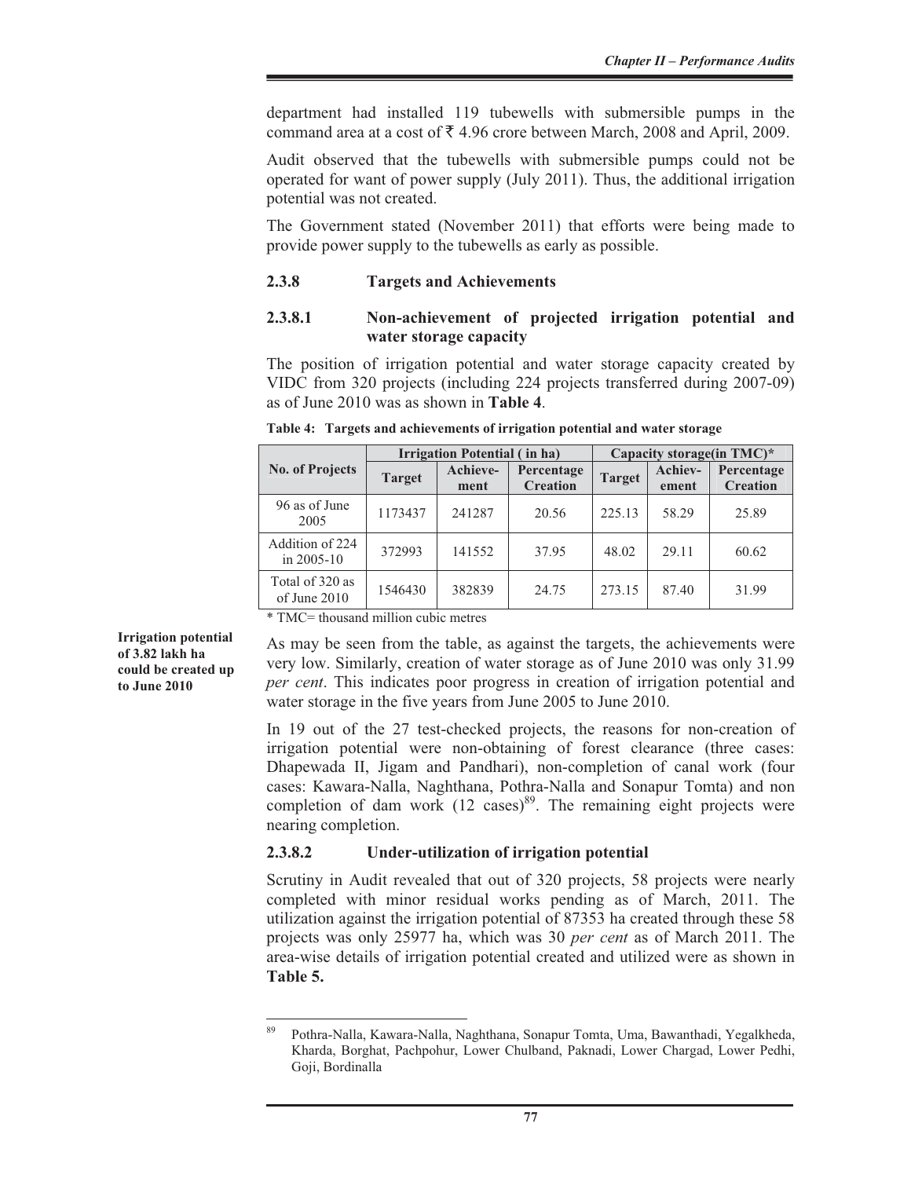department had installed 119 tubewells with submersible pumps in the command area at a cost of ₹ 4.96 crore between March, 2008 and April, 2009.

Audit observed that the tubewells with submersible pumps could not be operated for want of power supply (July 2011). Thus, the additional irrigation potential was not created.

The Government stated (November 2011) that efforts were being made to provide power supply to the tubewells as early as possible.

### 2.3.8 Targets and Achievements

#### 2.3.8.1 Non-achievement of projected irrigation potential and water storage capacity

The position of irrigation potential and water storage capacity created by VIDC from 320 projects (including 224 projects transferred during 2007-09) as of June 2010 was as shown in **Table 4**.

**Table 4: Targets and achievements of irrigation potential and water storage**

| No. of Projects | Irrigation Potential ( in ha) | | | Capacity storage(in TMC)* | | |
|---|---|---|---|---|---|---|
| | Target | Achieve-ment | Percentage Creation | Target | Achiev-ement | Percentage Creation |
| 96 as of June 2005 | 1173437 | 241287 | 20.56 | 225.13 | 58.29 | 25.89 |
| Addition of 224 in 2005-10 | 372993 | 141552 | 37.95 | 48.02 | 29.11 | 60.62 |
| Total of 320 as of June 2010 | 1546430 | 382839 | 24.75 | 273.15 | 87.40 | 31.99 |

\* TMC= thousand million cubic metres

**Irrigation potential of 3.82 lakh ha could be created up to June 2010**

As may be seen from the table, as against the targets, the achievements were very low. Similarly, creation of water storage as of June 2010 was only 31.99 *per cent*. This indicates poor progress in creation of irrigation potential and water storage in the five years from June 2005 to June 2010.

In 19 out of the 27 test-checked projects, the reasons for non-creation of irrigation potential were non-obtaining of forest clearance (three cases: Dhapewada II, Jigam and Pandhari), non-completion of canal work (four cases: Kawara-Nalla, Naghthana, Pothra-Nalla and Sonapur Tomta) and non completion of dam work (12 cases)[89]. The remaining eight projects were nearing completion.

#### 2.3.8.2 Under-utilization of irrigation potential

Scrutiny in Audit revealed that out of 320 projects, 58 projects were nearly completed with minor residual works pending as of March, 2011. The utilization against the irrigation potential of 87353 ha created through these 58 projects was only 25977 ha, which was 30 *per cent* as of March 2011. The area-wise details of irrigation potential created and utilized were as shown in **Table 5.**

---

[89] Pothra-Nalla, Kawara-Nalla, Naghthana, Sonapur Tomta, Uma, Bawanthadi, Yegalkheda, Kharda, Borghat, Pachpohur, Lower Chulband, Paknadi, Lower Chargad, Lower Pedhi, Goji, Bordinalla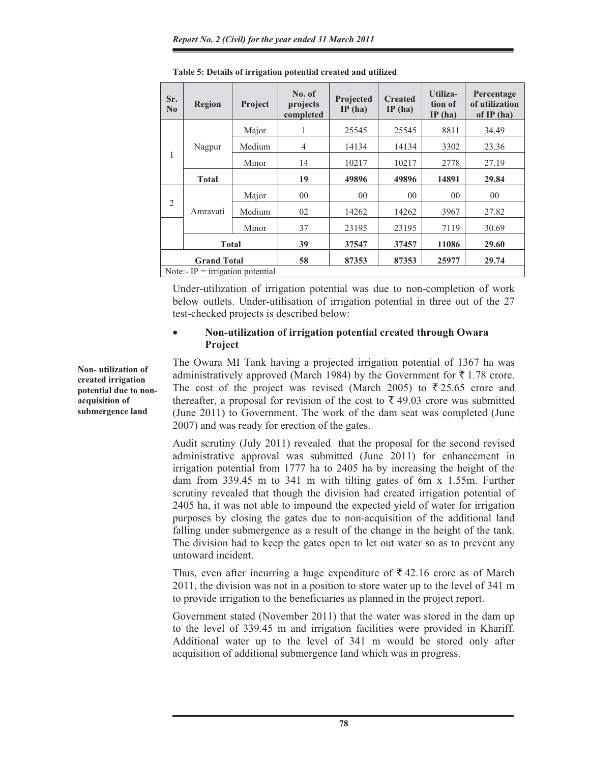**Table 5: Details of irrigation potential created and utilized**

| Sr. No | Region | Project | No. of projects completed | Projected IP (ha) | Created IP (ha) | Utiliza-tion of IP (ha) | Percentage of utilization of IP (ha) |
|---|---|---|---|---|---|---|---|
| 1 | Nagpur | Major | 1 | 25545 | 25545 | 8811 | 34.49 |
| | | Medium | 4 | 14134 | 14134 | 3302 | 23.36 |
| | | Minor | 14 | 10217 | 10217 | 2778 | 27.19 |
| | **Total** | | **19** | **49896** | **49896** | **14891** | **29.84** |
| 2 | Amravati | Major | 00 | 00 | 00 | 00 | 00 |
| | | Medium | 02 | 14262 | 14262 | 3967 | 27.82 |
| | | Minor | 37 | 23195 | 23195 | 7119 | 30.69 |
| | **Total** | | **39** | **37547** | **37457** | **11086** | **29.60** |
| **Grand Total** | | | **58** | **87353** | **87353** | **25977** | **29.74** |

Note:- IP = irrigation potential

Under-utilization of irrigation potential was due to non-completion of work below outlets. Under-utilisation of irrigation potential in three out of the 27 test-checked projects is described below:

- **Non-utilization of irrigation potential created through Owara Project**

**Non- utilization of created irrigation potential due to non-acquisition of submergence land**

The Owara MI Tank having a projected irrigation potential of 1367 ha was administratively approved (March 1984) by the Government for ₹ 1.78 crore. The cost of the project was revised (March 2005) to ₹ 25.65 crore and thereafter, a proposal for revision of the cost to ₹ 49.03 crore was submitted (June 2011) to Government. The work of the dam seat was completed (June 2007) and was ready for erection of the gates.

Audit scrutiny (July 2011) revealed that the proposal for the second revised administrative approval was submitted (June 2011) for enhancement in irrigation potential from 1777 ha to 2405 ha by increasing the height of the dam from 339.45 m to 341 m with tilting gates of 6m x 1.55m. Further scrutiny revealed that though the division had created irrigation potential of 2405 ha, it was not able to impound the expected yield of water for irrigation purposes by closing the gates due to non-acquisition of the additional land falling under submergence as a result of the change in the height of the tank. The division had to keep the gates open to let out water so as to prevent any untoward incident.

Thus, even after incurring a huge expenditure of ₹ 42.16 crore as of March 2011, the division was not in a position to store water up to the level of 341 m to provide irrigation to the beneficiaries as planned in the project report.

Government stated (November 2011) that the water was stored in the dam up to the level of 339.45 m and irrigation facilities were provided in Khariff. Additional water up to the level of 341 m would be stored only after acquisition of additional submergence land which was in progress.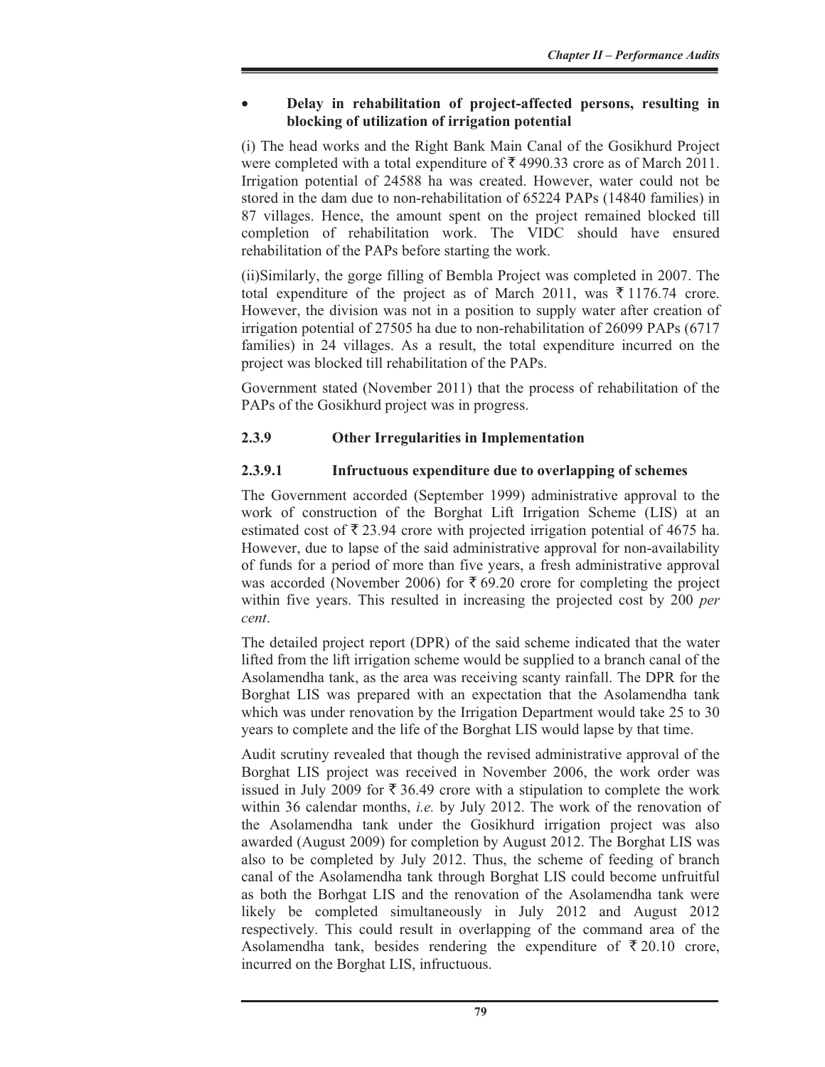- **Delay in rehabilitation of project-affected persons, resulting in blocking of utilization of irrigation potential**

(i) The head works and the Right Bank Main Canal of the Gosikhurd Project were completed with a total expenditure of ₹ 4990.33 crore as of March 2011. Irrigation potential of 24588 ha was created. However, water could not be stored in the dam due to non-rehabilitation of 65224 PAPs (14840 families) in 87 villages. Hence, the amount spent on the project remained blocked till completion of rehabilitation work. The VIDC should have ensured rehabilitation of the PAPs before starting the work.

(ii)Similarly, the gorge filling of Bembla Project was completed in 2007. The total expenditure of the project as of March 2011, was ₹ 1176.74 crore. However, the division was not in a position to supply water after creation of irrigation potential of 27505 ha due to non-rehabilitation of 26099 PAPs (6717 families) in 24 villages. As a result, the total expenditure incurred on the project was blocked till rehabilitation of the PAPs.

Government stated (November 2011) that the process of rehabilitation of the PAPs of the Gosikhurd project was in progress.

## 2.3.9 Other Irregularities in Implementation

### 2.3.9.1 Infructuous expenditure due to overlapping of schemes

The Government accorded (September 1999) administrative approval to the work of construction of the Borghat Lift Irrigation Scheme (LIS) at an estimated cost of ₹ 23.94 crore with projected irrigation potential of 4675 ha. However, due to lapse of the said administrative approval for non-availability of funds for a period of more than five years, a fresh administrative approval was accorded (November 2006) for ₹ 69.20 crore for completing the project within five years. This resulted in increasing the projected cost by 200 *per cent*.

The detailed project report (DPR) of the said scheme indicated that the water lifted from the lift irrigation scheme would be supplied to a branch canal of the Asolamendha tank, as the area was receiving scanty rainfall. The DPR for the Borghat LIS was prepared with an expectation that the Asolamendha tank which was under renovation by the Irrigation Department would take 25 to 30 years to complete and the life of the Borghat LIS would lapse by that time.

Audit scrutiny revealed that though the revised administrative approval of the Borghat LIS project was received in November 2006, the work order was issued in July 2009 for ₹ 36.49 crore with a stipulation to complete the work within 36 calendar months, *i.e.* by July 2012. The work of the renovation of the Asolamendha tank under the Gosikhurd irrigation project was also awarded (August 2009) for completion by August 2012. The Borghat LIS was also to be completed by July 2012. Thus, the scheme of feeding of branch canal of the Asolamendha tank through Borghat LIS could become unfruitful as both the Borhgat LIS and the renovation of the Asolamendha tank were likely be completed simultaneously in July 2012 and August 2012 respectively. This could result in overlapping of the command area of the Asolamendha tank, besides rendering the expenditure of ₹ 20.10 crore, incurred on the Borghat LIS, infructuous.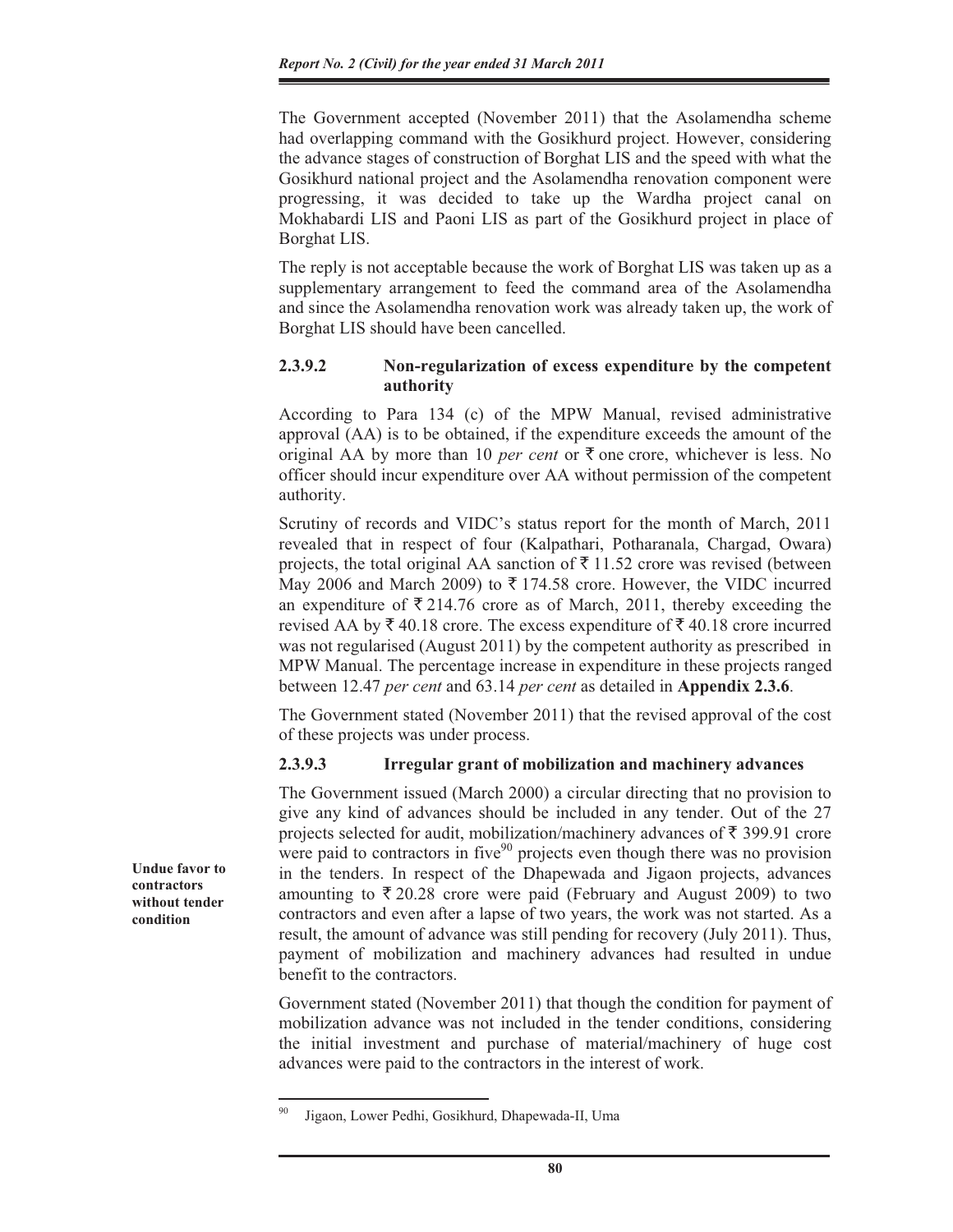The Government accepted (November 2011) that the Asolamendha scheme had overlapping command with the Gosikhurd project. However, considering the advance stages of construction of Borghat LIS and the speed with what the Gosikhurd national project and the Asolamendha renovation component were progressing, it was decided to take up the Wardha project canal on Mokhabardi LIS and Paoni LIS as part of the Gosikhurd project in place of Borghat LIS.

The reply is not acceptable because the work of Borghat LIS was taken up as a supplementary arrangement to feed the command area of the Asolamendha and since the Asolamendha renovation work was already taken up, the work of Borghat LIS should have been cancelled.

### 2.3.9.2 Non-regularization of excess expenditure by the competent authority

According to Para 134 (c) of the MPW Manual, revised administrative approval (AA) is to be obtained, if the expenditure exceeds the amount of the original AA by more than 10 *per cent* or ₹ one crore, whichever is less. No officer should incur expenditure over AA without permission of the competent authority.

Scrutiny of records and VIDC's status report for the month of March, 2011 revealed that in respect of four (Kalpathari, Potharanala, Chargad, Owara) projects, the total original AA sanction of ₹ 11.52 crore was revised (between May 2006 and March 2009) to ₹ 174.58 crore. However, the VIDC incurred an expenditure of ₹ 214.76 crore as of March, 2011, thereby exceeding the revised AA by ₹ 40.18 crore. The excess expenditure of ₹ 40.18 crore incurred was not regularised (August 2011) by the competent authority as prescribed in MPW Manual. The percentage increase in expenditure in these projects ranged between 12.47 *per cent* and 63.14 *per cent* as detailed in **Appendix 2.3.6**.

The Government stated (November 2011) that the revised approval of the cost of these projects was under process.

### 2.3.9.3 Irregular grant of mobilization and machinery advances

**Undue favor to contractors without tender condition**

The Government issued (March 2000) a circular directing that no provision to give any kind of advances should be included in any tender. Out of the 27 projects selected for audit, mobilization/machinery advances of ₹ 399.91 crore were paid to contractors in five[90] projects even though there was no provision in the tenders. In respect of the Dhapewada and Jigaon projects, advances amounting to ₹ 20.28 crore were paid (February and August 2009) to two contractors and even after a lapse of two years, the work was not started. As a result, the amount of advance was still pending for recovery (July 2011). Thus, payment of mobilization and machinery advances had resulted in undue benefit to the contractors.

Government stated (November 2011) that though the condition for payment of mobilization advance was not included in the tender conditions, considering the initial investment and purchase of material/machinery of huge cost advances were paid to the contractors in the interest of work.

---

[90] Jigaon, Lower Pedhi, Gosikhurd, Dhapewada-II, Uma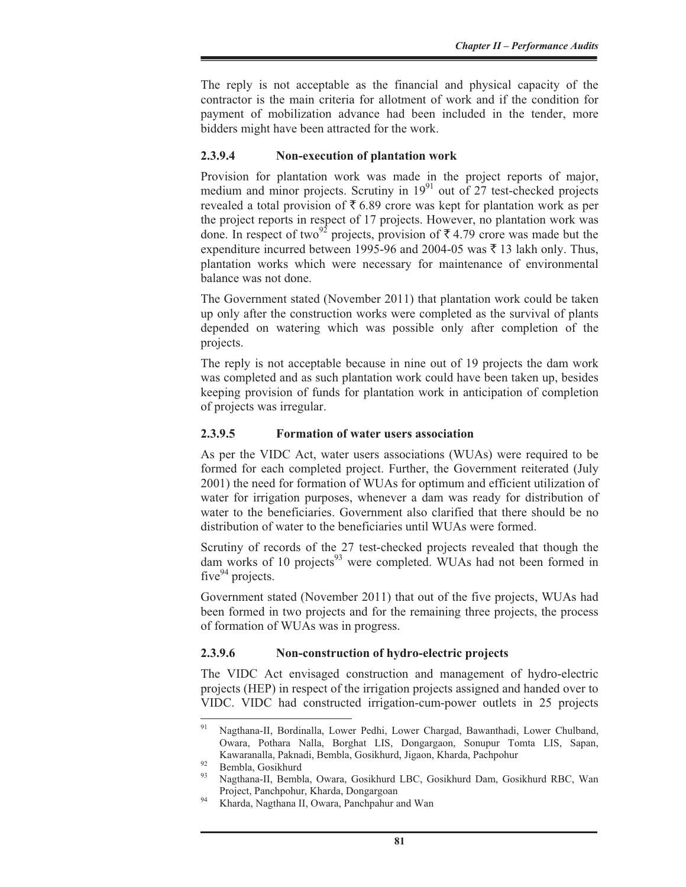The reply is not acceptable as the financial and physical capacity of the contractor is the main criteria for allotment of work and if the condition for payment of mobilization advance had been included in the tender, more bidders might have been attracted for the work.

#### 2.3.9.4 Non-execution of plantation work

Provision for plantation work was made in the project reports of major, medium and minor projects. Scrutiny in 19[91] out of 27 test-checked projects revealed a total provision of ₹ 6.89 crore was kept for plantation work as per the project reports in respect of 17 projects. However, no plantation work was done. In respect of two[92] projects, provision of ₹ 4.79 crore was made but the expenditure incurred between 1995-96 and 2004-05 was ₹ 13 lakh only. Thus, plantation works which were necessary for maintenance of environmental balance was not done.

The Government stated (November 2011) that plantation work could be taken up only after the construction works were completed as the survival of plants depended on watering which was possible only after completion of the projects.

The reply is not acceptable because in nine out of 19 projects the dam work was completed and as such plantation work could have been taken up, besides keeping provision of funds for plantation work in anticipation of completion of projects was irregular.

#### 2.3.9.5 Formation of water users association

As per the VIDC Act, water users associations (WUAs) were required to be formed for each completed project. Further, the Government reiterated (July 2001) the need for formation of WUAs for optimum and efficient utilization of water for irrigation purposes, whenever a dam was ready for distribution of water to the beneficiaries. Government also clarified that there should be no distribution of water to the beneficiaries until WUAs were formed.

Scrutiny of records of the 27 test-checked projects revealed that though the dam works of 10 projects[93] were completed. WUAs had not been formed in five[94] projects.

Government stated (November 2011) that out of the five projects, WUAs had been formed in two projects and for the remaining three projects, the process of formation of WUAs was in progress.

#### 2.3.9.6 Non-construction of hydro-electric projects

The VIDC Act envisaged construction and management of hydro-electric projects (HEP) in respect of the irrigation projects assigned and handed over to VIDC. VIDC had constructed irrigation-cum-power outlets in 25 projects

---

[91] Nagthana-II, Bordinalla, Lower Pedhi, Lower Chargad, Bawanthadi, Lower Chulband, Owara, Pothara Nalla, Borghat LIS, Dongargaon, Sonupur Tomta LIS, Sapan, Kawaranalla, Paknadi, Bembla, Gosikhurd, Jigaon, Kharda, Pachpohur

[92] Bembla, Gosikhurd

[93] Nagthana-II, Bembla, Owara, Gosikhurd LBC, Gosikhurd Dam, Gosikhurd RBC, Wan Project, Panchpohur, Kharda, Dongargoan

[94] Kharda, Nagthana II, Owara, Panchpahur and Wan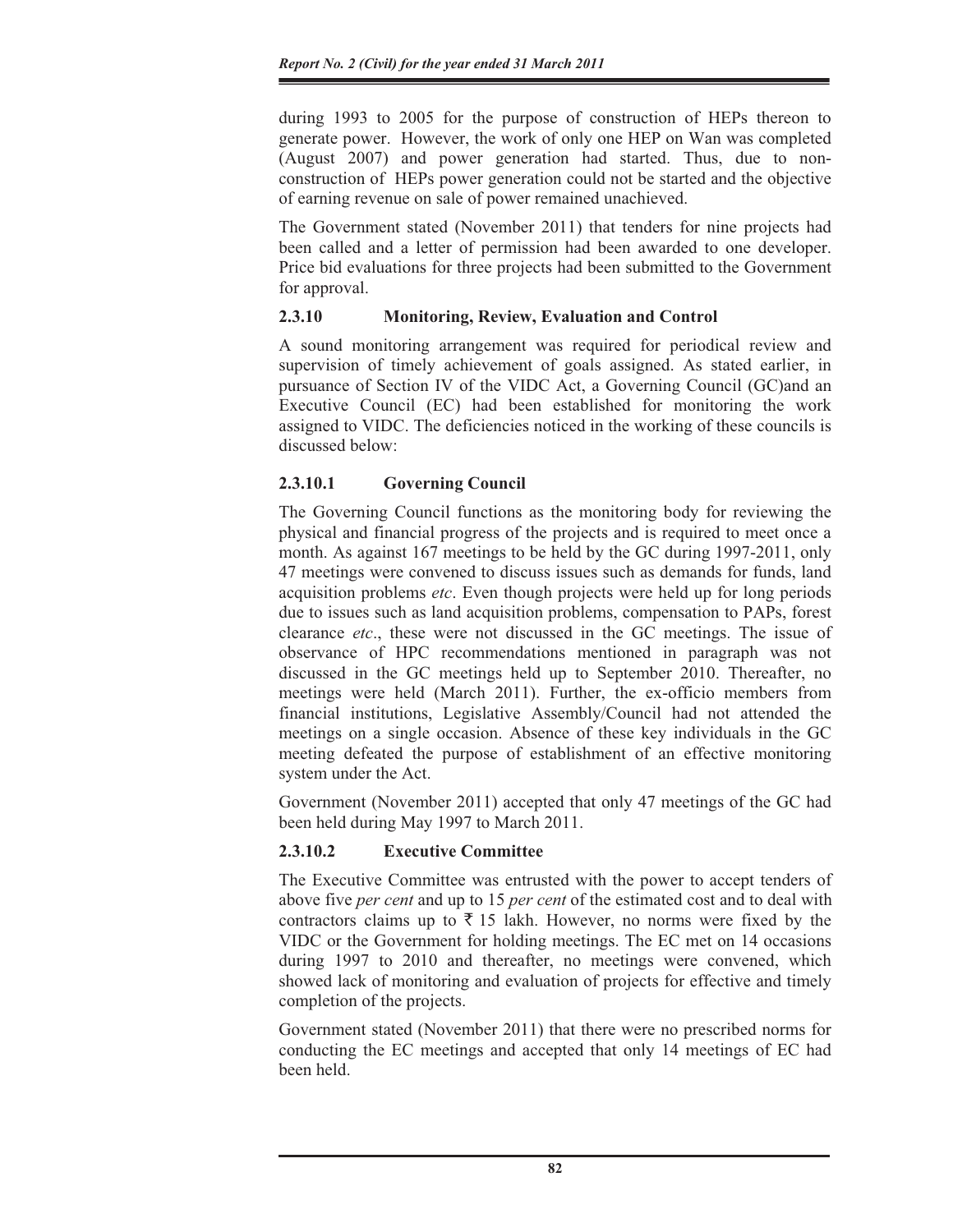during 1993 to 2005 for the purpose of construction of HEPs thereon to generate power. However, the work of only one HEP on Wan was completed (August 2007) and power generation had started. Thus, due to non-construction of HEPs power generation could not be started and the objective of earning revenue on sale of power remained unachieved.

The Government stated (November 2011) that tenders for nine projects had been called and a letter of permission had been awarded to one developer. Price bid evaluations for three projects had been submitted to the Government for approval.

### 2.3.10 Monitoring, Review, Evaluation and Control

A sound monitoring arrangement was required for periodical review and supervision of timely achievement of goals assigned. As stated earlier, in pursuance of Section IV of the VIDC Act, a Governing Council (GC)and an Executive Council (EC) had been established for monitoring the work assigned to VIDC. The deficiencies noticed in the working of these councils is discussed below:

#### 2.3.10.1 Governing Council

The Governing Council functions as the monitoring body for reviewing the physical and financial progress of the projects and is required to meet once a month. As against 167 meetings to be held by the GC during 1997-2011, only 47 meetings were convened to discuss issues such as demands for funds, land acquisition problems *etc*. Even though projects were held up for long periods due to issues such as land acquisition problems, compensation to PAPs, forest clearance *etc*., these were not discussed in the GC meetings. The issue of observance of HPC recommendations mentioned in paragraph was not discussed in the GC meetings held up to September 2010. Thereafter, no meetings were held (March 2011). Further, the ex-officio members from financial institutions, Legislative Assembly/Council had not attended the meetings on a single occasion. Absence of these key individuals in the GC meeting defeated the purpose of establishment of an effective monitoring system under the Act.

Government (November 2011) accepted that only 47 meetings of the GC had been held during May 1997 to March 2011.

#### 2.3.10.2 Executive Committee

The Executive Committee was entrusted with the power to accept tenders of above five *per cent* and up to 15 *per cent* of the estimated cost and to deal with contractors claims up to ₹ 15 lakh. However, no norms were fixed by the VIDC or the Government for holding meetings. The EC met on 14 occasions during 1997 to 2010 and thereafter, no meetings were convened, which showed lack of monitoring and evaluation of projects for effective and timely completion of the projects.

Government stated (November 2011) that there were no prescribed norms for conducting the EC meetings and accepted that only 14 meetings of EC had been held.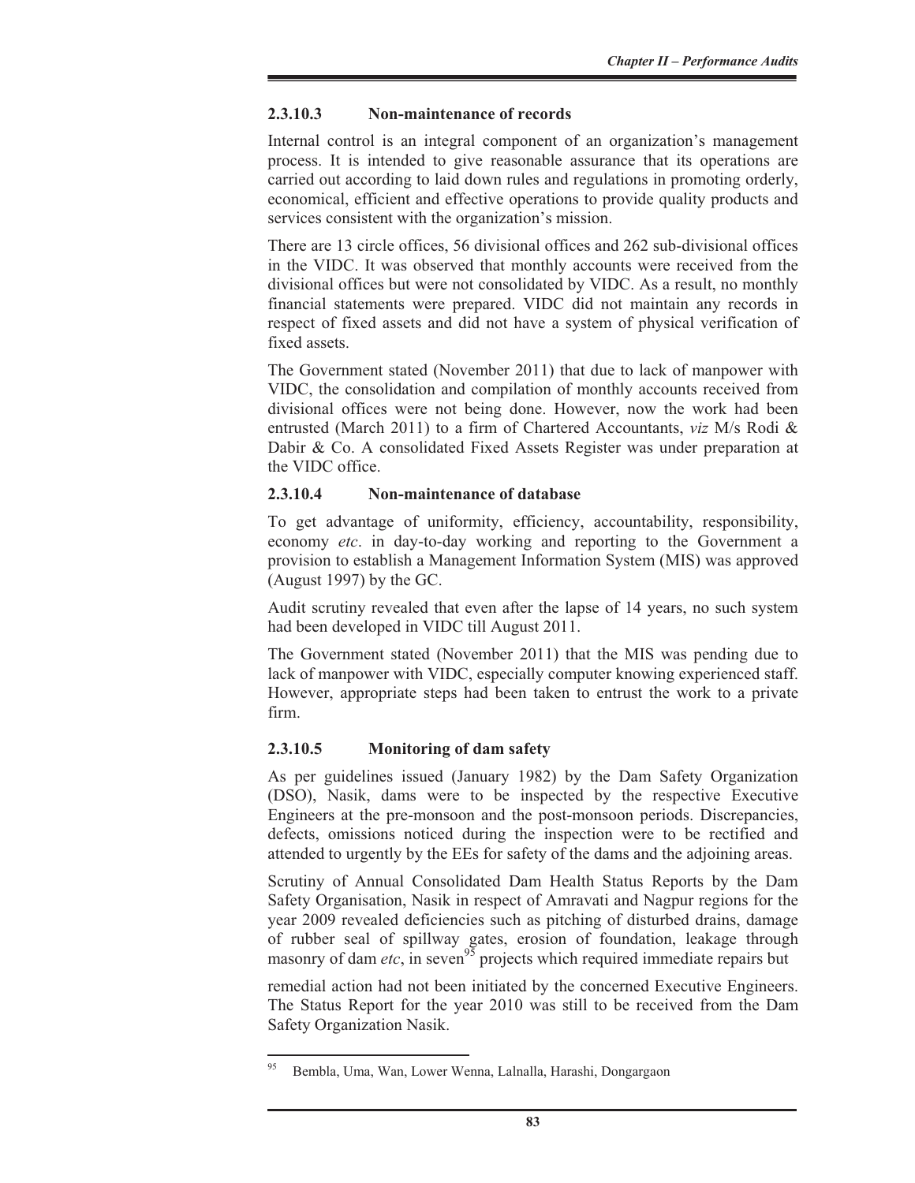#### 2.3.10.3 Non-maintenance of records

Internal control is an integral component of an organization's management process. It is intended to give reasonable assurance that its operations are carried out according to laid down rules and regulations in promoting orderly, economical, efficient and effective operations to provide quality products and services consistent with the organization's mission.

There are 13 circle offices, 56 divisional offices and 262 sub-divisional offices in the VIDC. It was observed that monthly accounts were received from the divisional offices but were not consolidated by VIDC. As a result, no monthly financial statements were prepared. VIDC did not maintain any records in respect of fixed assets and did not have a system of physical verification of fixed assets.

The Government stated (November 2011) that due to lack of manpower with VIDC, the consolidation and compilation of monthly accounts received from divisional offices were not being done. However, now the work had been entrusted (March 2011) to a firm of Chartered Accountants, *viz* M/s Rodi & Dabir & Co. A consolidated Fixed Assets Register was under preparation at the VIDC office.

#### 2.3.10.4 Non-maintenance of database

To get advantage of uniformity, efficiency, accountability, responsibility, economy *etc*. in day-to-day working and reporting to the Government a provision to establish a Management Information System (MIS) was approved (August 1997) by the GC.

Audit scrutiny revealed that even after the lapse of 14 years, no such system had been developed in VIDC till August 2011.

The Government stated (November 2011) that the MIS was pending due to lack of manpower with VIDC, especially computer knowing experienced staff. However, appropriate steps had been taken to entrust the work to a private firm.

#### 2.3.10.5 Monitoring of dam safety

As per guidelines issued (January 1982) by the Dam Safety Organization (DSO), Nasik, dams were to be inspected by the respective Executive Engineers at the pre-monsoon and the post-monsoon periods. Discrepancies, defects, omissions noticed during the inspection were to be rectified and attended to urgently by the EEs for safety of the dams and the adjoining areas.

Scrutiny of Annual Consolidated Dam Health Status Reports by the Dam Safety Organisation, Nasik in respect of Amravati and Nagpur regions for the year 2009 revealed deficiencies such as pitching of disturbed drains, damage of rubber seal of spillway gates, erosion of foundation, leakage through masonry of dam *etc*, in seven[95] projects which required immediate repairs but remedial action had not been initiated by the concerned Executive Engineers. The Status Report for the year 2010 was still to be received from the Dam Safety Organization Nasik.

---

[95] Bembla, Uma, Wan, Lower Wenna, Lalnalla, Harashi, Dongargaon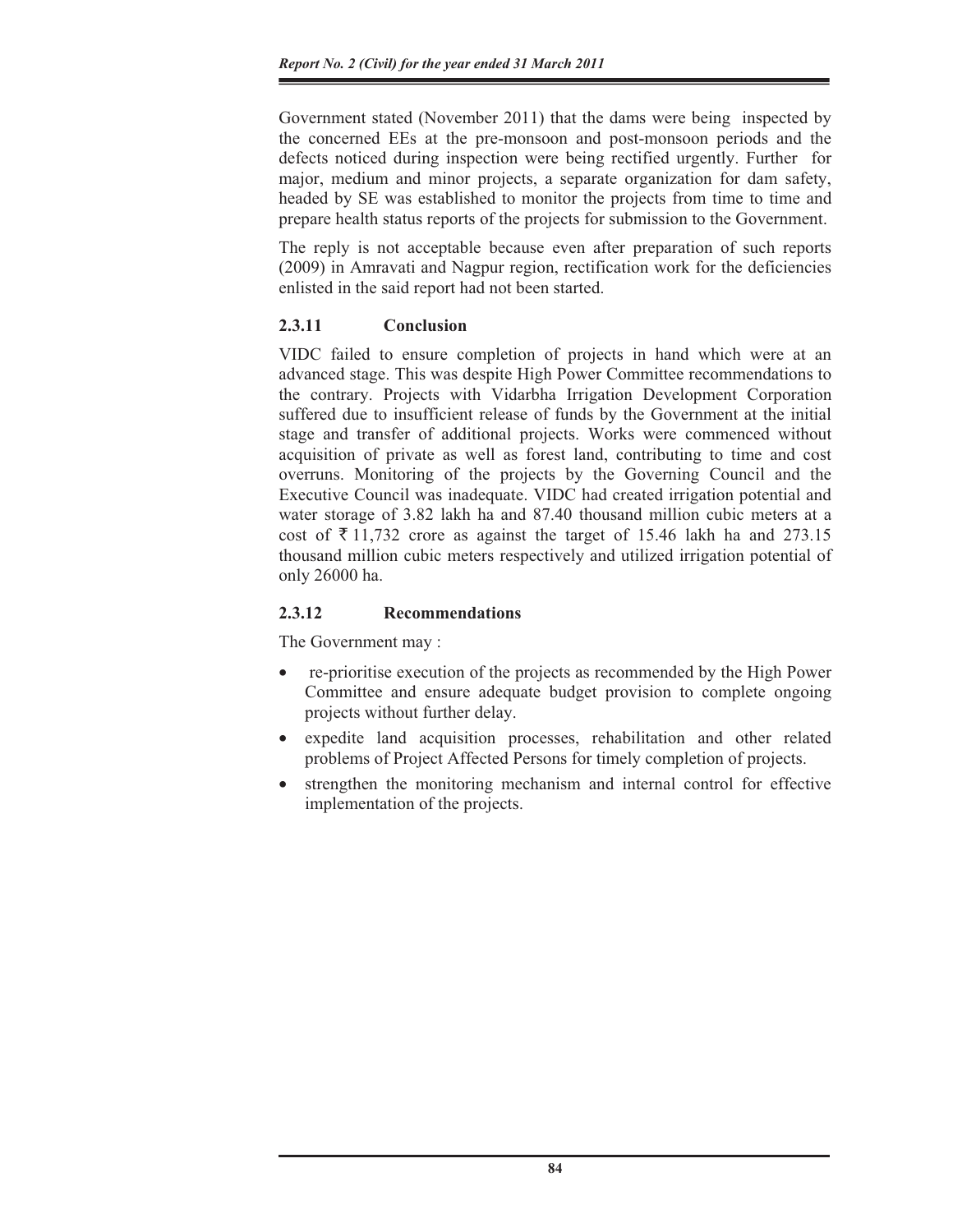Government stated (November 2011) that the dams were being inspected by the concerned EEs at the pre-monsoon and post-monsoon periods and the defects noticed during inspection were being rectified urgently. Further for major, medium and minor projects, a separate organization for dam safety, headed by SE was established to monitor the projects from time to time and prepare health status reports of the projects for submission to the Government.

The reply is not acceptable because even after preparation of such reports (2009) in Amravati and Nagpur region, rectification work for the deficiencies enlisted in the said report had not been started.

### 2.3.11 Conclusion

VIDC failed to ensure completion of projects in hand which were at an advanced stage. This was despite High Power Committee recommendations to the contrary. Projects with Vidarbha Irrigation Development Corporation suffered due to insufficient release of funds by the Government at the initial stage and transfer of additional projects. Works were commenced without acquisition of private as well as forest land, contributing to time and cost overruns. Monitoring of the projects by the Governing Council and the Executive Council was inadequate. VIDC had created irrigation potential and water storage of 3.82 lakh ha and 87.40 thousand million cubic meters at a cost of ₹ 11,732 crore as against the target of 15.46 lakh ha and 273.15 thousand million cubic meters respectively and utilized irrigation potential of only 26000 ha.

### 2.3.12 Recommendations

The Government may :

- re-prioritise execution of the projects as recommended by the High Power Committee and ensure adequate budget provision to complete ongoing projects without further delay.
- expedite land acquisition processes, rehabilitation and other related problems of Project Affected Persons for timely completion of projects.
- strengthen the monitoring mechanism and internal control for effective implementation of the projects.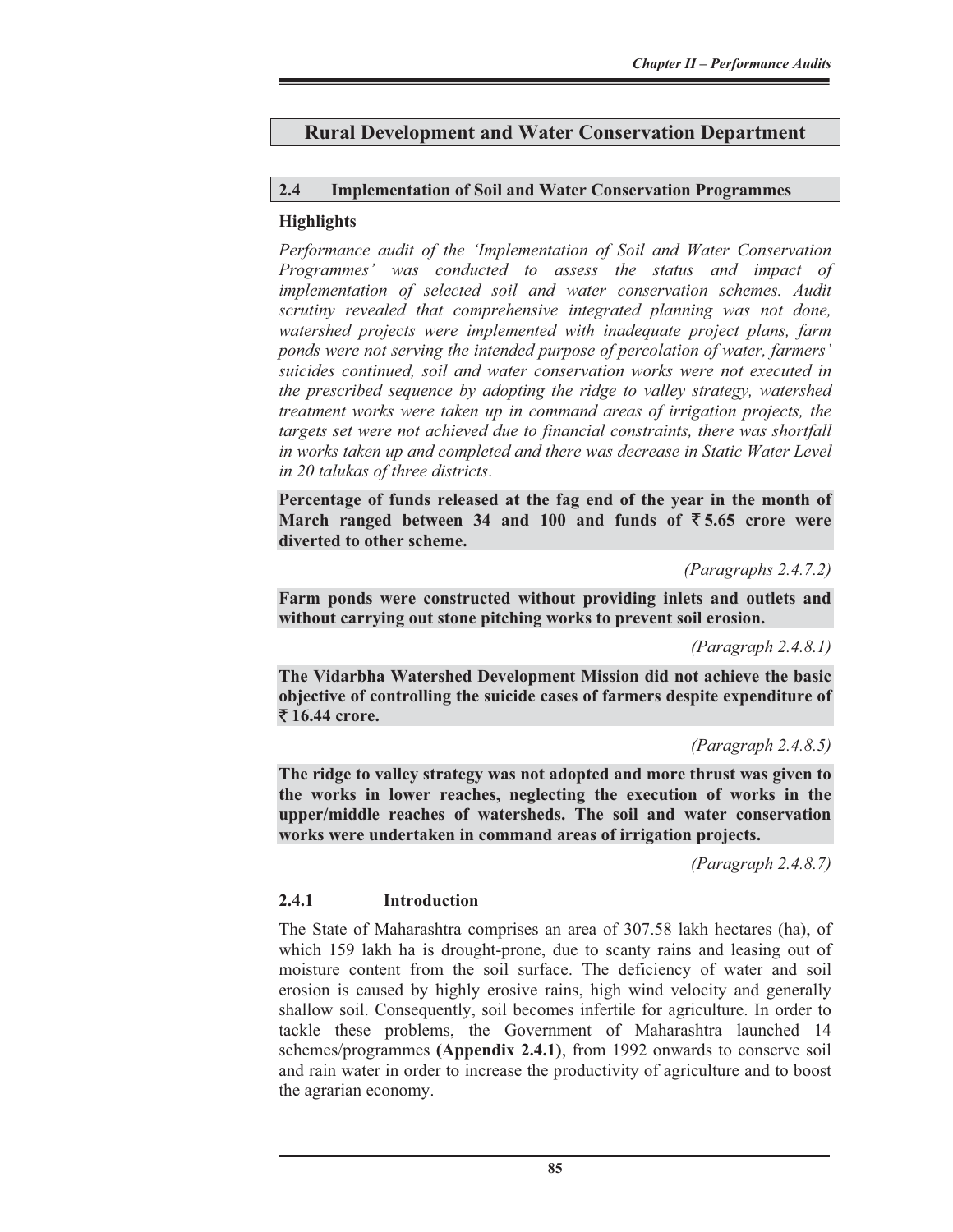## Rural Development and Water Conservation Department

### 2.4 Implementation of Soil and Water Conservation Programmes

**Highlights**

*Performance audit of the 'Implementation of Soil and Water Conservation Programmes' was conducted to assess the status and impact of implementation of selected soil and water conservation schemes. Audit scrutiny revealed that comprehensive integrated planning was not done, watershed projects were implemented with inadequate project plans, farm ponds were not serving the intended purpose of percolation of water, farmers' suicides continued, soil and water conservation works were not executed in the prescribed sequence by adopting the ridge to valley strategy, watershed treatment works were taken up in command areas of irrigation projects, the targets set were not achieved due to financial constraints, there was shortfall in works taken up and completed and there was decrease in Static Water Level in 20 talukas of three districts.*

**Percentage of funds released at the fag end of the year in the month of March ranged between 34 and 100 and funds of ₹ 5.65 crore were diverted to other scheme.**

*(Paragraphs 2.4.7.2)*

**Farm ponds were constructed without providing inlets and outlets and without carrying out stone pitching works to prevent soil erosion.**

*(Paragraph 2.4.8.1)*

**The Vidarbha Watershed Development Mission did not achieve the basic objective of controlling the suicide cases of farmers despite expenditure of ₹ 16.44 crore.**

*(Paragraph 2.4.8.5)*

**The ridge to valley strategy was not adopted and more thrust was given to the works in lower reaches, neglecting the execution of works in the upper/middle reaches of watersheds. The soil and water conservation works were undertaken in command areas of irrigation projects.**

*(Paragraph 2.4.8.7)*

#### 2.4.1 Introduction

The State of Maharashtra comprises an area of 307.58 lakh hectares (ha), of which 159 lakh ha is drought-prone, due to scanty rains and leasing out of moisture content from the soil surface. The deficiency of water and soil erosion is caused by highly erosive rains, high wind velocity and generally shallow soil. Consequently, soil becomes infertile for agriculture. In order to tackle these problems, the Government of Maharashtra launched 14 schemes/programmes **(Appendix 2.4.1)**, from 1992 onwards to conserve soil and rain water in order to increase the productivity of agriculture and to boost the agrarian economy.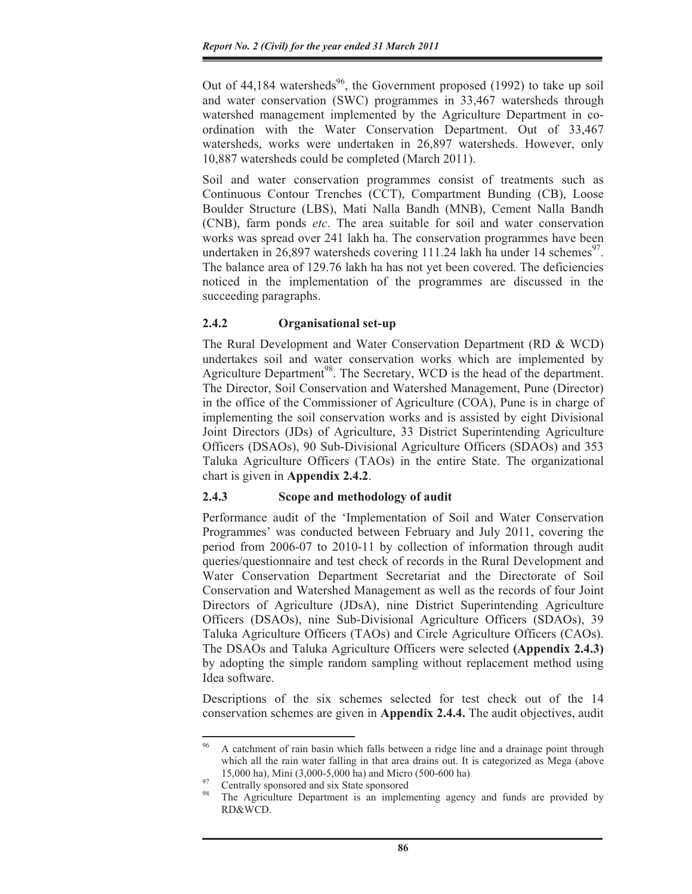Out of 44,184 watersheds[96], the Government proposed (1992) to take up soil and water conservation (SWC) programmes in 33,467 watersheds through watershed management implemented by the Agriculture Department in co-ordination with the Water Conservation Department. Out of 33,467 watersheds, works were undertaken in 26,897 watersheds. However, only 10,887 watersheds could be completed (March 2011).

Soil and water conservation programmes consist of treatments such as Continuous Contour Trenches (CCT), Compartment Bunding (CB), Loose Boulder Structure (LBS), Mati Nalla Bandh (MNB), Cement Nalla Bandh (CNB), farm ponds *etc*. The area suitable for soil and water conservation works was spread over 241 lakh ha. The conservation programmes have been undertaken in 26,897 watersheds covering 111.24 lakh ha under 14 schemes[97]. The balance area of 129.76 lakh ha has not yet been covered. The deficiencies noticed in the implementation of the programmes are discussed in the succeeding paragraphs.

### 2.4.2 Organisational set-up

The Rural Development and Water Conservation Department (RD & WCD) undertakes soil and water conservation works which are implemented by Agriculture Department[98]. The Secretary, WCD is the head of the department. The Director, Soil Conservation and Watershed Management, Pune (Director) in the office of the Commissioner of Agriculture (COA), Pune is in charge of implementing the soil conservation works and is assisted by eight Divisional Joint Directors (JDs) of Agriculture, 33 District Superintending Agriculture Officers (DSAOs), 90 Sub-Divisional Agriculture Officers (SDAOs) and 353 Taluka Agriculture Officers (TAOs) in the entire State. The organizational chart is given in **Appendix 2.4.2**.

### 2.4.3 Scope and methodology of audit

Performance audit of the 'Implementation of Soil and Water Conservation Programmes' was conducted between February and July 2011, covering the period from 2006-07 to 2010-11 by collection of information through audit queries/questionnaire and test check of records in the Rural Development and Water Conservation Department Secretariat and the Directorate of Soil Conservation and Watershed Management as well as the records of four Joint Directors of Agriculture (JDsA), nine District Superintending Agriculture Officers (DSAOs), nine Sub-Divisional Agriculture Officers (SDAOs), 39 Taluka Agriculture Officers (TAOs) and Circle Agriculture Officers (CAOs). The DSAOs and Taluka Agriculture Officers were selected **(Appendix 2.4.3)** by adopting the simple random sampling without replacement method using Idea software.

Descriptions of the six schemes selected for test check out of the 14 conservation schemes are given in **Appendix 2.4.4.** The audit objectives, audit

---

[96] A catchment of rain basin which falls between a ridge line and a drainage point through which all the rain water falling in that area drains out. It is categorized as Mega (above 15,000 ha), Mini (3,000-5,000 ha) and Micro (500-600 ha)

[97] Centrally sponsored and six State sponsored

[98] The Agriculture Department is an implementing agency and funds are provided by RD&WCD.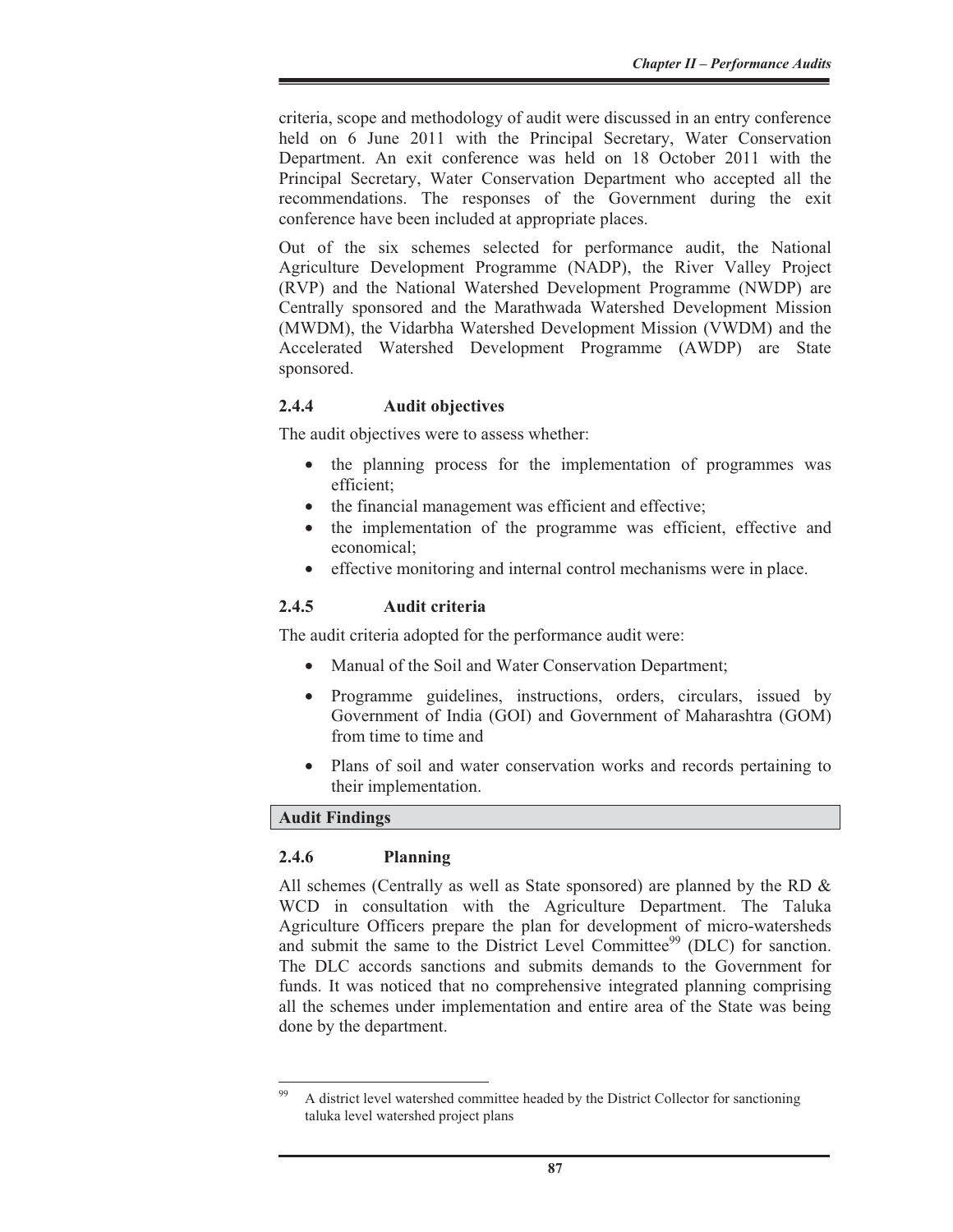criteria, scope and methodology of audit were discussed in an entry conference held on 6 June 2011 with the Principal Secretary, Water Conservation Department. An exit conference was held on 18 October 2011 with the Principal Secretary, Water Conservation Department who accepted all the recommendations. The responses of the Government during the exit conference have been included at appropriate places.

Out of the six schemes selected for performance audit, the National Agriculture Development Programme (NADP), the River Valley Project (RVP) and the National Watershed Development Programme (NWDP) are Centrally sponsored and the Marathwada Watershed Development Mission (MWDM), the Vidarbha Watershed Development Mission (VWDM) and the Accelerated Watershed Development Programme (AWDP) are State sponsored.

### 2.4.4 Audit objectives

The audit objectives were to assess whether:

- the planning process for the implementation of programmes was efficient;
- the financial management was efficient and effective;
- the implementation of the programme was efficient, effective and economical;
- effective monitoring and internal control mechanisms were in place.

### 2.4.5 Audit criteria

The audit criteria adopted for the performance audit were:

- Manual of the Soil and Water Conservation Department;
- Programme guidelines, instructions, orders, circulars, issued by Government of India (GOI) and Government of Maharashtra (GOM) from time to time and
- Plans of soil and water conservation works and records pertaining to their implementation.

## Audit Findings

### 2.4.6 Planning

All schemes (Centrally as well as State sponsored) are planned by the RD & WCD in consultation with the Agriculture Department. The Taluka Agriculture Officers prepare the plan for development of micro-watersheds and submit the same to the District Level Committee[99] (DLC) for sanction. The DLC accords sanctions and submits demands to the Government for funds. It was noticed that no comprehensive integrated planning comprising all the schemes under implementation and entire area of the State was being done by the department.

---

[99] A district level watershed committee headed by the District Collector for sanctioning taluka level watershed project plans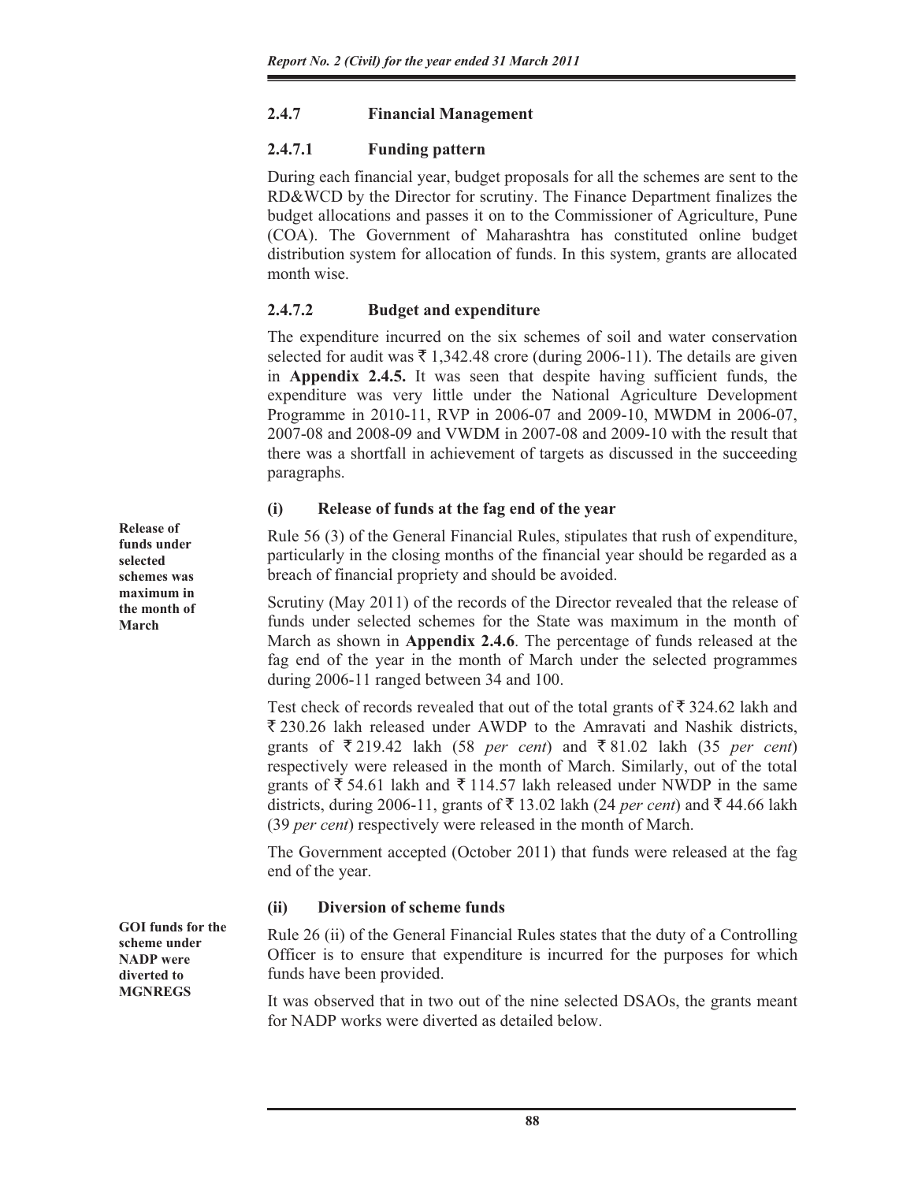### 2.4.7 Financial Management

#### 2.4.7.1 Funding pattern

During each financial year, budget proposals for all the schemes are sent to the RD&WCD by the Director for scrutiny. The Finance Department finalizes the budget allocations and passes it on to the Commissioner of Agriculture, Pune (COA). The Government of Maharashtra has constituted online budget distribution system for allocation of funds. In this system, grants are allocated month wise.

#### 2.4.7.2 Budget and expenditure

The expenditure incurred on the six schemes of soil and water conservation selected for audit was ₹ 1,342.48 crore (during 2006-11). The details are given in **Appendix 2.4.5.** It was seen that despite having sufficient funds, the expenditure was very little under the National Agriculture Development Programme in 2010-11, RVP in 2006-07 and 2009-10, MWDM in 2006-07, 2007-08 and 2008-09 and VWDM in 2007-08 and 2009-10 with the result that there was a shortfall in achievement of targets as discussed in the succeeding paragraphs.

**(i) Release of funds at the fag end of the year**

**Release of funds under selected schemes was maximum in the month of March**

Rule 56 (3) of the General Financial Rules, stipulates that rush of expenditure, particularly in the closing months of the financial year should be regarded as a breach of financial propriety and should be avoided.

Scrutiny (May 2011) of the records of the Director revealed that the release of funds under selected schemes for the State was maximum in the month of March as shown in **Appendix 2.4.6**. The percentage of funds released at the fag end of the year in the month of March under the selected programmes during 2006-11 ranged between 34 and 100.

Test check of records revealed that out of the total grants of ₹ 324.62 lakh and ₹ 230.26 lakh released under AWDP to the Amravati and Nashik districts, grants of ₹ 219.42 lakh (58 *per cent*) and ₹ 81.02 lakh (35 *per cent*) respectively were released in the month of March. Similarly, out of the total grants of ₹ 54.61 lakh and ₹ 114.57 lakh released under NWDP in the same districts, during 2006-11, grants of ₹ 13.02 lakh (24 *per cent*) and ₹ 44.66 lakh (39 *per cent*) respectively were released in the month of March.

The Government accepted (October 2011) that funds were released at the fag end of the year.

**(ii) Diversion of scheme funds**

**GOI funds for the scheme under NADP were diverted to MGNREGS**

Rule 26 (ii) of the General Financial Rules states that the duty of a Controlling Officer is to ensure that expenditure is incurred for the purposes for which funds have been provided.

It was observed that in two out of the nine selected DSAOs, the grants meant for NADP works were diverted as detailed below.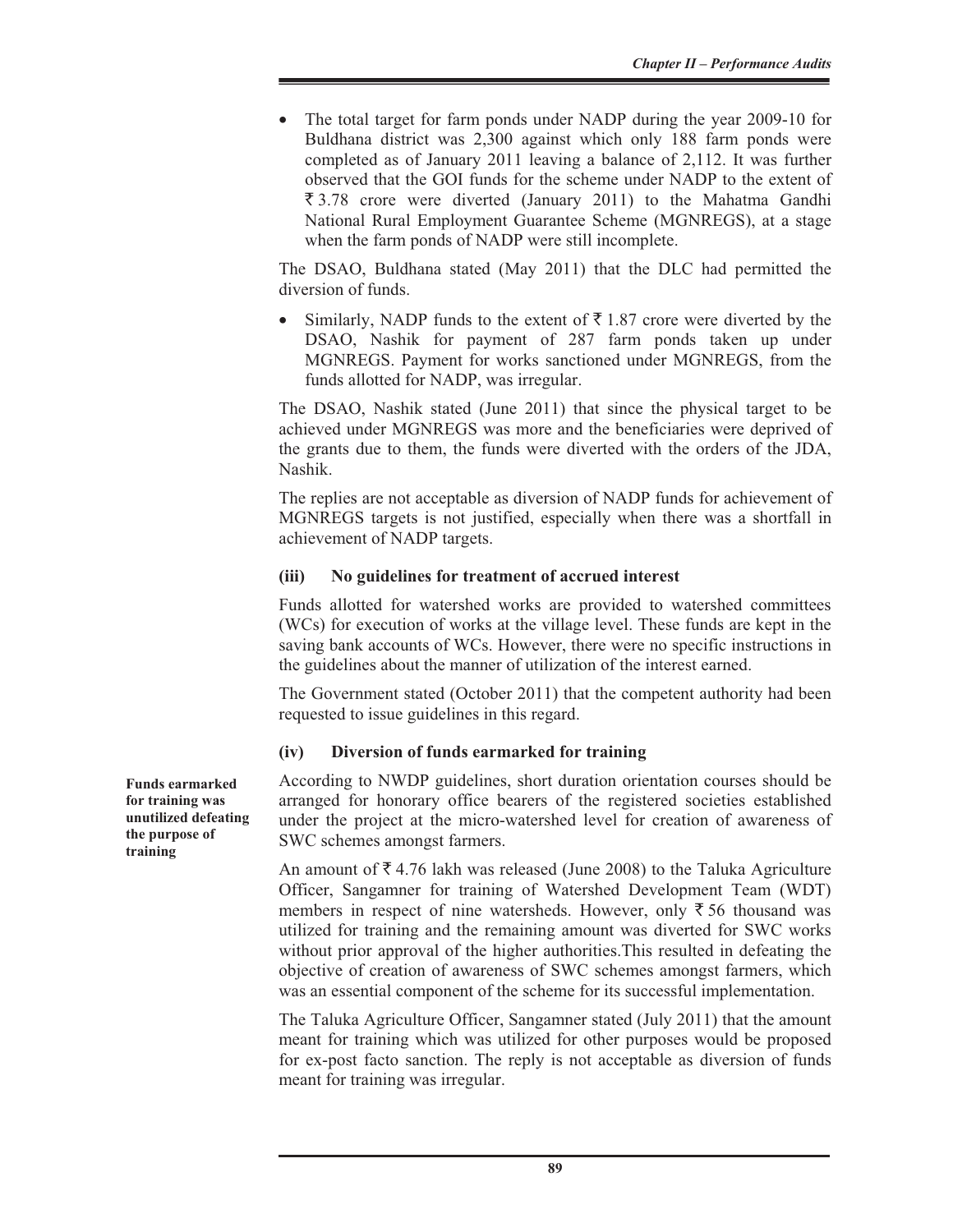- The total target for farm ponds under NADP during the year 2009-10 for Buldhana district was 2,300 against which only 188 farm ponds were completed as of January 2011 leaving a balance of 2,112. It was further observed that the GOI funds for the scheme under NADP to the extent of ₹ 3.78 crore were diverted (January 2011) to the Mahatma Gandhi National Rural Employment Guarantee Scheme (MGNREGS), at a stage when the farm ponds of NADP were still incomplete.

The DSAO, Buldhana stated (May 2011) that the DLC had permitted the diversion of funds.

- Similarly, NADP funds to the extent of ₹ 1.87 crore were diverted by the DSAO, Nashik for payment of 287 farm ponds taken up under MGNREGS. Payment for works sanctioned under MGNREGS, from the funds allotted for NADP, was irregular.

The DSAO, Nashik stated (June 2011) that since the physical target to be achieved under MGNREGS was more and the beneficiaries were deprived of the grants due to them, the funds were diverted with the orders of the JDA, Nashik.

The replies are not acceptable as diversion of NADP funds for achievement of MGNREGS targets is not justified, especially when there was a shortfall in achievement of NADP targets.

### (iii) No guidelines for treatment of accrued interest

Funds allotted for watershed works are provided to watershed committees (WCs) for execution of works at the village level. These funds are kept in the saving bank accounts of WCs. However, there were no specific instructions in the guidelines about the manner of utilization of the interest earned.

The Government stated (October 2011) that the competent authority had been requested to issue guidelines in this regard.

### (iv) Diversion of funds earmarked for training

**Funds earmarked for training was unutilized defeating the purpose of training**

According to NWDP guidelines, short duration orientation courses should be arranged for honorary office bearers of the registered societies established under the project at the micro-watershed level for creation of awareness of SWC schemes amongst farmers.

An amount of ₹ 4.76 lakh was released (June 2008) to the Taluka Agriculture Officer, Sangamner for training of Watershed Development Team (WDT) members in respect of nine watersheds. However, only ₹ 56 thousand was utilized for training and the remaining amount was diverted for SWC works without prior approval of the higher authorities.This resulted in defeating the objective of creation of awareness of SWC schemes amongst farmers, which was an essential component of the scheme for its successful implementation.

The Taluka Agriculture Officer, Sangamner stated (July 2011) that the amount meant for training which was utilized for other purposes would be proposed for ex-post facto sanction. The reply is not acceptable as diversion of funds meant for training was irregular.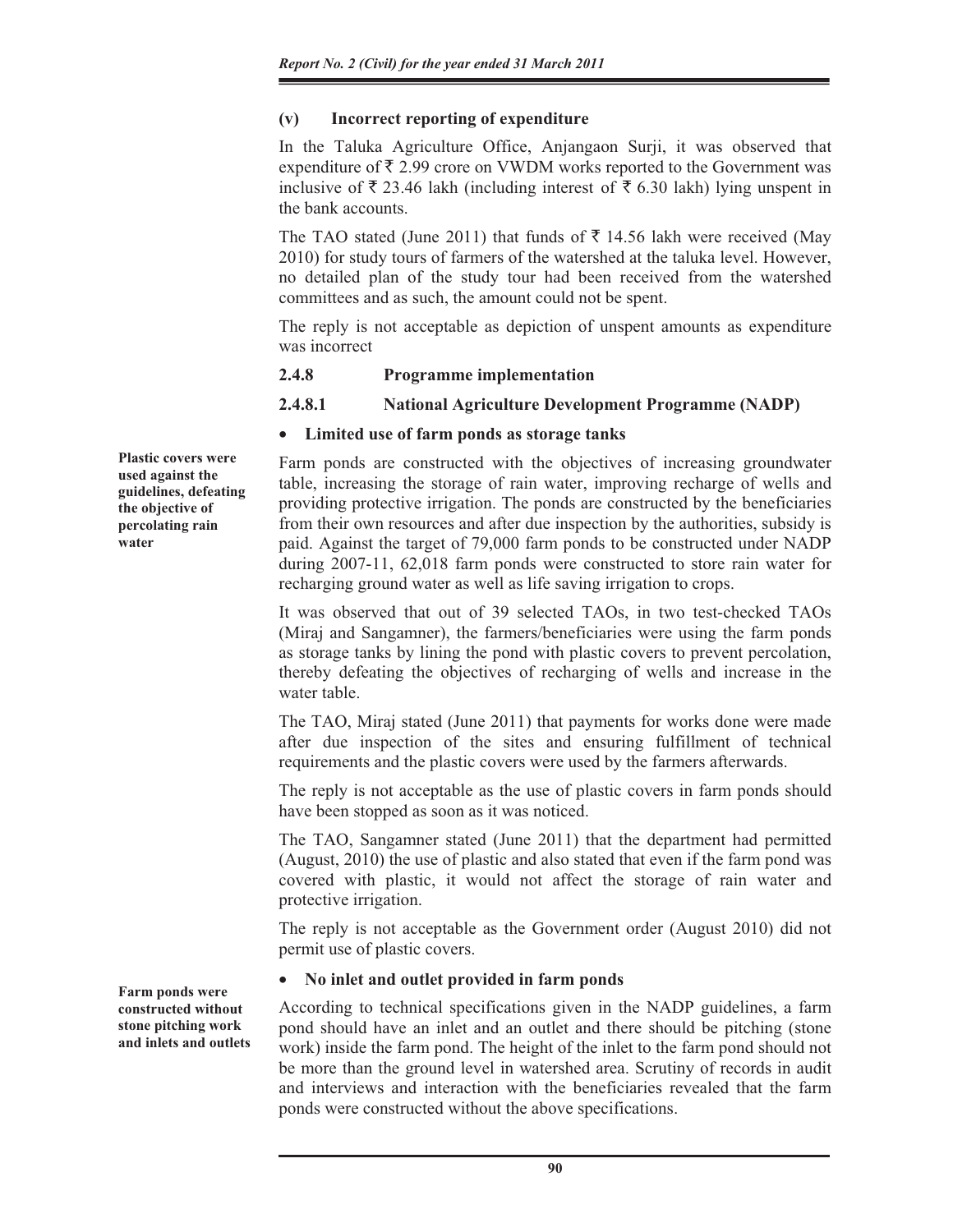**(v) Incorrect reporting of expenditure**

In the Taluka Agriculture Office, Anjangaon Surji, it was observed that expenditure of ₹ 2.99 crore on VWDM works reported to the Government was inclusive of ₹ 23.46 lakh (including interest of ₹ 6.30 lakh) lying unspent in the bank accounts.

The TAO stated (June 2011) that funds of ₹ 14.56 lakh were received (May 2010) for study tours of farmers of the watershed at the taluka level. However, no detailed plan of the study tour had been received from the watershed committees and as such, the amount could not be spent.

The reply is not acceptable as depiction of unspent amounts as expenditure was incorrect

## 2.4.8 Programme implementation

### 2.4.8.1 National Agriculture Development Programme (NADP)

- **Limited use of farm ponds as storage tanks**

**Plastic covers were used against the guidelines, defeating the objective of percolating rain water**

Farm ponds are constructed with the objectives of increasing groundwater table, increasing the storage of rain water, improving recharge of wells and providing protective irrigation. The ponds are constructed by the beneficiaries from their own resources and after due inspection by the authorities, subsidy is paid. Against the target of 79,000 farm ponds to be constructed under NADP during 2007-11, 62,018 farm ponds were constructed to store rain water for recharging ground water as well as life saving irrigation to crops.

It was observed that out of 39 selected TAOs, in two test-checked TAOs (Miraj and Sangamner), the farmers/beneficiaries were using the farm ponds as storage tanks by lining the pond with plastic covers to prevent percolation, thereby defeating the objectives of recharging of wells and increase in the water table.

The TAO, Miraj stated (June 2011) that payments for works done were made after due inspection of the sites and ensuring fulfillment of technical requirements and the plastic covers were used by the farmers afterwards.

The reply is not acceptable as the use of plastic covers in farm ponds should have been stopped as soon as it was noticed.

The TAO, Sangamner stated (June 2011) that the department had permitted (August, 2010) the use of plastic and also stated that even if the farm pond was covered with plastic, it would not affect the storage of rain water and protective irrigation.

The reply is not acceptable as the Government order (August 2010) did not permit use of plastic covers.

- **No inlet and outlet provided in farm ponds**

**Farm ponds were constructed without stone pitching work and inlets and outlets**

According to technical specifications given in the NADP guidelines, a farm pond should have an inlet and an outlet and there should be pitching (stone work) inside the farm pond. The height of the inlet to the farm pond should not be more than the ground level in watershed area. Scrutiny of records in audit and interviews and interaction with the beneficiaries revealed that the farm ponds were constructed without the above specifications.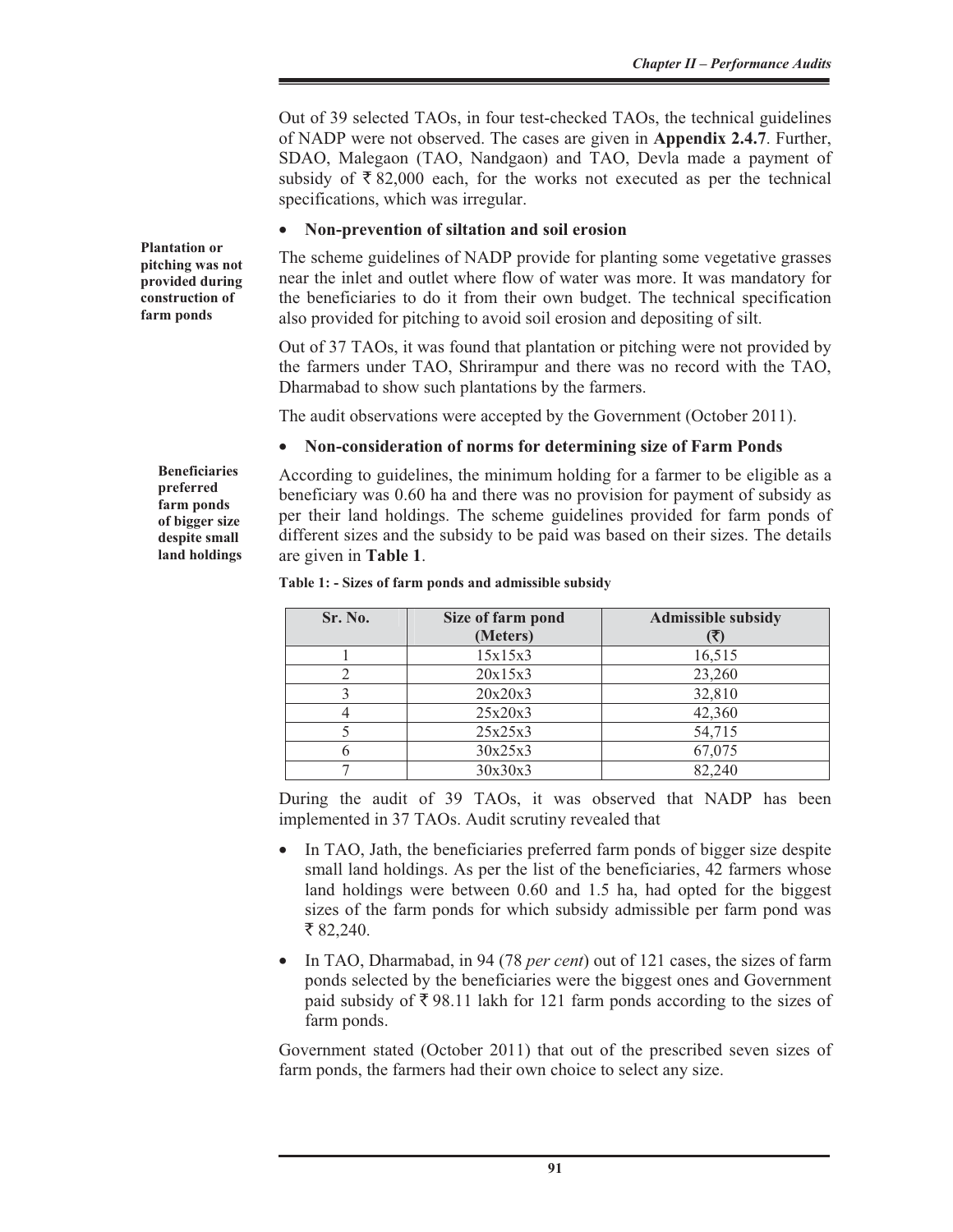Out of 39 selected TAOs, in four test-checked TAOs, the technical guidelines of NADP were not observed. The cases are given in **Appendix 2.4.7**. Further, SDAO, Malegaon (TAO, Nandgaon) and TAO, Devla made a payment of subsidy of ₹ 82,000 each, for the works not executed as per the technical specifications, which was irregular.

- **Non-prevention of siltation and soil erosion**

**Plantation or pitching was not provided during construction of farm ponds**

The scheme guidelines of NADP provide for planting some vegetative grasses near the inlet and outlet where flow of water was more. It was mandatory for the beneficiaries to do it from their own budget. The technical specification also provided for pitching to avoid soil erosion and depositing of silt.

Out of 37 TAOs, it was found that plantation or pitching were not provided by the farmers under TAO, Shrirampur and there was no record with the TAO, Dharmabad to show such plantations by the farmers.

The audit observations were accepted by the Government (October 2011).

- **Non-consideration of norms for determining size of Farm Ponds**

**Beneficiaries preferred farm ponds of bigger size despite small land holdings**

According to guidelines, the minimum holding for a farmer to be eligible as a beneficiary was 0.60 ha and there was no provision for payment of subsidy as per their land holdings. The scheme guidelines provided for farm ponds of different sizes and the subsidy to be paid was based on their sizes. The details are given in **Table 1**.

**Table 1: - Sizes of farm ponds and admissible subsidy**

| Sr. No. | Size of farm pond (Meters) | Admissible subsidy (₹) |
|---|---|---|
| 1 | 15x15x3 | 16,515 |
| 2 | 20x15x3 | 23,260 |
| 3 | 20x20x3 | 32,810 |
| 4 | 25x20x3 | 42,360 |
| 5 | 25x25x3 | 54,715 |
| 6 | 30x25x3 | 67,075 |
| 7 | 30x30x3 | 82,240 |

During the audit of 39 TAOs, it was observed that NADP has been implemented in 37 TAOs. Audit scrutiny revealed that

- In TAO, Jath, the beneficiaries preferred farm ponds of bigger size despite small land holdings. As per the list of the beneficiaries, 42 farmers whose land holdings were between 0.60 and 1.5 ha, had opted for the biggest sizes of the farm ponds for which subsidy admissible per farm pond was ₹ 82,240.
- In TAO, Dharmabad, in 94 (78 *per cent*) out of 121 cases, the sizes of farm ponds selected by the beneficiaries were the biggest ones and Government paid subsidy of ₹ 98.11 lakh for 121 farm ponds according to the sizes of farm ponds.

Government stated (October 2011) that out of the prescribed seven sizes of farm ponds, the farmers had their own choice to select any size.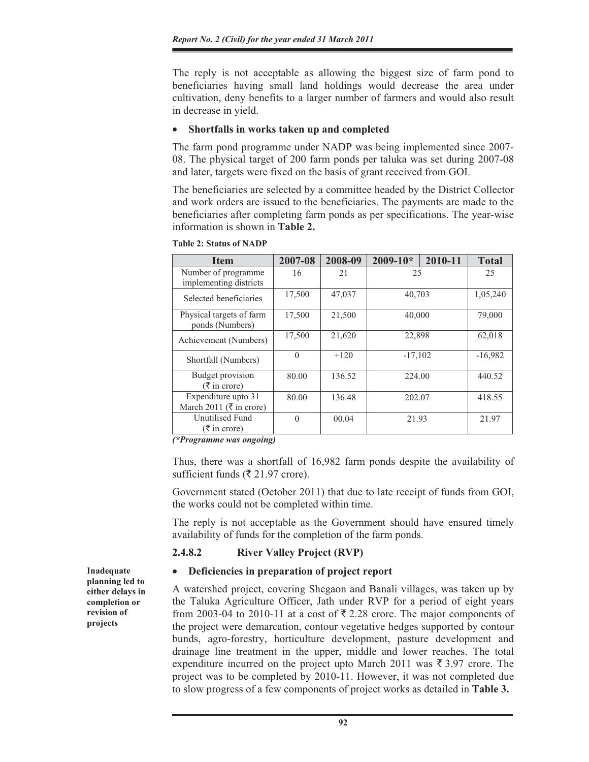The reply is not acceptable as allowing the biggest size of farm pond to beneficiaries having small land holdings would decrease the area under cultivation, deny benefits to a larger number of farmers and would also result in decrease in yield.

- **Shortfalls in works taken up and completed**

The farm pond programme under NADP was being implemented since 2007-08. The physical target of 200 farm ponds per taluka was set during 2007-08 and later, targets were fixed on the basis of grant received from GOI.

The beneficiaries are selected by a committee headed by the District Collector and work orders are issued to the beneficiaries. The payments are made to the beneficiaries after completing farm ponds as per specifications. The year-wise information is shown in **Table 2.**

**Table 2: Status of NADP**

| Item | 2007-08 | 2008-09 | 2009-10* | 2010-11 | Total |
|---|---|---|---|---|---|
| Number of programme implementing districts | 16 | 21 | 25 | | 25 |
| Selected beneficiaries | 17,500 | 47,037 | 40,703 | | 1,05,240 |
| Physical targets of farm ponds (Numbers) | 17,500 | 21,500 | 40,000 | | 79,000 |
| Achievement (Numbers) | 17,500 | 21,620 | 22,898 | | 62,018 |
| Shortfall (Numbers) | 0 | +120 | -17,102 | | -16,982 |
| Budget provision (₹ in crore) | 80.00 | 136.52 | 224.00 | | 440.52 |
| Expenditure upto 31 March 2011 (₹ in crore) | 80.00 | 136.48 | 202.07 | | 418.55 |
| Unutilised Fund (₹ in crore) | 0 | 00.04 | 21.93 | | 21.97 |

*(\*Programme was ongoing)*

Thus, there was a shortfall of 16,982 farm ponds despite the availability of sufficient funds (₹ 21.97 crore).

Government stated (October 2011) that due to late receipt of funds from GOI, the works could not be completed within time.

The reply is not acceptable as the Government should have ensured timely availability of funds for the completion of the farm ponds.

### 2.4.8.2 River Valley Project (RVP)

**Inadequate planning led to either delays in completion or revision of projects**

- **Deficiencies in preparation of project report**

A watershed project, covering Shegaon and Banali villages, was taken up by the Taluka Agriculture Officer, Jath under RVP for a period of eight years from 2003-04 to 2010-11 at a cost of ₹ 2.28 crore. The major components of the project were demarcation, contour vegetative hedges supported by contour bunds, agro-forestry, horticulture development, pasture development and drainage line treatment in the upper, middle and lower reaches. The total expenditure incurred on the project upto March 2011 was ₹ 3.97 crore. The project was to be completed by 2010-11. However, it was not completed due to slow progress of a few components of project works as detailed in **Table 3.**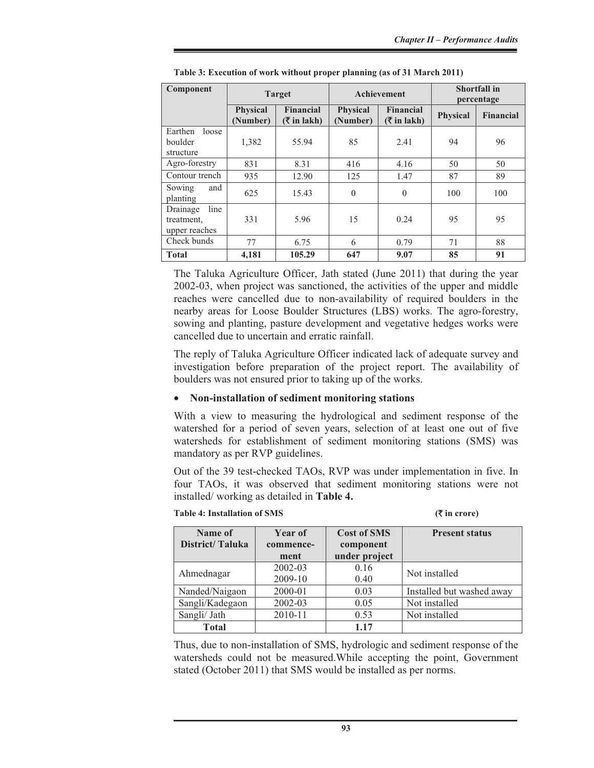**Table 3: Execution of work without proper planning (as of 31 March 2011)**

| Component | Target | | Achievement | | Shortfall in percentage | |
|---|---|---|---|---|---|---|
| | Physical (Number) | Financial (₹ in lakh) | Physical (Number) | Financial (₹ in lakh) | Physical | Financial |
| Earthen loose boulder structure | 1,382 | 55.94 | 85 | 2.41 | 94 | 96 |
| Agro-forestry | 831 | 8.31 | 416 | 4.16 | 50 | 50 |
| Contour trench | 935 | 12.90 | 125 | 1.47 | 87 | 89 |
| Sowing and planting | 625 | 15.43 | 0 | 0 | 100 | 100 |
| Drainage line treatment, upper reaches | 331 | 5.96 | 15 | 0.24 | 95 | 95 |
| Check bunds | 77 | 6.75 | 6 | 0.79 | 71 | 88 |
| **Total** | **4,181** | **105.29** | **647** | **9.07** | **85** | **91** |

The Taluka Agriculture Officer, Jath stated (June 2011) that during the year 2002-03, when project was sanctioned, the activities of the upper and middle reaches were cancelled due to non-availability of required boulders in the nearby areas for Loose Boulder Structures (LBS) works. The agro-forestry, sowing and planting, pasture development and vegetative hedges works were cancelled due to uncertain and erratic rainfall.

The reply of Taluka Agriculture Officer indicated lack of adequate survey and investigation before preparation of the project report. The availability of boulders was not ensured prior to taking up of the works.

- **Non-installation of sediment monitoring stations**

With a view to measuring the hydrological and sediment response of the watershed for a period of seven years, selection of at least one out of five watersheds for establishment of sediment monitoring stations (SMS) was mandatory as per RVP guidelines.

Out of the 39 test-checked TAOs, RVP was under implementation in five. In four TAOs, it was observed that sediment monitoring stations were not installed/ working as detailed in **Table 4.**

**Table 4: Installation of SMS** **(₹ in crore)**

| Name of District/ Taluka | Year of commence-ment | Cost of SMS component under project | Present status |
|---|---|---|---|
| Ahmednagar | 2002-03<br>2009-10 | 0.16<br>0.40 | Not installed |
| Nanded/Naigaon | 2000-01 | 0.03 | Installed but washed away |
| Sangli/Kadegaon | 2002-03 | 0.05 | Not installed |
| Sangli/ Jath | 2010-11 | 0.53 | Not installed |
| **Total** | | **1.17** | |

Thus, due to non-installation of SMS, hydrologic and sediment response of the watersheds could not be measured.While accepting the point, Government stated (October 2011) that SMS would be installed as per norms.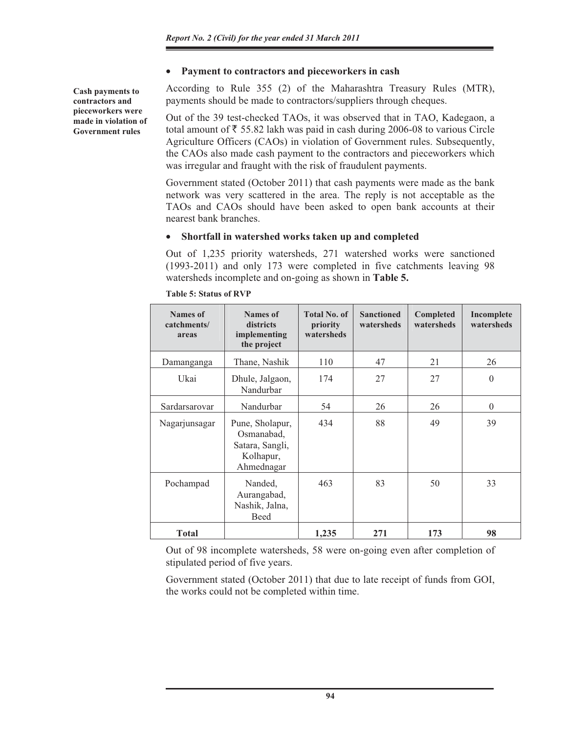- **Payment to contractors and pieceworkers in cash**

**Cash payments to contractors and pieceworkers were made in violation of Government rules**

According to Rule 355 (2) of the Maharashtra Treasury Rules (MTR), payments should be made to contractors/suppliers through cheques.

Out of the 39 test-checked TAOs, it was observed that in TAO, Kadegaon, a total amount of ₹ 55.82 lakh was paid in cash during 2006-08 to various Circle Agriculture Officers (CAOs) in violation of Government rules. Subsequently, the CAOs also made cash payment to the contractors and pieceworkers which was irregular and fraught with the risk of fraudulent payments.

Government stated (October 2011) that cash payments were made as the bank network was very scattered in the area. The reply is not acceptable as the TAOs and CAOs should have been asked to open bank accounts at their nearest bank branches.

- **Shortfall in watershed works taken up and completed**

Out of 1,235 priority watersheds, 271 watershed works were sanctioned (1993-2011) and only 173 were completed in five catchments leaving 98 watersheds incomplete and on-going as shown in **Table 5.**

**Table 5: Status of RVP**

| Names of catchments/ areas | Names of districts implementing the project | Total No. of priority watersheds | Sanctioned watersheds | Completed watersheds | Incomplete watersheds |
|---|---|---|---|---|---|
| Damanganga | Thane, Nashik | 110 | 47 | 21 | 26 |
| Ukai | Dhule, Jalgaon, Nandurbar | 174 | 27 | 27 | 0 |
| Sardarsarovar | Nandurbar | 54 | 26 | 26 | 0 |
| Nagarjunsagar | Pune, Sholapur, Osmanabad, Satara, Sangli, Kolhapur, Ahmednagar | 434 | 88 | 49 | 39 |
| Pochampad | Nanded, Aurangabad, Nashik, Jalna, Beed | 463 | 83 | 50 | 33 |
| **Total** | | **1,235** | **271** | **173** | **98** |

Out of 98 incomplete watersheds, 58 were on-going even after completion of stipulated period of five years.

Government stated (October 2011) that due to late receipt of funds from GOI, the works could not be completed within time.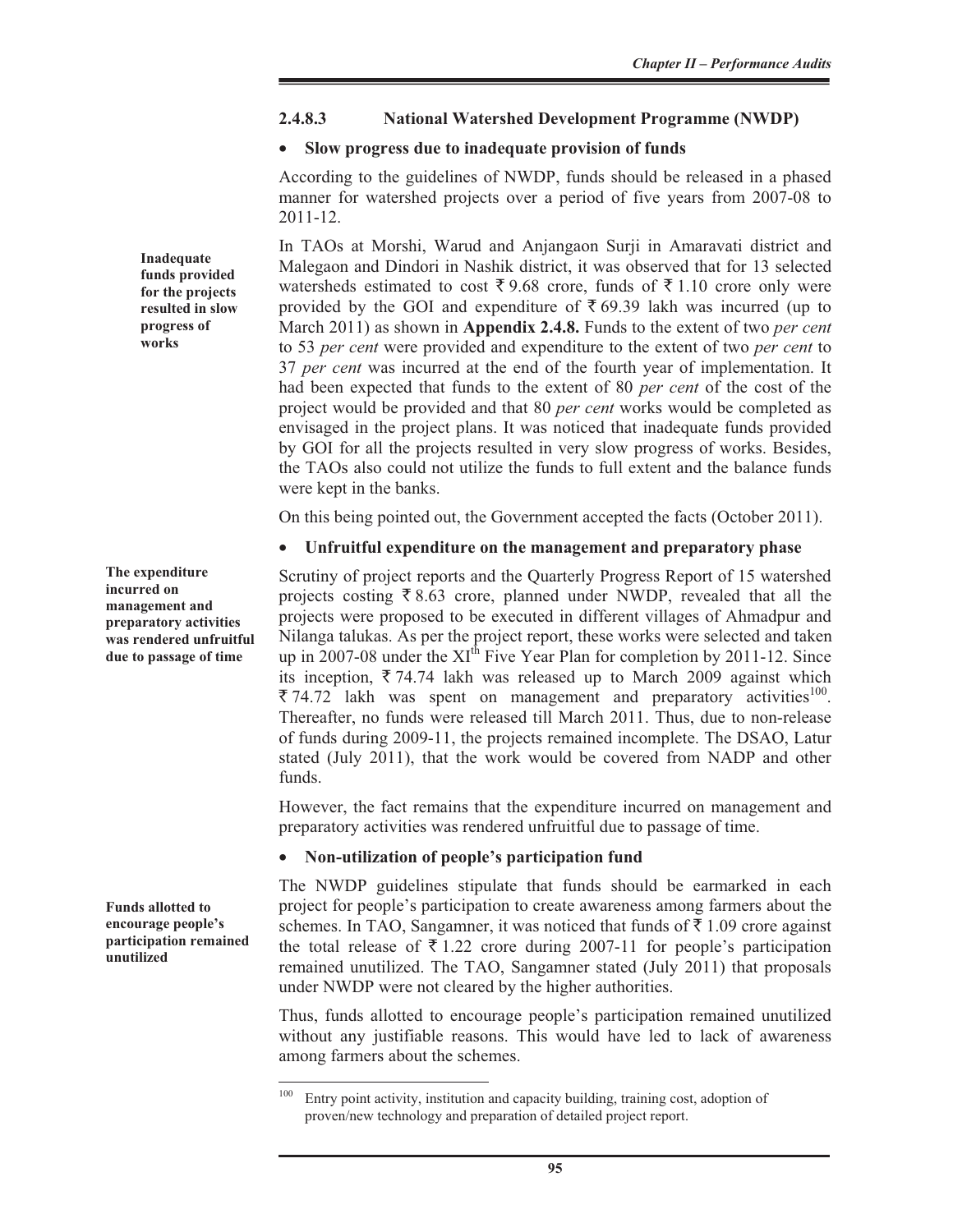### 2.4.8.3 National Watershed Development Programme (NWDP)

- **Slow progress due to inadequate provision of funds**

According to the guidelines of NWDP, funds should be released in a phased manner for watershed projects over a period of five years from 2007-08 to 2011-12.

**Inadequate funds provided for the projects resulted in slow progress of works**

In TAOs at Morshi, Warud and Anjangaon Surji in Amaravati district and Malegaon and Dindori in Nashik district, it was observed that for 13 selected watersheds estimated to cost ₹ 9.68 crore, funds of ₹ 1.10 crore only were provided by the GOI and expenditure of ₹ 69.39 lakh was incurred (up to March 2011) as shown in **Appendix 2.4.8.** Funds to the extent of two *per cent* to 53 *per cent* were provided and expenditure to the extent of two *per cent* to 37 *per cent* was incurred at the end of the fourth year of implementation. It had been expected that funds to the extent of 80 *per cent* of the cost of the project would be provided and that 80 *per cent* works would be completed as envisaged in the project plans. It was noticed that inadequate funds provided by GOI for all the projects resulted in very slow progress of works. Besides, the TAOs also could not utilize the funds to full extent and the balance funds were kept in the banks.

On this being pointed out, the Government accepted the facts (October 2011).

- **Unfruitful expenditure on the management and preparatory phase**

**The expenditure incurred on management and preparatory activities was rendered unfruitful due to passage of time**

Scrutiny of project reports and the Quarterly Progress Report of 15 watershed projects costing ₹ 8.63 crore, planned under NWDP, revealed that all the projects were proposed to be executed in different villages of Ahmadpur and Nilanga talukas. As per the project report, these works were selected and taken up in 2007-08 under the XIth Five Year Plan for completion by 2011-12. Since its inception, ₹ 74.74 lakh was released up to March 2009 against which ₹ 74.72 lakh was spent on management and preparatory activities[100]. Thereafter, no funds were released till March 2011. Thus, due to non-release of funds during 2009-11, the projects remained incomplete. The DSAO, Latur stated (July 2011), that the work would be covered from NADP and other funds.

However, the fact remains that the expenditure incurred on management and preparatory activities was rendered unfruitful due to passage of time.

- **Non-utilization of people's participation fund**

**Funds allotted to encourage people's participation remained unutilized**

The NWDP guidelines stipulate that funds should be earmarked in each project for people's participation to create awareness among farmers about the schemes. In TAO, Sangamner, it was noticed that funds of ₹ 1.09 crore against the total release of ₹ 1.22 crore during 2007-11 for people's participation remained unutilized. The TAO, Sangamner stated (July 2011) that proposals under NWDP were not cleared by the higher authorities.

Thus, funds allotted to encourage people's participation remained unutilized without any justifiable reasons. This would have led to lack of awareness among farmers about the schemes.

---

[100] Entry point activity, institution and capacity building, training cost, adoption of proven/new technology and preparation of detailed project report.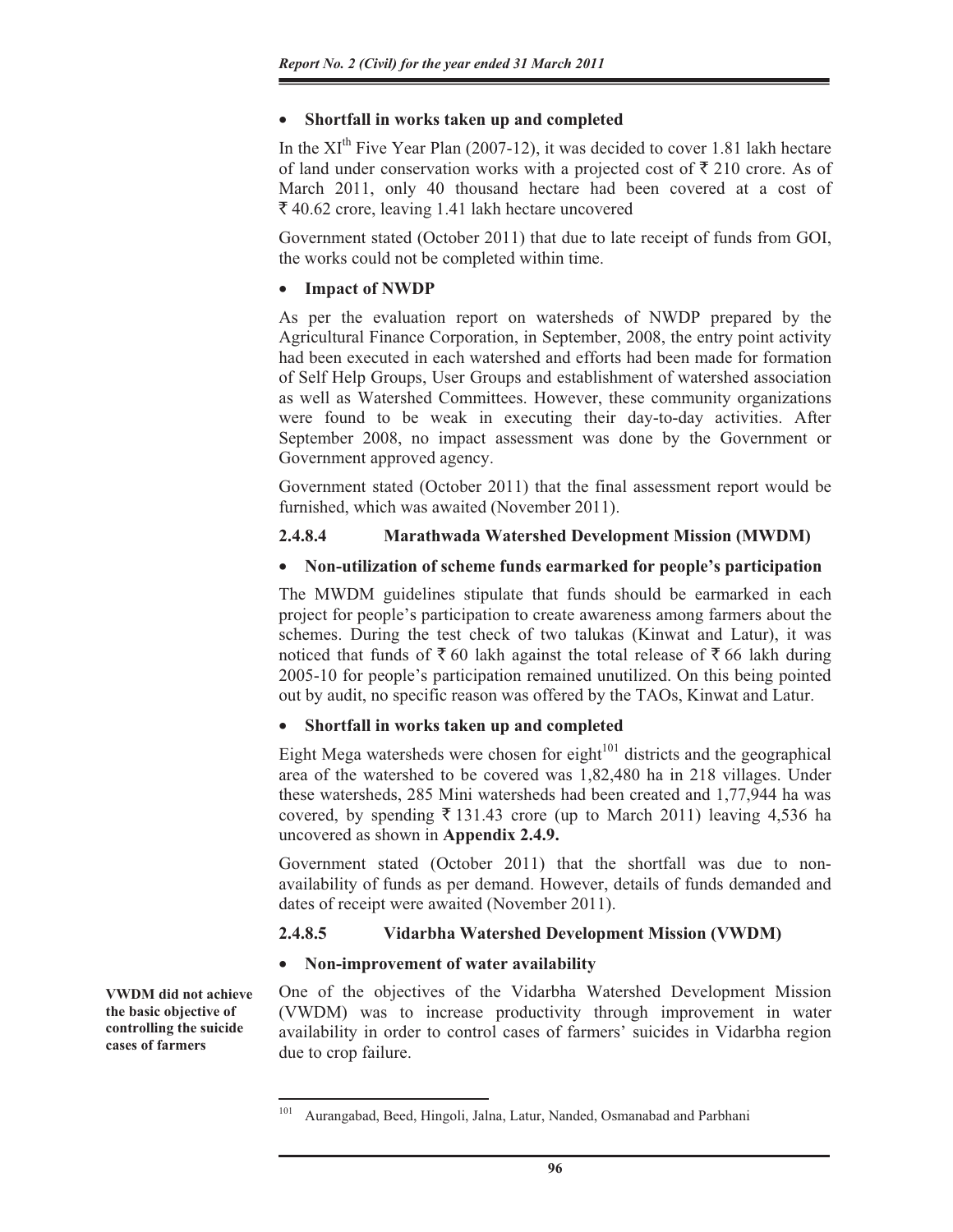- **Shortfall in works taken up and completed**

In the XI[th] Five Year Plan (2007-12), it was decided to cover 1.81 lakh hectare of land under conservation works with a projected cost of ₹ 210 crore. As of March 2011, only 40 thousand hectare had been covered at a cost of ₹ 40.62 crore, leaving 1.41 lakh hectare uncovered

Government stated (October 2011) that due to late receipt of funds from GOI, the works could not be completed within time.

- **Impact of NWDP**

As per the evaluation report on watersheds of NWDP prepared by the Agricultural Finance Corporation, in September, 2008, the entry point activity had been executed in each watershed and efforts had been made for formation of Self Help Groups, User Groups and establishment of watershed association as well as Watershed Committees. However, these community organizations were found to be weak in executing their day-to-day activities. After September 2008, no impact assessment was done by the Government or Government approved agency.

Government stated (October 2011) that the final assessment report would be furnished, which was awaited (November 2011).

### 2.4.8.4 Marathwada Watershed Development Mission (MWDM)

- **Non-utilization of scheme funds earmarked for people's participation**

The MWDM guidelines stipulate that funds should be earmarked in each project for people's participation to create awareness among farmers about the schemes. During the test check of two talukas (Kinwat and Latur), it was noticed that funds of ₹ 60 lakh against the total release of ₹ 66 lakh during 2005-10 for people's participation remained unutilized. On this being pointed out by audit, no specific reason was offered by the TAOs, Kinwat and Latur.

- **Shortfall in works taken up and completed**

Eight Mega watersheds were chosen for eight[101] districts and the geographical area of the watershed to be covered was 1,82,480 ha in 218 villages. Under these watersheds, 285 Mini watersheds had been created and 1,77,944 ha was covered, by spending ₹ 131.43 crore (up to March 2011) leaving 4,536 ha uncovered as shown in **Appendix 2.4.9.**

Government stated (October 2011) that the shortfall was due to non-availability of funds as per demand. However, details of funds demanded and dates of receipt were awaited (November 2011).

### 2.4.8.5 Vidarbha Watershed Development Mission (VWDM)

- **Non-improvement of water availability**

**VWDM did not achieve the basic objective of controlling the suicide cases of farmers**

One of the objectives of the Vidarbha Watershed Development Mission (VWDM) was to increase productivity through improvement in water availability in order to control cases of farmers' suicides in Vidarbha region due to crop failure.

---

[101] Aurangabad, Beed, Hingoli, Jalna, Latur, Nanded, Osmanabad and Parbhani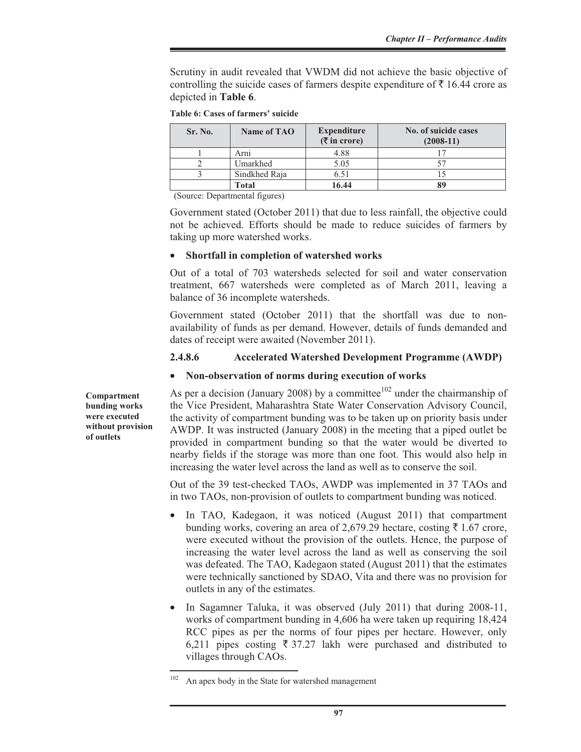Scrutiny in audit revealed that VWDM did not achieve the basic objective of controlling the suicide cases of farmers despite expenditure of ₹ 16.44 crore as depicted in **Table 6**.

**Table 6: Cases of farmers' suicide**

| Sr. No. | Name of TAO | Expenditure (₹ in crore) | No. of suicide cases (2008-11) |
|---|---|---|---|
| 1 | Arni | 4.88 | 17 |
| 2 | Umarkhed | 5.05 | 57 |
| 3 | Sindkhed Raja | 6.51 | 15 |
| | **Total** | **16.44** | **89** |

(Source: Departmental figures)

Government stated (October 2011) that due to less rainfall, the objective could not be achieved. Efforts should be made to reduce suicides of farmers by taking up more watershed works.

- **Shortfall in completion of watershed works**

Out of a total of 703 watersheds selected for soil and water conservation treatment, 667 watersheds were completed as of March 2011, leaving a balance of 36 incomplete watersheds.

Government stated (October 2011) that the shortfall was due to non-availability of funds as per demand. However, details of funds demanded and dates of receipt were awaited (November 2011).

### 2.4.8.6 Accelerated Watershed Development Programme (AWDP)

- **Non-observation of norms during execution of works**

**Compartment bunding works were executed without provision of outlets**

As per a decision (January 2008) by a committee[102] under the chairmanship of the Vice President, Maharashtra State Water Conservation Advisory Council, the activity of compartment bunding was to be taken up on priority basis under AWDP. It was instructed (January 2008) in the meeting that a piped outlet be provided in compartment bunding so that the water would be diverted to nearby fields if the storage was more than one foot. This would also help in increasing the water level across the land as well as to conserve the soil.

Out of the 39 test-checked TAOs, AWDP was implemented in 37 TAOs and in two TAOs, non-provision of outlets to compartment bunding was noticed.

- In TAO, Kadegaon, it was noticed (August 2011) that compartment bunding works, covering an area of 2,679.29 hectare, costing ₹ 1.67 crore, were executed without the provision of the outlets. Hence, the purpose of increasing the water level across the land as well as conserving the soil was defeated. The TAO, Kadegaon stated (August 2011) that the estimates were technically sanctioned by SDAO, Vita and there was no provision for outlets in any of the estimates.
- In Sagamner Taluka, it was observed (July 2011) that during 2008-11, works of compartment bunding in 4,606 ha were taken up requiring 18,424 RCC pipes as per the norms of four pipes per hectare. However, only 6,211 pipes costing ₹ 37.27 lakh were purchased and distributed to villages through CAOs.

---

[102] An apex body in the State for watershed management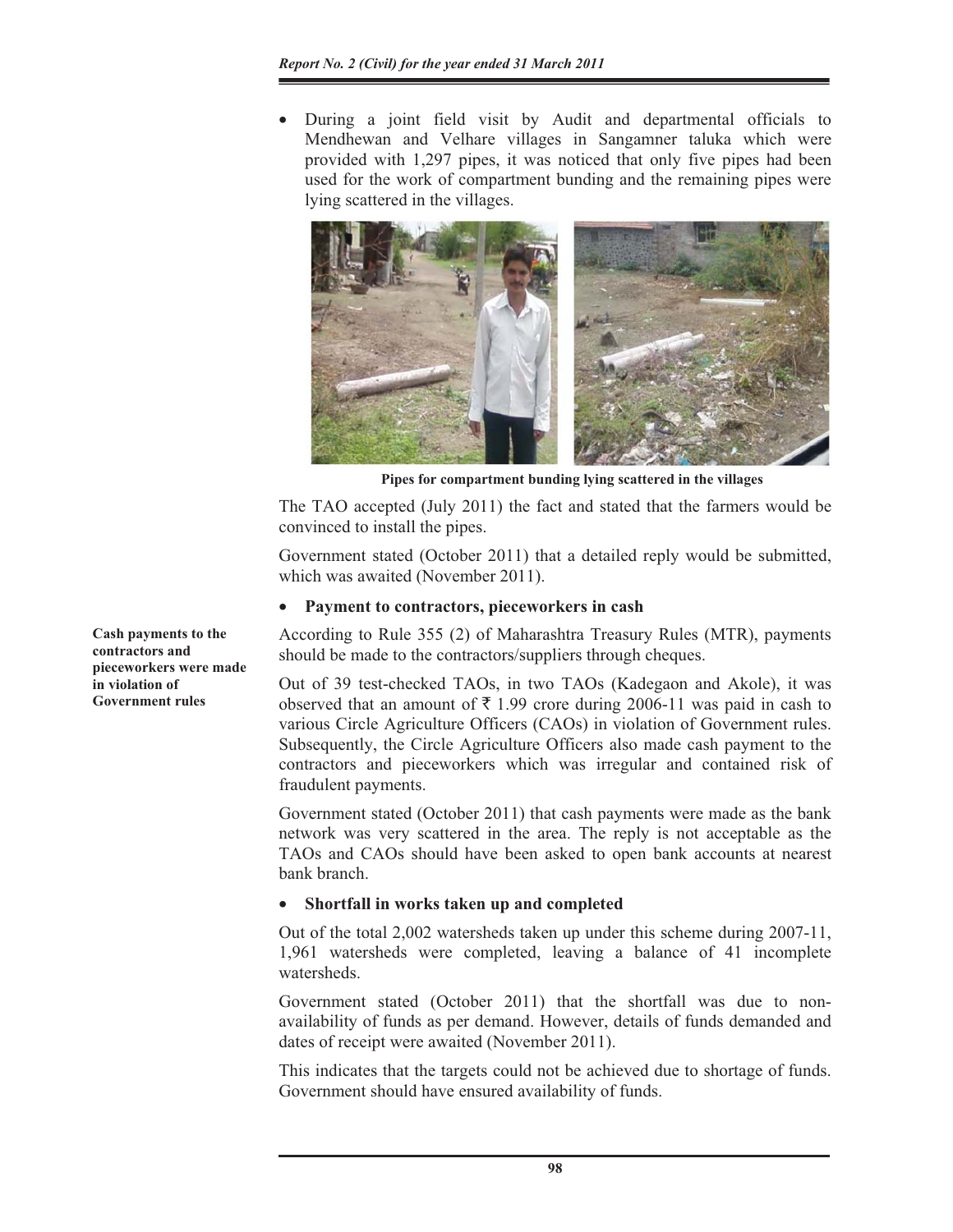- During a joint field visit by Audit and departmental officials to Mendhewan and Velhare villages in Sangamner taluka which were provided with 1,297 pipes, it was noticed that only five pipes had been used for the work of compartment bunding and the remaining pipes were lying scattered in the villages.

**Pipes for compartment bunding lying scattered in the villages**

The TAO accepted (July 2011) the fact and stated that the farmers would be convinced to install the pipes.

Government stated (October 2011) that a detailed reply would be submitted, which was awaited (November 2011).

- **Payment to contractors, pieceworkers in cash**

**Cash payments to the contractors and pieceworkers were made in violation of Government rules**

According to Rule 355 (2) of Maharashtra Treasury Rules (MTR), payments should be made to the contractors/suppliers through cheques.

Out of 39 test-checked TAOs, in two TAOs (Kadegaon and Akole), it was observed that an amount of ₹ 1.99 crore during 2006-11 was paid in cash to various Circle Agriculture Officers (CAOs) in violation of Government rules. Subsequently, the Circle Agriculture Officers also made cash payment to the contractors and pieceworkers which was irregular and contained risk of fraudulent payments.

Government stated (October 2011) that cash payments were made as the bank network was very scattered in the area. The reply is not acceptable as the TAOs and CAOs should have been asked to open bank accounts at nearest bank branch.

- **Shortfall in works taken up and completed**

Out of the total 2,002 watersheds taken up under this scheme during 2007-11, 1,961 watersheds were completed, leaving a balance of 41 incomplete watersheds.

Government stated (October 2011) that the shortfall was due to non-availability of funds as per demand. However, details of funds demanded and dates of receipt were awaited (November 2011).

This indicates that the targets could not be achieved due to shortage of funds. Government should have ensured availability of funds.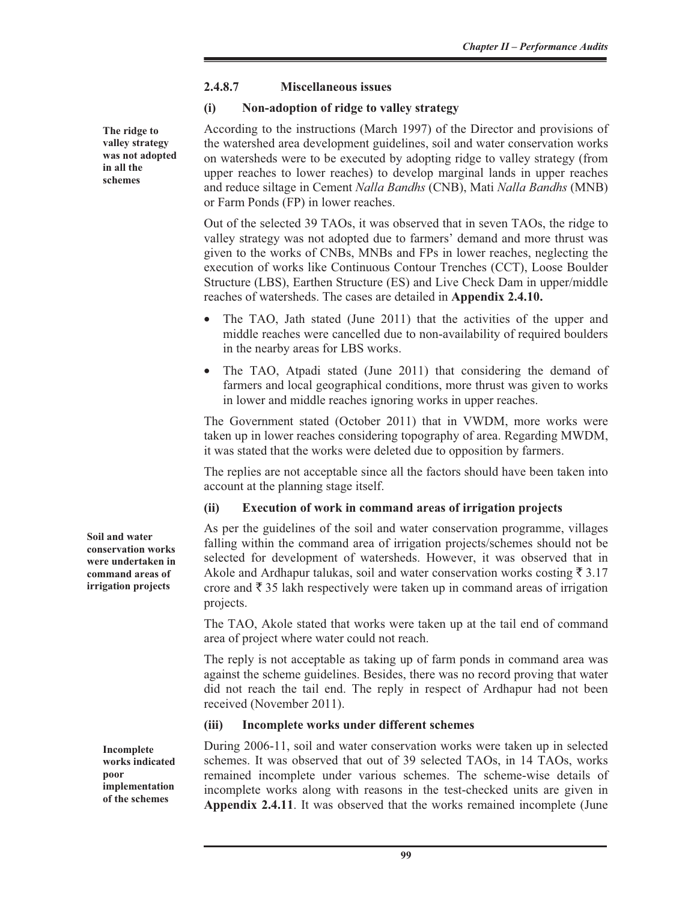#### 2.4.8.7 Miscellaneous issues

##### (i) Non-adoption of ridge to valley strategy

**The ridge to valley strategy was not adopted in all the schemes**

According to the instructions (March 1997) of the Director and provisions of the watershed area development guidelines, soil and water conservation works on watersheds were to be executed by adopting ridge to valley strategy (from upper reaches to lower reaches) to develop marginal lands in upper reaches and reduce siltage in Cement *Nalla Bandhs* (CNB), Mati *Nalla Bandhs* (MNB) or Farm Ponds (FP) in lower reaches.

Out of the selected 39 TAOs, it was observed that in seven TAOs, the ridge to valley strategy was not adopted due to farmers' demand and more thrust was given to the works of CNBs, MNBs and FPs in lower reaches, neglecting the execution of works like Continuous Contour Trenches (CCT), Loose Boulder Structure (LBS), Earthen Structure (ES) and Live Check Dam in upper/middle reaches of watersheds. The cases are detailed in **Appendix 2.4.10.**

- The TAO, Jath stated (June 2011) that the activities of the upper and middle reaches were cancelled due to non-availability of required boulders in the nearby areas for LBS works.
- The TAO, Atpadi stated (June 2011) that considering the demand of farmers and local geographical conditions, more thrust was given to works in lower and middle reaches ignoring works in upper reaches.

The Government stated (October 2011) that in VWDM, more works were taken up in lower reaches considering topography of area. Regarding MWDM, it was stated that the works were deleted due to opposition by farmers.

The replies are not acceptable since all the factors should have been taken into account at the planning stage itself.

##### (ii) Execution of work in command areas of irrigation projects

**Soil and water conservation works were undertaken in command areas of irrigation projects**

As per the guidelines of the soil and water conservation programme, villages falling within the command area of irrigation projects/schemes should not be selected for development of watersheds. However, it was observed that in Akole and Ardhapur talukas, soil and water conservation works costing ₹ 3.17 crore and ₹ 35 lakh respectively were taken up in command areas of irrigation projects.

The TAO, Akole stated that works were taken up at the tail end of command area of project where water could not reach.

The reply is not acceptable as taking up of farm ponds in command area was against the scheme guidelines. Besides, there was no record proving that water did not reach the tail end. The reply in respect of Ardhapur had not been received (November 2011).

##### (iii) Incomplete works under different schemes

**Incomplete works indicated poor implementation of the schemes**

During 2006-11, soil and water conservation works were taken up in selected schemes. It was observed that out of 39 selected TAOs, in 14 TAOs, works remained incomplete under various schemes. The scheme-wise details of incomplete works along with reasons in the test-checked units are given in **Appendix 2.4.11**. It was observed that the works remained incomplete (June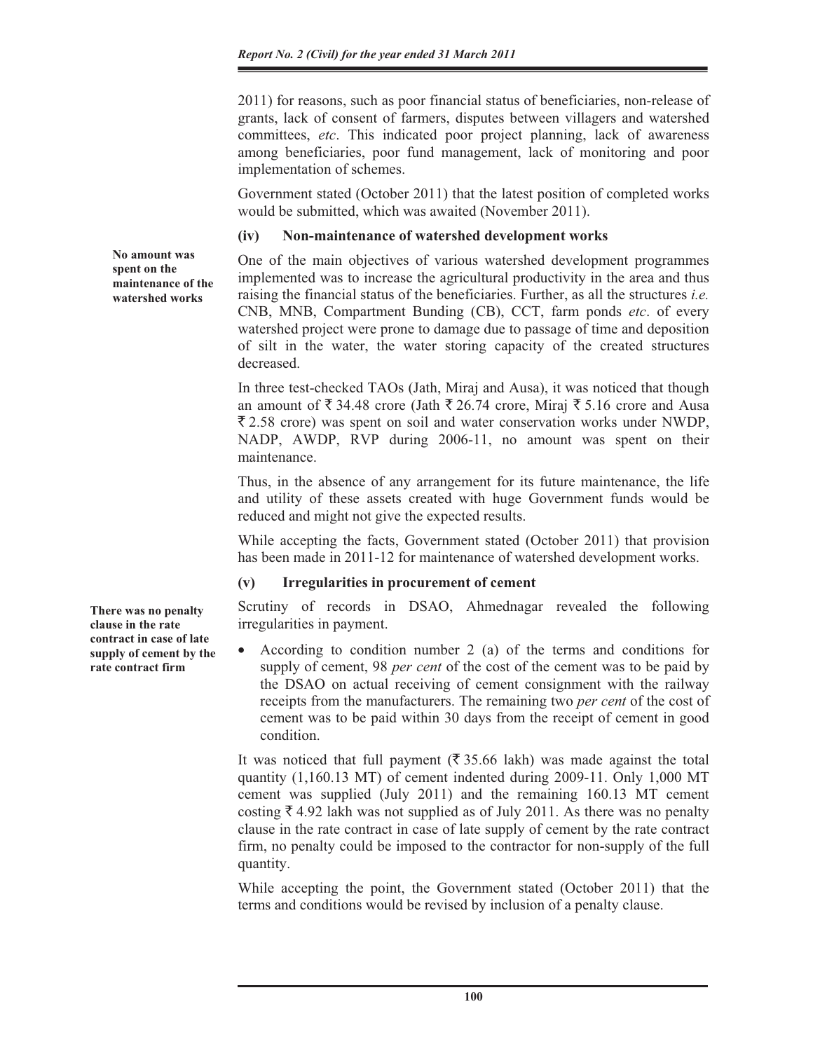2011) for reasons, such as poor financial status of beneficiaries, non-release of grants, lack of consent of farmers, disputes between villagers and watershed committees, *etc*. This indicated poor project planning, lack of awareness among beneficiaries, poor fund management, lack of monitoring and poor implementation of schemes.

Government stated (October 2011) that the latest position of completed works would be submitted, which was awaited (November 2011).

### (iv) Non-maintenance of watershed development works

**No amount was spent on the maintenance of the watershed works**

One of the main objectives of various watershed development programmes implemented was to increase the agricultural productivity in the area and thus raising the financial status of the beneficiaries. Further, as all the structures *i.e.* CNB, MNB, Compartment Bunding (CB), CCT, farm ponds *etc*. of every watershed project were prone to damage due to passage of time and deposition of silt in the water, the water storing capacity of the created structures decreased.

In three test-checked TAOs (Jath, Miraj and Ausa), it was noticed that though an amount of ₹ 34.48 crore (Jath ₹ 26.74 crore, Miraj ₹ 5.16 crore and Ausa ₹ 2.58 crore) was spent on soil and water conservation works under NWDP, NADP, AWDP, RVP during 2006-11, no amount was spent on their maintenance.

Thus, in the absence of any arrangement for its future maintenance, the life and utility of these assets created with huge Government funds would be reduced and might not give the expected results.

While accepting the facts, Government stated (October 2011) that provision has been made in 2011-12 for maintenance of watershed development works.

### (v) Irregularities in procurement of cement

**There was no penalty clause in the rate contract in case of late supply of cement by the rate contract firm**

Scrutiny of records in DSAO, Ahmednagar revealed the following irregularities in payment.

- According to condition number 2 (a) of the terms and conditions for supply of cement, 98 *per cent* of the cost of the cement was to be paid by the DSAO on actual receiving of cement consignment with the railway receipts from the manufacturers. The remaining two *per cent* of the cost of cement was to be paid within 30 days from the receipt of cement in good condition.

It was noticed that full payment (₹ 35.66 lakh) was made against the total quantity (1,160.13 MT) of cement indented during 2009-11. Only 1,000 MT cement was supplied (July 2011) and the remaining 160.13 MT cement costing ₹ 4.92 lakh was not supplied as of July 2011. As there was no penalty clause in the rate contract in case of late supply of cement by the rate contract firm, no penalty could be imposed to the contractor for non-supply of the full quantity.

While accepting the point, the Government stated (October 2011) that the terms and conditions would be revised by inclusion of a penalty clause.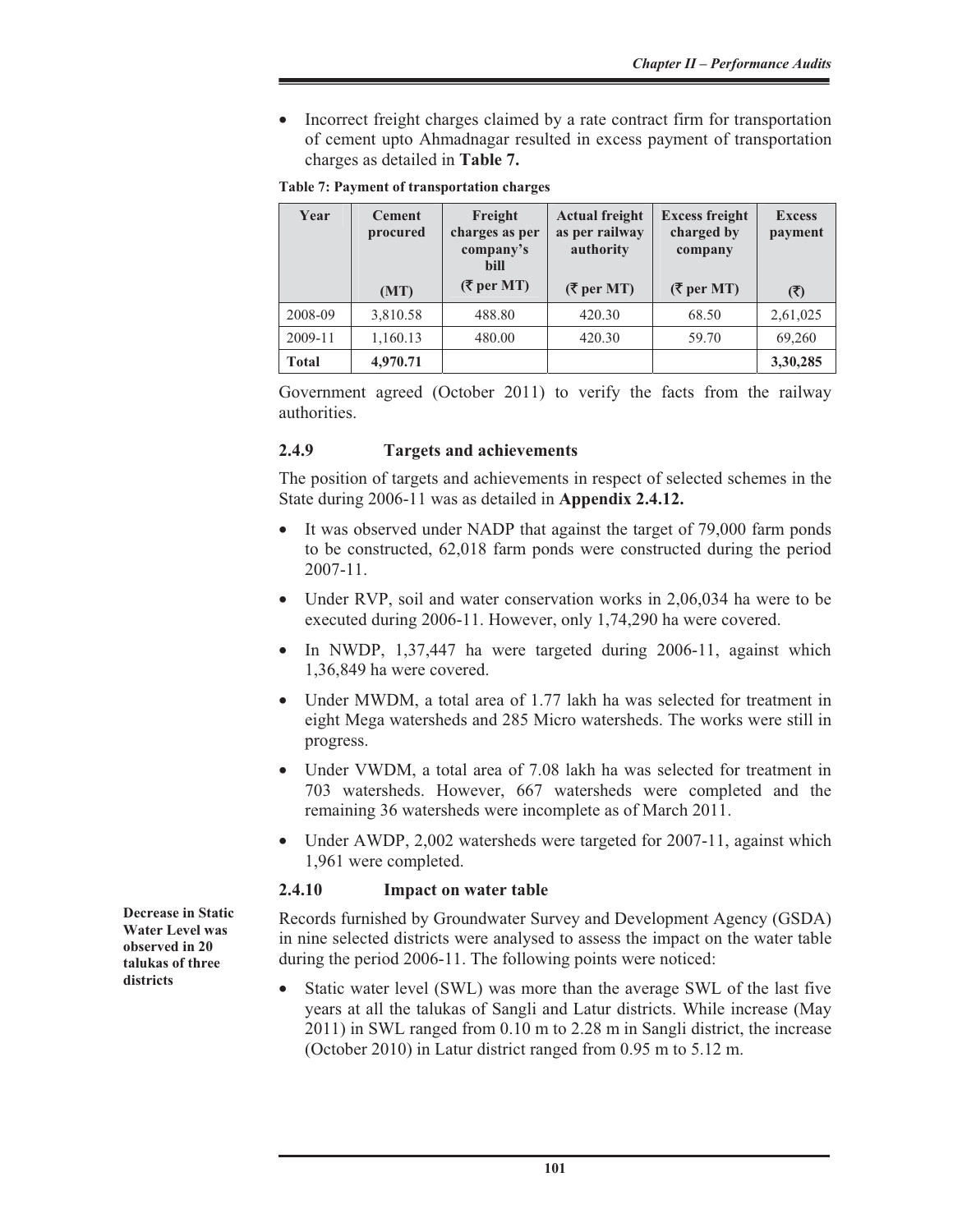- Incorrect freight charges claimed by a rate contract firm for transportation of cement upto Ahmadnagar resulted in excess payment of transportation charges as detailed in **Table 7.**

**Table 7: Payment of transportation charges**

| Year | Cement procured (MT) | Freight charges as per company's bill (₹ per MT) | Actual freight as per railway authority (₹ per MT) | Excess freight charged by company (₹ per MT) | Excess payment (₹) |
|---|---|---|---|---|---|
| 2008-09 | 3,810.58 | 488.80 | 420.30 | 68.50 | 2,61,025 |
| 2009-11 | 1,160.13 | 480.00 | 420.30 | 59.70 | 69,260 |
| **Total** | **4,970.71** | | | | **3,30,285** |

Government agreed (October 2011) to verify the facts from the railway authorities.

### 2.4.9 Targets and achievements

The position of targets and achievements in respect of selected schemes in the State during 2006-11 was as detailed in **Appendix 2.4.12.**

- It was observed under NADP that against the target of 79,000 farm ponds to be constructed, 62,018 farm ponds were constructed during the period 2007-11.
- Under RVP, soil and water conservation works in 2,06,034 ha were to be executed during 2006-11. However, only 1,74,290 ha were covered.
- In NWDP, 1,37,447 ha were targeted during 2006-11, against which 1,36,849 ha were covered.
- Under MWDM, a total area of 1.77 lakh ha was selected for treatment in eight Mega watersheds and 285 Micro watersheds. The works were still in progress.
- Under VWDM, a total area of 7.08 lakh ha was selected for treatment in 703 watersheds. However, 667 watersheds were completed and the remaining 36 watersheds were incomplete as of March 2011.
- Under AWDP, 2,002 watersheds were targeted for 2007-11, against which 1,961 were completed.

### 2.4.10 Impact on water table

**Decrease in Static Water Level was observed in 20 talukas of three districts**

Records furnished by Groundwater Survey and Development Agency (GSDA) in nine selected districts were analysed to assess the impact on the water table during the period 2006-11. The following points were noticed:

- Static water level (SWL) was more than the average SWL of the last five years at all the talukas of Sangli and Latur districts. While increase (May 2011) in SWL ranged from 0.10 m to 2.28 m in Sangli district, the increase (October 2010) in Latur district ranged from 0.95 m to 5.12 m.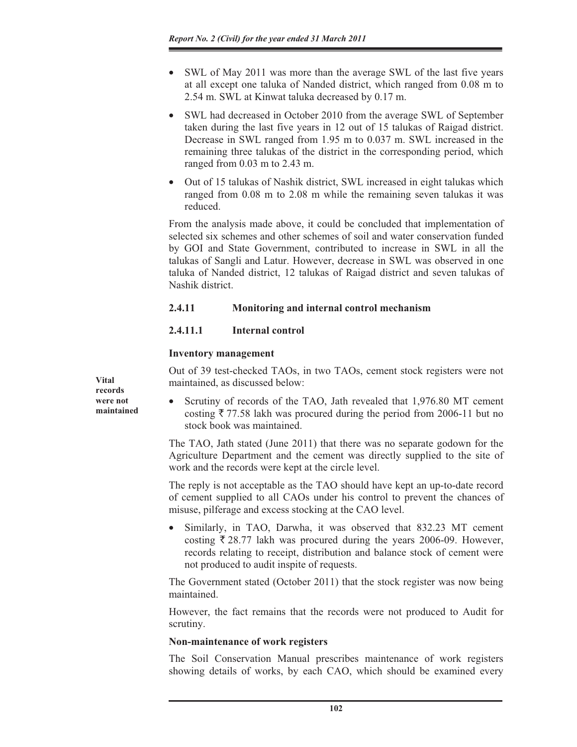- SWL of May 2011 was more than the average SWL of the last five years at all except one taluka of Nanded district, which ranged from 0.08 m to 2.54 m. SWL at Kinwat taluka decreased by 0.17 m.
- SWL had decreased in October 2010 from the average SWL of September taken during the last five years in 12 out of 15 talukas of Raigad district. Decrease in SWL ranged from 1.95 m to 0.037 m. SWL increased in the remaining three talukas of the district in the corresponding period, which ranged from 0.03 m to 2.43 m.
- Out of 15 talukas of Nashik district, SWL increased in eight talukas which ranged from 0.08 m to 2.08 m while the remaining seven talukas it was reduced.

From the analysis made above, it could be concluded that implementation of selected six schemes and other schemes of soil and water conservation funded by GOI and State Government, contributed to increase in SWL in all the talukas of Sangli and Latur. However, decrease in SWL was observed in one taluka of Nanded district, 12 talukas of Raigad district and seven talukas of Nashik district.

### 2.4.11 Monitoring and internal control mechanism

#### 2.4.11.1 Internal control

**Inventory management**

**Vital records were not maintained**

Out of 39 test-checked TAOs, in two TAOs, cement stock registers were not maintained, as discussed below:

- Scrutiny of records of the TAO, Jath revealed that 1,976.80 MT cement costing ₹ 77.58 lakh was procured during the period from 2006-11 but no stock book was maintained.

The TAO, Jath stated (June 2011) that there was no separate godown for the Agriculture Department and the cement was directly supplied to the site of work and the records were kept at the circle level.

The reply is not acceptable as the TAO should have kept an up-to-date record of cement supplied to all CAOs under his control to prevent the chances of misuse, pilferage and excess stocking at the CAO level.

- Similarly, in TAO, Darwha, it was observed that 832.23 MT cement costing ₹ 28.77 lakh was procured during the years 2006-09. However, records relating to receipt, distribution and balance stock of cement were not produced to audit inspite of requests.

The Government stated (October 2011) that the stock register was now being maintained.

However, the fact remains that the records were not produced to Audit for scrutiny.

**Non-maintenance of work registers**

The Soil Conservation Manual prescribes maintenance of work registers showing details of works, by each CAO, which should be examined every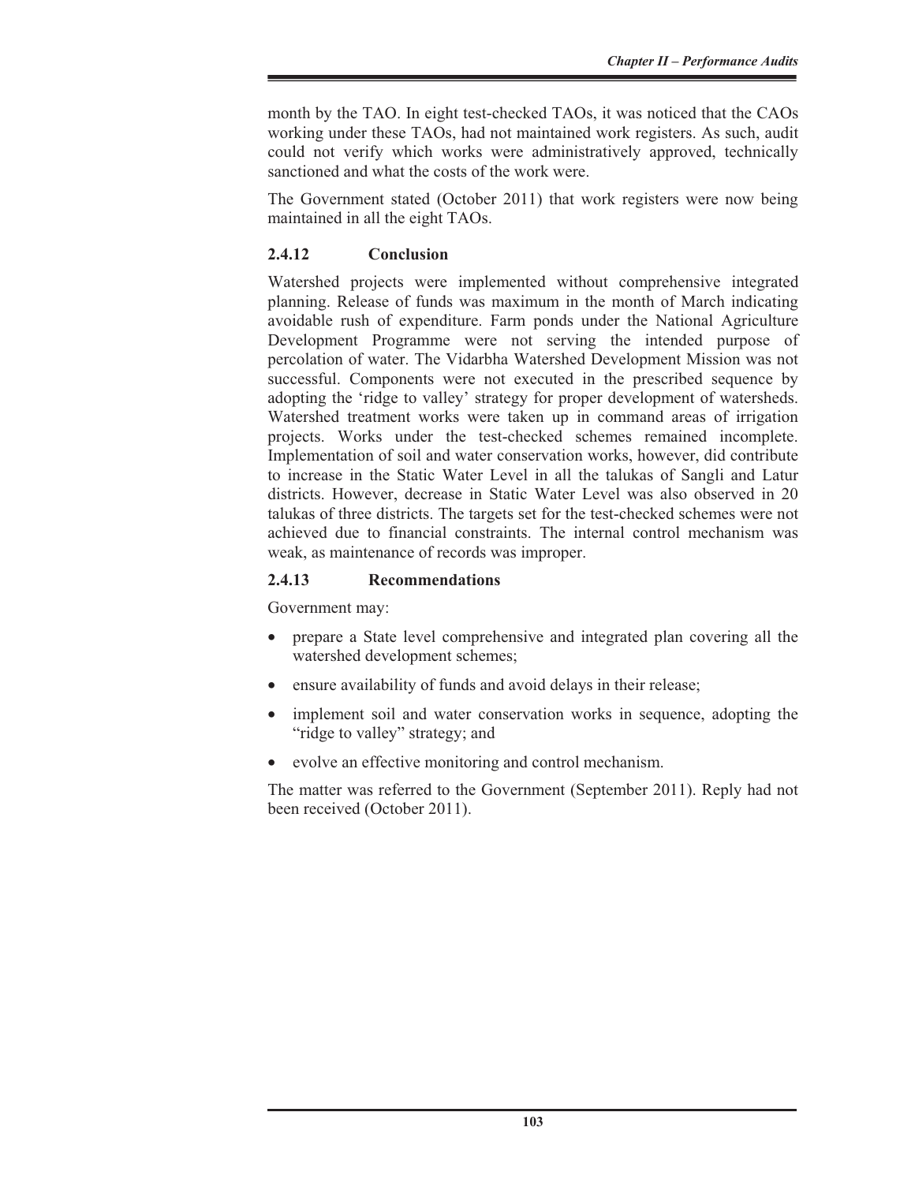month by the TAO. In eight test-checked TAOs, it was noticed that the CAOs working under these TAOs, had not maintained work registers. As such, audit could not verify which works were administratively approved, technically sanctioned and what the costs of the work were.

The Government stated (October 2011) that work registers were now being maintained in all the eight TAOs.

### 2.4.12 Conclusion

Watershed projects were implemented without comprehensive integrated planning. Release of funds was maximum in the month of March indicating avoidable rush of expenditure. Farm ponds under the National Agriculture Development Programme were not serving the intended purpose of percolation of water. The Vidarbha Watershed Development Mission was not successful. Components were not executed in the prescribed sequence by adopting the 'ridge to valley' strategy for proper development of watersheds. Watershed treatment works were taken up in command areas of irrigation projects. Works under the test-checked schemes remained incomplete. Implementation of soil and water conservation works, however, did contribute to increase in the Static Water Level in all the talukas of Sangli and Latur districts. However, decrease in Static Water Level was also observed in 20 talukas of three districts. The targets set for the test-checked schemes were not achieved due to financial constraints. The internal control mechanism was weak, as maintenance of records was improper.

### 2.4.13 Recommendations

Government may:

- prepare a State level comprehensive and integrated plan covering all the watershed development schemes;
- ensure availability of funds and avoid delays in their release;
- implement soil and water conservation works in sequence, adopting the "ridge to valley" strategy; and
- evolve an effective monitoring and control mechanism.

The matter was referred to the Government (September 2011). Reply had not been received (October 2011).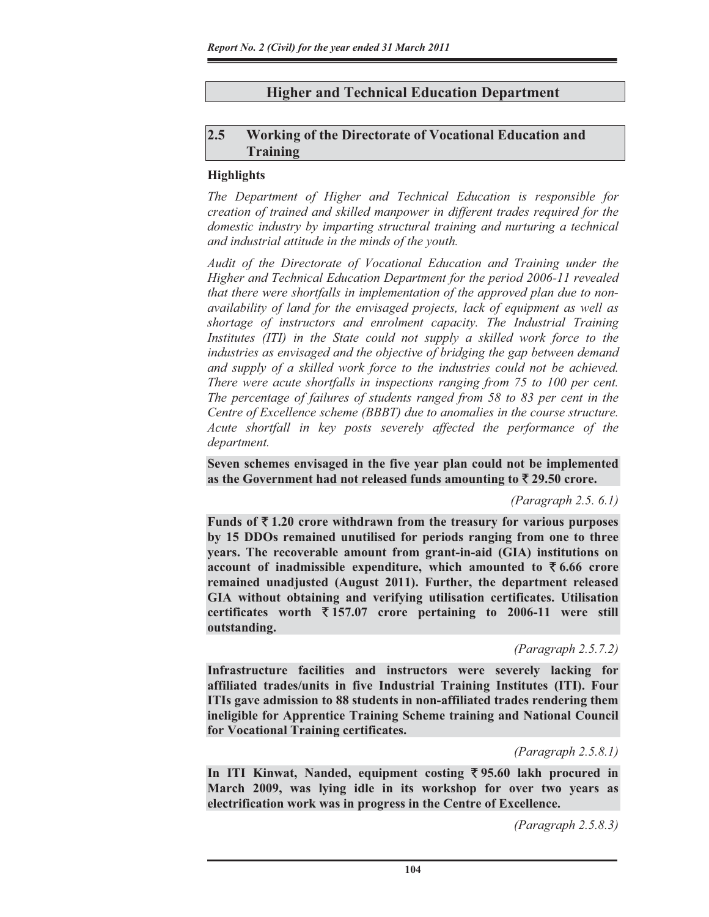# Higher and Technical Education Department

## 2.5 Working of the Directorate of Vocational Education and Training

### Highlights

*The Department of Higher and Technical Education is responsible for creation of trained and skilled manpower in different trades required for the domestic industry by imparting structural training and nurturing a technical and industrial attitude in the minds of the youth.*

*Audit of the Directorate of Vocational Education and Training under the Higher and Technical Education Department for the period 2006-11 revealed that there were shortfalls in implementation of the approved plan due to non-availability of land for the envisaged projects, lack of equipment as well as shortage of instructors and enrolment capacity. The Industrial Training Institutes (ITI) in the State could not supply a skilled work force to the industries as envisaged and the objective of bridging the gap between demand and supply of a skilled work force to the industries could not be achieved. There were acute shortfalls in inspections ranging from 75 to 100 per cent. The percentage of failures of students ranged from 58 to 83 per cent in the Centre of Excellence scheme (BBBT) due to anomalies in the course structure. Acute shortfall in key posts severely affected the performance of the department.*

**Seven schemes envisaged in the five year plan could not be implemented as the Government had not released funds amounting to ₹ 29.50 crore.**

*(Paragraph 2.5. 6.1)*

**Funds of ₹ 1.20 crore withdrawn from the treasury for various purposes by 15 DDOs remained unutilised for periods ranging from one to three years. The recoverable amount from grant-in-aid (GIA) institutions on account of inadmissible expenditure, which amounted to ₹ 6.66 crore remained unadjusted (August 2011). Further, the department released GIA without obtaining and verifying utilisation certificates. Utilisation certificates worth ₹ 157.07 crore pertaining to 2006-11 were still outstanding.**

*(Paragraph 2.5.7.2)*

**Infrastructure facilities and instructors were severely lacking for affiliated trades/units in five Industrial Training Institutes (ITI). Four ITIs gave admission to 88 students in non-affiliated trades rendering them ineligible for Apprentice Training Scheme training and National Council for Vocational Training certificates.**

*(Paragraph 2.5.8.1)*

**In ITI Kinwat, Nanded, equipment costing ₹ 95.60 lakh procured in March 2009, was lying idle in its workshop for over two years as electrification work was in progress in the Centre of Excellence.**

*(Paragraph 2.5.8.3)*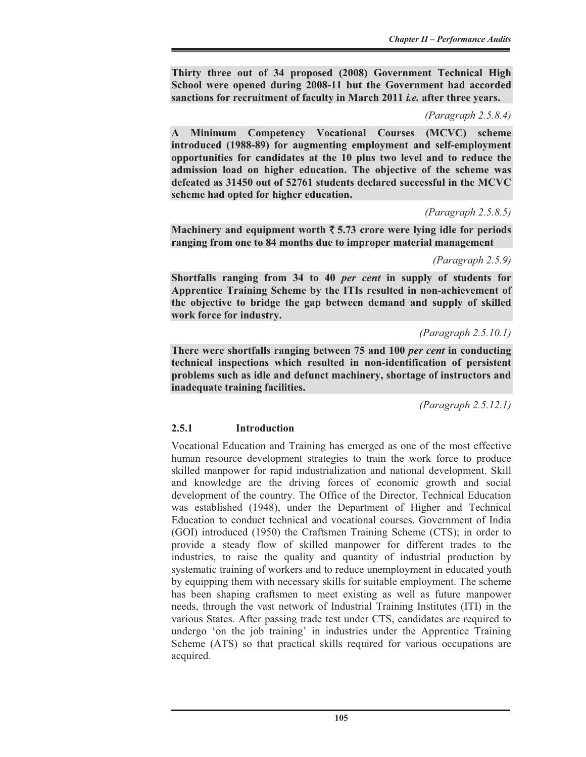**Thirty three out of 34 proposed (2008) Government Technical High School were opened during 2008-11 but the Government had accorded sanctions for recruitment of faculty in March 2011 *i.e.* after three years.**

*(Paragraph 2.5.8.4)*

**A Minimum Competency Vocational Courses (MCVC) scheme introduced (1988-89) for augmenting employment and self-employment opportunities for candidates at the 10 plus two level and to reduce the admission load on higher education. The objective of the scheme was defeated as 31450 out of 52761 students declared successful in the MCVC scheme had opted for higher education.**

*(Paragraph 2.5.8.5)*

**Machinery and equipment worth ₹ 5.73 crore were lying idle for periods ranging from one to 84 months due to improper material management**

*(Paragraph 2.5.9)*

**Shortfalls ranging from 34 to 40 *per cent* in supply of students for Apprentice Training Scheme by the ITIs resulted in non-achievement of the objective to bridge the gap between demand and supply of skilled work force for industry.**

*(Paragraph 2.5.10.1)*

**There were shortfalls ranging between 75 and 100 *per cent* in conducting technical inspections which resulted in non-identification of persistent problems such as idle and defunct machinery, shortage of instructors and inadequate training facilities.**

*(Paragraph 2.5.12.1)*

### 2.5.1 Introduction

Vocational Education and Training has emerged as one of the most effective human resource development strategies to train the work force to produce skilled manpower for rapid industrialization and national development. Skill and knowledge are the driving forces of economic growth and social development of the country. The Office of the Director, Technical Education was established (1948), under the Department of Higher and Technical Education to conduct technical and vocational courses. Government of India (GOI) introduced (1950) the Craftsmen Training Scheme (CTS); in order to provide a steady flow of skilled manpower for different trades to the industries, to raise the quality and quantity of industrial production by systematic training of workers and to reduce unemployment in educated youth by equipping them with necessary skills for suitable employment. The scheme has been shaping craftsmen to meet existing as well as future manpower needs, through the vast network of Industrial Training Institutes (ITI) in the various States. After passing trade test under CTS, candidates are required to undergo 'on the job training' in industries under the Apprentice Training Scheme (ATS) so that practical skills required for various occupations are acquired.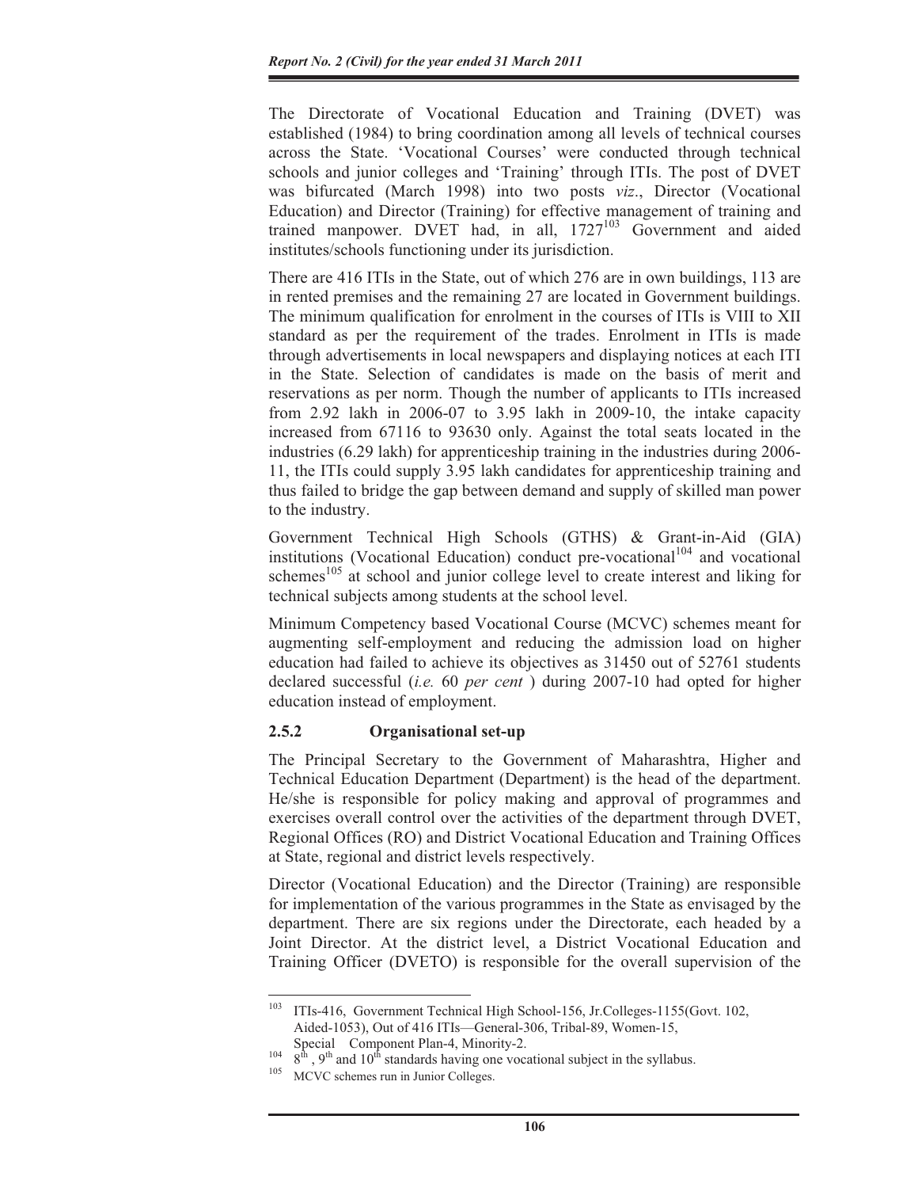The Directorate of Vocational Education and Training (DVET) was established (1984) to bring coordination among all levels of technical courses across the State. 'Vocational Courses' were conducted through technical schools and junior colleges and 'Training' through ITIs. The post of DVET was bifurcated (March 1998) into two posts *viz*., Director (Vocational Education) and Director (Training) for effective management of training and trained manpower. DVET had, in all, 1727[103] Government and aided institutes/schools functioning under its jurisdiction.

There are 416 ITIs in the State, out of which 276 are in own buildings, 113 are in rented premises and the remaining 27 are located in Government buildings. The minimum qualification for enrolment in the courses of ITIs is VIII to XII standard as per the requirement of the trades. Enrolment in ITIs is made through advertisements in local newspapers and displaying notices at each ITI in the State. Selection of candidates is made on the basis of merit and reservations as per norm. Though the number of applicants to ITIs increased from 2.92 lakh in 2006-07 to 3.95 lakh in 2009-10, the intake capacity increased from 67116 to 93630 only. Against the total seats located in the industries (6.29 lakh) for apprenticeship training in the industries during 2006-11, the ITIs could supply 3.95 lakh candidates for apprenticeship training and thus failed to bridge the gap between demand and supply of skilled man power to the industry.

Government Technical High Schools (GTHS) & Grant-in-Aid (GIA) institutions (Vocational Education) conduct pre-vocational[104] and vocational schemes[105] at school and junior college level to create interest and liking for technical subjects among students at the school level.

Minimum Competency based Vocational Course (MCVC) schemes meant for augmenting self-employment and reducing the admission load on higher education had failed to achieve its objectives as 31450 out of 52761 students declared successful (*i.e.* 60 *per cent* ) during 2007-10 had opted for higher education instead of employment.

### 2.5.2 Organisational set-up

The Principal Secretary to the Government of Maharashtra, Higher and Technical Education Department (Department) is the head of the department. He/she is responsible for policy making and approval of programmes and exercises overall control over the activities of the department through DVET, Regional Offices (RO) and District Vocational Education and Training Offices at State, regional and district levels respectively.

Director (Vocational Education) and the Director (Training) are responsible for implementation of the various programmes in the State as envisaged by the department. There are six regions under the Directorate, each headed by a Joint Director. At the district level, a District Vocational Education and Training Officer (DVETO) is responsible for the overall supervision of the

---

[103] ITIs-416, Government Technical High School-156, Jr.Colleges-1155(Govt. 102, Aided-1053), Out of 416 ITIs—General-306, Tribal-89, Women-15, Special Component Plan-4, Minority-2.

[104] 8th, 9th and 10th standards having one vocational subject in the syllabus.

[105] MCVC schemes run in Junior Colleges.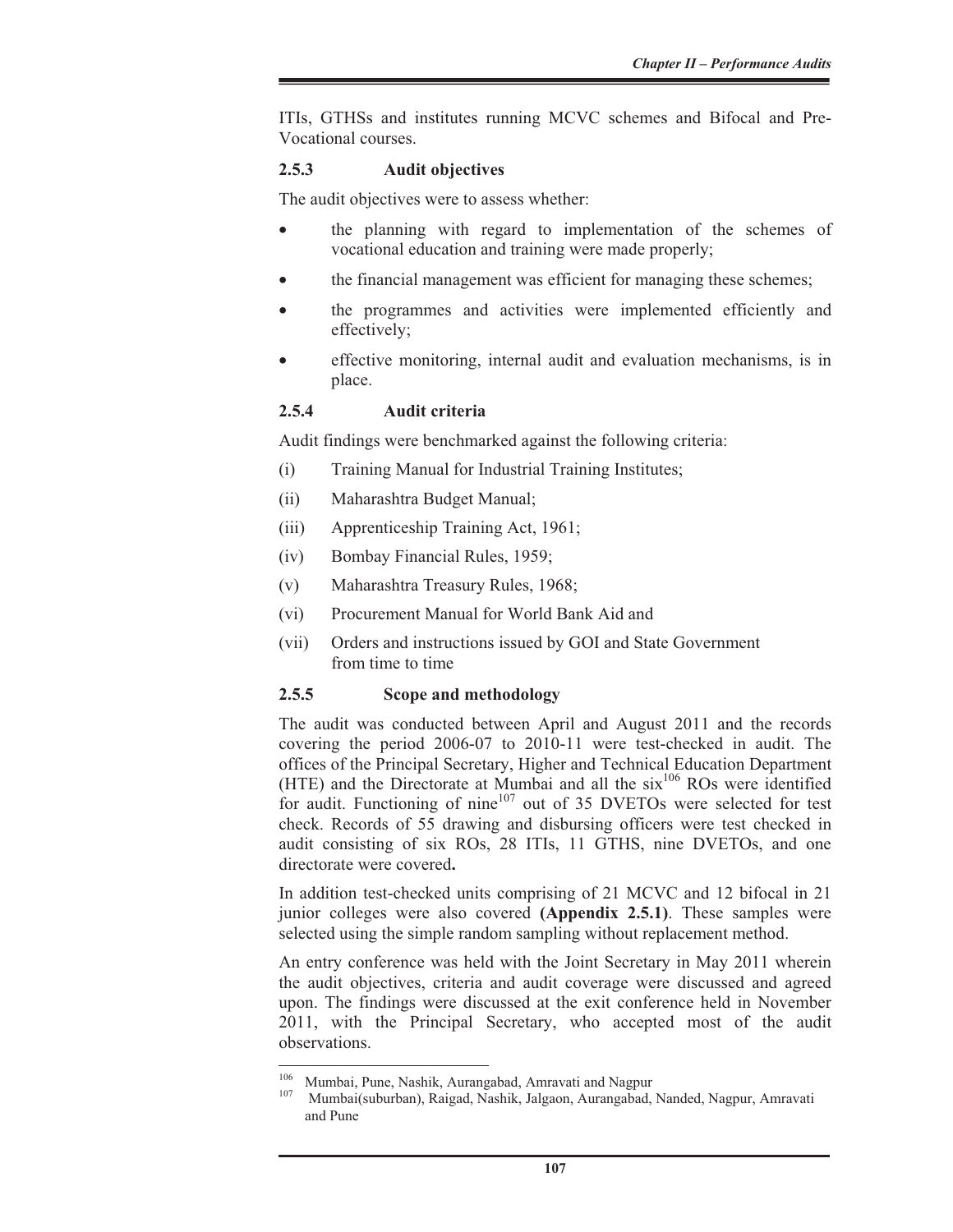ITIs, GTHSs and institutes running MCVC schemes and Bifocal and Pre-Vocational courses.

### 2.5.3 Audit objectives

The audit objectives were to assess whether:

- the planning with regard to implementation of the schemes of vocational education and training were made properly;
- the financial management was efficient for managing these schemes;
- the programmes and activities were implemented efficiently and effectively;
- effective monitoring, internal audit and evaluation mechanisms, is in place.

### 2.5.4 Audit criteria

Audit findings were benchmarked against the following criteria:

(i) Training Manual for Industrial Training Institutes;

(ii) Maharashtra Budget Manual;

(iii) Apprenticeship Training Act, 1961;

(iv) Bombay Financial Rules, 1959;

(v) Maharashtra Treasury Rules, 1968;

(vi) Procurement Manual for World Bank Aid and

(vii) Orders and instructions issued by GOI and State Government from time to time

### 2.5.5 Scope and methodology

The audit was conducted between April and August 2011 and the records covering the period 2006-07 to 2010-11 were test-checked in audit. The offices of the Principal Secretary, Higher and Technical Education Department (HTE) and the Directorate at Mumbai and all the six[106] ROs were identified for audit. Functioning of nine[107] out of 35 DVETOs were selected for test check. Records of 55 drawing and disbursing officers were test checked in audit consisting of six ROs, 28 ITIs, 11 GTHS, nine DVETOs, and one directorate were covered**.**

In addition test-checked units comprising of 21 MCVC and 12 bifocal in 21 junior colleges were also covered **(Appendix 2.5.1)**. These samples were selected using the simple random sampling without replacement method.

An entry conference was held with the Joint Secretary in May 2011 wherein the audit objectives, criteria and audit coverage were discussed and agreed upon. The findings were discussed at the exit conference held in November 2011, with the Principal Secretary, who accepted most of the audit observations.

---

[106] Mumbai, Pune, Nashik, Aurangabad, Amravati and Nagpur

[107] Mumbai(suburban), Raigad, Nashik, Jalgaon, Aurangabad, Nanded, Nagpur, Amravati and Pune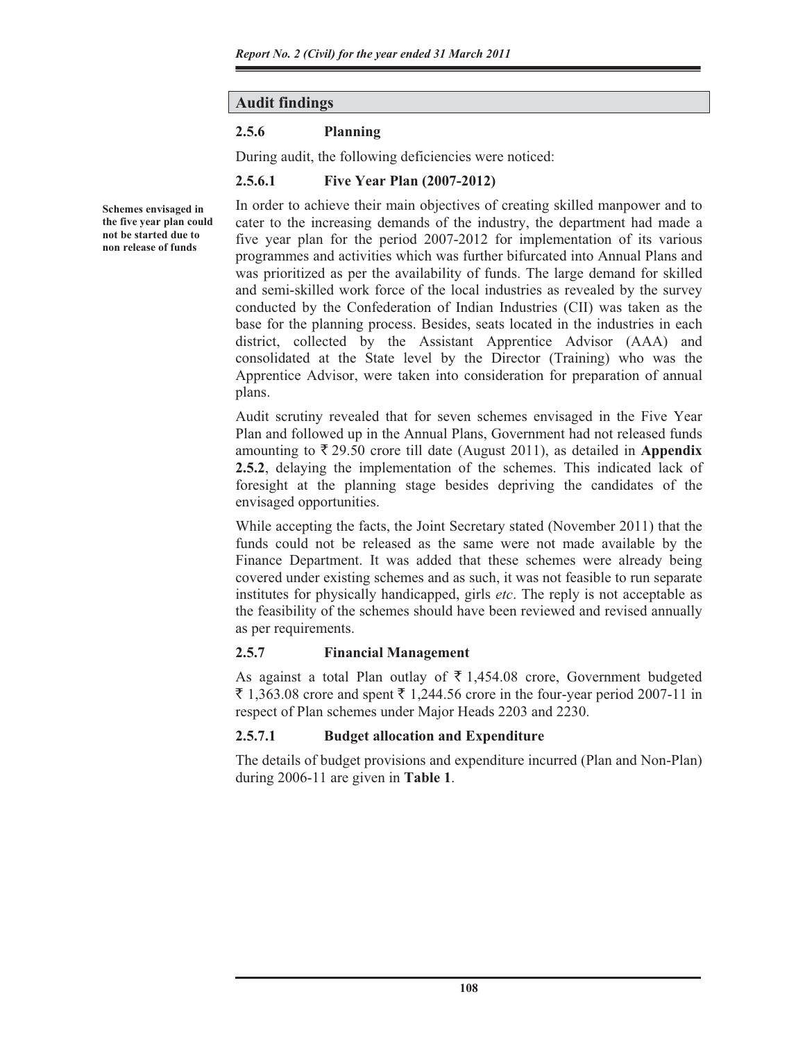## Audit findings

### 2.5.6 Planning

During audit, the following deficiencies were noticed:

#### 2.5.6.1 Five Year Plan (2007-2012)

**Schemes envisaged in the five year plan could not be started due to non release of funds**

In order to achieve their main objectives of creating skilled manpower and to cater to the increasing demands of the industry, the department had made a five year plan for the period 2007-2012 for implementation of its various programmes and activities which was further bifurcated into Annual Plans and was prioritized as per the availability of funds. The large demand for skilled and semi-skilled work force of the local industries as revealed by the survey conducted by the Confederation of Indian Industries (CII) was taken as the base for the planning process. Besides, seats located in the industries in each district, collected by the Assistant Apprentice Advisor (AAA) and consolidated at the State level by the Director (Training) who was the Apprentice Advisor, were taken into consideration for preparation of annual plans.

Audit scrutiny revealed that for seven schemes envisaged in the Five Year Plan and followed up in the Annual Plans, Government had not released funds amounting to ₹ 29.50 crore till date (August 2011), as detailed in **Appendix 2.5.2**, delaying the implementation of the schemes. This indicated lack of foresight at the planning stage besides depriving the candidates of the envisaged opportunities.

While accepting the facts, the Joint Secretary stated (November 2011) that the funds could not be released as the same were not made available by the Finance Department. It was added that these schemes were already being covered under existing schemes and as such, it was not feasible to run separate institutes for physically handicapped, girls *etc*. The reply is not acceptable as the feasibility of the schemes should have been reviewed and revised annually as per requirements.

### 2.5.7 Financial Management

As against a total Plan outlay of ₹ 1,454.08 crore, Government budgeted ₹ 1,363.08 crore and spent ₹ 1,244.56 crore in the four-year period 2007-11 in respect of Plan schemes under Major Heads 2203 and 2230.

#### 2.5.7.1 Budget allocation and Expenditure

The details of budget provisions and expenditure incurred (Plan and Non-Plan) during 2006-11 are given in **Table 1**.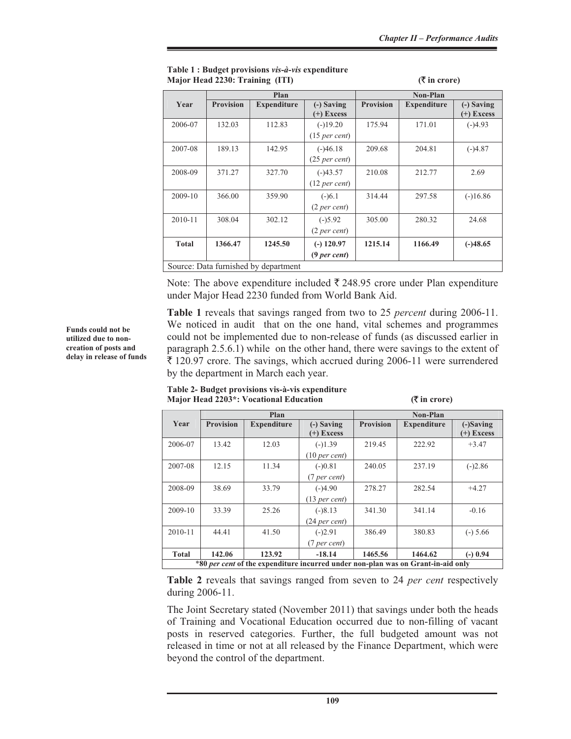**Table 1 : Budget provisions *vis-à-vis* expenditure**
**Major Head 2230: Training (ITI)** **(₹ in crore)**

| Year | Plan | | | Non-Plan | | |
|---|---|---|---|---|---|---|
| | Provision | Expenditure | (-) Saving (+) Excess | Provision | Expenditure | (-) Saving (+) Excess |
| 2006-07 | 132.03 | 112.83 | (-)19.20 (15 *per cent*) | 175.94 | 171.01 | (-)4.93 |
| 2007-08 | 189.13 | 142.95 | (-)46.18 (25 *per cent*) | 209.68 | 204.81 | (-)4.87 |
| 2008-09 | 371.27 | 327.70 | (-)43.57 (12 *per cent*) | 210.08 | 212.77 | 2.69 |
| 2009-10 | 366.00 | 359.90 | (-)6.1 (2 *per cent*) | 314.44 | 297.58 | (-)16.86 |
| 2010-11 | 308.04 | 302.12 | (-)5.92 (2 *per cent*) | 305.00 | 280.32 | 24.68 |
| **Total** | **1366.47** | **1245.50** | **(-) 120.97 (9 *per cent*)** | **1215.14** | **1166.49** | **(-)48.65** |
| Source: Data furnished by department | | | | | | |

Note: The above expenditure included ₹ 248.95 crore under Plan expenditure under Major Head 2230 funded from World Bank Aid.

**Funds could not be utilized due to non-creation of posts and delay in release of funds**

**Table 1** reveals that savings ranged from two to 25 *percent* during 2006-11. We noticed in audit that on the one hand, vital schemes and programmes could not be implemented due to non-release of funds (as discussed earlier in paragraph 2.5.6.1) while on the other hand, there were savings to the extent of ₹ 120.97 crore. The savings, which accrued during 2006-11 were surrendered by the department in March each year.

**Table 2- Budget provisions vis-à-vis expenditure**
**Major Head 2203*: Vocational Education** **(₹ in crore)**

| Year | Plan | | | Non-Plan | | |
|---|---|---|---|---|---|---|
| | Provision | Expenditure | (-) Saving (+) Excess | Provision | Expenditure | (-)Saving (+) Excess |
| 2006-07 | 13.42 | 12.03 | (-)1.39 (10 *per cent*) | 219.45 | 222.92 | +3.47 |
| 2007-08 | 12.15 | 11.34 | (-)0.81 (7 *per cent*) | 240.05 | 237.19 | (-)2.86 |
| 2008-09 | 38.69 | 33.79 | (-)4.90 (13 *per cent*) | 278.27 | 282.54 | +4.27 |
| 2009-10 | 33.39 | 25.26 | (-)8.13 (24 *per cent*) | 341.30 | 341.14 | -0.16 |
| 2010-11 | 44.41 | 41.50 | (-)2.91 (7 *per cent*) | 386.49 | 380.83 | (-) 5.66 |
| **Total** | **142.06** | **123.92** | **-18.14** | **1465.56** | **1464.62** | **(-) 0.94** |
| ***80 *per cent* of the expenditure incurred under non-plan was on Grant-in-aid only** | | | | | | |

**Table 2** reveals that savings ranged from seven to 24 *per cent* respectively during 2006-11.

The Joint Secretary stated (November 2011) that savings under both the heads of Training and Vocational Education occurred due to non-filling of vacant posts in reserved categories. Further, the full budgeted amount was not released in time or not at all released by the Finance Department, which were beyond the control of the department.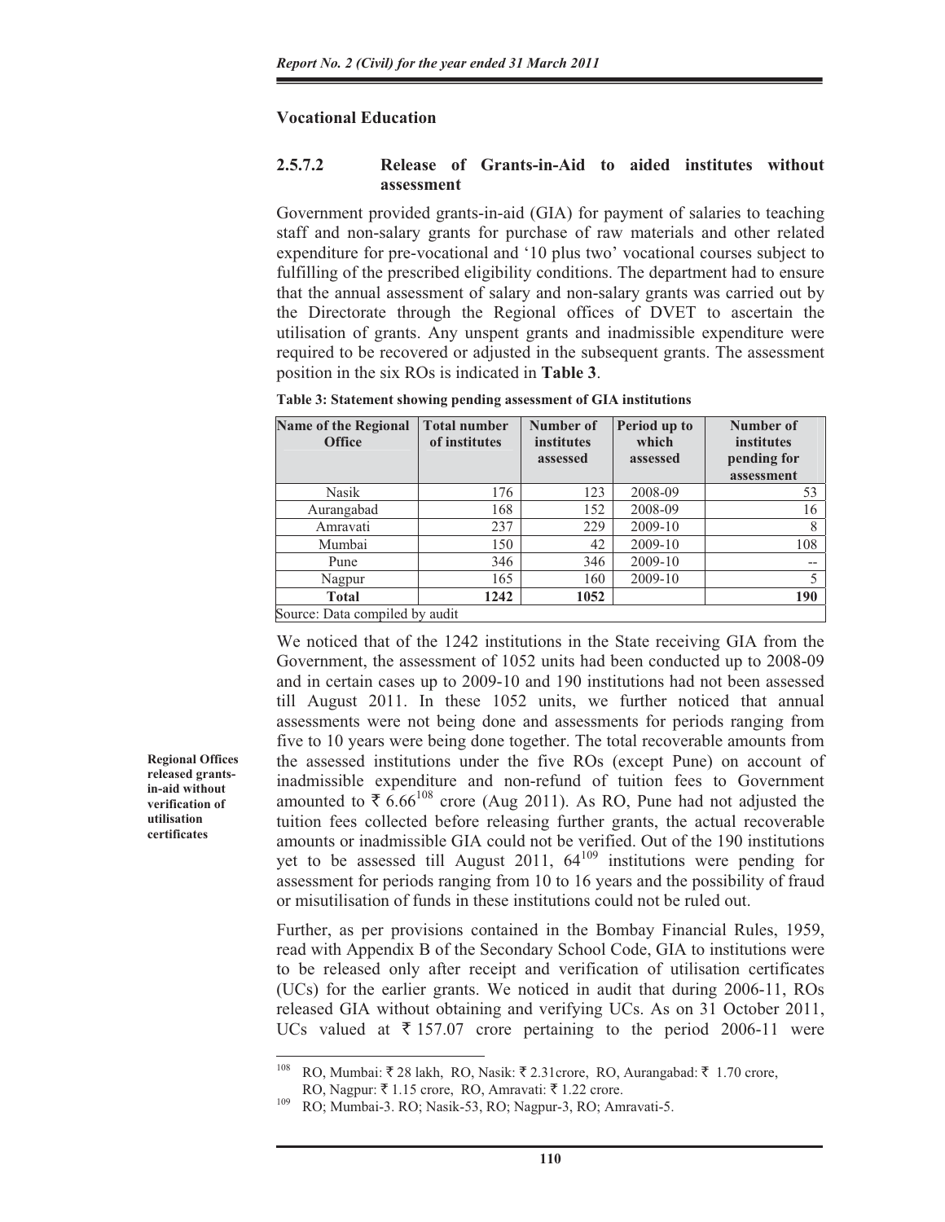**Vocational Education**

### 2.5.7.2 Release of Grants-in-Aid to aided institutes without assessment

Government provided grants-in-aid (GIA) for payment of salaries to teaching staff and non-salary grants for purchase of raw materials and other related expenditure for pre-vocational and '10 plus two' vocational courses subject to fulfilling of the prescribed eligibility conditions. The department had to ensure that the annual assessment of salary and non-salary grants was carried out by the Directorate through the Regional offices of DVET to ascertain the utilisation of grants. Any unspent grants and inadmissible expenditure were required to be recovered or adjusted in the subsequent grants. The assessment position in the six ROs is indicated in **Table 3**.

**Table 3: Statement showing pending assessment of GIA institutions**

| Name of the Regional Office | Total number of institutes | Number of institutes assessed | Period up to which assessed | Number of institutes pending for assessment |
|---|---|---|---|---|
| Nasik | 176 | 123 | 2008-09 | 53 |
| Aurangabad | 168 | 152 | 2008-09 | 16 |
| Amravati | 237 | 229 | 2009-10 | 8 |
| Mumbai | 150 | 42 | 2009-10 | 108 |
| Pune | 346 | 346 | 2009-10 | -- |
| Nagpur | 165 | 160 | 2009-10 | 5 |
| **Total** | **1242** | **1052** | | **190** |

Source: Data compiled by audit

**Regional Offices released grants-in-aid without verification of utilisation certificates**

We noticed that of the 1242 institutions in the State receiving GIA from the Government, the assessment of 1052 units had been conducted up to 2008-09 and in certain cases up to 2009-10 and 190 institutions had not been assessed till August 2011. In these 1052 units, we further noticed that annual assessments were not being done and assessments for periods ranging from five to 10 years were being done together. The total recoverable amounts from the assessed institutions under the five ROs (except Pune) on account of inadmissible expenditure and non-refund of tuition fees to Government amounted to ₹ 6.66[108] crore (Aug 2011). As RO, Pune had not adjusted the tuition fees collected before releasing further grants, the actual recoverable amounts or inadmissible GIA could not be verified. Out of the 190 institutions yet to be assessed till August 2011, 64[109] institutions were pending for assessment for periods ranging from 10 to 16 years and the possibility of fraud or misutilisation of funds in these institutions could not be ruled out.

Further, as per provisions contained in the Bombay Financial Rules, 1959, read with Appendix B of the Secondary School Code, GIA to institutions were to be released only after receipt and verification of utilisation certificates (UCs) for the earlier grants. We noticed in audit that during 2006-11, ROs released GIA without obtaining and verifying UCs. As on 31 October 2011, UCs valued at ₹ 157.07 crore pertaining to the period 2006-11 were

---

[108] RO, Mumbai: ₹ 28 lakh, RO, Nasik: ₹ 2.31crore, RO, Aurangabad: ₹ 1.70 crore, RO, Nagpur: ₹ 1.15 crore, RO, Amravati: ₹ 1.22 crore.

[109] RO; Mumbai-3. RO; Nasik-53, RO; Nagpur-3, RO; Amravati-5.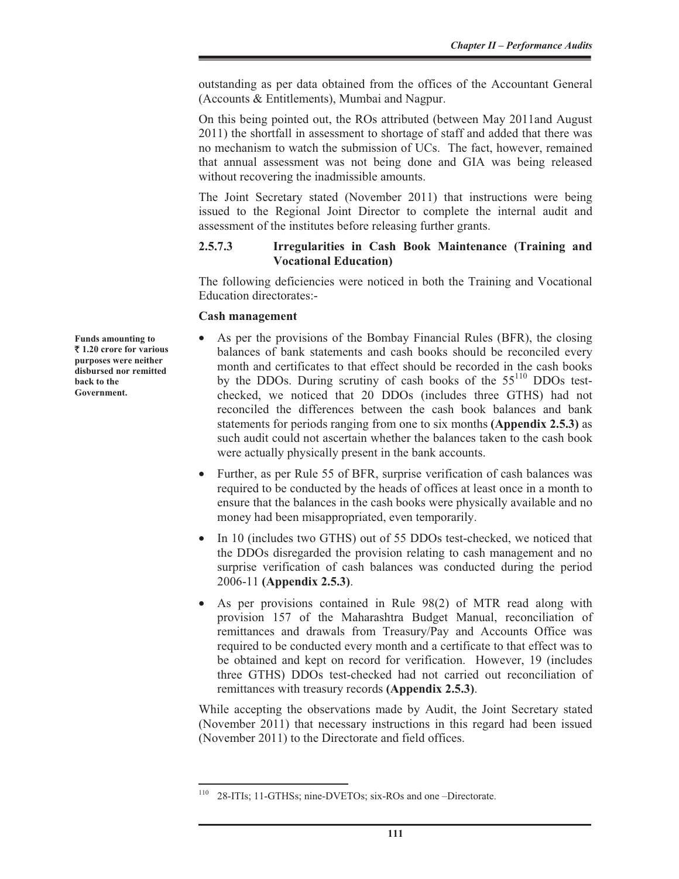outstanding as per data obtained from the offices of the Accountant General (Accounts & Entitlements), Mumbai and Nagpur.

On this being pointed out, the ROs attributed (between May 2011and August 2011) the shortfall in assessment to shortage of staff and added that there was no mechanism to watch the submission of UCs. The fact, however, remained that annual assessment was not being done and GIA was being released without recovering the inadmissible amounts.

The Joint Secretary stated (November 2011) that instructions were being issued to the Regional Joint Director to complete the internal audit and assessment of the institutes before releasing further grants.

#### 2.5.7.3 Irregularities in Cash Book Maintenance (Training and Vocational Education)

The following deficiencies were noticed in both the Training and Vocational Education directorates:-

**Cash management**

**Funds amounting to ₹ 1.20 crore for various purposes were neither disbursed nor remitted back to the Government.**

- As per the provisions of the Bombay Financial Rules (BFR), the closing balances of bank statements and cash books should be reconciled every month and certificates to that effect should be recorded in the cash books by the DDOs. During scrutiny of cash books of the 55[110] DDOs test-checked, we noticed that 20 DDOs (includes three GTHS) had not reconciled the differences between the cash book balances and bank statements for periods ranging from one to six months **(Appendix 2.5.3)** as such audit could not ascertain whether the balances taken to the cash book were actually physically present in the bank accounts.
- Further, as per Rule 55 of BFR, surprise verification of cash balances was required to be conducted by the heads of offices at least once in a month to ensure that the balances in the cash books were physically available and no money had been misappropriated, even temporarily.
- In 10 (includes two GTHS) out of 55 DDOs test-checked, we noticed that the DDOs disregarded the provision relating to cash management and no surprise verification of cash balances was conducted during the period 2006-11 **(Appendix 2.5.3)**.
- As per provisions contained in Rule 98(2) of MTR read along with provision 157 of the Maharashtra Budget Manual, reconciliation of remittances and drawals from Treasury/Pay and Accounts Office was required to be conducted every month and a certificate to that effect was to be obtained and kept on record for verification. However, 19 (includes three GTHS) DDOs test-checked had not carried out reconciliation of remittances with treasury records **(Appendix 2.5.3)**.

While accepting the observations made by Audit, the Joint Secretary stated (November 2011) that necessary instructions in this regard had been issued (November 2011) to the Directorate and field offices.

---

[110] 28-ITIs; 11-GTHSs; nine-DVETOs; six-ROs and one –Directorate.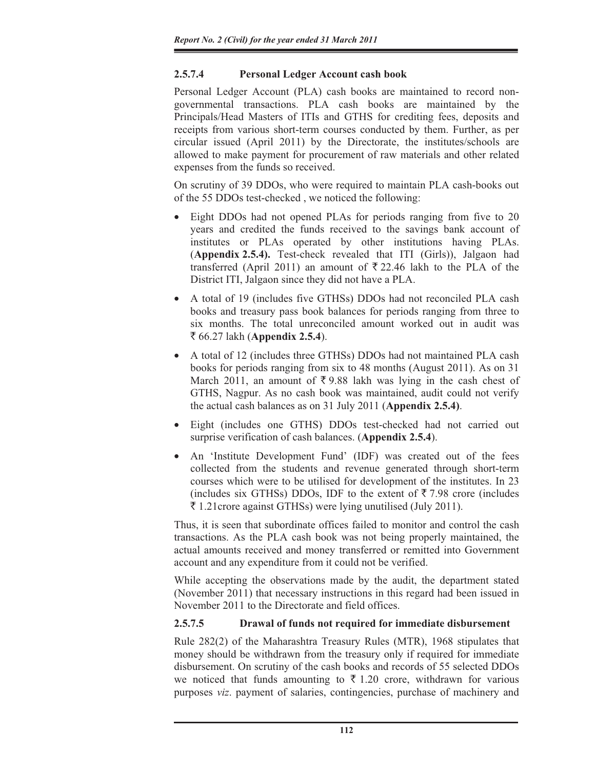#### 2.5.7.4 Personal Ledger Account cash book

Personal Ledger Account (PLA) cash books are maintained to record non-governmental transactions. PLA cash books are maintained by the Principals/Head Masters of ITIs and GTHS for crediting fees, deposits and receipts from various short-term courses conducted by them. Further, as per circular issued (April 2011) by the Directorate, the institutes/schools are allowed to make payment for procurement of raw materials and other related expenses from the funds so received.

On scrutiny of 39 DDOs, who were required to maintain PLA cash-books out of the 55 DDOs test-checked , we noticed the following:

- Eight DDOs had not opened PLAs for periods ranging from five to 20 years and credited the funds received to the savings bank account of institutes or PLAs operated by other institutions having PLAs. (**Appendix 2.5.4).** Test-check revealed that ITI (Girls)), Jalgaon had transferred (April 2011) an amount of ₹ 22.46 lakh to the PLA of the District ITI, Jalgaon since they did not have a PLA.
- A total of 19 (includes five GTHSs) DDOs had not reconciled PLA cash books and treasury pass book balances for periods ranging from three to six months. The total unreconciled amount worked out in audit was ₹ 66.27 lakh (**Appendix 2.5.4**).
- A total of 12 (includes three GTHSs) DDOs had not maintained PLA cash books for periods ranging from six to 48 months (August 2011). As on 31 March 2011, an amount of ₹ 9.88 lakh was lying in the cash chest of GTHS, Nagpur. As no cash book was maintained, audit could not verify the actual cash balances as on 31 July 2011 (**Appendix 2.5.4)**.
- Eight (includes one GTHS) DDOs test-checked had not carried out surprise verification of cash balances. (**Appendix 2.5.4**).
- An 'Institute Development Fund' (IDF) was created out of the fees collected from the students and revenue generated through short-term courses which were to be utilised for development of the institutes. In 23 (includes six GTHSs) DDOs, IDF to the extent of ₹ 7.98 crore (includes ₹ 1.21crore against GTHSs) were lying unutilised (July 2011).

Thus, it is seen that subordinate offices failed to monitor and control the cash transactions. As the PLA cash book was not being properly maintained, the actual amounts received and money transferred or remitted into Government account and any expenditure from it could not be verified.

While accepting the observations made by the audit, the department stated (November 2011) that necessary instructions in this regard had been issued in November 2011 to the Directorate and field offices.

#### 2.5.7.5 Drawal of funds not required for immediate disbursement

Rule 282(2) of the Maharashtra Treasury Rules (MTR), 1968 stipulates that money should be withdrawn from the treasury only if required for immediate disbursement. On scrutiny of the cash books and records of 55 selected DDOs we noticed that funds amounting to ₹ 1.20 crore, withdrawn for various purposes *viz*. payment of salaries, contingencies, purchase of machinery and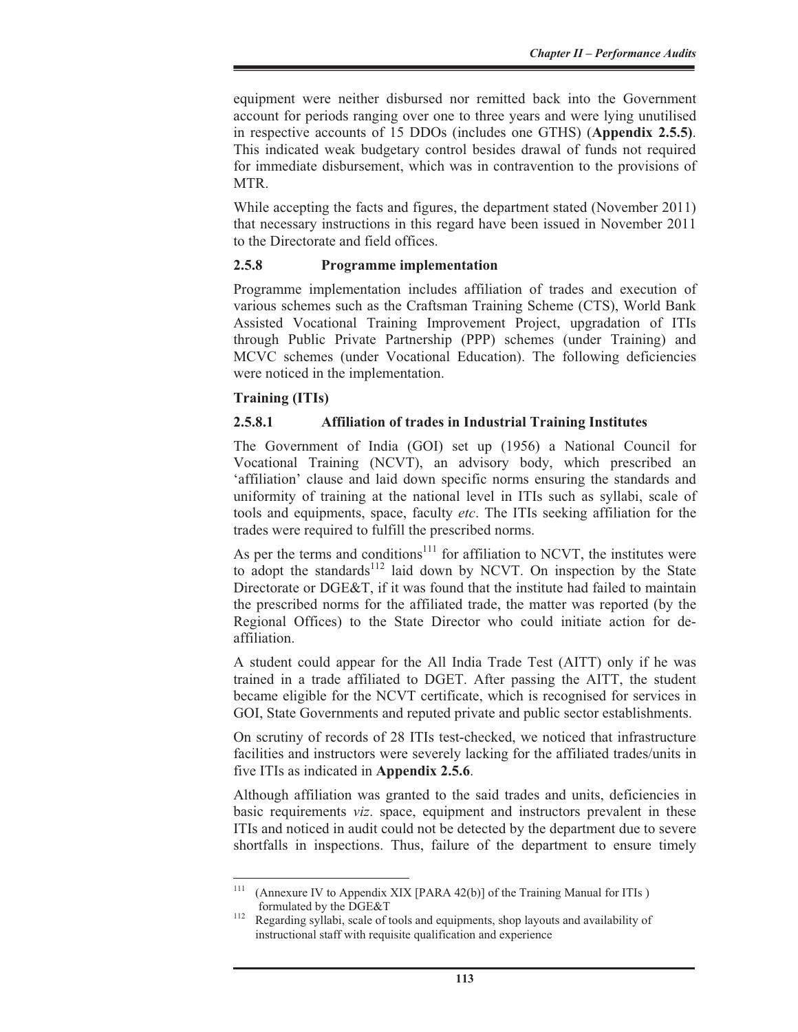equipment were neither disbursed nor remitted back into the Government account for periods ranging over one to three years and were lying unutilised in respective accounts of 15 DDOs (includes one GTHS) (**Appendix 2.5.5)**. This indicated weak budgetary control besides drawal of funds not required for immediate disbursement, which was in contravention to the provisions of MTR.

While accepting the facts and figures, the department stated (November 2011) that necessary instructions in this regard have been issued in November 2011 to the Directorate and field offices.

### 2.5.8 Programme implementation

Programme implementation includes affiliation of trades and execution of various schemes such as the Craftsman Training Scheme (CTS), World Bank Assisted Vocational Training Improvement Project, upgradation of ITIs through Public Private Partnership (PPP) schemes (under Training) and MCVC schemes (under Vocational Education). The following deficiencies were noticed in the implementation.

**Training (ITIs)**

#### 2.5.8.1 Affiliation of trades in Industrial Training Institutes

The Government of India (GOI) set up (1956) a National Council for Vocational Training (NCVT), an advisory body, which prescribed an 'affiliation' clause and laid down specific norms ensuring the standards and uniformity of training at the national level in ITIs such as syllabi, scale of tools and equipments, space, faculty *etc*. The ITIs seeking affiliation for the trades were required to fulfill the prescribed norms.

As per the terms and conditions[111] for affiliation to NCVT, the institutes were to adopt the standards[112] laid down by NCVT. On inspection by the State Directorate or DGE&T, if it was found that the institute had failed to maintain the prescribed norms for the affiliated trade, the matter was reported (by the Regional Offices) to the State Director who could initiate action for de-affiliation.

A student could appear for the All India Trade Test (AITT) only if he was trained in a trade affiliated to DGET. After passing the AITT, the student became eligible for the NCVT certificate, which is recognised for services in GOI, State Governments and reputed private and public sector establishments.

On scrutiny of records of 28 ITIs test-checked, we noticed that infrastructure facilities and instructors were severely lacking for the affiliated trades/units in five ITIs as indicated in **Appendix 2.5.6**.

Although affiliation was granted to the said trades and units, deficiencies in basic requirements *viz*. space, equipment and instructors prevalent in these ITIs and noticed in audit could not be detected by the department due to severe shortfalls in inspections. Thus, failure of the department to ensure timely

---

[111] (Annexure IV to Appendix XIX [PARA 42(b)] of the Training Manual for ITIs ) formulated by the DGE&T

[112] Regarding syllabi, scale of tools and equipments, shop layouts and availability of instructional staff with requisite qualification and experience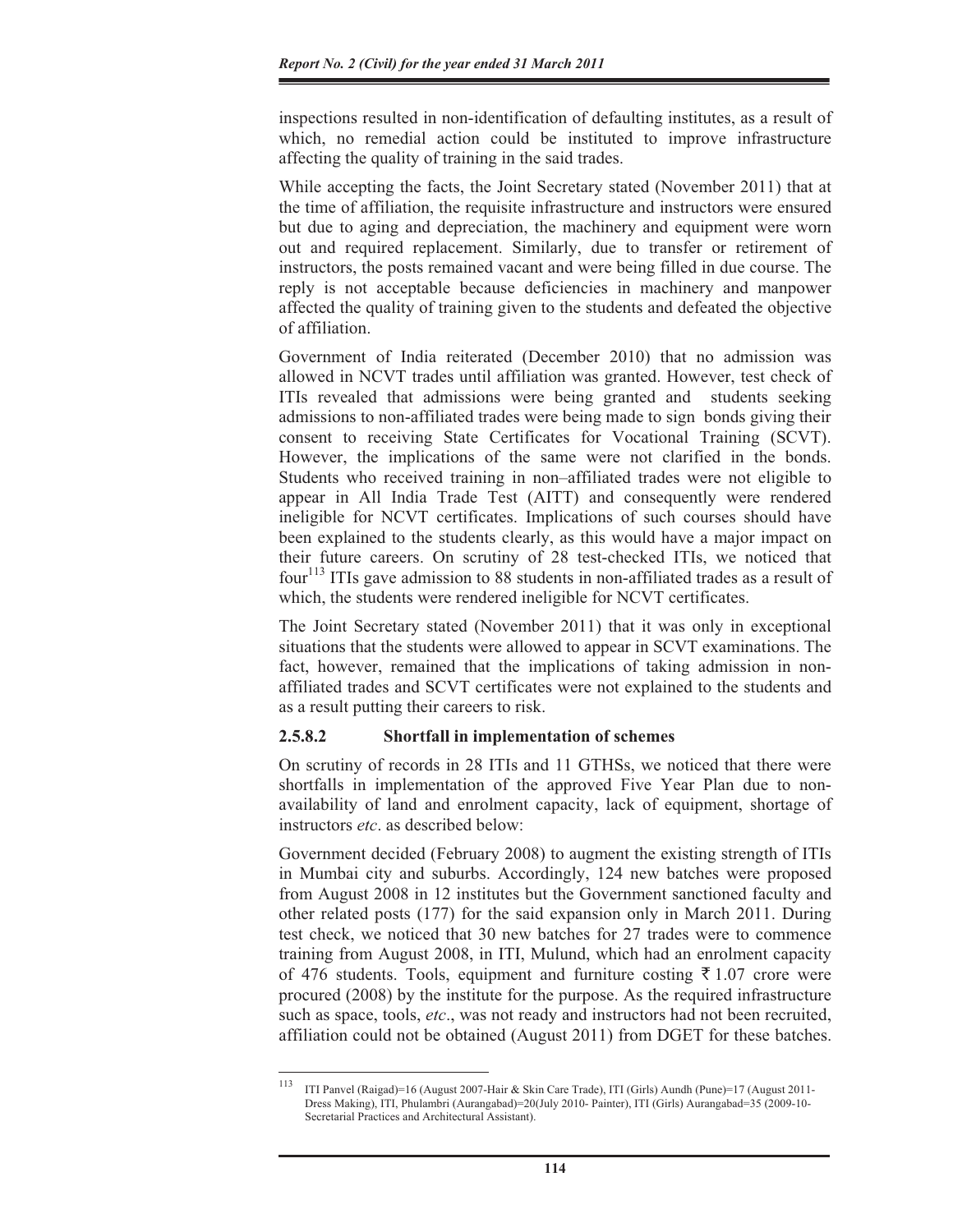inspections resulted in non-identification of defaulting institutes, as a result of which, no remedial action could be instituted to improve infrastructure affecting the quality of training in the said trades.

While accepting the facts, the Joint Secretary stated (November 2011) that at the time of affiliation, the requisite infrastructure and instructors were ensured but due to aging and depreciation, the machinery and equipment were worn out and required replacement. Similarly, due to transfer or retirement of instructors, the posts remained vacant and were being filled in due course. The reply is not acceptable because deficiencies in machinery and manpower affected the quality of training given to the students and defeated the objective of affiliation.

Government of India reiterated (December 2010) that no admission was allowed in NCVT trades until affiliation was granted. However, test check of ITIs revealed that admissions were being granted and students seeking admissions to non-affiliated trades were being made to sign bonds giving their consent to receiving State Certificates for Vocational Training (SCVT). However, the implications of the same were not clarified in the bonds. Students who received training in non–affiliated trades were not eligible to appear in All India Trade Test (AITT) and consequently were rendered ineligible for NCVT certificates. Implications of such courses should have been explained to the students clearly, as this would have a major impact on their future careers. On scrutiny of 28 test-checked ITIs, we noticed that four[113] ITIs gave admission to 88 students in non-affiliated trades as a result of which, the students were rendered ineligible for NCVT certificates.

The Joint Secretary stated (November 2011) that it was only in exceptional situations that the students were allowed to appear in SCVT examinations. The fact, however, remained that the implications of taking admission in non-affiliated trades and SCVT certificates were not explained to the students and as a result putting their careers to risk.

#### 2.5.8.2 Shortfall in implementation of schemes

On scrutiny of records in 28 ITIs and 11 GTHSs, we noticed that there were shortfalls in implementation of the approved Five Year Plan due to non-availability of land and enrolment capacity, lack of equipment, shortage of instructors *etc*. as described below:

Government decided (February 2008) to augment the existing strength of ITIs in Mumbai city and suburbs. Accordingly, 124 new batches were proposed from August 2008 in 12 institutes but the Government sanctioned faculty and other related posts (177) for the said expansion only in March 2011. During test check, we noticed that 30 new batches for 27 trades were to commence training from August 2008, in ITI, Mulund, which had an enrolment capacity of 476 students. Tools, equipment and furniture costing ₹ 1.07 crore were procured (2008) by the institute for the purpose. As the required infrastructure such as space, tools, *etc*., was not ready and instructors had not been recruited, affiliation could not be obtained (August 2011) from DGET for these batches.

---

[113] ITI Panvel (Raigad)=16 (August 2007-Hair & Skin Care Trade), ITI (Girls) Aundh (Pune)=17 (August 2011-Dress Making), ITI, Phulambri (Aurangabad)=20(July 2010- Painter), ITI (Girls) Aurangabad=35 (2009-10-Secretarial Practices and Architectural Assistant).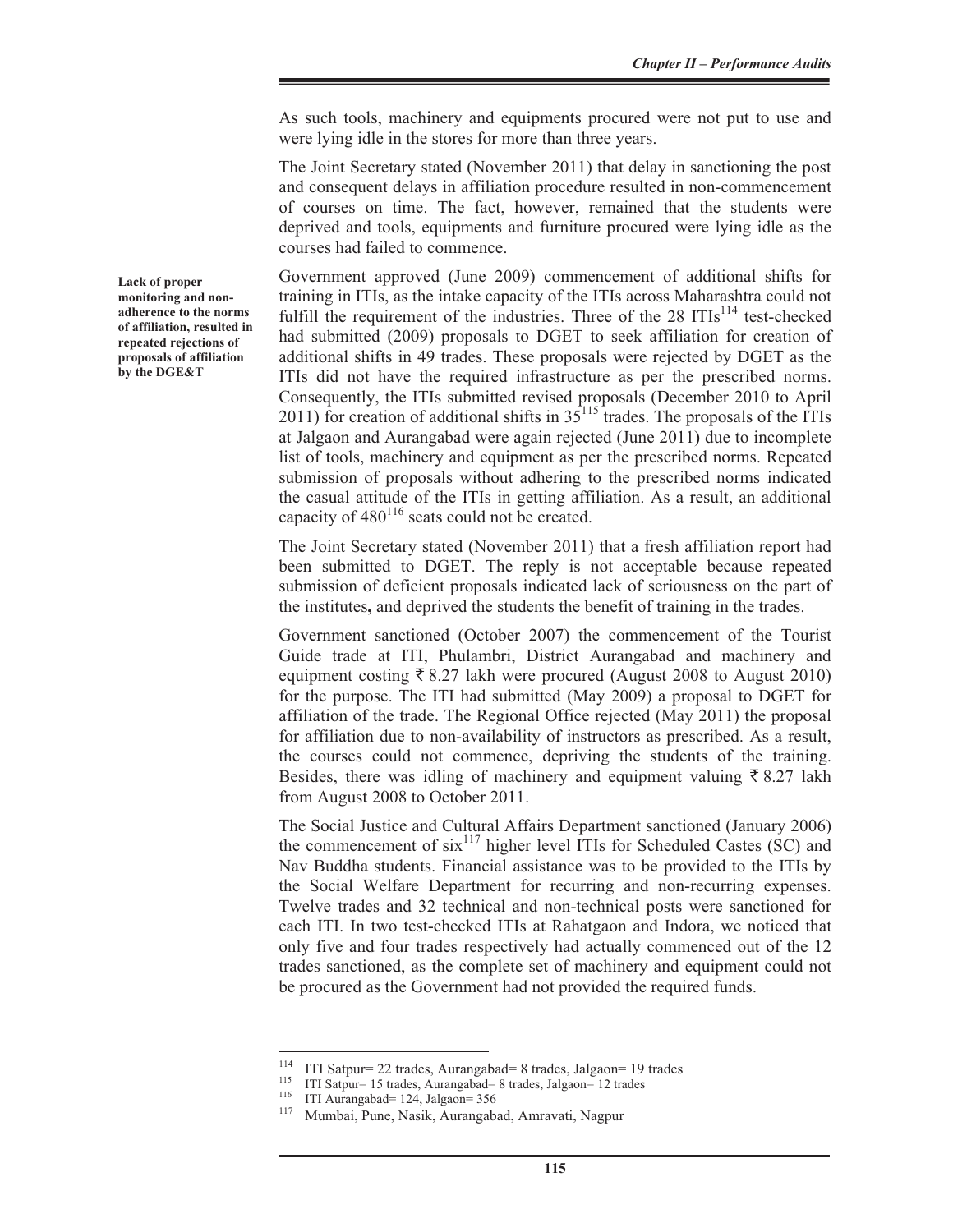As such tools, machinery and equipments procured were not put to use and were lying idle in the stores for more than three years.

The Joint Secretary stated (November 2011) that delay in sanctioning the post and consequent delays in affiliation procedure resulted in non-commencement of courses on time. The fact, however, remained that the students were deprived and tools, equipments and furniture procured were lying idle as the courses had failed to commence.

**Lack of proper monitoring and non-adherence to the norms of affiliation, resulted in repeated rejections of proposals of affiliation by the DGE&T**

Government approved (June 2009) commencement of additional shifts for training in ITIs, as the intake capacity of the ITIs across Maharashtra could not fulfill the requirement of the industries. Three of the 28 ITIs[114] test-checked had submitted (2009) proposals to DGET to seek affiliation for creation of additional shifts in 49 trades. These proposals were rejected by DGET as the ITIs did not have the required infrastructure as per the prescribed norms. Consequently, the ITIs submitted revised proposals (December 2010 to April 2011) for creation of additional shifts in 35[115] trades. The proposals of the ITIs at Jalgaon and Aurangabad were again rejected (June 2011) due to incomplete list of tools, machinery and equipment as per the prescribed norms. Repeated submission of proposals without adhering to the prescribed norms indicated the casual attitude of the ITIs in getting affiliation. As a result, an additional capacity of 480[116] seats could not be created.

The Joint Secretary stated (November 2011) that a fresh affiliation report had been submitted to DGET. The reply is not acceptable because repeated submission of deficient proposals indicated lack of seriousness on the part of the institutes**,** and deprived the students the benefit of training in the trades.

Government sanctioned (October 2007) the commencement of the Tourist Guide trade at ITI, Phulambri, District Aurangabad and machinery and equipment costing ₹ 8.27 lakh were procured (August 2008 to August 2010) for the purpose. The ITI had submitted (May 2009) a proposal to DGET for affiliation of the trade. The Regional Office rejected (May 2011) the proposal for affiliation due to non-availability of instructors as prescribed. As a result, the courses could not commence, depriving the students of the training. Besides, there was idling of machinery and equipment valuing ₹ 8.27 lakh from August 2008 to October 2011.

The Social Justice and Cultural Affairs Department sanctioned (January 2006) the commencement of six[117] higher level ITIs for Scheduled Castes (SC) and Nav Buddha students. Financial assistance was to be provided to the ITIs by the Social Welfare Department for recurring and non-recurring expenses. Twelve trades and 32 technical and non-technical posts were sanctioned for each ITI. In two test-checked ITIs at Rahatgaon and Indora, we noticed that only five and four trades respectively had actually commenced out of the 12 trades sanctioned, as the complete set of machinery and equipment could not be procured as the Government had not provided the required funds.

---

[114] ITI Satpur= 22 trades, Aurangabad= 8 trades, Jalgaon= 19 trades

[115] ITI Satpur= 15 trades, Aurangabad= 8 trades, Jalgaon= 12 trades

[116] ITI Aurangabad= 124, Jalgaon= 356

[117] Mumbai, Pune, Nasik, Aurangabad, Amravati, Nagpur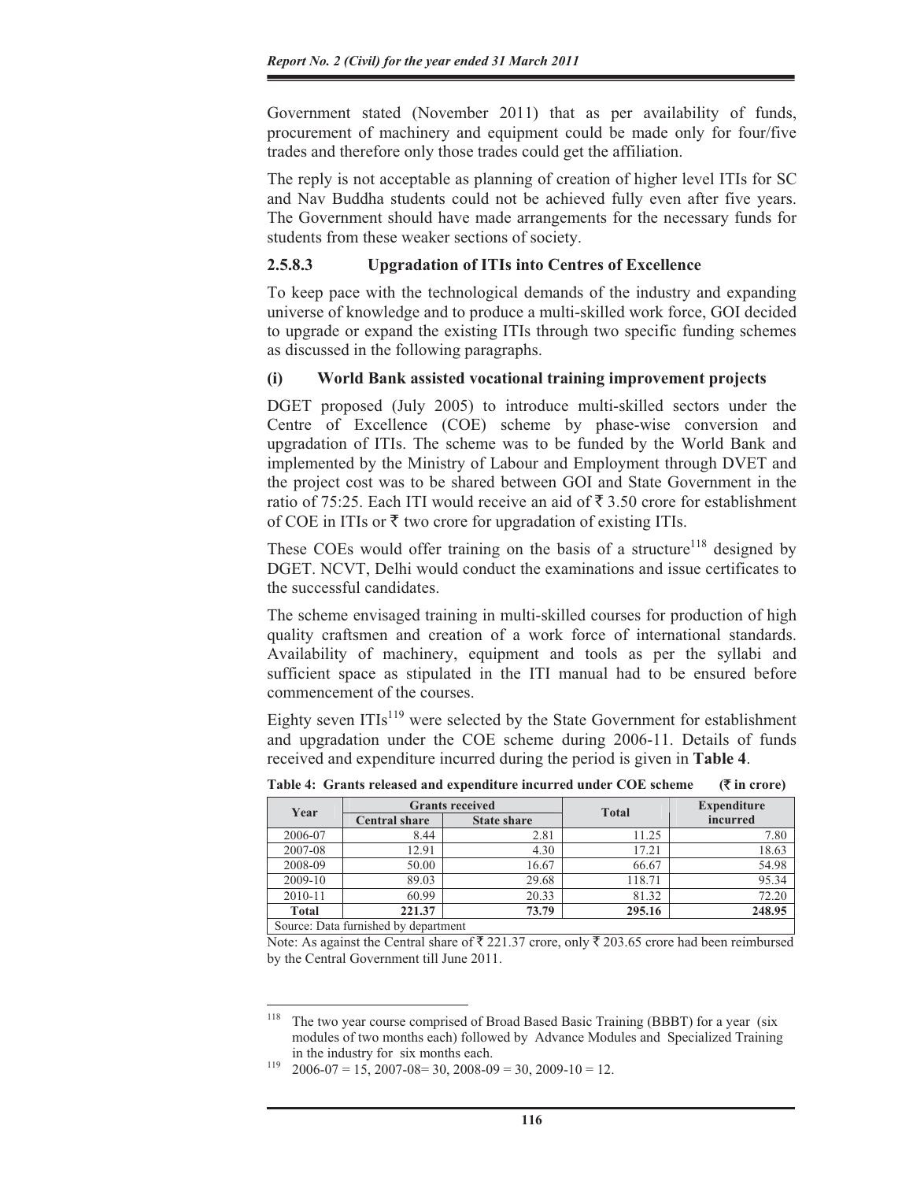Government stated (November 2011) that as per availability of funds, procurement of machinery and equipment could be made only for four/five trades and therefore only those trades could get the affiliation.

The reply is not acceptable as planning of creation of higher level ITIs for SC and Nav Buddha students could not be achieved fully even after five years. The Government should have made arrangements for the necessary funds for students from these weaker sections of society.

### 2.5.8.3 Upgradation of ITIs into Centres of Excellence

To keep pace with the technological demands of the industry and expanding universe of knowledge and to produce a multi-skilled work force, GOI decided to upgrade or expand the existing ITIs through two specific funding schemes as discussed in the following paragraphs.

#### (i) World Bank assisted vocational training improvement projects

DGET proposed (July 2005) to introduce multi-skilled sectors under the Centre of Excellence (COE) scheme by phase-wise conversion and upgradation of ITIs. The scheme was to be funded by the World Bank and implemented by the Ministry of Labour and Employment through DVET and the project cost was to be shared between GOI and State Government in the ratio of 75:25. Each ITI would receive an aid of ₹ 3.50 crore for establishment of COE in ITIs or ₹ two crore for upgradation of existing ITIs.

These COEs would offer training on the basis of a structure[118] designed by DGET. NCVT, Delhi would conduct the examinations and issue certificates to the successful candidates.

The scheme envisaged training in multi-skilled courses for production of high quality craftsmen and creation of a work force of international standards. Availability of machinery, equipment and tools as per the syllabi and sufficient space as stipulated in the ITI manual had to be ensured before commencement of the courses.

Eighty seven ITIs[119] were selected by the State Government for establishment and upgradation under the COE scheme during 2006-11. Details of funds received and expenditure incurred during the period is given in **Table 4**.

**Table 4: Grants released and expenditure incurred under COE scheme (₹ in crore)**

| Year | Grants received | | Total | Expenditure incurred |
|---|---|---|---|---|
| | Central share | State share | | |
| 2006-07 | 8.44 | 2.81 | 11.25 | 7.80 |
| 2007-08 | 12.91 | 4.30 | 17.21 | 18.63 |
| 2008-09 | 50.00 | 16.67 | 66.67 | 54.98 |
| 2009-10 | 89.03 | 29.68 | 118.71 | 95.34 |
| 2010-11 | 60.99 | 20.33 | 81.32 | 72.20 |
| **Total** | **221.37** | **73.79** | **295.16** | **248.95** |

Source: Data furnished by department

Note: As against the Central share of ₹ 221.37 crore, only ₹ 203.65 crore had been reimbursed by the Central Government till June 2011.

---

[118] The two year course comprised of Broad Based Basic Training (BBBT) for a year (six modules of two months each) followed by Advance Modules and Specialized Training in the industry for six months each.

[119] 2006-07 = 15, 2007-08= 30, 2008-09 = 30, 2009-10 = 12.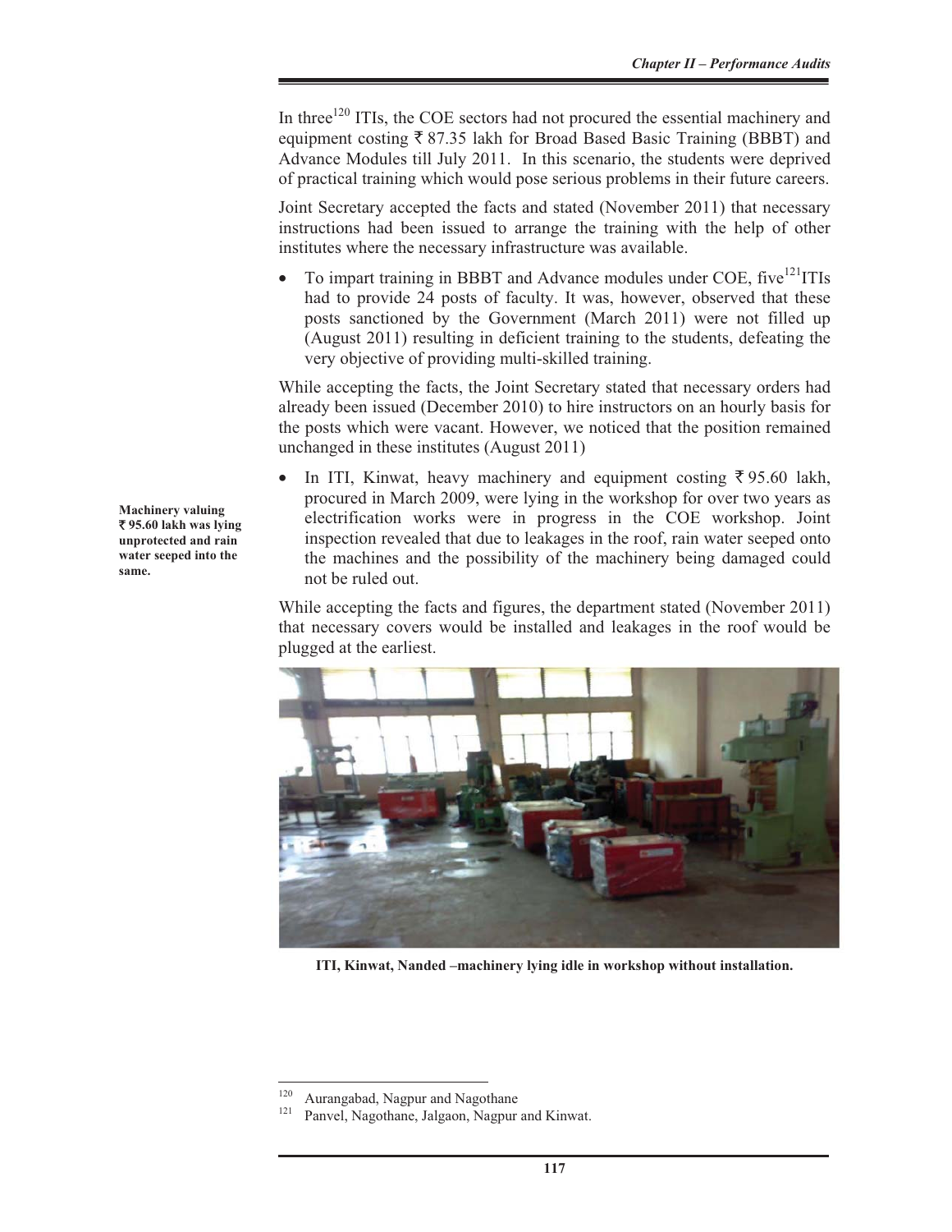In three[120] ITIs, the COE sectors had not procured the essential machinery and equipment costing ₹ 87.35 lakh for Broad Based Basic Training (BBBT) and Advance Modules till July 2011. In this scenario, the students were deprived of practical training which would pose serious problems in their future careers.

Joint Secretary accepted the facts and stated (November 2011) that necessary instructions had been issued to arrange the training with the help of other institutes where the necessary infrastructure was available.

- To impart training in BBBT and Advance modules under COE, five[121] ITIs had to provide 24 posts of faculty. It was, however, observed that these posts sanctioned by the Government (March 2011) were not filled up (August 2011) resulting in deficient training to the students, defeating the very objective of providing multi-skilled training.

While accepting the facts, the Joint Secretary stated that necessary orders had already been issued (December 2010) to hire instructors on an hourly basis for the posts which were vacant. However, we noticed that the position remained unchanged in these institutes (August 2011)

**Machinery valuing ₹ 95.60 lakh was lying unprotected and rain water seeped into the same.**

- In ITI, Kinwat, heavy machinery and equipment costing ₹ 95.60 lakh, procured in March 2009, were lying in the workshop for over two years as electrification works were in progress in the COE workshop. Joint inspection revealed that due to leakages in the roof, rain water seeped onto the machines and the possibility of the machinery being damaged could not be ruled out.

While accepting the facts and figures, the department stated (November 2011) that necessary covers would be installed and leakages in the roof would be plugged at the earliest.

**ITI, Kinwat, Nanded –machinery lying idle in workshop without installation.**

---

[120] Aurangabad, Nagpur and Nagothane

[121] Panvel, Nagothane, Jalgaon, Nagpur and Kinwat.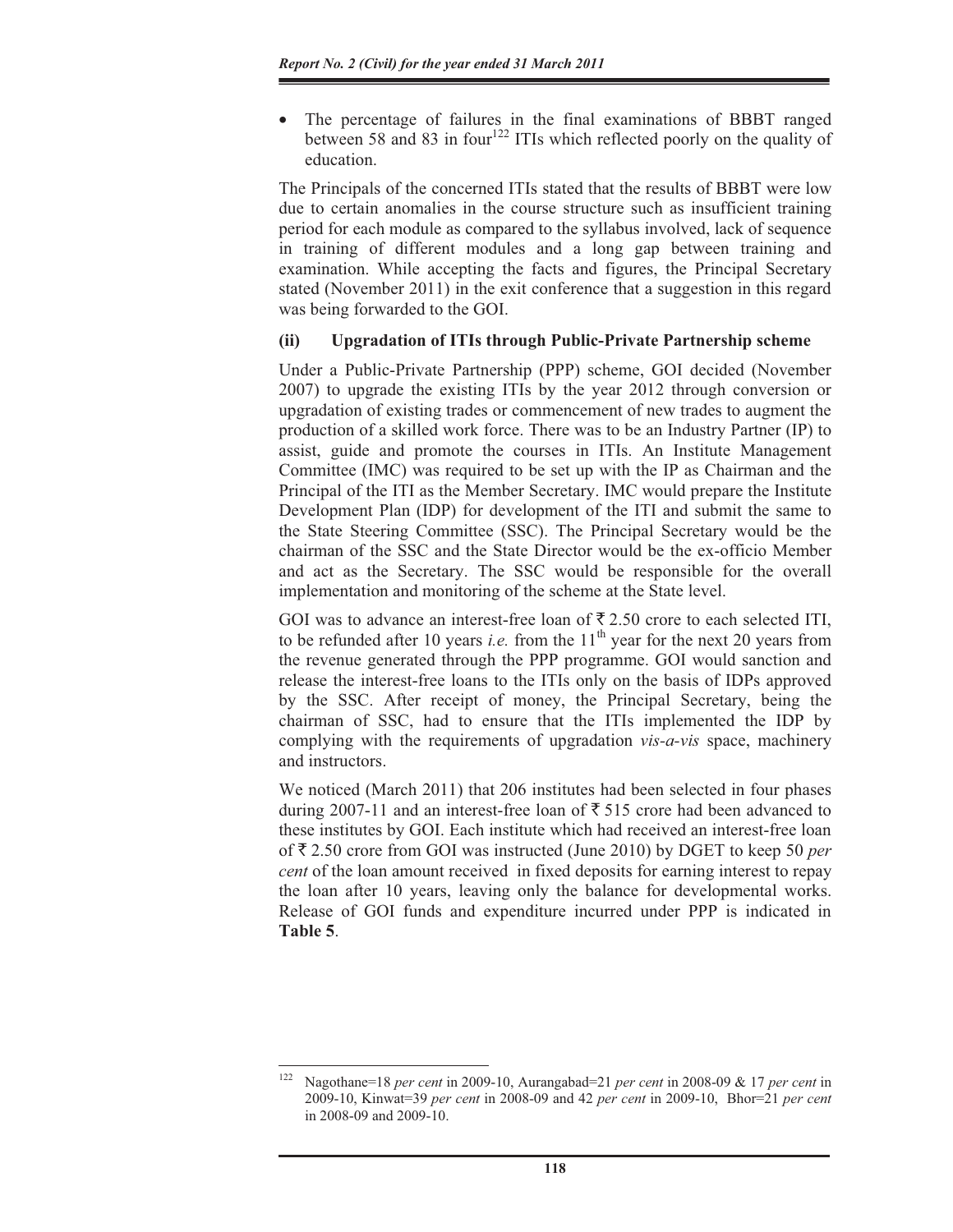- The percentage of failures in the final examinations of BBBT ranged between 58 and 83 in four[122] ITIs which reflected poorly on the quality of education.

The Principals of the concerned ITIs stated that the results of BBBT were low due to certain anomalies in the course structure such as insufficient training period for each module as compared to the syllabus involved, lack of sequence in training of different modules and a long gap between training and examination. While accepting the facts and figures, the Principal Secretary stated (November 2011) in the exit conference that a suggestion in this regard was being forwarded to the GOI.

**(ii) Upgradation of ITIs through Public-Private Partnership scheme**

Under a Public-Private Partnership (PPP) scheme, GOI decided (November 2007) to upgrade the existing ITIs by the year 2012 through conversion or upgradation of existing trades or commencement of new trades to augment the production of a skilled work force. There was to be an Industry Partner (IP) to assist, guide and promote the courses in ITIs. An Institute Management Committee (IMC) was required to be set up with the IP as Chairman and the Principal of the ITI as the Member Secretary. IMC would prepare the Institute Development Plan (IDP) for development of the ITI and submit the same to the State Steering Committee (SSC). The Principal Secretary would be the chairman of the SSC and the State Director would be the ex-officio Member and act as the Secretary. The SSC would be responsible for the overall implementation and monitoring of the scheme at the State level.

GOI was to advance an interest-free loan of ₹ 2.50 crore to each selected ITI, to be refunded after 10 years *i.e.* from the 11[th] year for the next 20 years from the revenue generated through the PPP programme. GOI would sanction and release the interest-free loans to the ITIs only on the basis of IDPs approved by the SSC. After receipt of money, the Principal Secretary, being the chairman of SSC, had to ensure that the ITIs implemented the IDP by complying with the requirements of upgradation *vis-a-vis* space, machinery and instructors.

We noticed (March 2011) that 206 institutes had been selected in four phases during 2007-11 and an interest-free loan of ₹ 515 crore had been advanced to these institutes by GOI. Each institute which had received an interest-free loan of ₹ 2.50 crore from GOI was instructed (June 2010) by DGET to keep 50 *per cent* of the loan amount received in fixed deposits for earning interest to repay the loan after 10 years, leaving only the balance for developmental works. Release of GOI funds and expenditure incurred under PPP is indicated in **Table 5**.

---

[122] Nagothane=18 *per cent* in 2009-10, Aurangabad=21 *per cent* in 2008-09 & 17 *per cent* in 2009-10, Kinwat=39 *per cent* in 2008-09 and 42 *per cent* in 2009-10, Bhor=21 *per cent* in 2008-09 and 2009-10.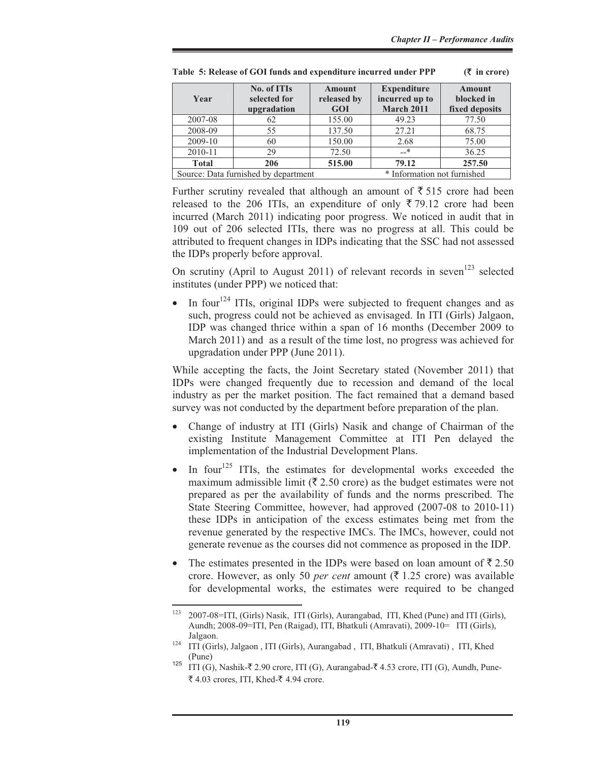**Table 5: Release of GOI funds and expenditure incurred under PPP** **(₹ in crore)**

| Year | No. of ITIs selected for upgradation | Amount released by GOI | Expenditure incurred up to March 2011 | Amount blocked in fixed deposits |
|---|---|---|---|---|
| 2007-08 | 62 | 155.00 | 49.23 | 77.50 |
| 2008-09 | 55 | 137.50 | 27.21 | 68.75 |
| 2009-10 | 60 | 150.00 | 2.68 | 75.00 |
| 2010-11 | 29 | 72.50 | --* | 36.25 |
| **Total** | **206** | **515.00** | **79.12** | **257.50** |
| Source: Data furnished by department | | | * Information not furnished | |

Further scrutiny revealed that although an amount of ₹ 515 crore had been released to the 206 ITIs, an expenditure of only ₹ 79.12 crore had been incurred (March 2011) indicating poor progress. We noticed in audit that in 109 out of 206 selected ITIs, there was no progress at all. This could be attributed to frequent changes in IDPs indicating that the SSC had not assessed the IDPs properly before approval.

On scrutiny (April to August 2011) of relevant records in seven[123] selected institutes (under PPP) we noticed that:

- In four[124] ITIs, original IDPs were subjected to frequent changes and as such, progress could not be achieved as envisaged. In ITI (Girls) Jalgaon, IDP was changed thrice within a span of 16 months (December 2009 to March 2011) and as a result of the time lost, no progress was achieved for upgradation under PPP (June 2011).

While accepting the facts, the Joint Secretary stated (November 2011) that IDPs were changed frequently due to recession and demand of the local industry as per the market position. The fact remained that a demand based survey was not conducted by the department before preparation of the plan.

- Change of industry at ITI (Girls) Nasik and change of Chairman of the existing Institute Management Committee at ITI Pen delayed the implementation of the Industrial Development Plans.
- In four[125] ITIs, the estimates for developmental works exceeded the maximum admissible limit (₹ 2.50 crore) as the budget estimates were not prepared as per the availability of funds and the norms prescribed. The State Steering Committee, however, had approved (2007-08 to 2010-11) these IDPs in anticipation of the excess estimates being met from the revenue generated by the respective IMCs. The IMCs, however, could not generate revenue as the courses did not commence as proposed in the IDP.
- The estimates presented in the IDPs were based on loan amount of ₹ 2.50 crore. However, as only 50 *per cent* amount (₹ 1.25 crore) was available for developmental works, the estimates were required to be changed

---

[123] 2007-08=ITI, (Girls) Nasik, ITI (Girls), Aurangabad, ITI, Khed (Pune) and ITI (Girls), Aundh; 2008-09=ITI, Pen (Raigad), ITI, Bhatkuli (Amravati), 2009-10= ITI (Girls), Jalgaon.

[124] ITI (Girls), Jalgaon , ITI (Girls), Aurangabad , ITI, Bhatkuli (Amravati) , ITI, Khed (Pune)

[125] ITI (G), Nashik-₹ 2.90 crore, ITI (G), Aurangabad-₹ 4.53 crore, ITI (G), Aundh, Pune-₹ 4.03 crores, ITI, Khed-₹ 4.94 crore.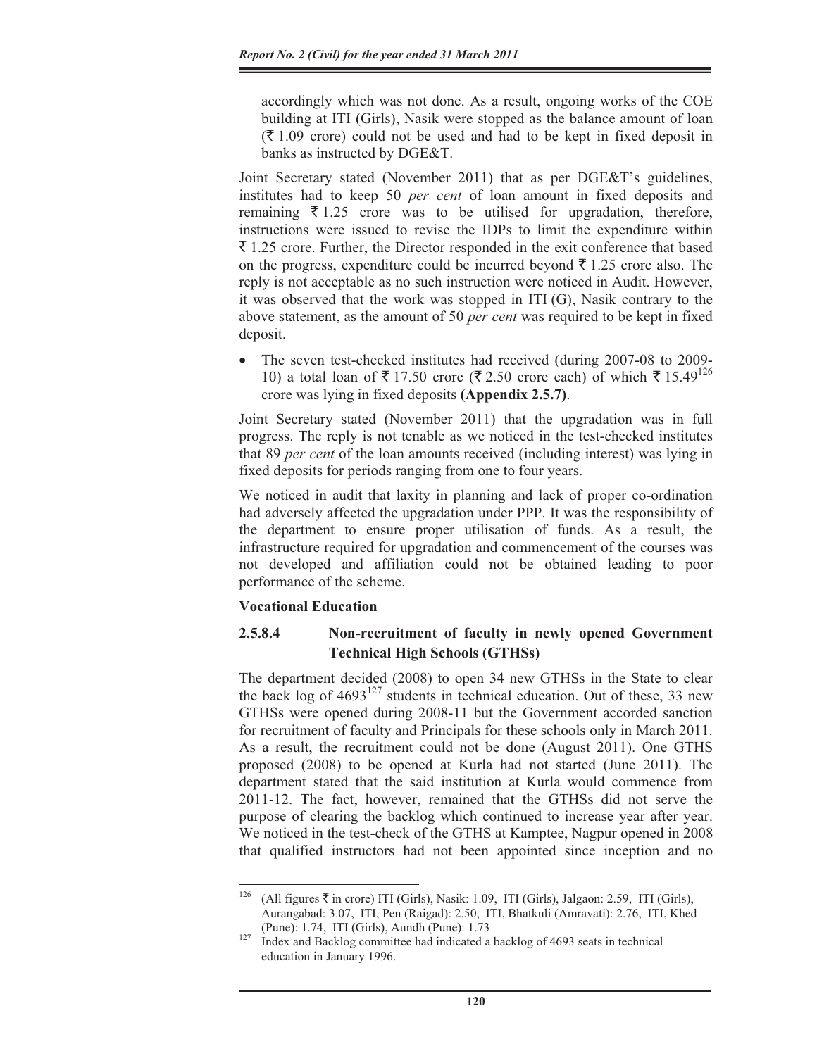accordingly which was not done. As a result, ongoing works of the COE building at ITI (Girls), Nasik were stopped as the balance amount of loan (₹ 1.09 crore) could not be used and had to be kept in fixed deposit in banks as instructed by DGE&T.

Joint Secretary stated (November 2011) that as per DGE&T's guidelines, institutes had to keep 50 *per cent* of loan amount in fixed deposits and remaining ₹ 1.25 crore was to be utilised for upgradation, therefore, instructions were issued to revise the IDPs to limit the expenditure within ₹ 1.25 crore. Further, the Director responded in the exit conference that based on the progress, expenditure could be incurred beyond ₹ 1.25 crore also. The reply is not acceptable as no such instruction were noticed in Audit. However, it was observed that the work was stopped in ITI (G), Nasik contrary to the above statement, as the amount of 50 *per cent* was required to be kept in fixed deposit.

- The seven test-checked institutes had received (during 2007-08 to 2009-10) a total loan of ₹ 17.50 crore (₹ 2.50 crore each) of which ₹ 15.49[126] crore was lying in fixed deposits **(Appendix 2.5.7)**.

Joint Secretary stated (November 2011) that the upgradation was in full progress. The reply is not tenable as we noticed in the test-checked institutes that 89 *per cent* of the loan amounts received (including interest) was lying in fixed deposits for periods ranging from one to four years.

We noticed in audit that laxity in planning and lack of proper co-ordination had adversely affected the upgradation under PPP. It was the responsibility of the department to ensure proper utilisation of funds. As a result, the infrastructure required for upgradation and commencement of the courses was not developed and affiliation could not be obtained leading to poor performance of the scheme.

**Vocational Education**

#### 2.5.8.4 Non-recruitment of faculty in newly opened Government Technical High Schools (GTHSs)

The department decided (2008) to open 34 new GTHSs in the State to clear the back log of 4693[127] students in technical education. Out of these, 33 new GTHSs were opened during 2008-11 but the Government accorded sanction for recruitment of faculty and Principals for these schools only in March 2011. As a result, the recruitment could not be done (August 2011). One GTHS proposed (2008) to be opened at Kurla had not started (June 2011). The department stated that the said institution at Kurla would commence from 2011-12. The fact, however, remained that the GTHSs did not serve the purpose of clearing the backlog which continued to increase year after year. We noticed in the test-check of the GTHS at Kamptee, Nagpur opened in 2008 that qualified instructors had not been appointed since inception and no

---

[126] (All figures ₹ in crore) ITI (Girls), Nasik: 1.09, ITI (Girls), Jalgaon: 2.59, ITI (Girls), Aurangabad: 3.07, ITI, Pen (Raigad): 2.50, ITI, Bhatkuli (Amravati): 2.76, ITI, Khed (Pune): 1.74, ITI (Girls), Aundh (Pune): 1.73

[127] Index and Backlog committee had indicated a backlog of 4693 seats in technical education in January 1996.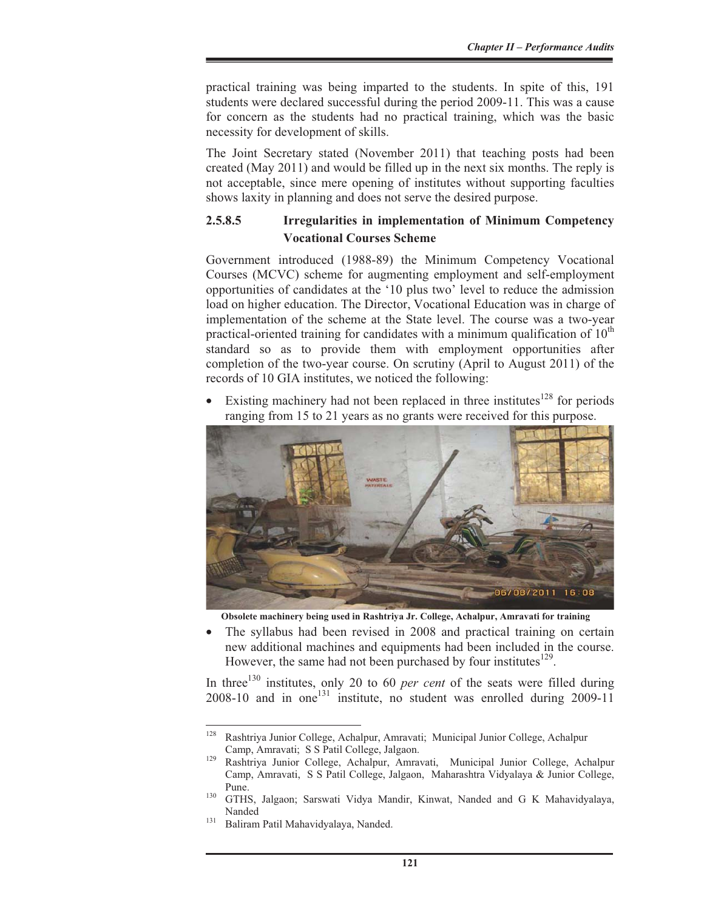practical training was being imparted to the students. In spite of this, 191 students were declared successful during the period 2009-11. This was a cause for concern as the students had no practical training, which was the basic necessity for development of skills.

The Joint Secretary stated (November 2011) that teaching posts had been created (May 2011) and would be filled up in the next six months. The reply is not acceptable, since mere opening of institutes without supporting faculties shows laxity in planning and does not serve the desired purpose.

### 2.5.8.5 Irregularities in implementation of Minimum Competency Vocational Courses Scheme

Government introduced (1988-89) the Minimum Competency Vocational Courses (MCVC) scheme for augmenting employment and self-employment opportunities of candidates at the '10 plus two' level to reduce the admission load on higher education. The Director, Vocational Education was in charge of implementation of the scheme at the State level. The course was a two-year practical-oriented training for candidates with a minimum qualification of 10th standard so as to provide them with employment opportunities after completion of the two-year course. On scrutiny (April to August 2011) of the records of 10 GIA institutes, we noticed the following:

- Existing machinery had not been replaced in three institutes[128] for periods ranging from 15 to 21 years as no grants were received for this purpose.

**Obsolete machinery being used in Rashtriya Jr. College, Achalpur, Amravati for training**

- The syllabus had been revised in 2008 and practical training on certain new additional machines and equipments had been included in the course. However, the same had not been purchased by four institutes[129].

In three[130] institutes, only 20 to 60 *per cent* of the seats were filled during 2008-10 and in one[131] institute, no student was enrolled during 2009-11

---

[128] Rashtriya Junior College, Achalpur, Amravati; Municipal Junior College, Achalpur Camp, Amravati; S S Patil College, Jalgaon.

[129] Rashtriya Junior College, Achalpur, Amravati, Municipal Junior College, Achalpur Camp, Amravati, S S Patil College, Jalgaon, Maharashtra Vidyalaya & Junior College, Pune.

[130] GTHS, Jalgaon; Sarswati Vidya Mandir, Kinwat, Nanded and G K Mahavidyalaya, Nanded

[131] Baliram Patil Mahavidyalaya, Nanded.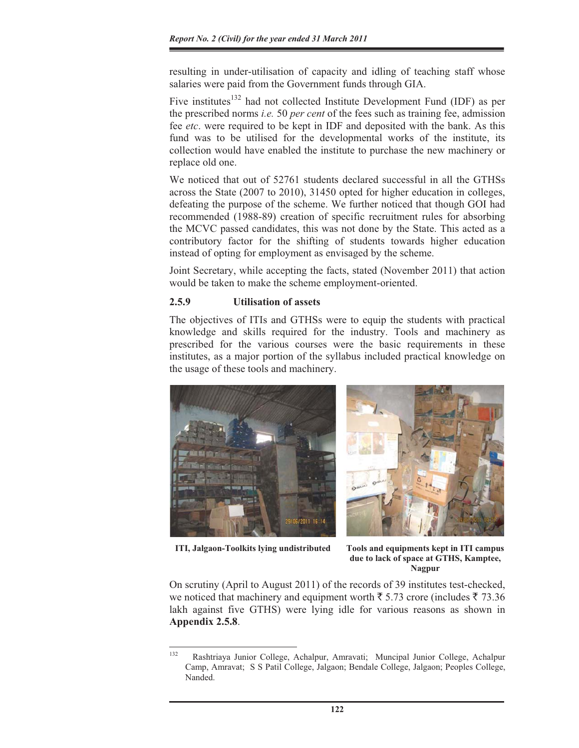resulting in under-utilisation of capacity and idling of teaching staff whose salaries were paid from the Government funds through GIA.

Five institutes[132] had not collected Institute Development Fund (IDF) as per the prescribed norms *i.e.* 50 *per cent* of the fees such as training fee, admission fee *etc*. were required to be kept in IDF and deposited with the bank. As this fund was to be utilised for the developmental works of the institute, its collection would have enabled the institute to purchase the new machinery or replace old one.

We noticed that out of 52761 students declared successful in all the GTHSs across the State (2007 to 2010), 31450 opted for higher education in colleges, defeating the purpose of the scheme. We further noticed that though GOI had recommended (1988-89) creation of specific recruitment rules for absorbing the MCVC passed candidates, this was not done by the State. This acted as a contributory factor for the shifting of students towards higher education instead of opting for employment as envisaged by the scheme.

Joint Secretary, while accepting the facts, stated (November 2011) that action would be taken to make the scheme employment-oriented.

### 2.5.9 Utilisation of assets

The objectives of ITIs and GTHSs were to equip the students with practical knowledge and skills required for the industry. Tools and machinery as prescribed for the various courses were the basic requirements in these institutes, as a major portion of the syllabus included practical knowledge on the usage of these tools and machinery.

**ITI, Jalgaon-Toolkits lying undistributed**

**Tools and equipments kept in ITI campus due to lack of space at GTHS, Kamptee, Nagpur**

On scrutiny (April to August 2011) of the records of 39 institutes test-checked, we noticed that machinery and equipment worth ₹ 5.73 crore (includes ₹ 73.36 lakh against five GTHS) were lying idle for various reasons as shown in **Appendix 2.5.8**.

---

[132] Rashtriaya Junior College, Achalpur, Amravati; Muncipal Junior College, Achalpur Camp, Amravat; S S Patil College, Jalgaon; Bendale College, Jalgaon; Peoples College, Nanded.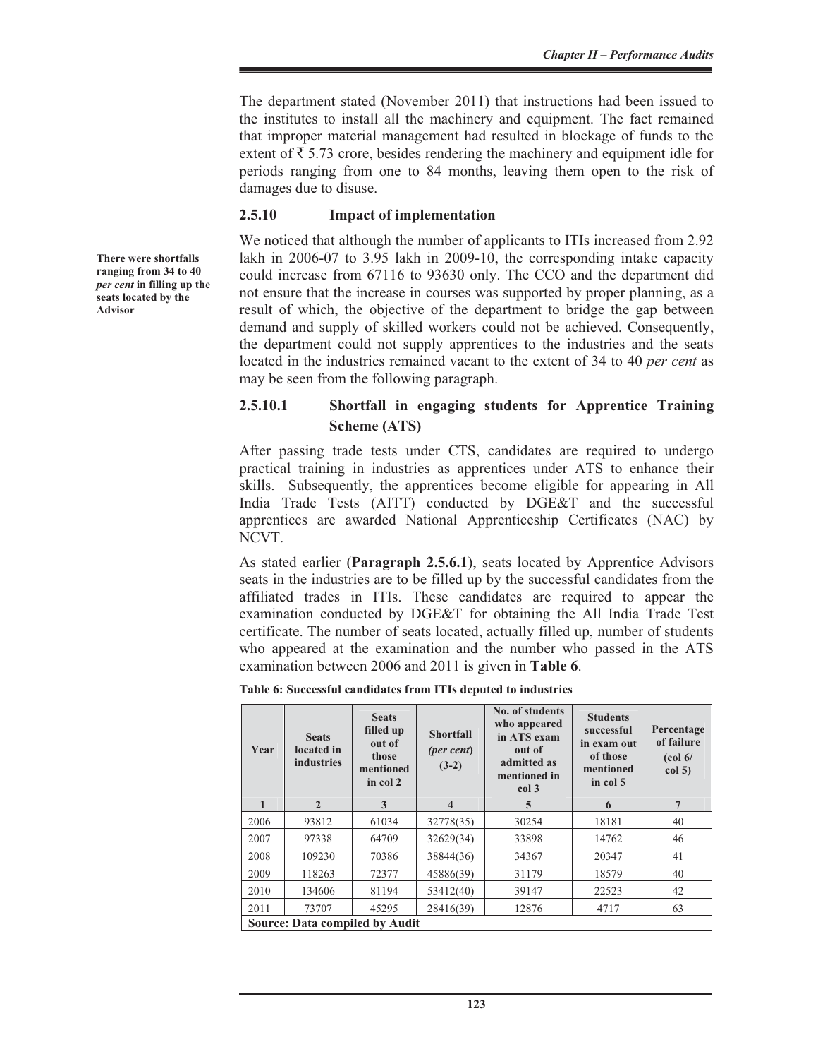The department stated (November 2011) that instructions had been issued to the institutes to install all the machinery and equipment. The fact remained that improper material management had resulted in blockage of funds to the extent of ₹ 5.73 crore, besides rendering the machinery and equipment idle for periods ranging from one to 84 months, leaving them open to the risk of damages due to disuse.

### 2.5.10 Impact of implementation

**There were shortfalls ranging from 34 to 40 *per cent* in filling up the seats located by the Advisor**

We noticed that although the number of applicants to ITIs increased from 2.92 lakh in 2006-07 to 3.95 lakh in 2009-10, the corresponding intake capacity could increase from 67116 to 93630 only. The CCO and the department did not ensure that the increase in courses was supported by proper planning, as a result of which, the objective of the department to bridge the gap between demand and supply of skilled workers could not be achieved. Consequently, the department could not supply apprentices to the industries and the seats located in the industries remained vacant to the extent of 34 to 40 *per cent* as may be seen from the following paragraph.

#### 2.5.10.1 Shortfall in engaging students for Apprentice Training Scheme (ATS)

After passing trade tests under CTS, candidates are required to undergo practical training in industries as apprentices under ATS to enhance their skills. Subsequently, the apprentices become eligible for appearing in All India Trade Tests (AITT) conducted by DGE&T and the successful apprentices are awarded National Apprenticeship Certificates (NAC) by NCVT.

As stated earlier (**Paragraph 2.5.6.1**), seats located by Apprentice Advisors seats in the industries are to be filled up by the successful candidates from the affiliated trades in ITIs. These candidates are required to appear the examination conducted by DGE&T for obtaining the All India Trade Test certificate. The number of seats located, actually filled up, number of students who appeared at the examination and the number who passed in the ATS examination between 2006 and 2011 is given in **Table 6**.

**Table 6: Successful candidates from ITIs deputed to industries**

| Year | Seats located in industries | Seats filled up out of those mentioned in col 2 | Shortfall (*per cent*) (3-2) | No. of students who appeared in ATS exam out of admitted as mentioned in col 3 | Students successful in exam out of those mentioned in col 5 | Percentage of failure (col 6/ col 5) |
|---|---|---|---|---|---|---|
| 1 | 2 | 3 | 4 | 5 | 6 | 7 |
| 2006 | 93812 | 61034 | 32778(35) | 30254 | 18181 | 40 |
| 2007 | 97338 | 64709 | 32629(34) | 33898 | 14762 | 46 |
| 2008 | 109230 | 70386 | 38844(36) | 34367 | 20347 | 41 |
| 2009 | 118263 | 72377 | 45886(39) | 31179 | 18579 | 40 |
| 2010 | 134606 | 81194 | 53412(40) | 39147 | 22523 | 42 |
| 2011 | 73707 | 45295 | 28416(39) | 12876 | 4717 | 63 |

**Source: Data compiled by Audit**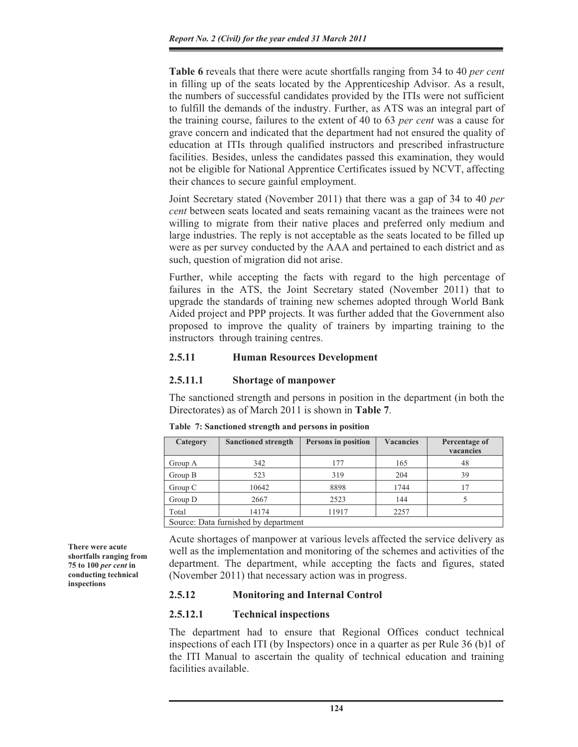**Table 6** reveals that there were acute shortfalls ranging from 34 to 40 *per cent* in filling up of the seats located by the Apprenticeship Advisor. As a result, the numbers of successful candidates provided by the ITIs were not sufficient to fulfill the demands of the industry. Further, as ATS was an integral part of the training course, failures to the extent of 40 to 63 *per cent* was a cause for grave concern and indicated that the department had not ensured the quality of education at ITIs through qualified instructors and prescribed infrastructure facilities. Besides, unless the candidates passed this examination, they would not be eligible for National Apprentice Certificates issued by NCVT, affecting their chances to secure gainful employment.

Joint Secretary stated (November 2011) that there was a gap of 34 to 40 *per cent* between seats located and seats remaining vacant as the trainees were not willing to migrate from their native places and preferred only medium and large industries. The reply is not acceptable as the seats located to be filled up were as per survey conducted by the AAA and pertained to each district and as such, question of migration did not arise.

Further, while accepting the facts with regard to the high percentage of failures in the ATS, the Joint Secretary stated (November 2011) that to upgrade the standards of training new schemes adopted through World Bank Aided project and PPP projects. It was further added that the Government also proposed to improve the quality of trainers by imparting training to the instructors through training centres.

## 2.5.11 Human Resources Development

### 2.5.11.1 Shortage of manpower

The sanctioned strength and persons in position in the department (in both the Directorates) as of March 2011 is shown in **Table 7**.

**Table 7: Sanctioned strength and persons in position**

| Category | Sanctioned strength | Persons in position | Vacancies | Percentage of vacancies |
|---|---|---|---|---|
| Group A | 342 | 177 | 165 | 48 |
| Group B | 523 | 319 | 204 | 39 |
| Group C | 10642 | 8898 | 1744 | 17 |
| Group D | 2667 | 2523 | 144 | 5 |
| Total | 14174 | 11917 | 2257 | |

Source: Data furnished by department

Acute shortages of manpower at various levels affected the service delivery as well as the implementation and monitoring of the schemes and activities of the department. The department, while accepting the facts and figures, stated (November 2011) that necessary action was in progress.

**There were acute shortfalls ranging from 75 to 100 *per cent* in conducting technical inspections**

## 2.5.12 Monitoring and Internal Control

### 2.5.12.1 Technical inspections

The department had to ensure that Regional Offices conduct technical inspections of each ITI (by Inspectors) once in a quarter as per Rule 36 (b)1 of the ITI Manual to ascertain the quality of technical education and training facilities available.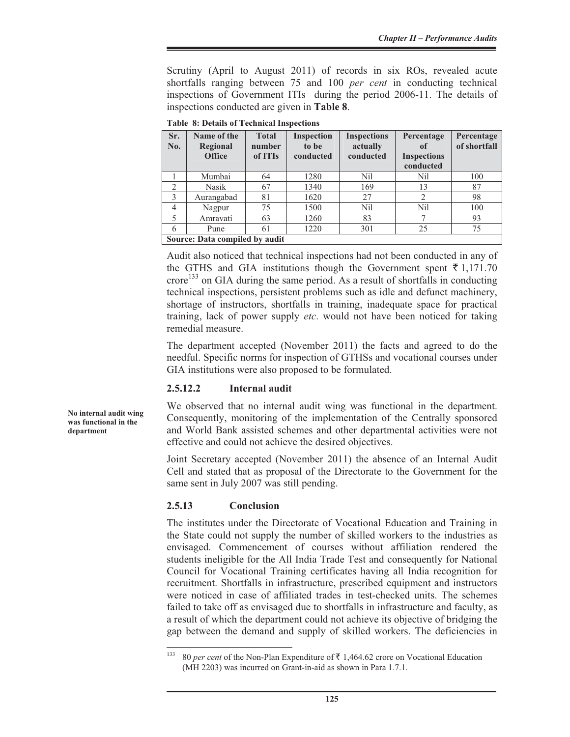Scrutiny (April to August 2011) of records in six ROs, revealed acute shortfalls ranging between 75 and 100 *per cent* in conducting technical inspections of Government ITIs during the period 2006-11. The details of inspections conducted are given in **Table 8**.

**Table 8: Details of Technical Inspections**

| Sr. No. | Name of the Regional Office | Total number of ITIs | Inspection to be conducted | Inspections actually conducted | Percentage of Inspections conducted | Percentage of shortfall |
|---|---|---|---|---|---|---|
| 1 | Mumbai | 64 | 1280 | Nil | Nil | 100 |
| 2 | Nasik | 67 | 1340 | 169 | 13 | 87 |
| 3 | Aurangabad | 81 | 1620 | 27 | 2 | 98 |
| 4 | Nagpur | 75 | 1500 | Nil | Nil | 100 |
| 5 | Amravati | 63 | 1260 | 83 | 7 | 93 |
| 6 | Pune | 61 | 1220 | 301 | 25 | 75 |
| **Source: Data compiled by audit** | | | | | | |

Audit also noticed that technical inspections had not been conducted in any of the GTHS and GIA institutions though the Government spent ₹ 1,171.70 crore[133] on GIA during the same period. As a result of shortfalls in conducting technical inspections, persistent problems such as idle and defunct machinery, shortage of instructors, shortfalls in training, inadequate space for practical training, lack of power supply *etc*. would not have been noticed for taking remedial measure.

The department accepted (November 2011) the facts and agreed to do the needful. Specific norms for inspection of GTHSs and vocational courses under GIA institutions were also proposed to be formulated.

### 2.5.12.2 Internal audit

**No internal audit wing was functional in the department**

We observed that no internal audit wing was functional in the department. Consequently, monitoring of the implementation of the Centrally sponsored and World Bank assisted schemes and other departmental activities were not effective and could not achieve the desired objectives.

Joint Secretary accepted (November 2011) the absence of an Internal Audit Cell and stated that as proposal of the Directorate to the Government for the same sent in July 2007 was still pending.

### 2.5.13 Conclusion

The institutes under the Directorate of Vocational Education and Training in the State could not supply the number of skilled workers to the industries as envisaged. Commencement of courses without affiliation rendered the students ineligible for the All India Trade Test and consequently for National Council for Vocational Training certificates having all India recognition for recruitment. Shortfalls in infrastructure, prescribed equipment and instructors were noticed in case of affiliated trades in test-checked units. The schemes failed to take off as envisaged due to shortfalls in infrastructure and faculty, as a result of which the department could not achieve its objective of bridging the gap between the demand and supply of skilled workers. The deficiencies in

---

[133] 80 *per cent* of the Non-Plan Expenditure of ₹ 1,464.62 crore on Vocational Education (MH 2203) was incurred on Grant-in-aid as shown in Para 1.7.1.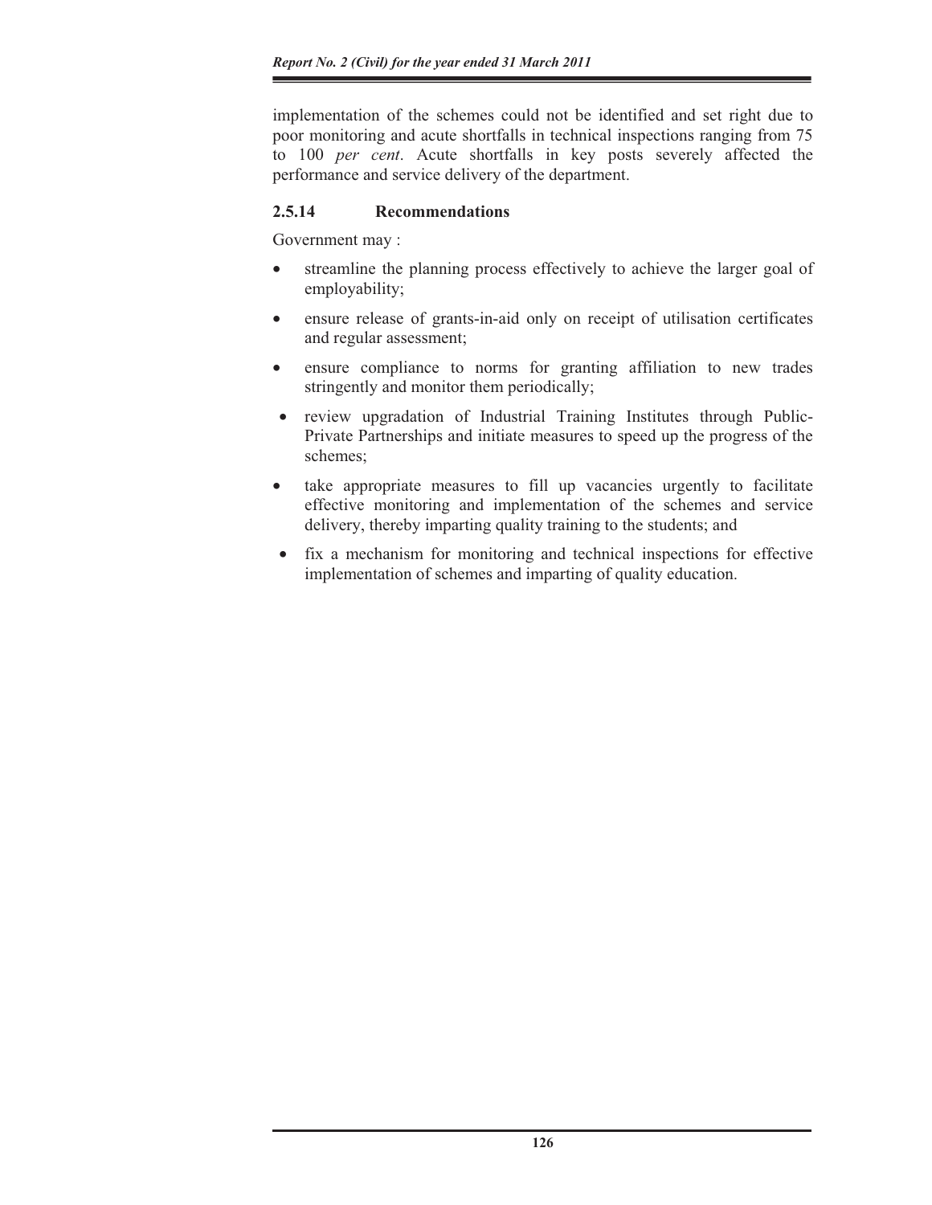implementation of the schemes could not be identified and set right due to poor monitoring and acute shortfalls in technical inspections ranging from 75 to 100 *per cent*. Acute shortfalls in key posts severely affected the performance and service delivery of the department.

### 2.5.14 Recommendations

Government may :

- streamline the planning process effectively to achieve the larger goal of employability;
- ensure release of grants-in-aid only on receipt of utilisation certificates and regular assessment;
- ensure compliance to norms for granting affiliation to new trades stringently and monitor them periodically;
- review upgradation of Industrial Training Institutes through Public-Private Partnerships and initiate measures to speed up the progress of the schemes;
- take appropriate measures to fill up vacancies urgently to facilitate effective monitoring and implementation of the schemes and service delivery, thereby imparting quality training to the students; and
- fix a mechanism for monitoring and technical inspections for effective implementation of schemes and imparting of quality education.